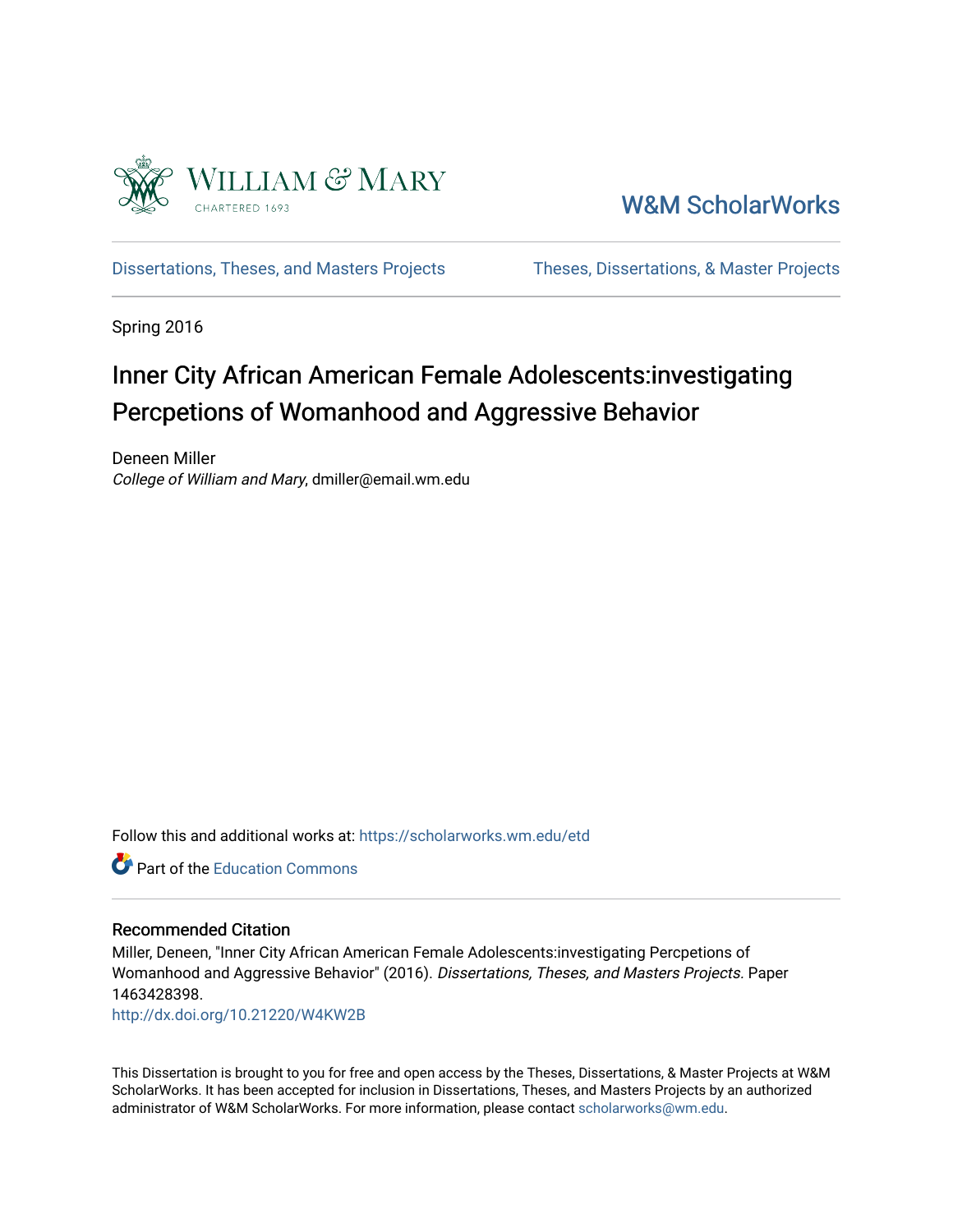William & Mary

CHARTERED 1693

W&M ScholarWorks

Dissertations, Theses, and Masters Projects

Theses, Dissertations, & Master Projects

Spring 2016

# Inner City African American Female Adolescents:investigating Percpetions of Womanhood and Aggressive Behavior

Deneen Miller

*College of William and Mary*, dmiller@email.wm.edu

Follow this and additional works at: https://scholarworks.wm.edu/etd

Part of the Education Commons

## Recommended Citation

Miller, Deneen, "Inner City African American Female Adolescents:investigating Percpetions of Womanhood and Aggressive Behavior" (2016). *Dissertations, Theses, and Masters Projects.* Paper 1463428398.

http://dx.doi.org/10.21220/W4KW2B

This Dissertation is brought to you for free and open access by the Theses, Dissertations, & Master Projects at W&M ScholarWorks. It has been accepted for inclusion in Dissertations, Theses, and Masters Projects by an authorized administrator of W&M ScholarWorks. For more information, please contact scholarworks@wm.edu.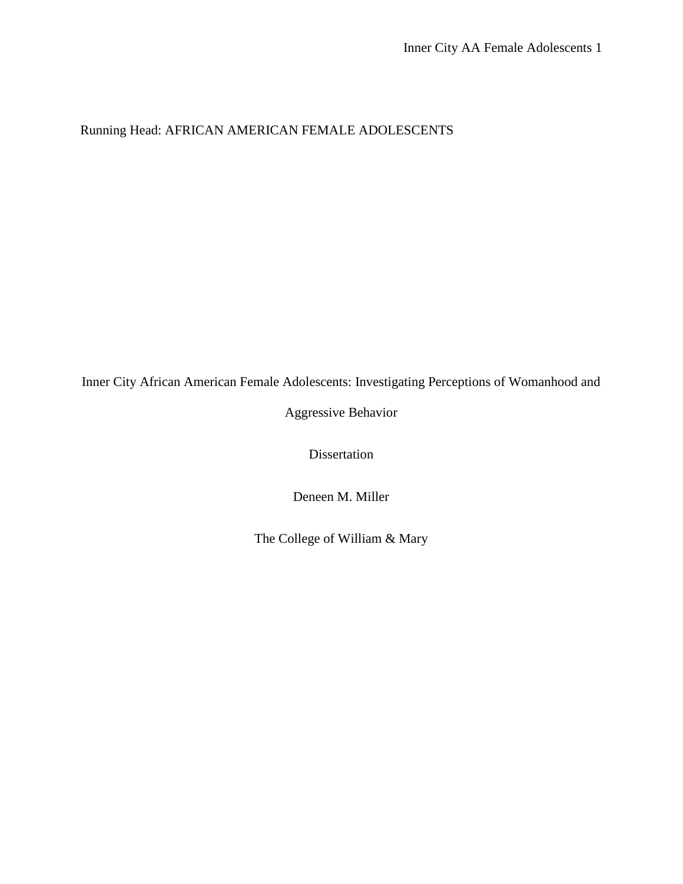Running Head: AFRICAN AMERICAN FEMALE ADOLESCENTS

# Inner City African American Female Adolescents: Investigating Perceptions of Womanhood and Aggressive Behavior

Dissertation

Deneen M. Miller

The College of William & Mary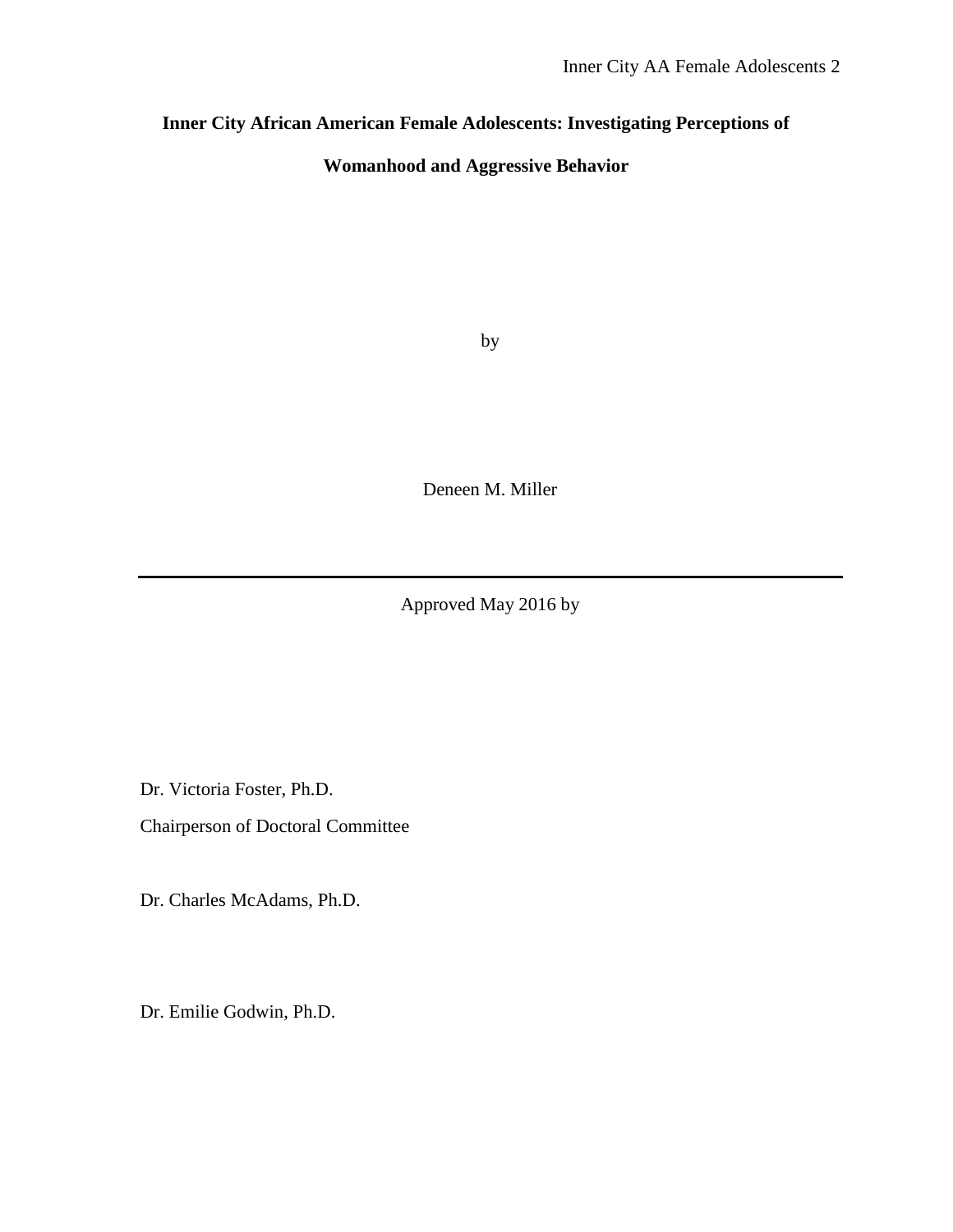**Inner City African American Female Adolescents: Investigating Perceptions of Womanhood and Aggressive Behavior**

by

Deneen M. Miller

---

Approved May 2016 by

Dr. Victoria Foster, Ph.D.

Chairperson of Doctoral Committee

Dr. Charles McAdams, Ph.D.

Dr. Emilie Godwin, Ph.D.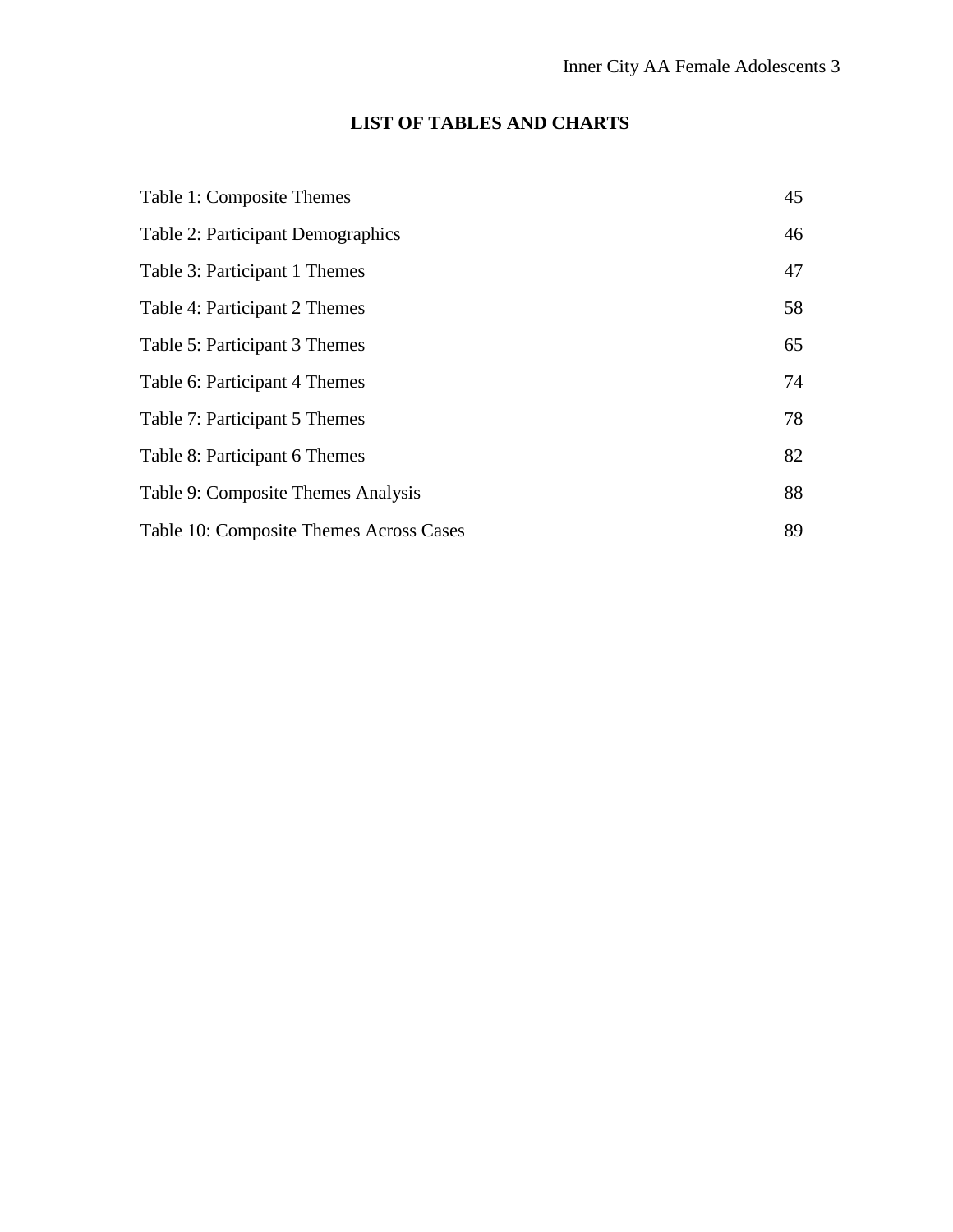# LIST OF TABLES AND CHARTS

| | |
|---|---|
| Table 1: Composite Themes | 45 |
| Table 2: Participant Demographics | 46 |
| Table 3: Participant 1 Themes | 47 |
| Table 4: Participant 2 Themes | 58 |
| Table 5: Participant 3 Themes | 65 |
| Table 6: Participant 4 Themes | 74 |
| Table 7: Participant 5 Themes | 78 |
| Table 8: Participant 6 Themes | 82 |
| Table 9: Composite Themes Analysis | 88 |
| Table 10: Composite Themes Across Cases | 89 |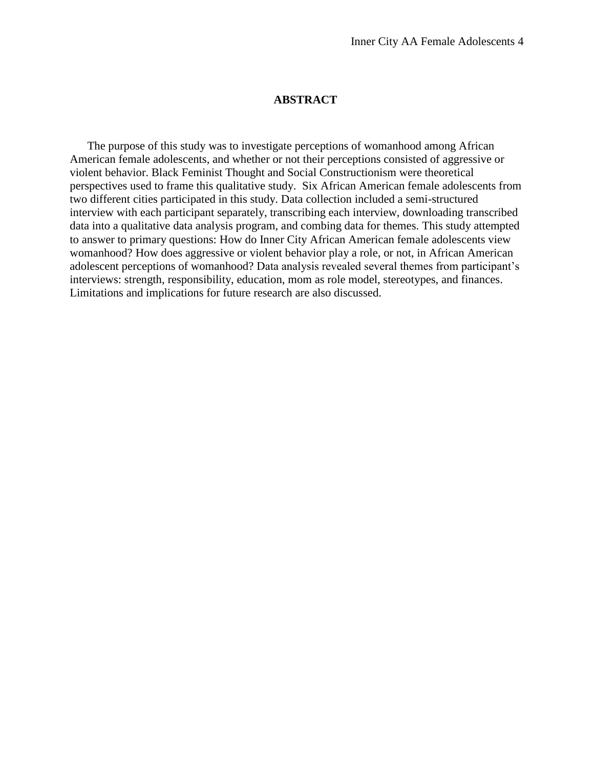# ABSTRACT

The purpose of this study was to investigate perceptions of womanhood among African American female adolescents, and whether or not their perceptions consisted of aggressive or violent behavior. Black Feminist Thought and Social Constructionism were theoretical perspectives used to frame this qualitative study. Six African American female adolescents from two different cities participated in this study. Data collection included a semi-structured interview with each participant separately, transcribing each interview, downloading transcribed data into a qualitative data analysis program, and combing data for themes. This study attempted to answer to primary questions: How do Inner City African American female adolescents view womanhood? How does aggressive or violent behavior play a role, or not, in African American adolescent perceptions of womanhood? Data analysis revealed several themes from participant's interviews: strength, responsibility, education, mom as role model, stereotypes, and finances. Limitations and implications for future research are also discussed.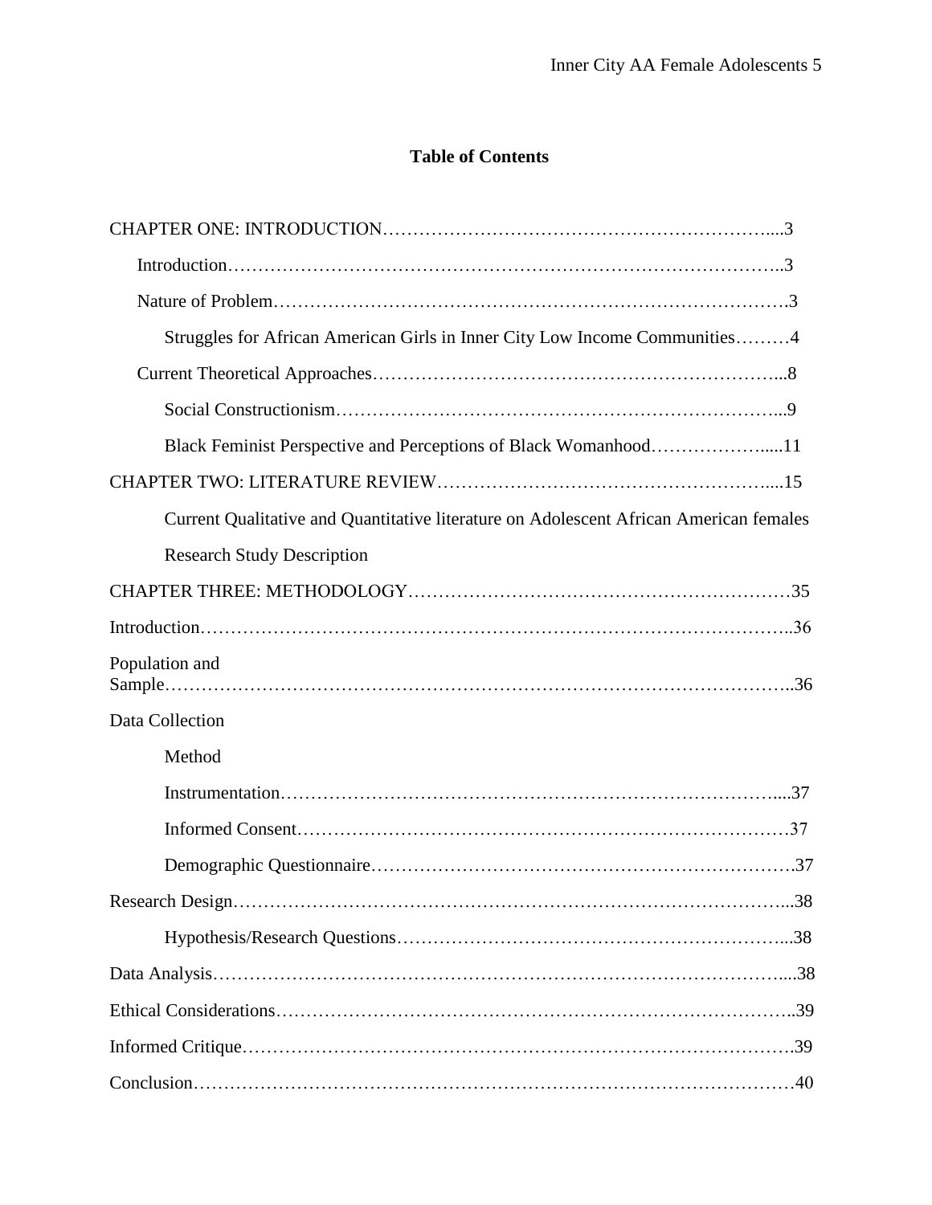**Table of Contents**

CHAPTER ONE: INTRODUCTION……………………………………………………….....3

Introduction……………………………………………………………………………..3

Nature of Problem……………………………………………………………………….3

Struggles for African American Girls in Inner City Low Income Communities………4

Current Theoretical Approaches…………………………………………………………...8

Social Constructionism…………………………………………………………………...9

Black Feminist Perspective and Perceptions of Black Womanhood……………….....11

CHAPTER TWO: LITERATURE REVIEW………………………………………………....15

Current Qualitative and Quantitative literature on Adolescent African American females

Research Study Description

CHAPTER THREE: METHODOLOGY……………………………………………………35

Introduction……………………………………………………………………………………..36

Population and Sample………………………………………………………………………………………..36

Data Collection

Method

Instrumentation……………………………………………………………………….....37

Informed Consent………………………………………………………………………37

Demographic Questionnaire………………………………………………………….37

Research Design……………………………………………………………………………...38

Hypothesis/Research Questions………………………………………………………...38

Data Analysis…………………………………………………………………………………....38

Ethical Considerations…………………………………………………………………………..39

Informed Critique…………………………………………………………………………….39

Conclusion……………………………………………………………………………………40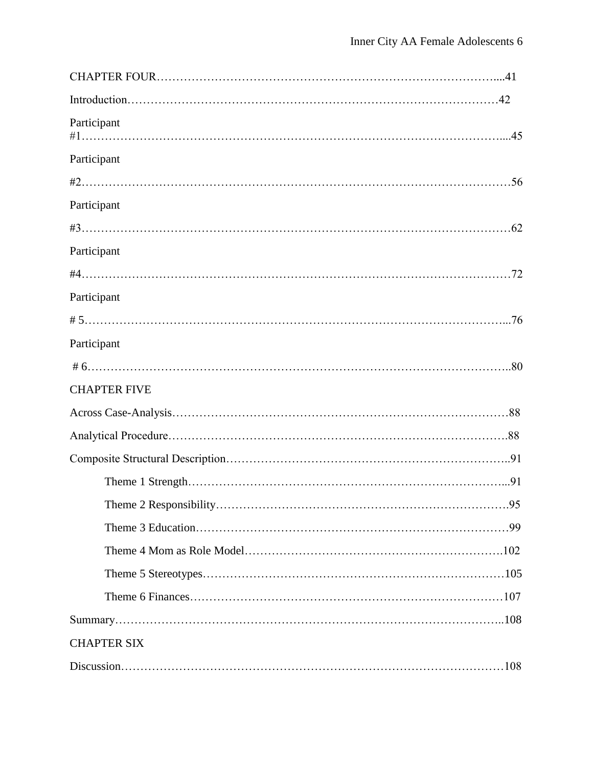CHAPTER FOUR…………………………………………………………………………….....41

Introduction………………………………………………………………………………42

Participant #1……………………………………………………………………………………………...45

Participant #2………………………………………………………………………………………………56

Participant #3………………………………………………………………………………………………62

Participant #4………………………………………………………………………………………………72

Participant # 5……………………………………………………………………………………………...76

Participant # 6……………………………………………………………………………………………..80

CHAPTER FIVE

Across Case-Analysis……………………………………………………………………88

Analytical Procedure………………………………………………………………………88

Composite Structural Description………………………………………………………..91

Theme 1 Strength……………………………………………………………………...91

Theme 2 Responsibility………………………………………………………………….95

Theme 3 Education………………………………………………………………………99

Theme 4 Mom as Role Model………………………………………………………….102

Theme 5 Stereotypes……………………………………………………………………105

Theme 6 Finances………………………………………………………………………107

Summary………………………………………………………………………………..108

CHAPTER SIX

Discussion………………………………………………………………………………108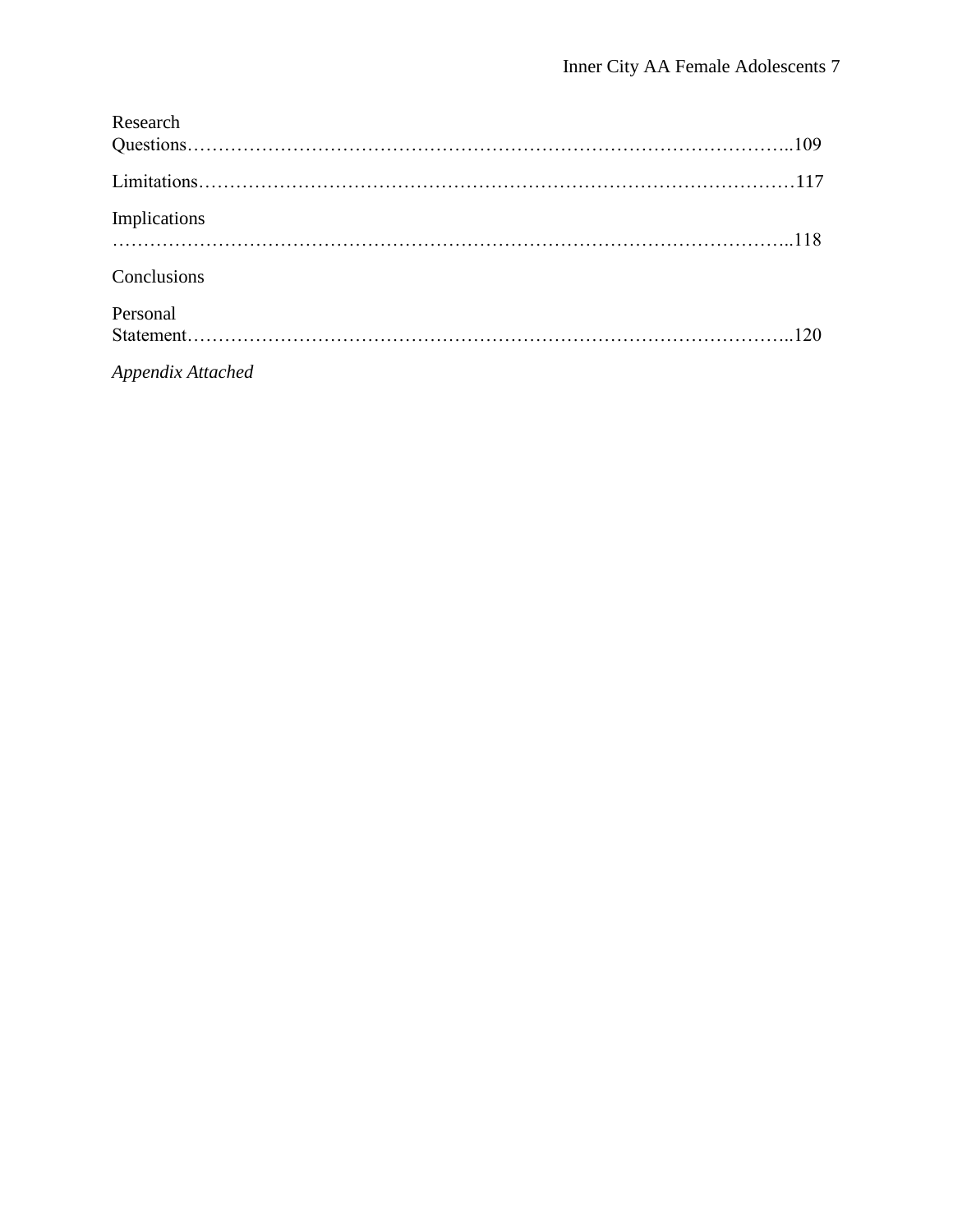Research Questions……………………………………………………………………………………..109

Limitations……………………………………………………………………………………117

Implications ………………………………………………………………………………………..118

Conclusions

Personal Statement……………………………………………………………………………………..120

*Appendix Attached*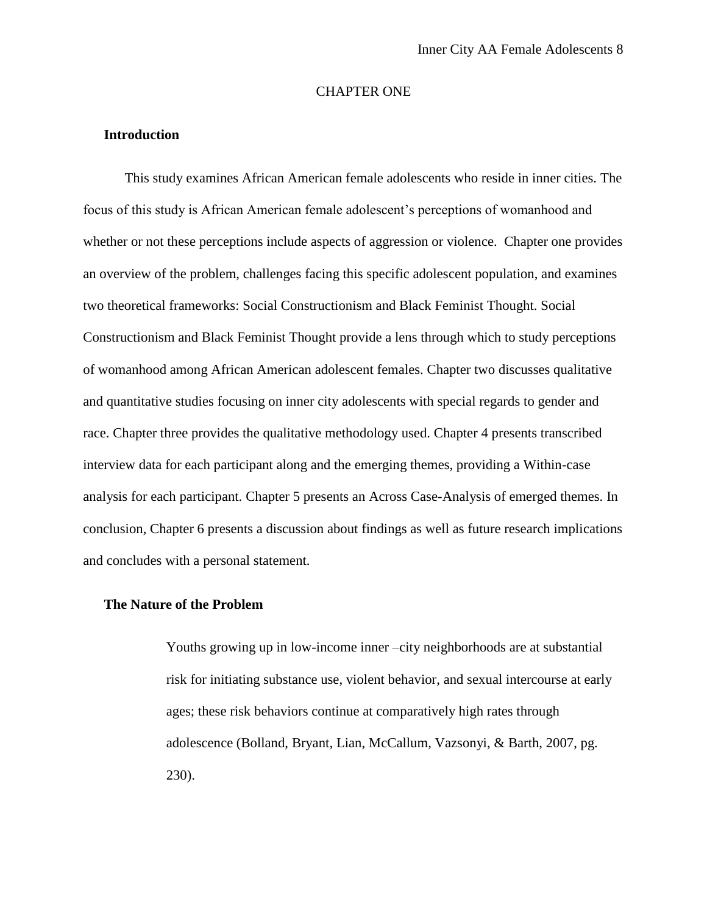## CHAPTER ONE

### Introduction

This study examines African American female adolescents who reside in inner cities. The focus of this study is African American female adolescent's perceptions of womanhood and whether or not these perceptions include aspects of aggression or violence. Chapter one provides an overview of the problem, challenges facing this specific adolescent population, and examines two theoretical frameworks: Social Constructionism and Black Feminist Thought. Social Constructionism and Black Feminist Thought provide a lens through which to study perceptions of womanhood among African American adolescent females. Chapter two discusses qualitative and quantitative studies focusing on inner city adolescents with special regards to gender and race. Chapter three provides the qualitative methodology used. Chapter 4 presents transcribed interview data for each participant along and the emerging themes, providing a Within-case analysis for each participant. Chapter 5 presents an Across Case-Analysis of emerged themes. In conclusion, Chapter 6 presents a discussion about findings as well as future research implications and concludes with a personal statement.

### The Nature of the Problem

> Youths growing up in low-income inner –city neighborhoods are at substantial risk for initiating substance use, violent behavior, and sexual intercourse at early ages; these risk behaviors continue at comparatively high rates through adolescence (Bolland, Bryant, Lian, McCallum, Vazsonyi, & Barth, 2007, pg. 230).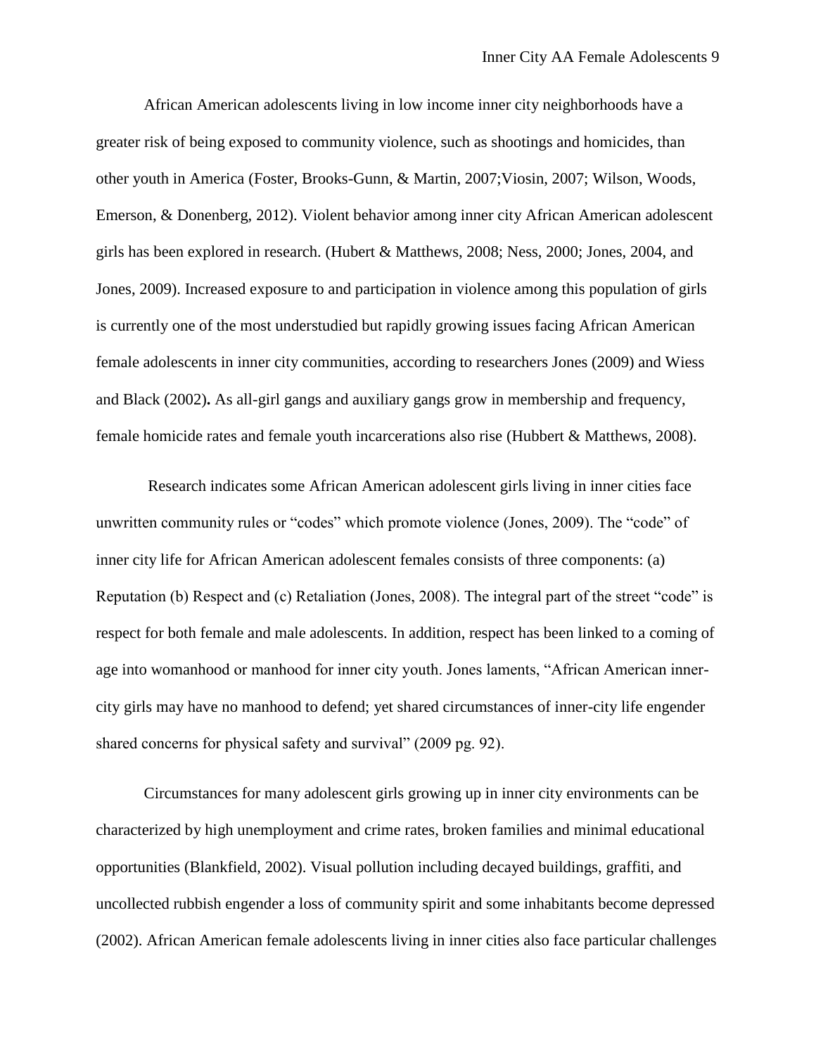African American adolescents living in low income inner city neighborhoods have a greater risk of being exposed to community violence, such as shootings and homicides, than other youth in America (Foster, Brooks-Gunn, & Martin, 2007;Viosin, 2007; Wilson, Woods, Emerson, & Donenberg, 2012). Violent behavior among inner city African American adolescent girls has been explored in research. (Hubert & Matthews, 2008; Ness, 2000; Jones, 2004, and Jones, 2009). Increased exposure to and participation in violence among this population of girls is currently one of the most understudied but rapidly growing issues facing African American female adolescents in inner city communities, according to researchers Jones (2009) and Wiess and Black (2002)**.** As all-girl gangs and auxiliary gangs grow in membership and frequency, female homicide rates and female youth incarcerations also rise (Hubbert & Matthews, 2008).

Research indicates some African American adolescent girls living in inner cities face unwritten community rules or "codes" which promote violence (Jones, 2009). The "code" of inner city life for African American adolescent females consists of three components: (a) Reputation (b) Respect and (c) Retaliation (Jones, 2008). The integral part of the street "code" is respect for both female and male adolescents. In addition, respect has been linked to a coming of age into womanhood or manhood for inner city youth. Jones laments, "African American inner-city girls may have no manhood to defend; yet shared circumstances of inner-city life engender shared concerns for physical safety and survival" (2009 pg. 92).

Circumstances for many adolescent girls growing up in inner city environments can be characterized by high unemployment and crime rates, broken families and minimal educational opportunities (Blankfield, 2002). Visual pollution including decayed buildings, graffiti, and uncollected rubbish engender a loss of community spirit and some inhabitants become depressed (2002). African American female adolescents living in inner cities also face particular challenges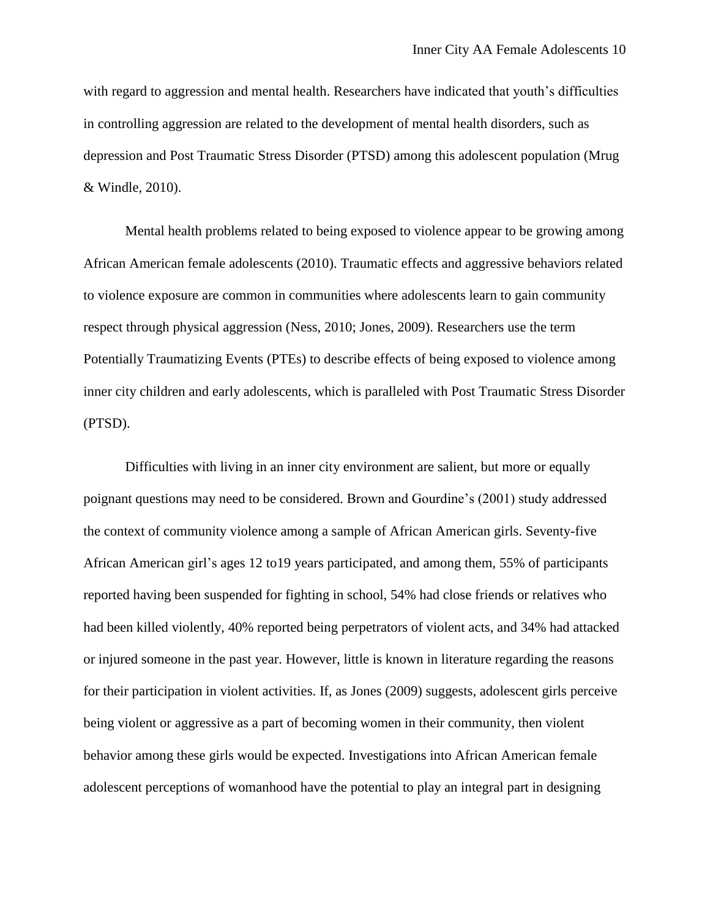with regard to aggression and mental health. Researchers have indicated that youth's difficulties in controlling aggression are related to the development of mental health disorders, such as depression and Post Traumatic Stress Disorder (PTSD) among this adolescent population (Mrug & Windle, 2010).

Mental health problems related to being exposed to violence appear to be growing among African American female adolescents (2010). Traumatic effects and aggressive behaviors related to violence exposure are common in communities where adolescents learn to gain community respect through physical aggression (Ness, 2010; Jones, 2009). Researchers use the term Potentially Traumatizing Events (PTEs) to describe effects of being exposed to violence among inner city children and early adolescents, which is paralleled with Post Traumatic Stress Disorder (PTSD).

Difficulties with living in an inner city environment are salient, but more or equally poignant questions may need to be considered. Brown and Gourdine's (2001) study addressed the context of community violence among a sample of African American girls. Seventy-five African American girl's ages 12 to19 years participated, and among them, 55% of participants reported having been suspended for fighting in school, 54% had close friends or relatives who had been killed violently, 40% reported being perpetrators of violent acts, and 34% had attacked or injured someone in the past year. However, little is known in literature regarding the reasons for their participation in violent activities. If, as Jones (2009) suggests, adolescent girls perceive being violent or aggressive as a part of becoming women in their community, then violent behavior among these girls would be expected. Investigations into African American female adolescent perceptions of womanhood have the potential to play an integral part in designing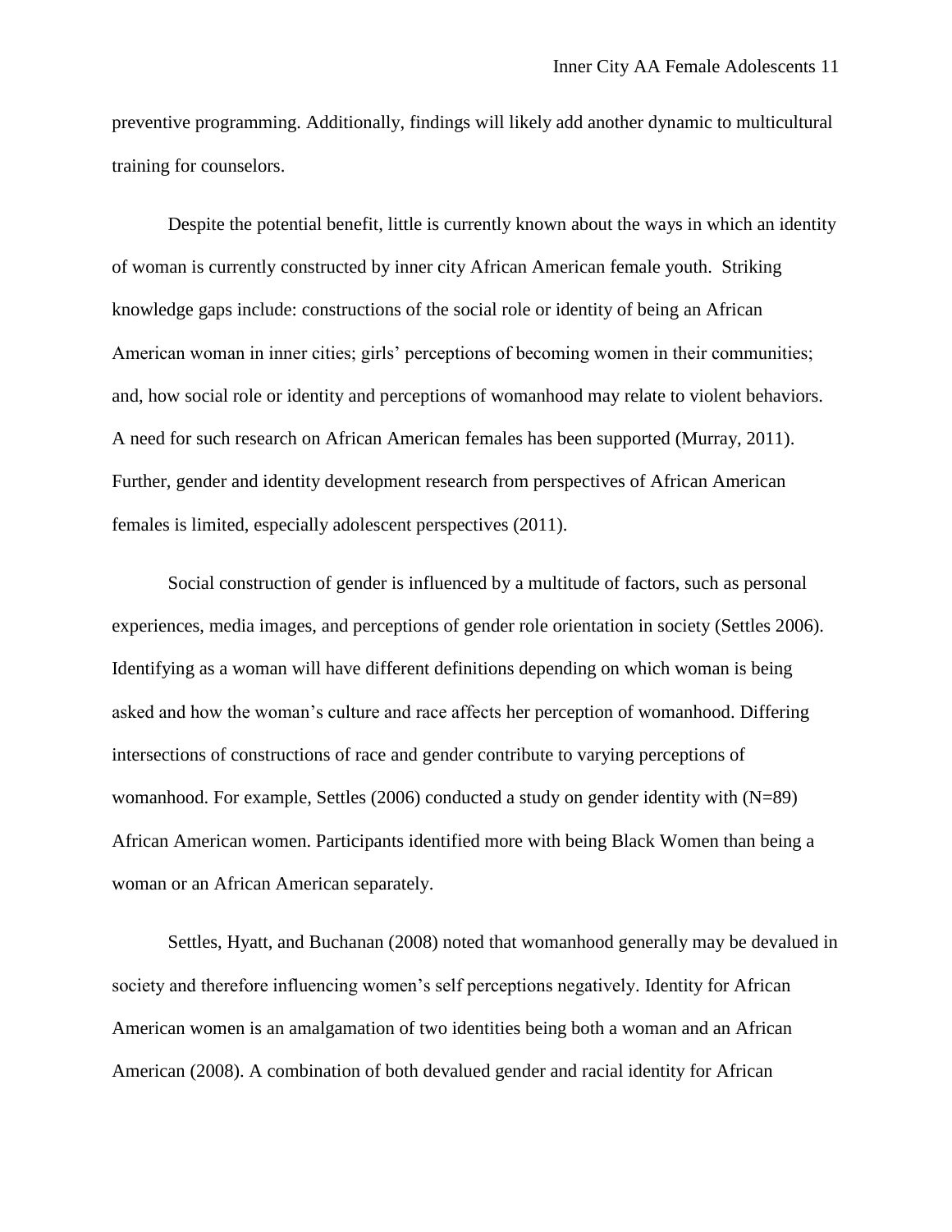preventive programming. Additionally, findings will likely add another dynamic to multicultural training for counselors.

Despite the potential benefit, little is currently known about the ways in which an identity of woman is currently constructed by inner city African American female youth. Striking knowledge gaps include: constructions of the social role or identity of being an African American woman in inner cities; girls' perceptions of becoming women in their communities; and, how social role or identity and perceptions of womanhood may relate to violent behaviors. A need for such research on African American females has been supported (Murray, 2011). Further, gender and identity development research from perspectives of African American females is limited, especially adolescent perspectives (2011).

Social construction of gender is influenced by a multitude of factors, such as personal experiences, media images, and perceptions of gender role orientation in society (Settles 2006). Identifying as a woman will have different definitions depending on which woman is being asked and how the woman's culture and race affects her perception of womanhood. Differing intersections of constructions of race and gender contribute to varying perceptions of womanhood. For example, Settles (2006) conducted a study on gender identity with (N=89) African American women. Participants identified more with being Black Women than being a woman or an African American separately.

Settles, Hyatt, and Buchanan (2008) noted that womanhood generally may be devalued in society and therefore influencing women's self perceptions negatively. Identity for African American women is an amalgamation of two identities being both a woman and an African American (2008). A combination of both devalued gender and racial identity for African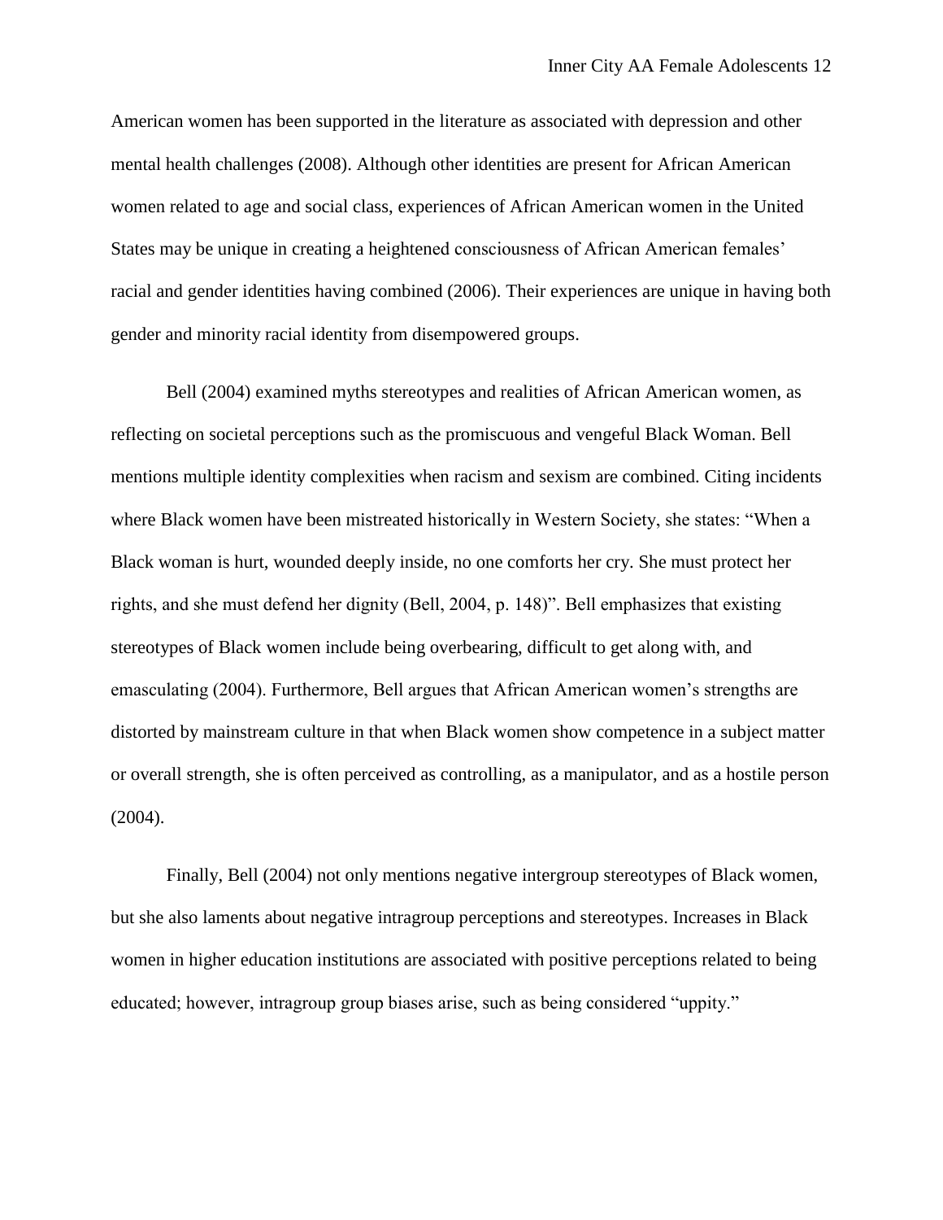American women has been supported in the literature as associated with depression and other mental health challenges (2008). Although other identities are present for African American women related to age and social class, experiences of African American women in the United States may be unique in creating a heightened consciousness of African American females' racial and gender identities having combined (2006). Their experiences are unique in having both gender and minority racial identity from disempowered groups.

Bell (2004) examined myths stereotypes and realities of African American women, as reflecting on societal perceptions such as the promiscuous and vengeful Black Woman. Bell mentions multiple identity complexities when racism and sexism are combined. Citing incidents where Black women have been mistreated historically in Western Society, she states: "When a Black woman is hurt, wounded deeply inside, no one comforts her cry. She must protect her rights, and she must defend her dignity (Bell, 2004, p. 148)". Bell emphasizes that existing stereotypes of Black women include being overbearing, difficult to get along with, and emasculating (2004). Furthermore, Bell argues that African American women's strengths are distorted by mainstream culture in that when Black women show competence in a subject matter or overall strength, she is often perceived as controlling, as a manipulator, and as a hostile person (2004).

Finally, Bell (2004) not only mentions negative intergroup stereotypes of Black women, but she also laments about negative intragroup perceptions and stereotypes. Increases in Black women in higher education institutions are associated with positive perceptions related to being educated; however, intragroup group biases arise, such as being considered "uppity."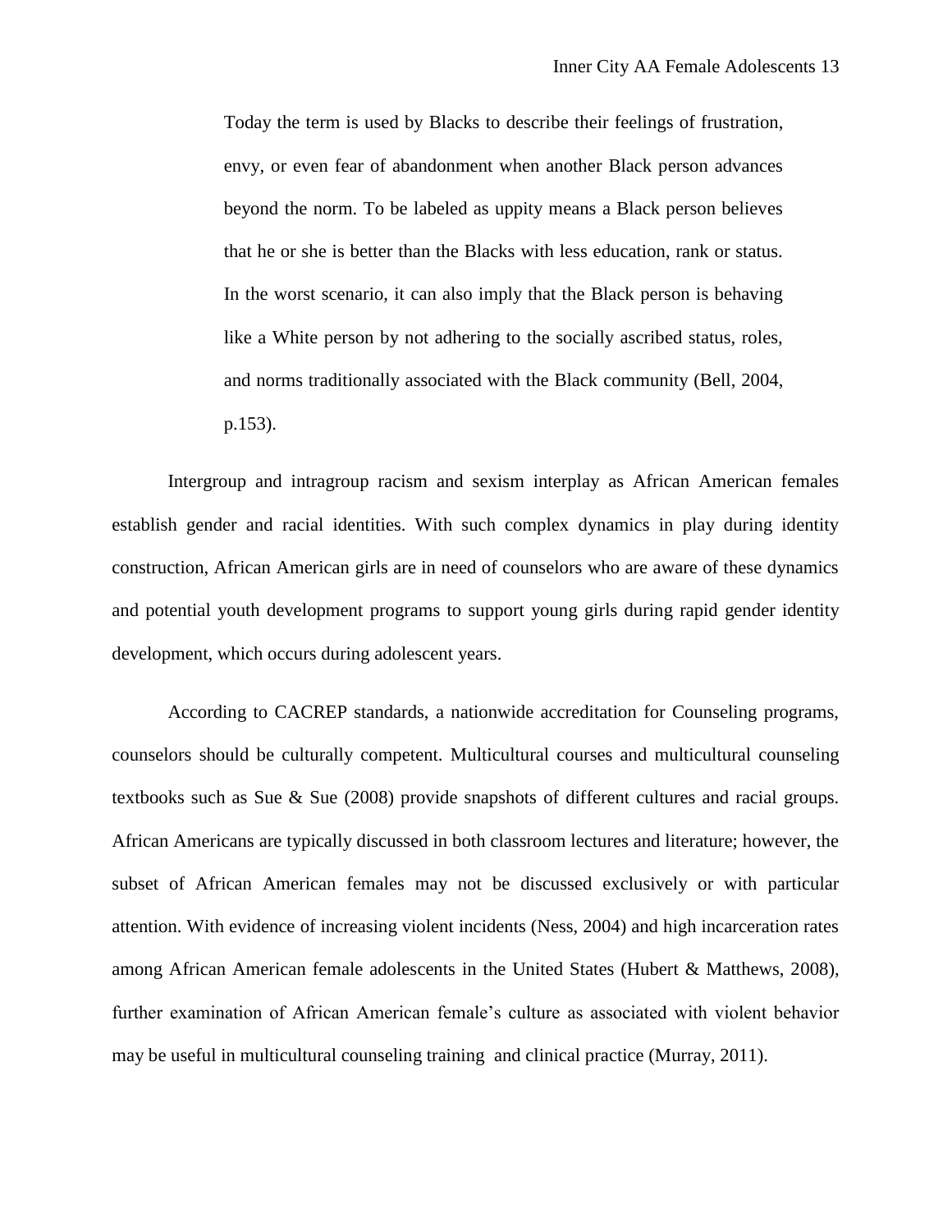> Today the term is used by Blacks to describe their feelings of frustration, envy, or even fear of abandonment when another Black person advances beyond the norm. To be labeled as uppity means a Black person believes that he or she is better than the Blacks with less education, rank or status. In the worst scenario, it can also imply that the Black person is behaving like a White person by not adhering to the socially ascribed status, roles, and norms traditionally associated with the Black community (Bell, 2004, p.153).

Intergroup and intragroup racism and sexism interplay as African American females establish gender and racial identities. With such complex dynamics in play during identity construction, African American girls are in need of counselors who are aware of these dynamics and potential youth development programs to support young girls during rapid gender identity development, which occurs during adolescent years.

According to CACREP standards, a nationwide accreditation for Counseling programs, counselors should be culturally competent. Multicultural courses and multicultural counseling textbooks such as Sue & Sue (2008) provide snapshots of different cultures and racial groups. African Americans are typically discussed in both classroom lectures and literature; however, the subset of African American females may not be discussed exclusively or with particular attention. With evidence of increasing violent incidents (Ness, 2004) and high incarceration rates among African American female adolescents in the United States (Hubert & Matthews, 2008), further examination of African American female's culture as associated with violent behavior may be useful in multicultural counseling training and clinical practice (Murray, 2011).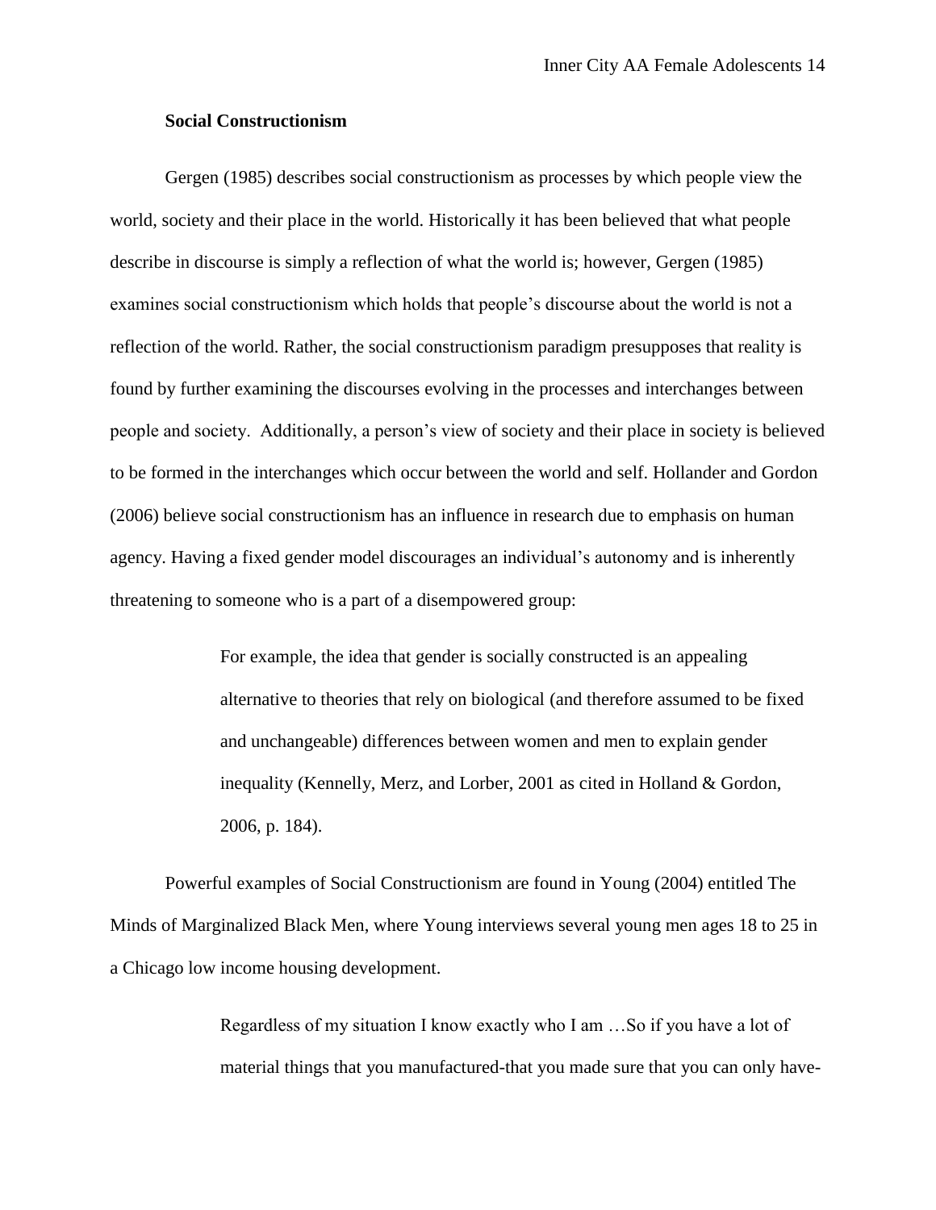### Social Constructionism

Gergen (1985) describes social constructionism as processes by which people view the world, society and their place in the world. Historically it has been believed that what people describe in discourse is simply a reflection of what the world is; however, Gergen (1985) examines social constructionism which holds that people's discourse about the world is not a reflection of the world. Rather, the social constructionism paradigm presupposes that reality is found by further examining the discourses evolving in the processes and interchanges between people and society. Additionally, a person's view of society and their place in society is believed to be formed in the interchanges which occur between the world and self. Hollander and Gordon (2006) believe social constructionism has an influence in research due to emphasis on human agency. Having a fixed gender model discourages an individual's autonomy and is inherently threatening to someone who is a part of a disempowered group:

> For example, the idea that gender is socially constructed is an appealing alternative to theories that rely on biological (and therefore assumed to be fixed and unchangeable) differences between women and men to explain gender inequality (Kennelly, Merz, and Lorber, 2001 as cited in Holland & Gordon, 2006, p. 184).

Powerful examples of Social Constructionism are found in Young (2004) entitled The Minds of Marginalized Black Men, where Young interviews several young men ages 18 to 25 in a Chicago low income housing development.

> Regardless of my situation I know exactly who I am …So if you have a lot of material things that you manufactured-that you made sure that you can only have-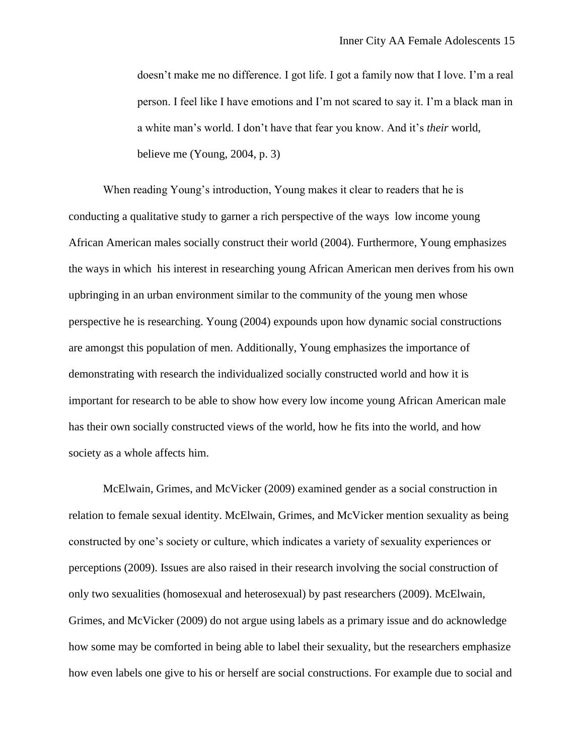> doesn't make me no difference. I got life. I got a family now that I love. I'm a real person. I feel like I have emotions and I'm not scared to say it. I'm a black man in a white man's world. I don't have that fear you know. And it's *their* world, believe me (Young, 2004, p. 3)

When reading Young's introduction, Young makes it clear to readers that he is conducting a qualitative study to garner a rich perspective of the ways low income young African American males socially construct their world (2004). Furthermore, Young emphasizes the ways in which his interest in researching young African American men derives from his own upbringing in an urban environment similar to the community of the young men whose perspective he is researching. Young (2004) expounds upon how dynamic social constructions are amongst this population of men. Additionally, Young emphasizes the importance of demonstrating with research the individualized socially constructed world and how it is important for research to be able to show how every low income young African American male has their own socially constructed views of the world, how he fits into the world, and how society as a whole affects him.

McElwain, Grimes, and McVicker (2009) examined gender as a social construction in relation to female sexual identity. McElwain, Grimes, and McVicker mention sexuality as being constructed by one's society or culture, which indicates a variety of sexuality experiences or perceptions (2009). Issues are also raised in their research involving the social construction of only two sexualities (homosexual and heterosexual) by past researchers (2009). McElwain, Grimes, and McVicker (2009) do not argue using labels as a primary issue and do acknowledge how some may be comforted in being able to label their sexuality, but the researchers emphasize how even labels one give to his or herself are social constructions. For example due to social and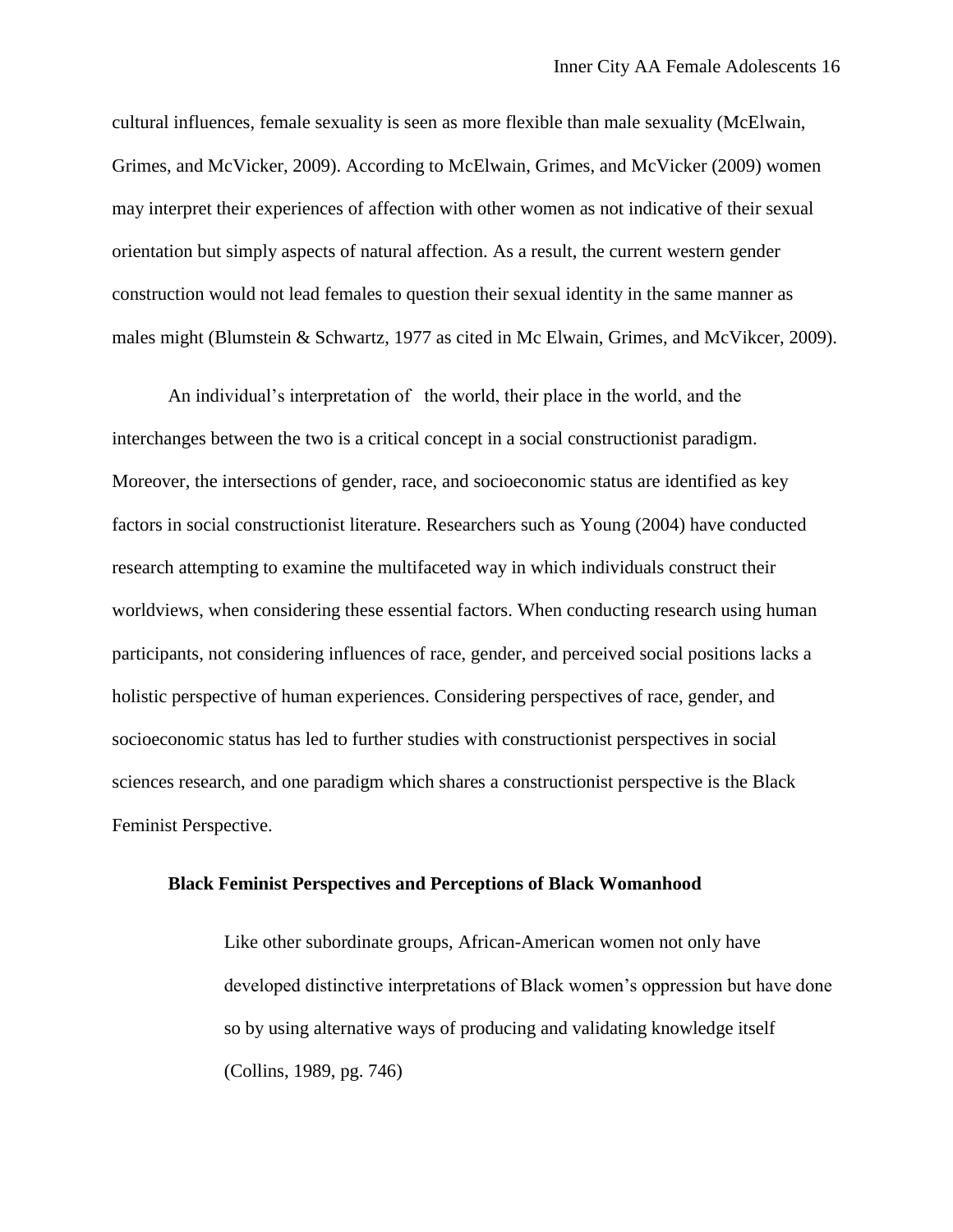cultural influences, female sexuality is seen as more flexible than male sexuality (McElwain, Grimes, and McVicker, 2009). According to McElwain, Grimes, and McVicker (2009) women may interpret their experiences of affection with other women as not indicative of their sexual orientation but simply aspects of natural affection. As a result, the current western gender construction would not lead females to question their sexual identity in the same manner as males might (Blumstein & Schwartz, 1977 as cited in Mc Elwain, Grimes, and McVikcer, 2009).

An individual's interpretation of the world, their place in the world, and the interchanges between the two is a critical concept in a social constructionist paradigm. Moreover, the intersections of gender, race, and socioeconomic status are identified as key factors in social constructionist literature. Researchers such as Young (2004) have conducted research attempting to examine the multifaceted way in which individuals construct their worldviews, when considering these essential factors. When conducting research using human participants, not considering influences of race, gender, and perceived social positions lacks a holistic perspective of human experiences. Considering perspectives of race, gender, and socioeconomic status has led to further studies with constructionist perspectives in social sciences research, and one paradigm which shares a constructionist perspective is the Black Feminist Perspective.

## Black Feminist Perspectives and Perceptions of Black Womanhood

> Like other subordinate groups, African-American women not only have developed distinctive interpretations of Black women's oppression but have done so by using alternative ways of producing and validating knowledge itself (Collins, 1989, pg. 746)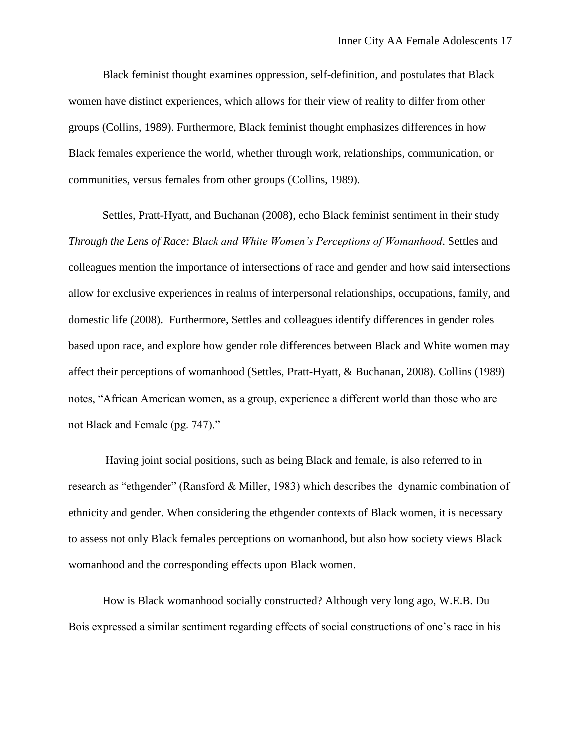Black feminist thought examines oppression, self-definition, and postulates that Black women have distinct experiences, which allows for their view of reality to differ from other groups (Collins, 1989). Furthermore, Black feminist thought emphasizes differences in how Black females experience the world, whether through work, relationships, communication, or communities, versus females from other groups (Collins, 1989).

Settles, Pratt-Hyatt, and Buchanan (2008), echo Black feminist sentiment in their study *Through the Lens of Race: Black and White Women's Perceptions of Womanhood*. Settles and colleagues mention the importance of intersections of race and gender and how said intersections allow for exclusive experiences in realms of interpersonal relationships, occupations, family, and domestic life (2008). Furthermore, Settles and colleagues identify differences in gender roles based upon race, and explore how gender role differences between Black and White women may affect their perceptions of womanhood (Settles, Pratt-Hyatt, & Buchanan, 2008). Collins (1989) notes, "African American women, as a group, experience a different world than those who are not Black and Female (pg. 747)."

Having joint social positions, such as being Black and female, is also referred to in research as "ethgender" (Ransford & Miller, 1983) which describes the dynamic combination of ethnicity and gender. When considering the ethgender contexts of Black women, it is necessary to assess not only Black females perceptions on womanhood, but also how society views Black womanhood and the corresponding effects upon Black women.

How is Black womanhood socially constructed? Although very long ago, W.E.B. Du Bois expressed a similar sentiment regarding effects of social constructions of one's race in his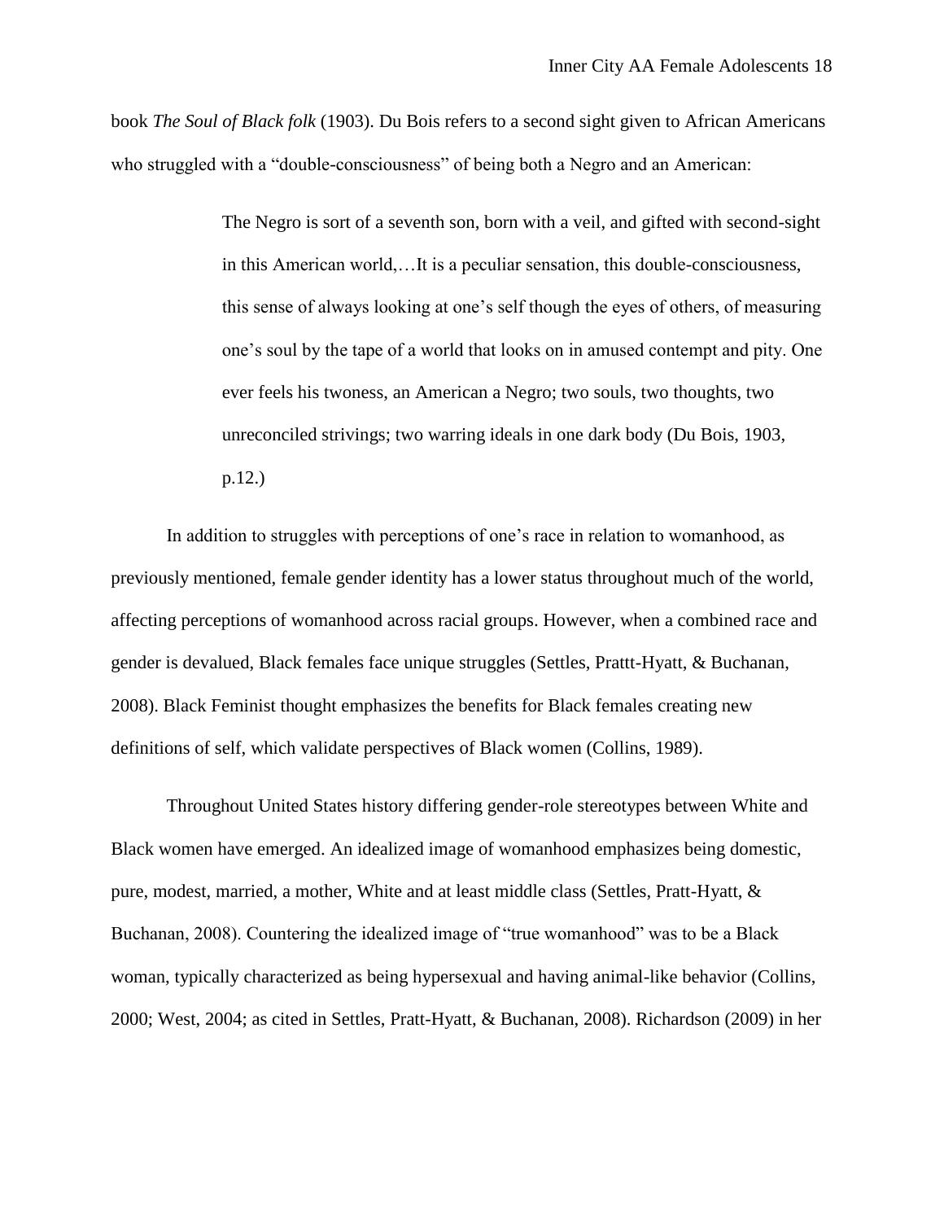book *The Soul of Black folk* (1903). Du Bois refers to a second sight given to African Americans who struggled with a "double-consciousness" of being both a Negro and an American:

> The Negro is sort of a seventh son, born with a veil, and gifted with second-sight in this American world,…It is a peculiar sensation, this double-consciousness, this sense of always looking at one's self though the eyes of others, of measuring one's soul by the tape of a world that looks on in amused contempt and pity. One ever feels his twoness, an American a Negro; two souls, two thoughts, two unreconciled strivings; two warring ideals in one dark body (Du Bois, 1903, p.12.)

In addition to struggles with perceptions of one's race in relation to womanhood, as previously mentioned, female gender identity has a lower status throughout much of the world, affecting perceptions of womanhood across racial groups. However, when a combined race and gender is devalued, Black females face unique struggles (Settles, Prattt-Hyatt, & Buchanan, 2008). Black Feminist thought emphasizes the benefits for Black females creating new definitions of self, which validate perspectives of Black women (Collins, 1989).

Throughout United States history differing gender-role stereotypes between White and Black women have emerged. An idealized image of womanhood emphasizes being domestic, pure, modest, married, a mother, White and at least middle class (Settles, Pratt-Hyatt, & Buchanan, 2008). Countering the idealized image of "true womanhood" was to be a Black woman, typically characterized as being hypersexual and having animal-like behavior (Collins, 2000; West, 2004; as cited in Settles, Pratt-Hyatt, & Buchanan, 2008). Richardson (2009) in her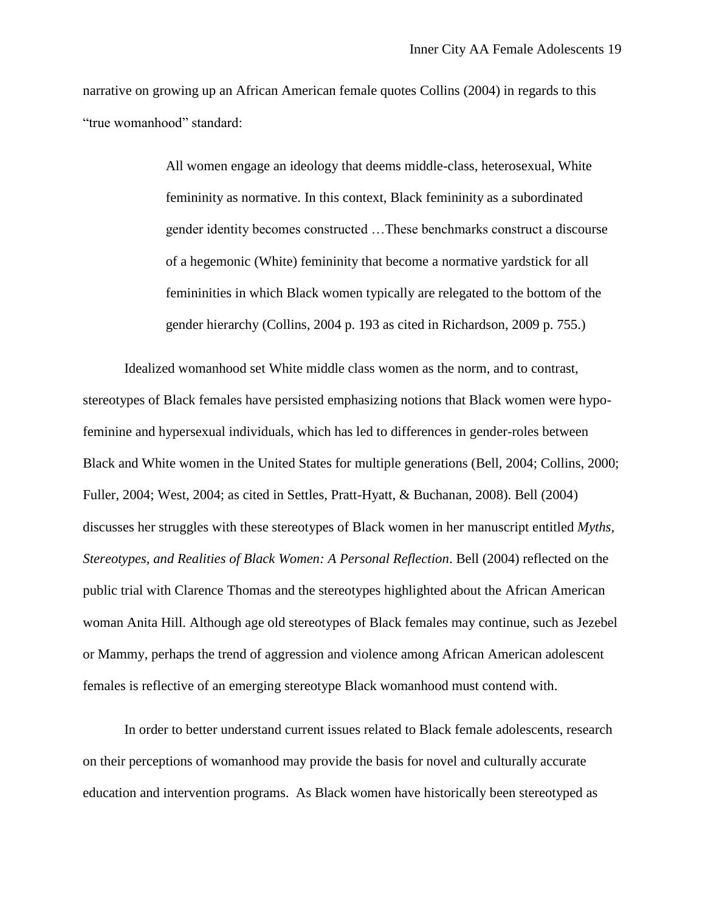narrative on growing up an African American female quotes Collins (2004) in regards to this “true womanhood” standard:

> All women engage an ideology that deems middle-class, heterosexual, White femininity as normative. In this context, Black femininity as a subordinated gender identity becomes constructed …These benchmarks construct a discourse of a hegemonic (White) femininity that become a normative yardstick for all femininities in which Black women typically are relegated to the bottom of the gender hierarchy (Collins, 2004 p. 193 as cited in Richardson, 2009 p. 755.)

Idealized womanhood set White middle class women as the norm, and to contrast, stereotypes of Black females have persisted emphasizing notions that Black women were hypo-feminine and hypersexual individuals, which has led to differences in gender-roles between Black and White women in the United States for multiple generations (Bell, 2004; Collins, 2000; Fuller, 2004; West, 2004; as cited in Settles, Pratt-Hyatt, & Buchanan, 2008). Bell (2004) discusses her struggles with these stereotypes of Black women in her manuscript entitled *Myths, Stereotypes, and Realities of Black Women: A Personal Reflection*. Bell (2004) reflected on the public trial with Clarence Thomas and the stereotypes highlighted about the African American woman Anita Hill. Although age old stereotypes of Black females may continue, such as Jezebel or Mammy, perhaps the trend of aggression and violence among African American adolescent females is reflective of an emerging stereotype Black womanhood must contend with.

In order to better understand current issues related to Black female adolescents, research on their perceptions of womanhood may provide the basis for novel and culturally accurate education and intervention programs. As Black women have historically been stereotyped as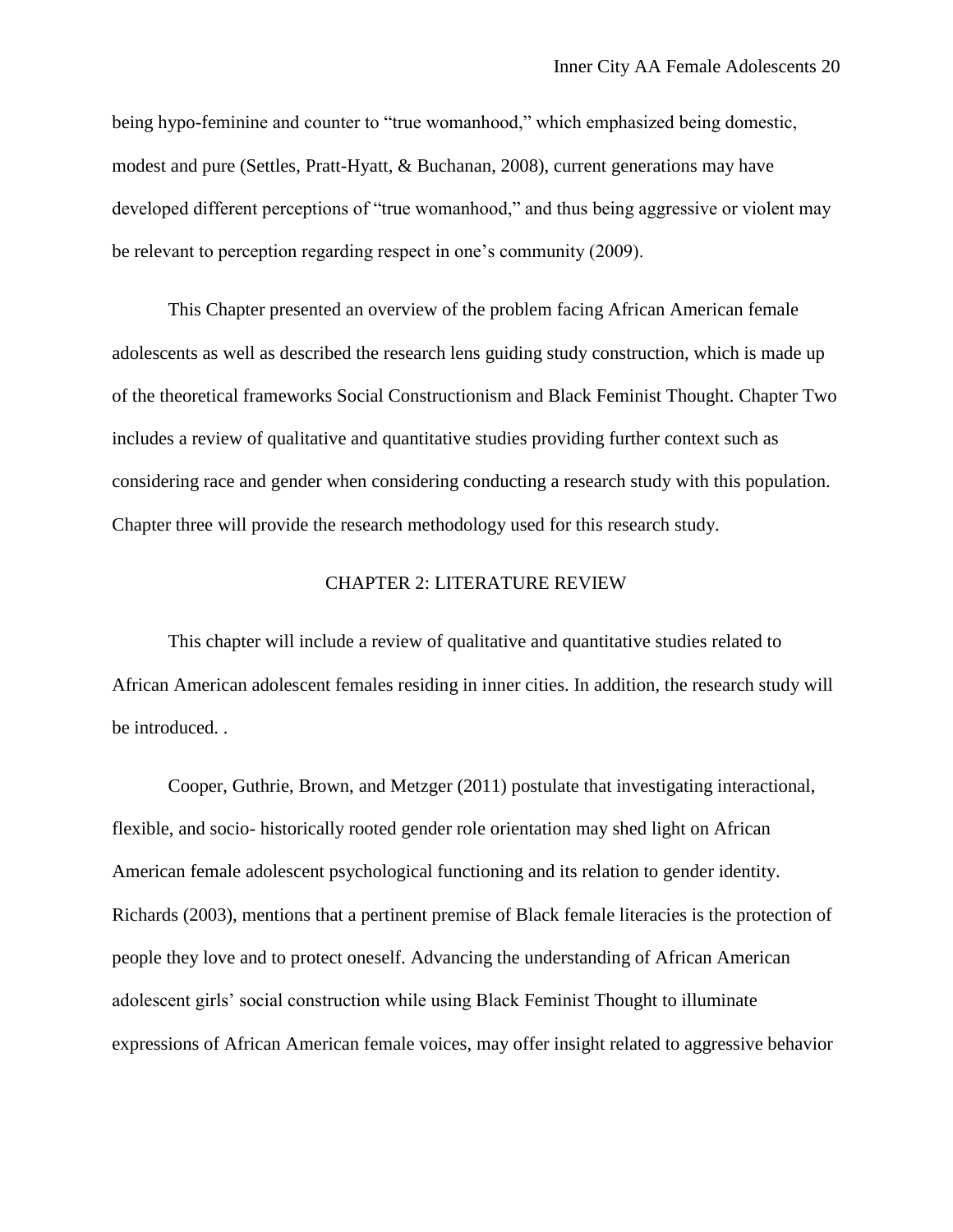being hypo-feminine and counter to "true womanhood," which emphasized being domestic, modest and pure (Settles, Pratt-Hyatt, & Buchanan, 2008), current generations may have developed different perceptions of "true womanhood," and thus being aggressive or violent may be relevant to perception regarding respect in one's community (2009).

This Chapter presented an overview of the problem facing African American female adolescents as well as described the research lens guiding study construction, which is made up of the theoretical frameworks Social Constructionism and Black Feminist Thought. Chapter Two includes a review of qualitative and quantitative studies providing further context such as considering race and gender when considering conducting a research study with this population. Chapter three will provide the research methodology used for this research study.

# CHAPTER 2: LITERATURE REVIEW

This chapter will include a review of qualitative and quantitative studies related to African American adolescent females residing in inner cities. In addition, the research study will be introduced. .

Cooper, Guthrie, Brown, and Metzger (2011) postulate that investigating interactional, flexible, and socio- historically rooted gender role orientation may shed light on African American female adolescent psychological functioning and its relation to gender identity. Richards (2003), mentions that a pertinent premise of Black female literacies is the protection of people they love and to protect oneself. Advancing the understanding of African American adolescent girls' social construction while using Black Feminist Thought to illuminate expressions of African American female voices, may offer insight related to aggressive behavior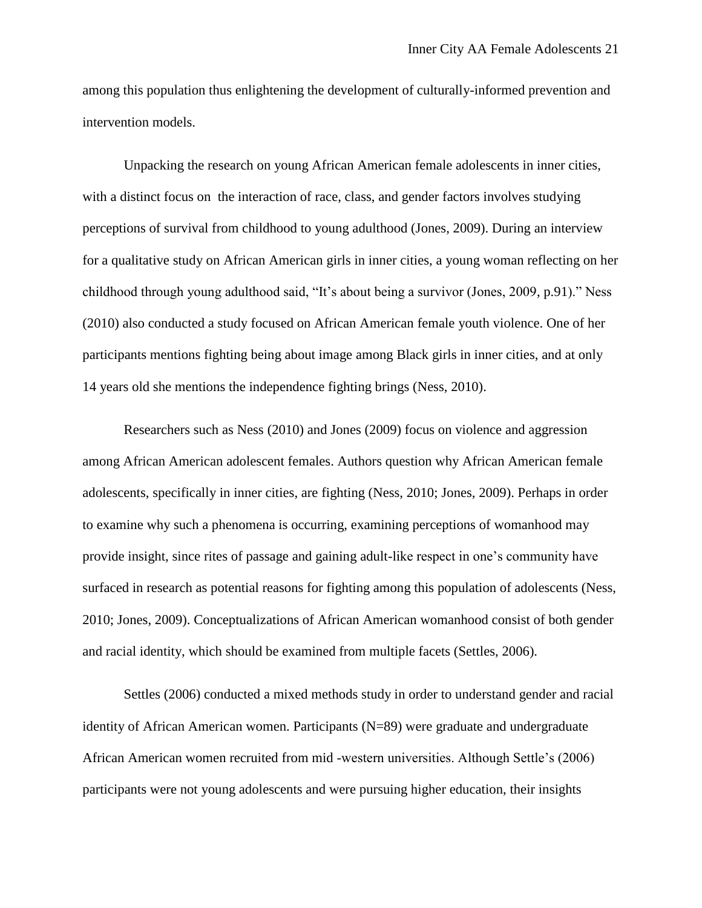among this population thus enlightening the development of culturally-informed prevention and intervention models.

Unpacking the research on young African American female adolescents in inner cities, with a distinct focus on the interaction of race, class, and gender factors involves studying perceptions of survival from childhood to young adulthood (Jones, 2009). During an interview for a qualitative study on African American girls in inner cities, a young woman reflecting on her childhood through young adulthood said, "It's about being a survivor (Jones, 2009, p.91)." Ness (2010) also conducted a study focused on African American female youth violence. One of her participants mentions fighting being about image among Black girls in inner cities, and at only 14 years old she mentions the independence fighting brings (Ness, 2010).

Researchers such as Ness (2010) and Jones (2009) focus on violence and aggression among African American adolescent females. Authors question why African American female adolescents, specifically in inner cities, are fighting (Ness, 2010; Jones, 2009). Perhaps in order to examine why such a phenomena is occurring, examining perceptions of womanhood may provide insight, since rites of passage and gaining adult-like respect in one's community have surfaced in research as potential reasons for fighting among this population of adolescents (Ness, 2010; Jones, 2009). Conceptualizations of African American womanhood consist of both gender and racial identity, which should be examined from multiple facets (Settles, 2006).

Settles (2006) conducted a mixed methods study in order to understand gender and racial identity of African American women. Participants (N=89) were graduate and undergraduate African American women recruited from mid -western universities. Although Settle's (2006) participants were not young adolescents and were pursuing higher education, their insights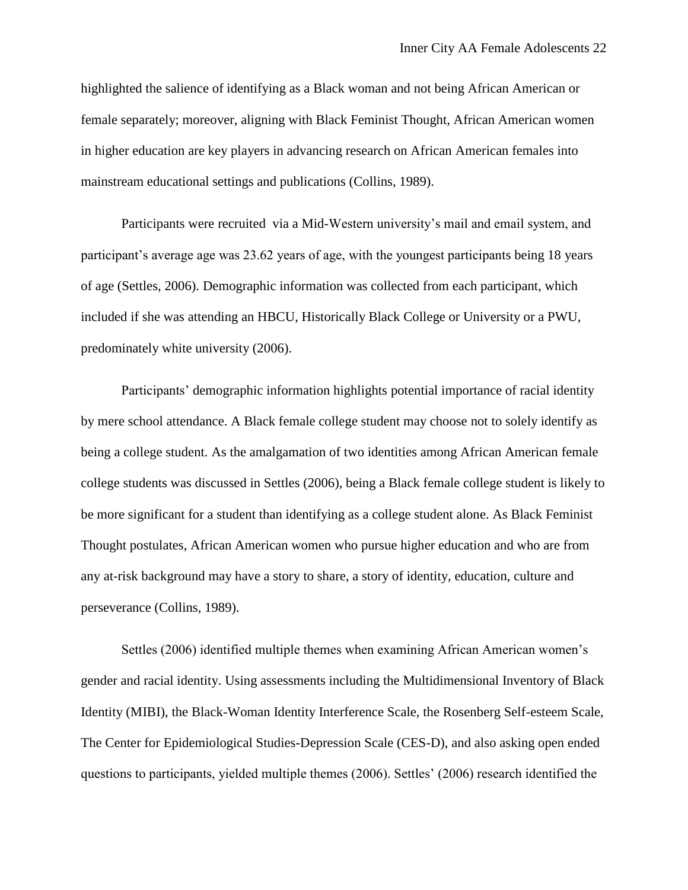highlighted the salience of identifying as a Black woman and not being African American or female separately; moreover, aligning with Black Feminist Thought, African American women in higher education are key players in advancing research on African American females into mainstream educational settings and publications (Collins, 1989).

Participants were recruited via a Mid-Western university's mail and email system, and participant's average age was 23.62 years of age, with the youngest participants being 18 years of age (Settles, 2006). Demographic information was collected from each participant, which included if she was attending an HBCU, Historically Black College or University or a PWU, predominately white university (2006).

Participants' demographic information highlights potential importance of racial identity by mere school attendance. A Black female college student may choose not to solely identify as being a college student. As the amalgamation of two identities among African American female college students was discussed in Settles (2006), being a Black female college student is likely to be more significant for a student than identifying as a college student alone. As Black Feminist Thought postulates, African American women who pursue higher education and who are from any at-risk background may have a story to share, a story of identity, education, culture and perseverance (Collins, 1989).

Settles (2006) identified multiple themes when examining African American women's gender and racial identity. Using assessments including the Multidimensional Inventory of Black Identity (MIBI), the Black-Woman Identity Interference Scale, the Rosenberg Self-esteem Scale, The Center for Epidemiological Studies-Depression Scale (CES-D), and also asking open ended questions to participants, yielded multiple themes (2006). Settles' (2006) research identified the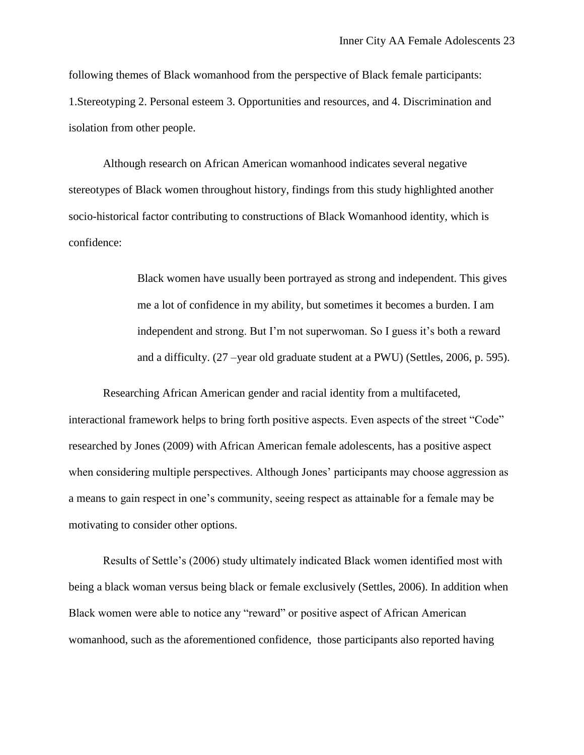following themes of Black womanhood from the perspective of Black female participants: 1.Stereotyping 2. Personal esteem 3. Opportunities and resources, and 4. Discrimination and isolation from other people.

Although research on African American womanhood indicates several negative stereotypes of Black women throughout history, findings from this study highlighted another socio-historical factor contributing to constructions of Black Womanhood identity, which is confidence:

> Black women have usually been portrayed as strong and independent. This gives me a lot of confidence in my ability, but sometimes it becomes a burden. I am independent and strong. But I'm not superwoman. So I guess it's both a reward and a difficulty. (27 –year old graduate student at a PWU) (Settles, 2006, p. 595).

Researching African American gender and racial identity from a multifaceted, interactional framework helps to bring forth positive aspects. Even aspects of the street "Code" researched by Jones (2009) with African American female adolescents, has a positive aspect when considering multiple perspectives. Although Jones' participants may choose aggression as a means to gain respect in one's community, seeing respect as attainable for a female may be motivating to consider other options.

Results of Settle's (2006) study ultimately indicated Black women identified most with being a black woman versus being black or female exclusively (Settles, 2006). In addition when Black women were able to notice any "reward" or positive aspect of African American womanhood, such as the aforementioned confidence, those participants also reported having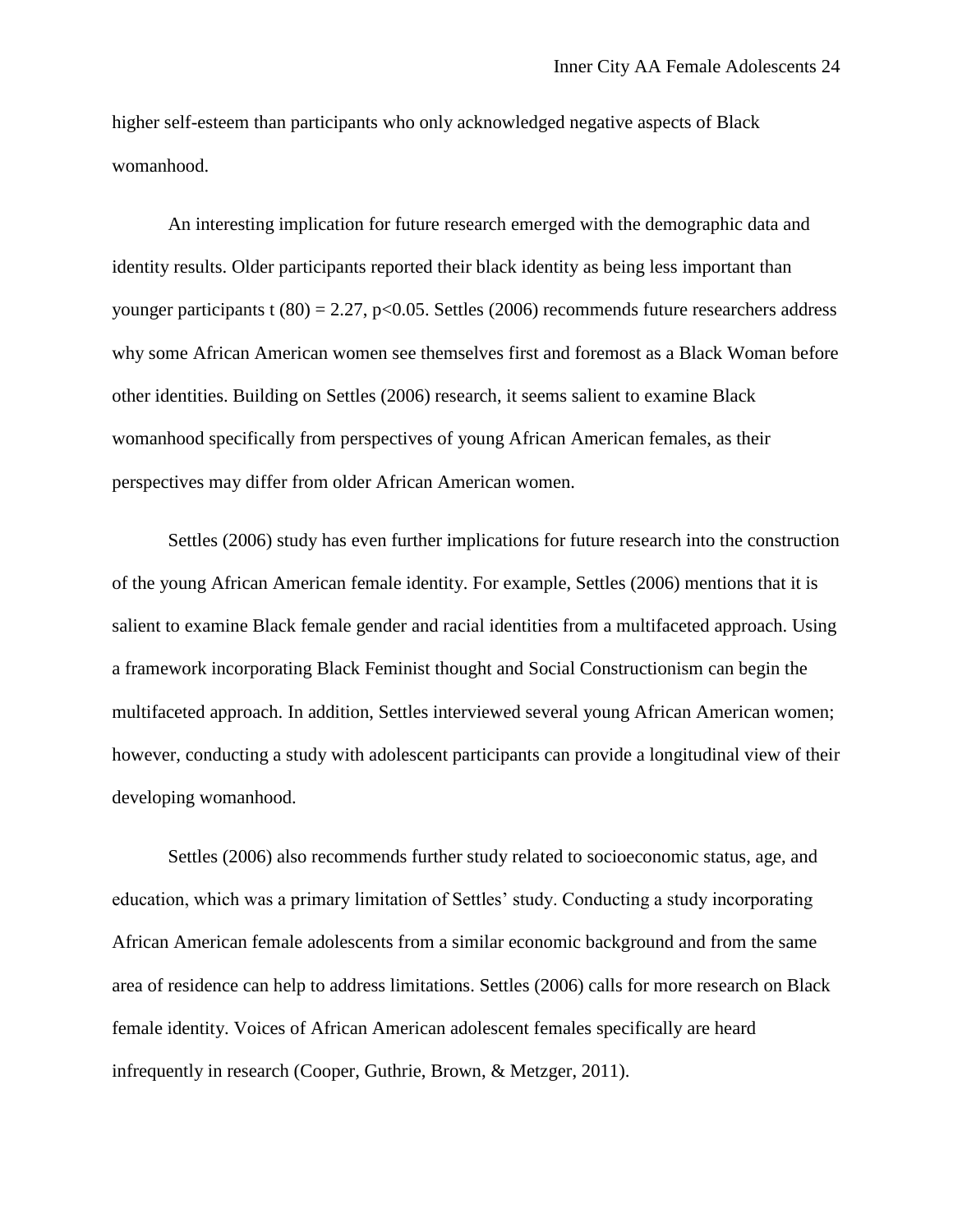higher self-esteem than participants who only acknowledged negative aspects of Black womanhood.

An interesting implication for future research emerged with the demographic data and identity results. Older participants reported their black identity as being less important than younger participants $t(80) = 2.27$, $p<0.05$. Settles (2006) recommends future researchers address why some African American women see themselves first and foremost as a Black Woman before other identities. Building on Settles (2006) research, it seems salient to examine Black womanhood specifically from perspectives of young African American females, as their perspectives may differ from older African American women.

Settles (2006) study has even further implications for future research into the construction of the young African American female identity. For example, Settles (2006) mentions that it is salient to examine Black female gender and racial identities from a multifaceted approach. Using a framework incorporating Black Feminist thought and Social Constructionism can begin the multifaceted approach. In addition, Settles interviewed several young African American women; however, conducting a study with adolescent participants can provide a longitudinal view of their developing womanhood.

Settles (2006) also recommends further study related to socioeconomic status, age, and education, which was a primary limitation of Settles' study. Conducting a study incorporating African American female adolescents from a similar economic background and from the same area of residence can help to address limitations. Settles (2006) calls for more research on Black female identity. Voices of African American adolescent females specifically are heard infrequently in research (Cooper, Guthrie, Brown, & Metzger, 2011).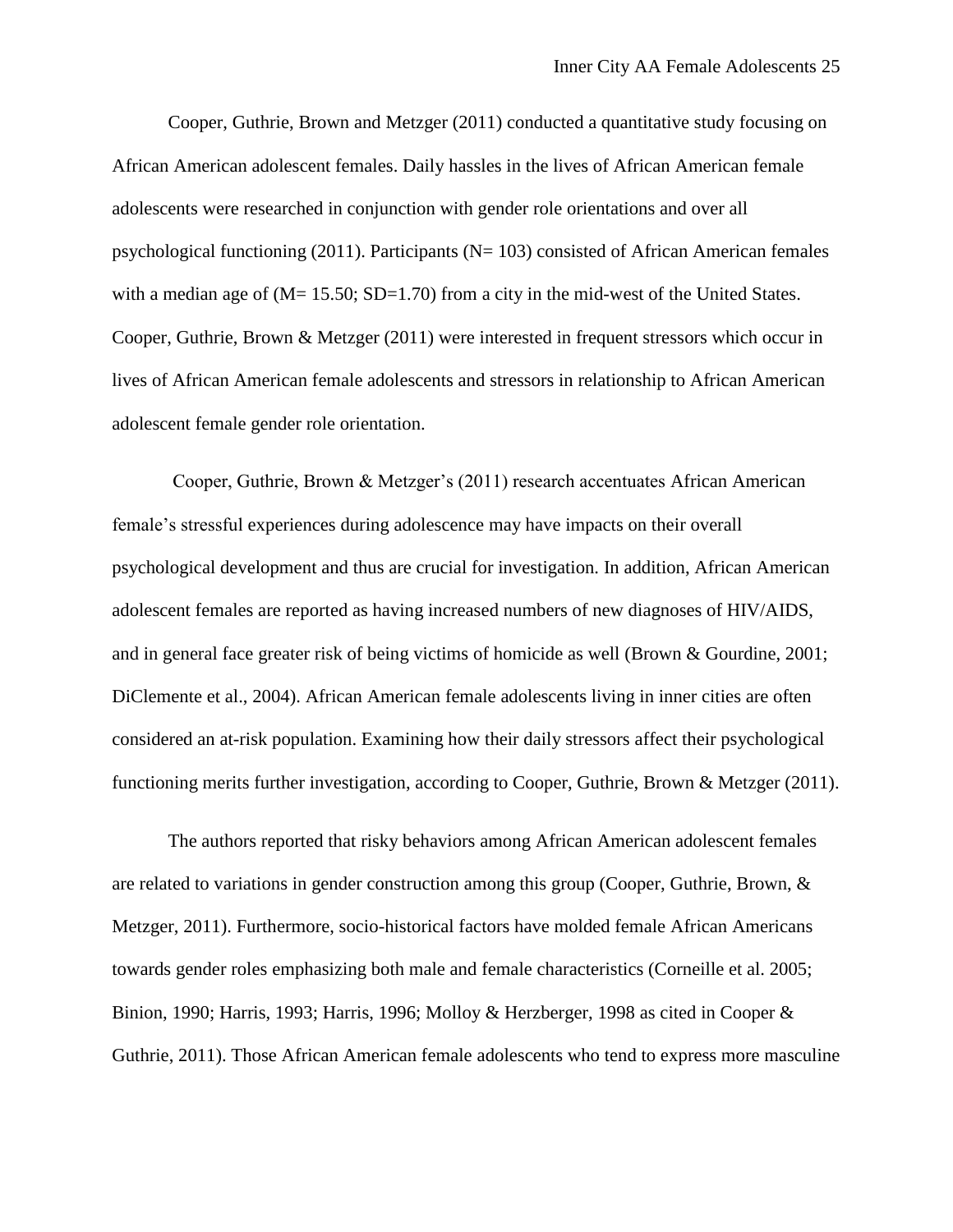Cooper, Guthrie, Brown and Metzger (2011) conducted a quantitative study focusing on African American adolescent females. Daily hassles in the lives of African American female adolescents were researched in conjunction with gender role orientations and over all psychological functioning (2011). Participants (N= 103) consisted of African American females with a median age of (M= 15.50; SD=1.70) from a city in the mid-west of the United States. Cooper, Guthrie, Brown & Metzger (2011) were interested in frequent stressors which occur in lives of African American female adolescents and stressors in relationship to African American adolescent female gender role orientation.

Cooper, Guthrie, Brown & Metzger's (2011) research accentuates African American female's stressful experiences during adolescence may have impacts on their overall psychological development and thus are crucial for investigation. In addition, African American adolescent females are reported as having increased numbers of new diagnoses of HIV/AIDS, and in general face greater risk of being victims of homicide as well (Brown & Gourdine, 2001; DiClemente et al., 2004). African American female adolescents living in inner cities are often considered an at-risk population. Examining how their daily stressors affect their psychological functioning merits further investigation, according to Cooper, Guthrie, Brown & Metzger (2011).

The authors reported that risky behaviors among African American adolescent females are related to variations in gender construction among this group (Cooper, Guthrie, Brown, & Metzger, 2011). Furthermore, socio-historical factors have molded female African Americans towards gender roles emphasizing both male and female characteristics (Corneille et al. 2005; Binion, 1990; Harris, 1993; Harris, 1996; Molloy & Herzberger, 1998 as cited in Cooper & Guthrie, 2011). Those African American female adolescents who tend to express more masculine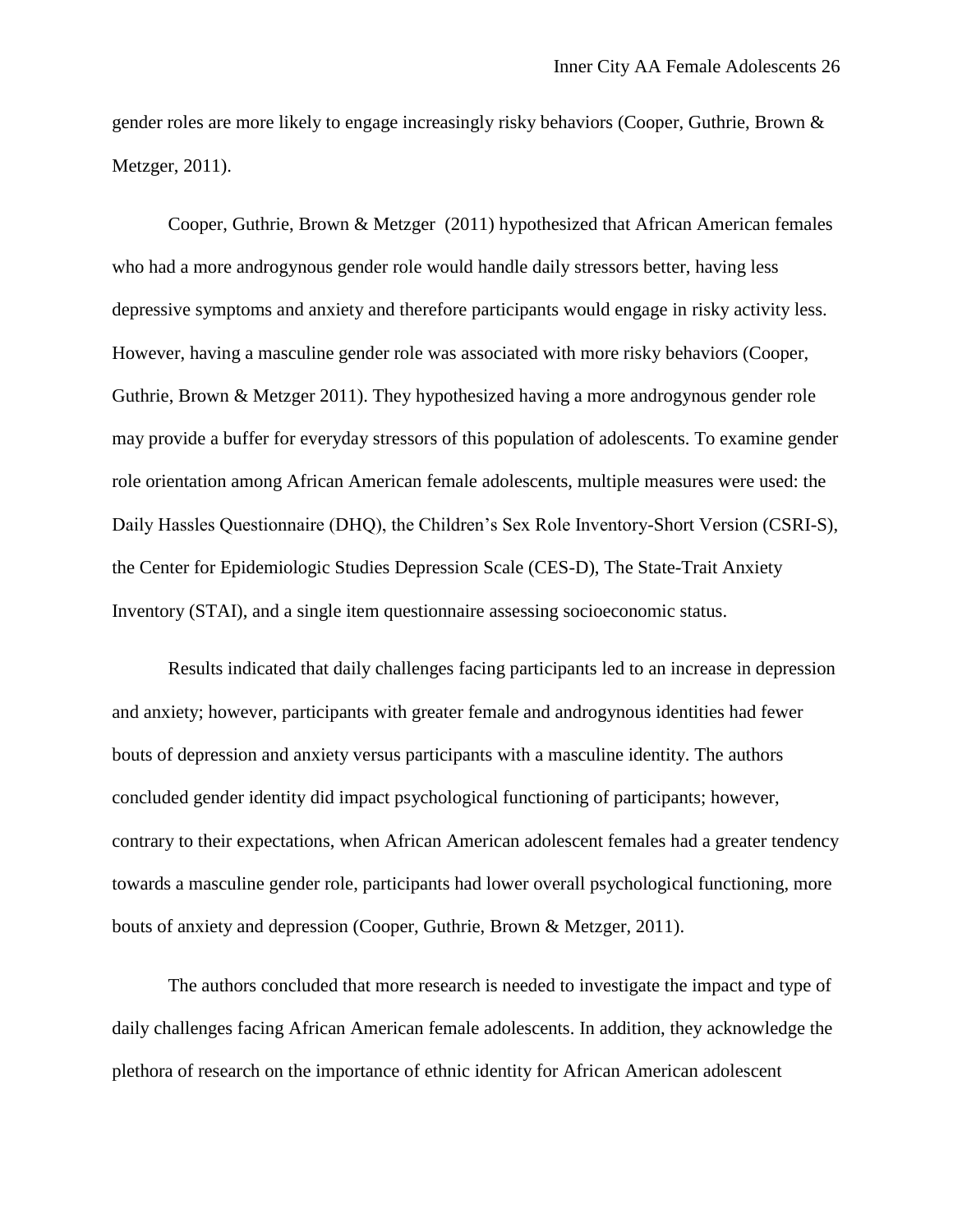gender roles are more likely to engage increasingly risky behaviors (Cooper, Guthrie, Brown & Metzger, 2011).

Cooper, Guthrie, Brown & Metzger (2011) hypothesized that African American females who had a more androgynous gender role would handle daily stressors better, having less depressive symptoms and anxiety and therefore participants would engage in risky activity less. However, having a masculine gender role was associated with more risky behaviors (Cooper, Guthrie, Brown & Metzger 2011). They hypothesized having a more androgynous gender role may provide a buffer for everyday stressors of this population of adolescents. To examine gender role orientation among African American female adolescents, multiple measures were used: the Daily Hassles Questionnaire (DHQ), the Children's Sex Role Inventory-Short Version (CSRI-S), the Center for Epidemiologic Studies Depression Scale (CES-D), The State-Trait Anxiety Inventory (STAI), and a single item questionnaire assessing socioeconomic status.

Results indicated that daily challenges facing participants led to an increase in depression and anxiety; however, participants with greater female and androgynous identities had fewer bouts of depression and anxiety versus participants with a masculine identity. The authors concluded gender identity did impact psychological functioning of participants; however, contrary to their expectations, when African American adolescent females had a greater tendency towards a masculine gender role, participants had lower overall psychological functioning, more bouts of anxiety and depression (Cooper, Guthrie, Brown & Metzger, 2011).

The authors concluded that more research is needed to investigate the impact and type of daily challenges facing African American female adolescents. In addition, they acknowledge the plethora of research on the importance of ethnic identity for African American adolescent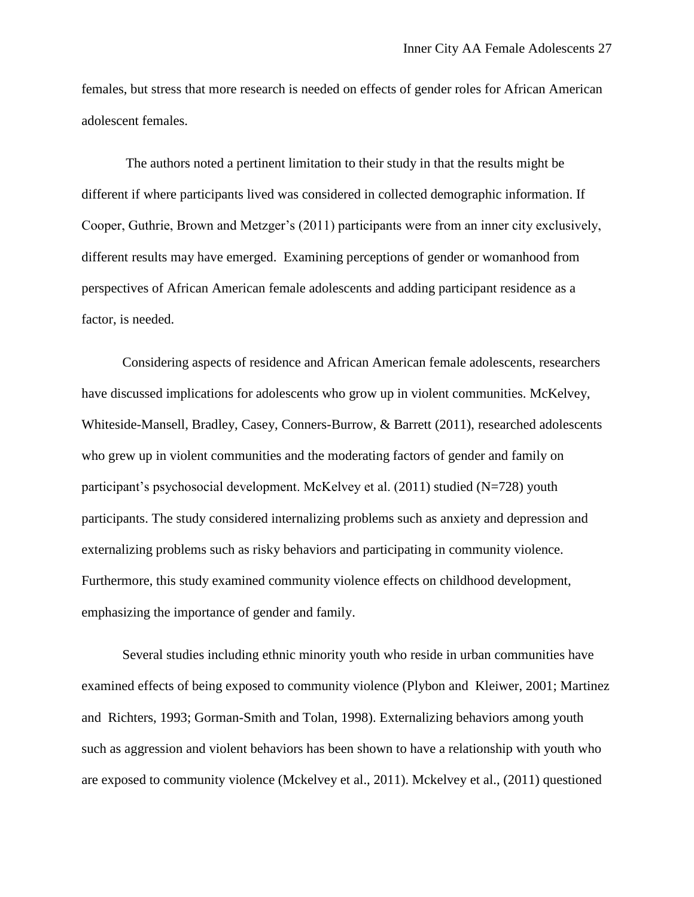females, but stress that more research is needed on effects of gender roles for African American adolescent females.

The authors noted a pertinent limitation to their study in that the results might be different if where participants lived was considered in collected demographic information. If Cooper, Guthrie, Brown and Metzger's (2011) participants were from an inner city exclusively, different results may have emerged. Examining perceptions of gender or womanhood from perspectives of African American female adolescents and adding participant residence as a factor, is needed.

Considering aspects of residence and African American female adolescents, researchers have discussed implications for adolescents who grow up in violent communities. McKelvey, Whiteside-Mansell, Bradley, Casey, Conners-Burrow, & Barrett (2011), researched adolescents who grew up in violent communities and the moderating factors of gender and family on participant's psychosocial development. McKelvey et al. (2011) studied (N=728) youth participants. The study considered internalizing problems such as anxiety and depression and externalizing problems such as risky behaviors and participating in community violence. Furthermore, this study examined community violence effects on childhood development, emphasizing the importance of gender and family.

Several studies including ethnic minority youth who reside in urban communities have examined effects of being exposed to community violence (Plybon and Kleiwer, 2001; Martinez and Richters, 1993; Gorman-Smith and Tolan, 1998). Externalizing behaviors among youth such as aggression and violent behaviors has been shown to have a relationship with youth who are exposed to community violence (Mckelvey et al., 2011). Mckelvey et al., (2011) questioned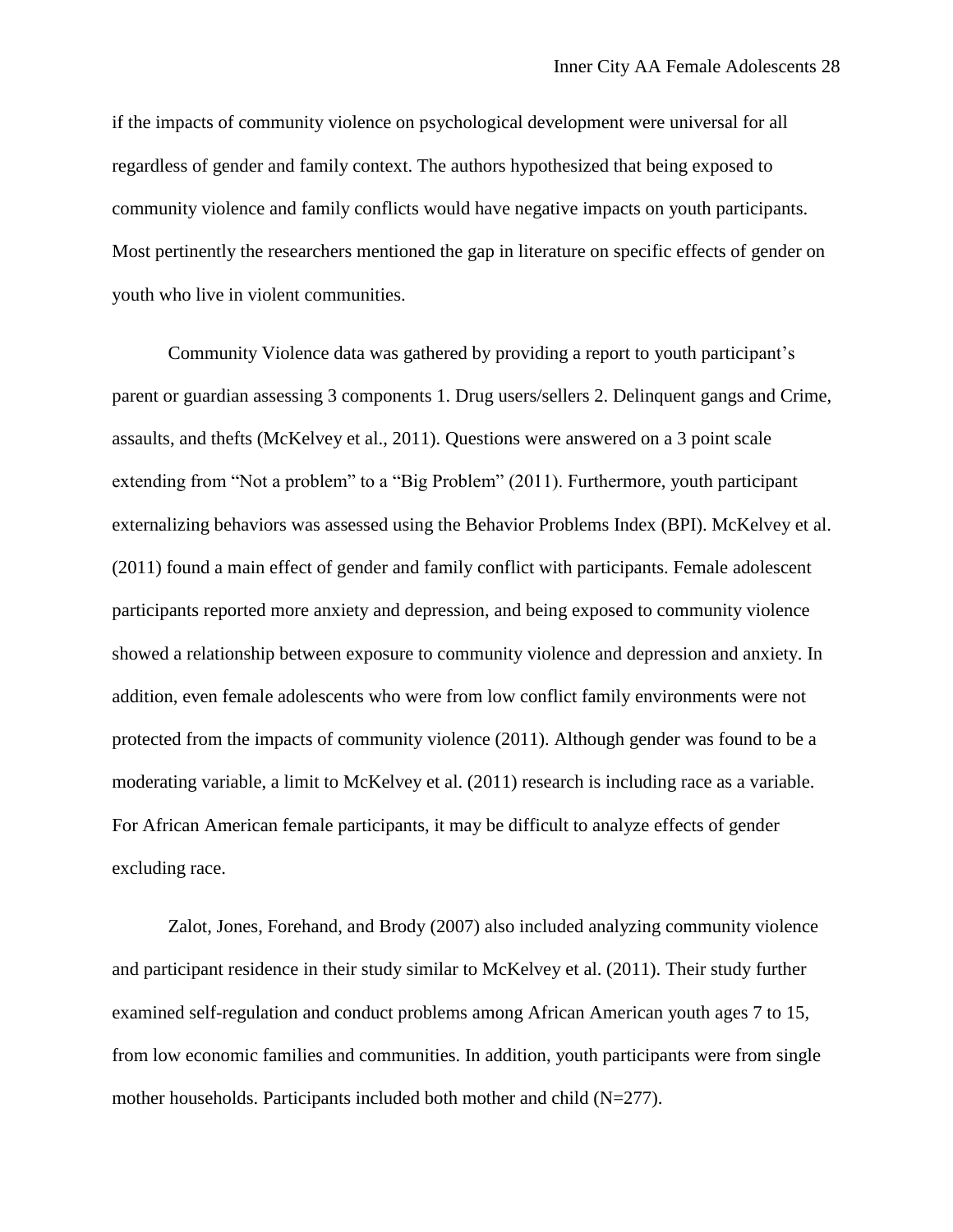if the impacts of community violence on psychological development were universal for all regardless of gender and family context. The authors hypothesized that being exposed to community violence and family conflicts would have negative impacts on youth participants. Most pertinently the researchers mentioned the gap in literature on specific effects of gender on youth who live in violent communities.

Community Violence data was gathered by providing a report to youth participant's parent or guardian assessing 3 components 1. Drug users/sellers 2. Delinquent gangs and Crime, assaults, and thefts (McKelvey et al., 2011). Questions were answered on a 3 point scale extending from "Not a problem" to a "Big Problem" (2011). Furthermore, youth participant externalizing behaviors was assessed using the Behavior Problems Index (BPI). McKelvey et al. (2011) found a main effect of gender and family conflict with participants. Female adolescent participants reported more anxiety and depression, and being exposed to community violence showed a relationship between exposure to community violence and depression and anxiety. In addition, even female adolescents who were from low conflict family environments were not protected from the impacts of community violence (2011). Although gender was found to be a moderating variable, a limit to McKelvey et al. (2011) research is including race as a variable. For African American female participants, it may be difficult to analyze effects of gender excluding race.

Zalot, Jones, Forehand, and Brody (2007) also included analyzing community violence and participant residence in their study similar to McKelvey et al. (2011). Their study further examined self-regulation and conduct problems among African American youth ages 7 to 15, from low economic families and communities. In addition, youth participants were from single mother households. Participants included both mother and child (N=277).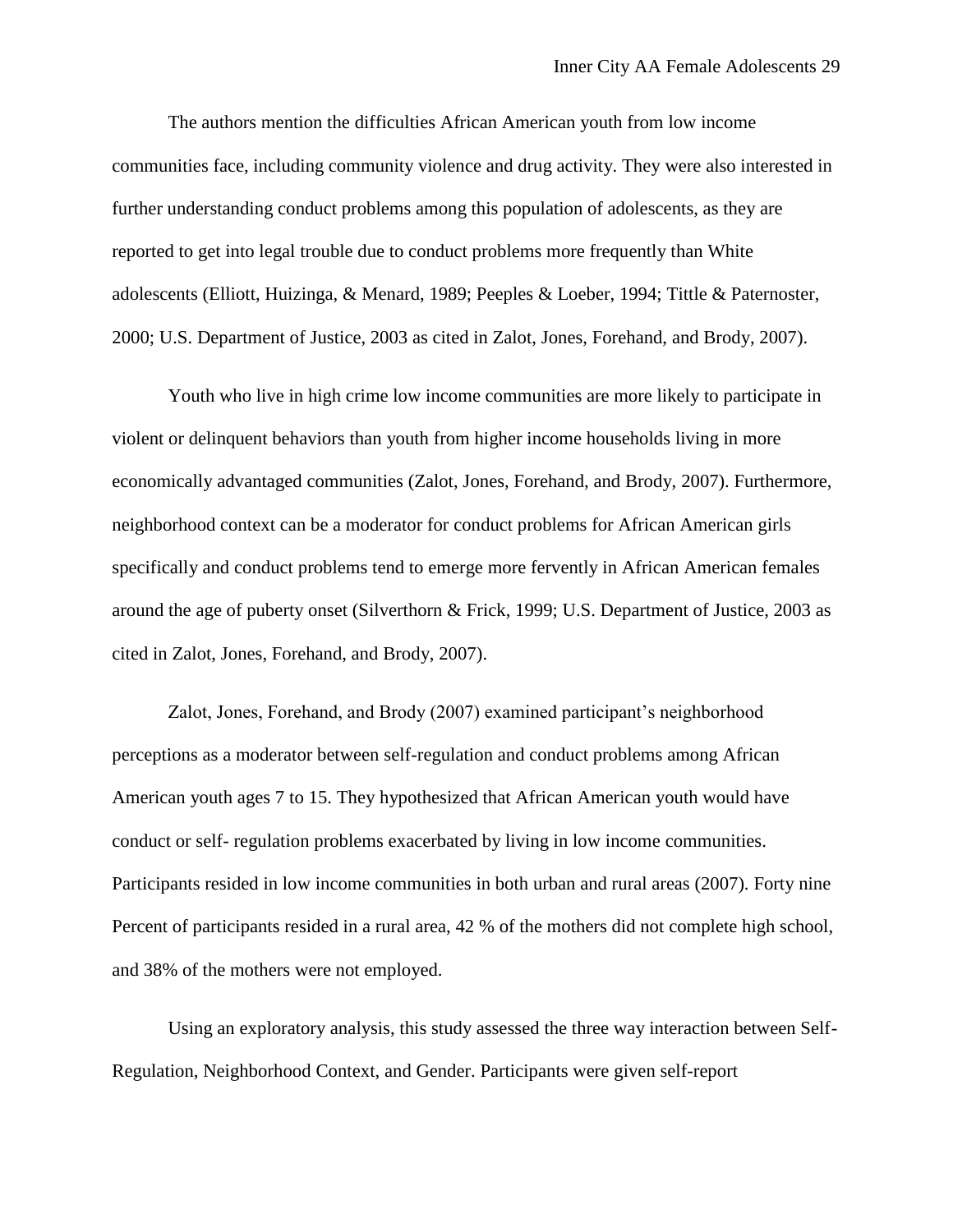The authors mention the difficulties African American youth from low income communities face, including community violence and drug activity. They were also interested in further understanding conduct problems among this population of adolescents, as they are reported to get into legal trouble due to conduct problems more frequently than White adolescents (Elliott, Huizinga, & Menard, 1989; Peeples & Loeber, 1994; Tittle & Paternoster, 2000; U.S. Department of Justice, 2003 as cited in Zalot, Jones, Forehand, and Brody, 2007).

Youth who live in high crime low income communities are more likely to participate in violent or delinquent behaviors than youth from higher income households living in more economically advantaged communities (Zalot, Jones, Forehand, and Brody, 2007). Furthermore, neighborhood context can be a moderator for conduct problems for African American girls specifically and conduct problems tend to emerge more fervently in African American females around the age of puberty onset (Silverthorn & Frick, 1999; U.S. Department of Justice, 2003 as cited in Zalot, Jones, Forehand, and Brody, 2007).

Zalot, Jones, Forehand, and Brody (2007) examined participant's neighborhood perceptions as a moderator between self-regulation and conduct problems among African American youth ages 7 to 15. They hypothesized that African American youth would have conduct or self- regulation problems exacerbated by living in low income communities. Participants resided in low income communities in both urban and rural areas (2007). Forty nine Percent of participants resided in a rural area, 42 % of the mothers did not complete high school, and 38% of the mothers were not employed.

Using an exploratory analysis, this study assessed the three way interaction between Self-Regulation, Neighborhood Context, and Gender. Participants were given self-report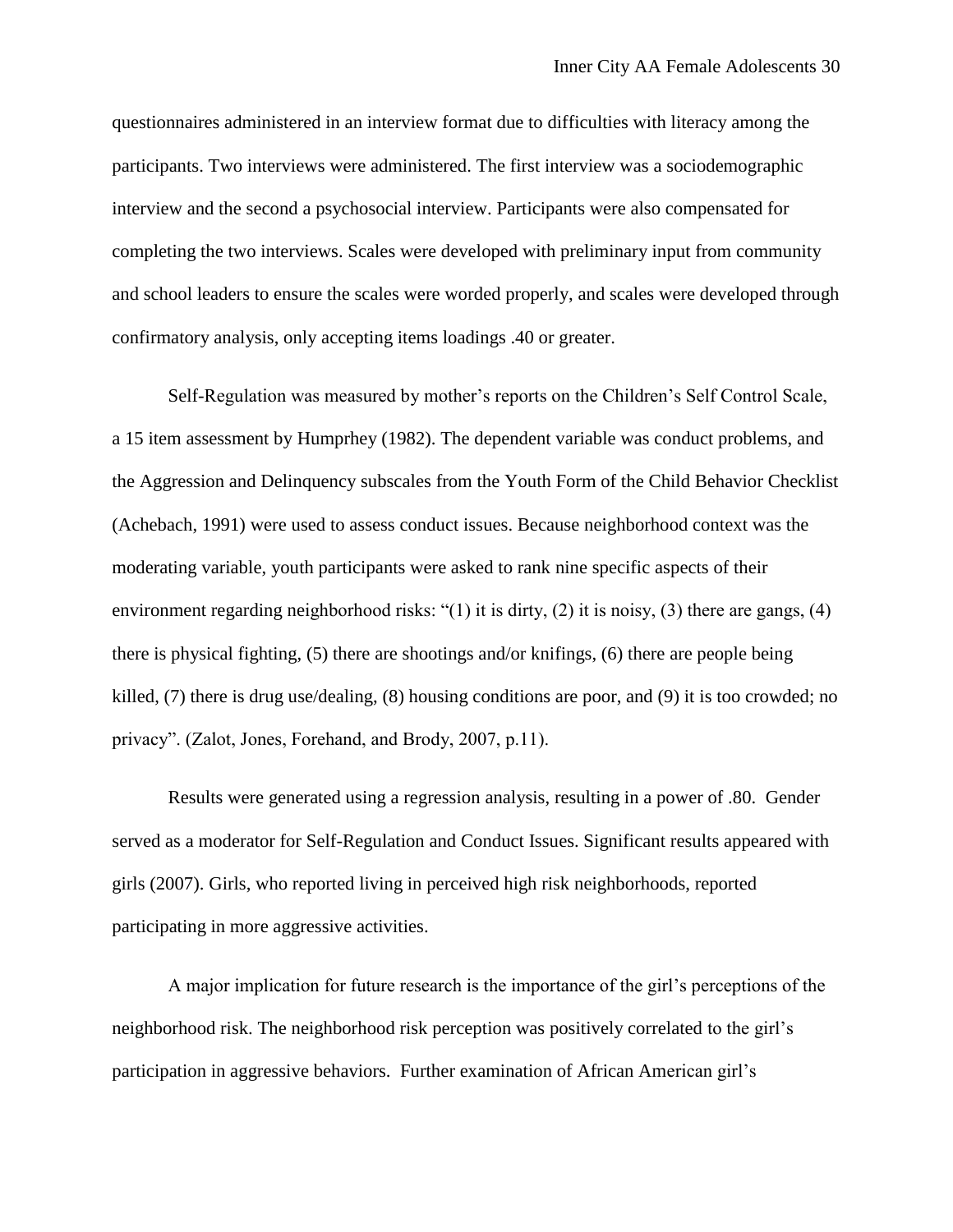questionnaires administered in an interview format due to difficulties with literacy among the participants. Two interviews were administered. The first interview was a sociodemographic interview and the second a psychosocial interview. Participants were also compensated for completing the two interviews. Scales were developed with preliminary input from community and school leaders to ensure the scales were worded properly, and scales were developed through confirmatory analysis, only accepting items loadings .40 or greater.

Self-Regulation was measured by mother's reports on the Children's Self Control Scale, a 15 item assessment by Humphrey (1982). The dependent variable was conduct problems, and the Aggression and Delinquency subscales from the Youth Form of the Child Behavior Checklist (Achebach, 1991) were used to assess conduct issues. Because neighborhood context was the moderating variable, youth participants were asked to rank nine specific aspects of their environment regarding neighborhood risks: "(1) it is dirty, (2) it is noisy, (3) there are gangs, (4) there is physical fighting, (5) there are shootings and/or knifings, (6) there are people being killed, (7) there is drug use/dealing, (8) housing conditions are poor, and (9) it is too crowded; no privacy". (Zalot, Jones, Forehand, and Brody, 2007, p.11).

Results were generated using a regression analysis, resulting in a power of .80. Gender served as a moderator for Self-Regulation and Conduct Issues. Significant results appeared with girls (2007). Girls, who reported living in perceived high risk neighborhoods, reported participating in more aggressive activities.

A major implication for future research is the importance of the girl's perceptions of the neighborhood risk. The neighborhood risk perception was positively correlated to the girl's participation in aggressive behaviors. Further examination of African American girl's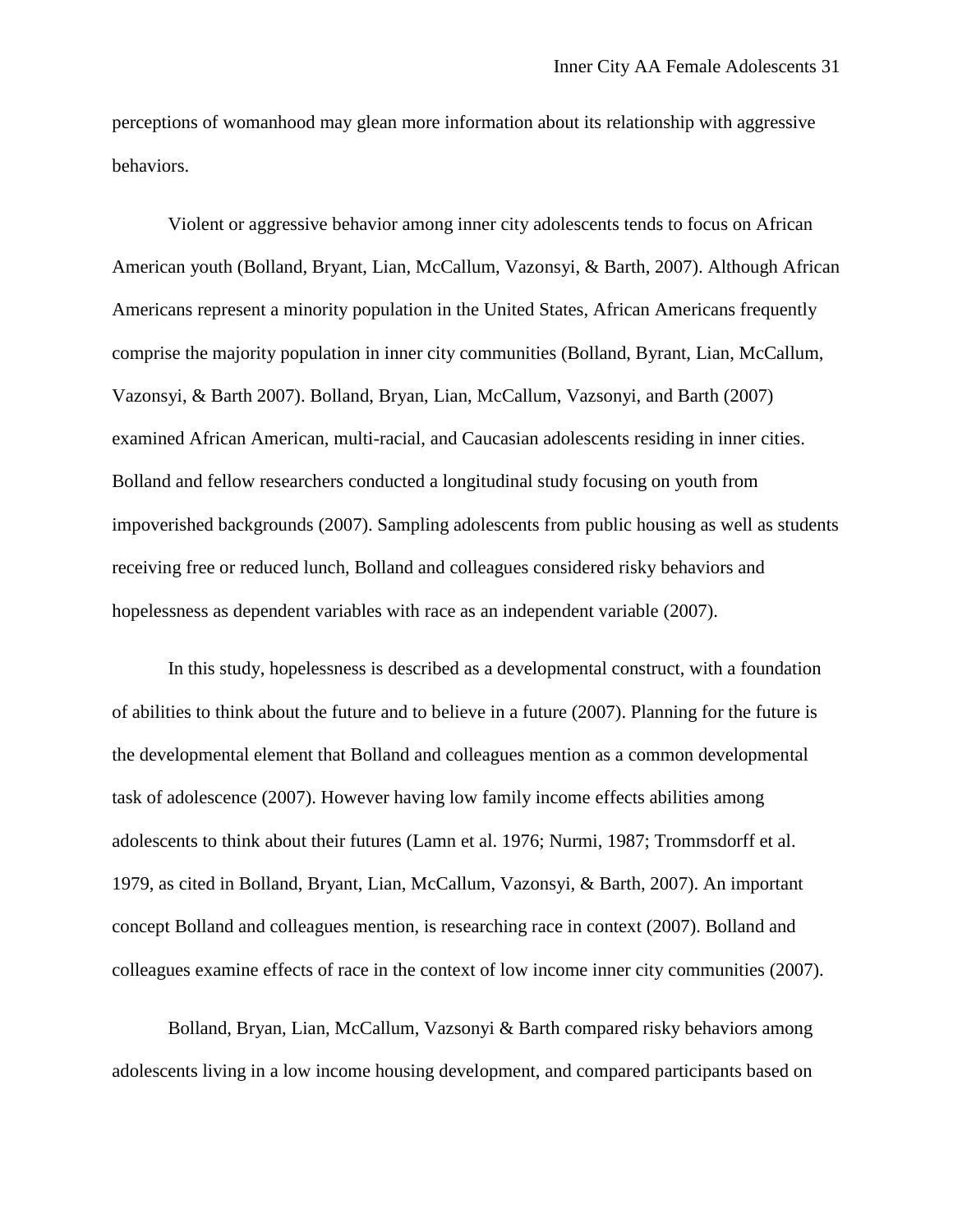perceptions of womanhood may glean more information about its relationship with aggressive behaviors.

Violent or aggressive behavior among inner city adolescents tends to focus on African American youth (Bolland, Bryant, Lian, McCallum, Vazonsyi, & Barth, 2007). Although African Americans represent a minority population in the United States, African Americans frequently comprise the majority population in inner city communities (Bolland, Byrant, Lian, McCallum, Vazonsyi, & Barth 2007). Bolland, Bryan, Lian, McCallum, Vazsonyi, and Barth (2007) examined African American, multi-racial, and Caucasian adolescents residing in inner cities. Bolland and fellow researchers conducted a longitudinal study focusing on youth from impoverished backgrounds (2007). Sampling adolescents from public housing as well as students receiving free or reduced lunch, Bolland and colleagues considered risky behaviors and hopelessness as dependent variables with race as an independent variable (2007).

In this study, hopelessness is described as a developmental construct, with a foundation of abilities to think about the future and to believe in a future (2007). Planning for the future is the developmental element that Bolland and colleagues mention as a common developmental task of adolescence (2007). However having low family income effects abilities among adolescents to think about their futures (Lamn et al. 1976; Nurmi, 1987; Trommsdorff et al. 1979, as cited in Bolland, Bryant, Lian, McCallum, Vazonsyi, & Barth, 2007). An important concept Bolland and colleagues mention, is researching race in context (2007). Bolland and colleagues examine effects of race in the context of low income inner city communities (2007).

Bolland, Bryan, Lian, McCallum, Vazsonyi & Barth compared risky behaviors among adolescents living in a low income housing development, and compared participants based on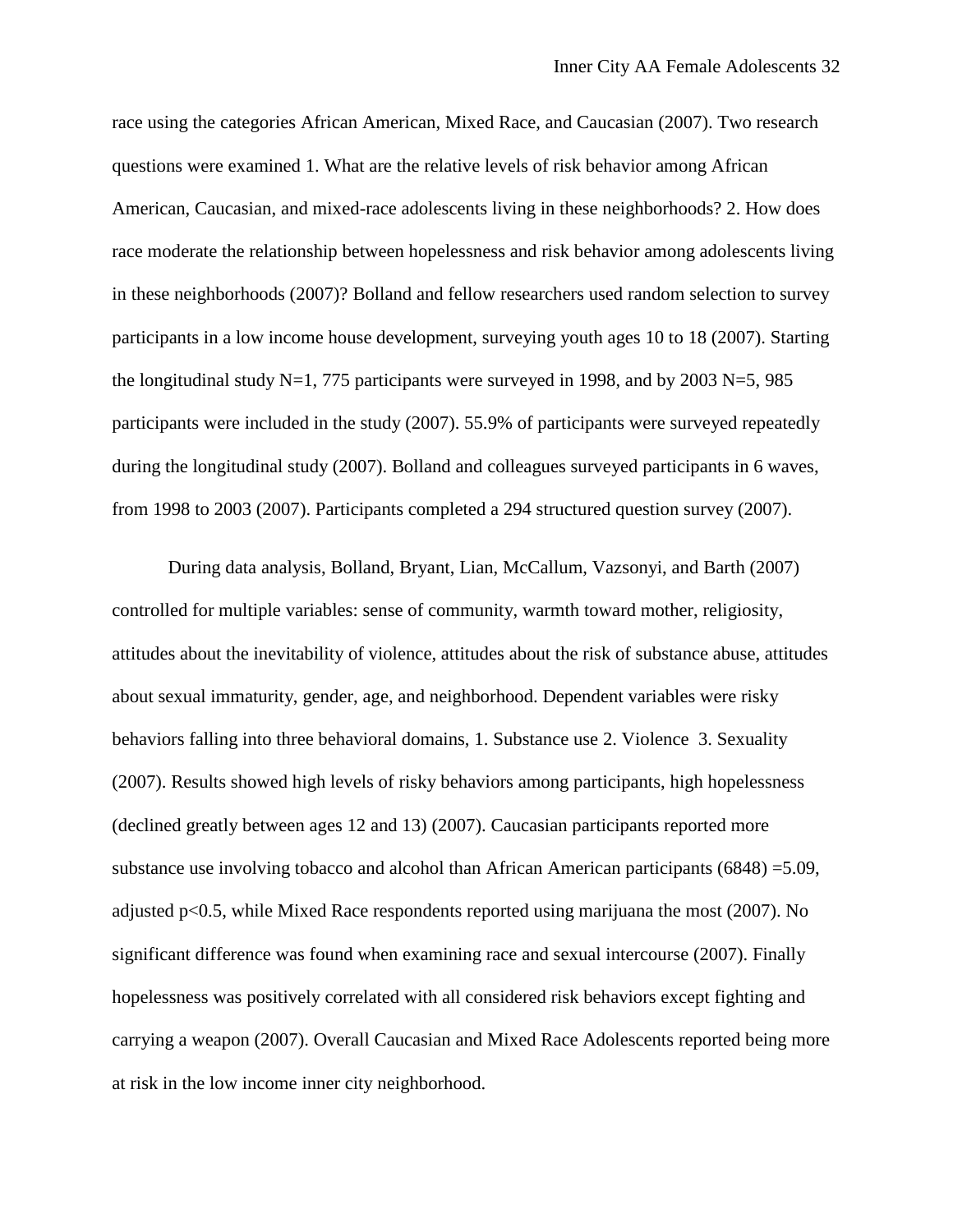race using the categories African American, Mixed Race, and Caucasian (2007). Two research questions were examined 1. What are the relative levels of risk behavior among African American, Caucasian, and mixed-race adolescents living in these neighborhoods? 2. How does race moderate the relationship between hopelessness and risk behavior among adolescents living in these neighborhoods (2007)? Bolland and fellow researchers used random selection to survey participants in a low income house development, surveying youth ages 10 to 18 (2007). Starting the longitudinal study N=1, 775 participants were surveyed in 1998, and by 2003 N=5, 985 participants were included in the study (2007). 55.9% of participants were surveyed repeatedly during the longitudinal study (2007). Bolland and colleagues surveyed participants in 6 waves, from 1998 to 2003 (2007). Participants completed a 294 structured question survey (2007).

During data analysis, Bolland, Bryant, Lian, McCallum, Vazsonyi, and Barth (2007) controlled for multiple variables: sense of community, warmth toward mother, religiosity, attitudes about the inevitability of violence, attitudes about the risk of substance abuse, attitudes about sexual immaturity, gender, age, and neighborhood. Dependent variables were risky behaviors falling into three behavioral domains, 1. Substance use 2. Violence 3. Sexuality (2007). Results showed high levels of risky behaviors among participants, high hopelessness (declined greatly between ages 12 and 13) (2007). Caucasian participants reported more substance use involving tobacco and alcohol than African American participants (6848) =5.09, adjusted $p<0.5$, while Mixed Race respondents reported using marijuana the most (2007). No significant difference was found when examining race and sexual intercourse (2007). Finally hopelessness was positively correlated with all considered risk behaviors except fighting and carrying a weapon (2007). Overall Caucasian and Mixed Race Adolescents reported being more at risk in the low income inner city neighborhood.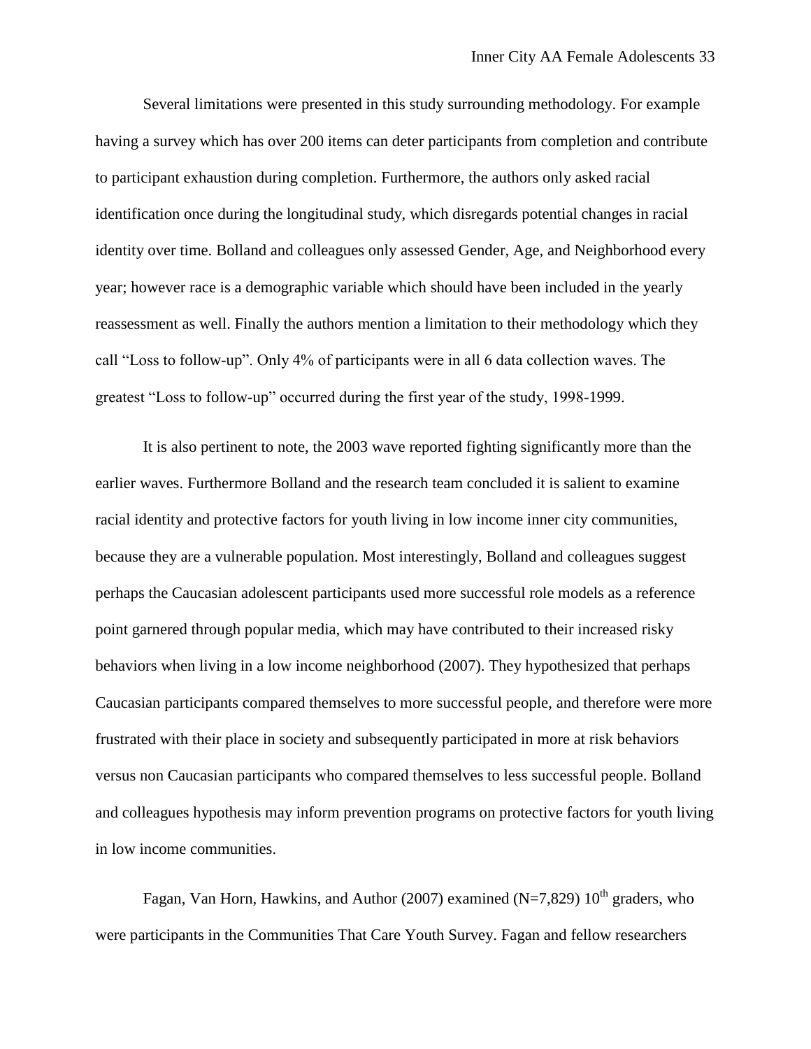Several limitations were presented in this study surrounding methodology. For example having a survey which has over 200 items can deter participants from completion and contribute to participant exhaustion during completion. Furthermore, the authors only asked racial identification once during the longitudinal study, which disregards potential changes in racial identity over time. Bolland and colleagues only assessed Gender, Age, and Neighborhood every year; however race is a demographic variable which should have been included in the yearly reassessment as well. Finally the authors mention a limitation to their methodology which they call "Loss to follow-up". Only 4% of participants were in all 6 data collection waves. The greatest "Loss to follow-up" occurred during the first year of the study, 1998-1999.

It is also pertinent to note, the 2003 wave reported fighting significantly more than the earlier waves. Furthermore Bolland and the research team concluded it is salient to examine racial identity and protective factors for youth living in low income inner city communities, because they are a vulnerable population. Most interestingly, Bolland and colleagues suggest perhaps the Caucasian adolescent participants used more successful role models as a reference point garnered through popular media, which may have contributed to their increased risky behaviors when living in a low income neighborhood (2007). They hypothesized that perhaps Caucasian participants compared themselves to more successful people, and therefore were more frustrated with their place in society and subsequently participated in more at risk behaviors versus non Caucasian participants who compared themselves to less successful people. Bolland and colleagues hypothesis may inform prevention programs on protective factors for youth living in low income communities.

Fagan, Van Horn, Hawkins, and Author (2007) examined (N=7,829) 10th graders, who were participants in the Communities That Care Youth Survey. Fagan and fellow researchers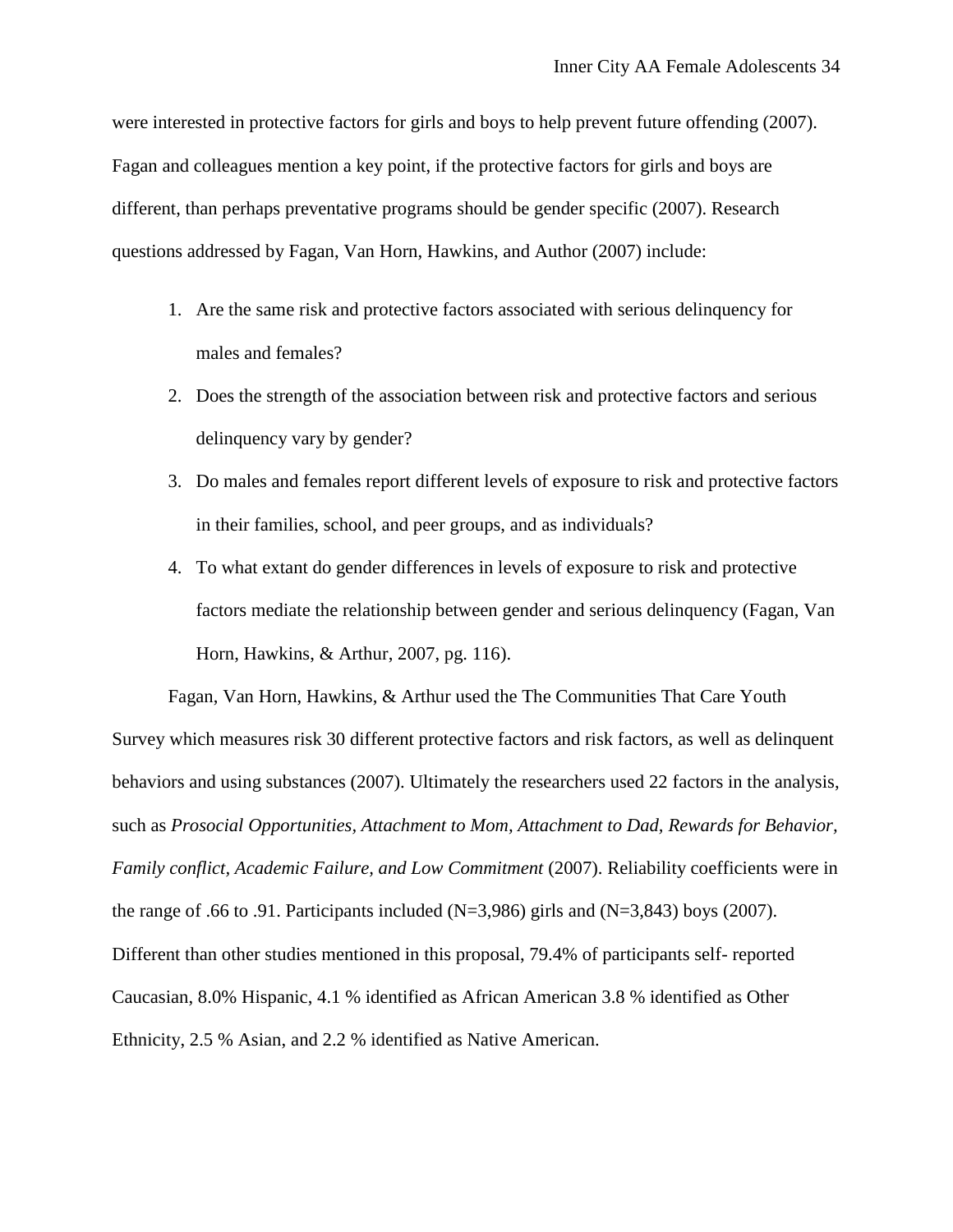were interested in protective factors for girls and boys to help prevent future offending (2007). Fagan and colleagues mention a key point, if the protective factors for girls and boys are different, than perhaps preventative programs should be gender specific (2007). Research questions addressed by Fagan, Van Horn, Hawkins, and Author (2007) include:

1. Are the same risk and protective factors associated with serious delinquency for males and females?
2. Does the strength of the association between risk and protective factors and serious delinquency vary by gender?
3. Do males and females report different levels of exposure to risk and protective factors in their families, school, and peer groups, and as individuals?
4. To what extant do gender differences in levels of exposure to risk and protective factors mediate the relationship between gender and serious delinquency (Fagan, Van Horn, Hawkins, & Arthur, 2007, pg. 116).

Fagan, Van Horn, Hawkins, & Arthur used the The Communities That Care Youth Survey which measures risk 30 different protective factors and risk factors, as well as delinquent behaviors and using substances (2007). Ultimately the researchers used 22 factors in the analysis, such as *Prosocial Opportunities, Attachment to Mom, Attachment to Dad, Rewards for Behavior, Family conflict, Academic Failure, and Low Commitment* (2007). Reliability coefficients were in the range of .66 to .91. Participants included (N=3,986) girls and (N=3,843) boys (2007). Different than other studies mentioned in this proposal, 79.4% of participants self- reported Caucasian, 8.0% Hispanic, 4.1 % identified as African American 3.8 % identified as Other Ethnicity, 2.5 % Asian, and 2.2 % identified as Native American.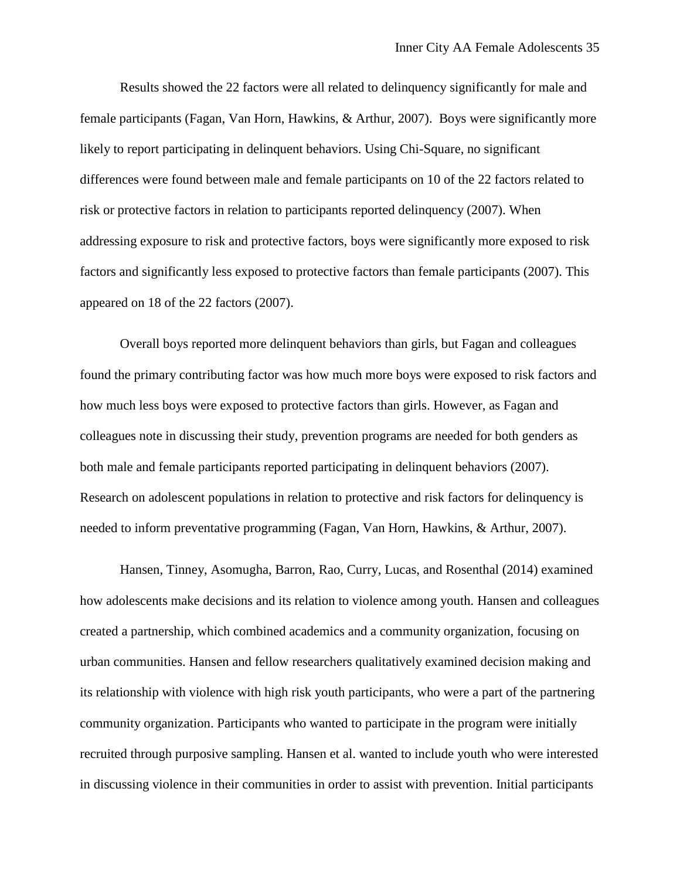Results showed the 22 factors were all related to delinquency significantly for male and female participants (Fagan, Van Horn, Hawkins, & Arthur, 2007). Boys were significantly more likely to report participating in delinquent behaviors. Using Chi-Square, no significant differences were found between male and female participants on 10 of the 22 factors related to risk or protective factors in relation to participants reported delinquency (2007). When addressing exposure to risk and protective factors, boys were significantly more exposed to risk factors and significantly less exposed to protective factors than female participants (2007). This appeared on 18 of the 22 factors (2007).

Overall boys reported more delinquent behaviors than girls, but Fagan and colleagues found the primary contributing factor was how much more boys were exposed to risk factors and how much less boys were exposed to protective factors than girls. However, as Fagan and colleagues note in discussing their study, prevention programs are needed for both genders as both male and female participants reported participating in delinquent behaviors (2007). Research on adolescent populations in relation to protective and risk factors for delinquency is needed to inform preventative programming (Fagan, Van Horn, Hawkins, & Arthur, 2007).

Hansen, Tinney, Asomugha, Barron, Rao, Curry, Lucas, and Rosenthal (2014) examined how adolescents make decisions and its relation to violence among youth. Hansen and colleagues created a partnership, which combined academics and a community organization, focusing on urban communities. Hansen and fellow researchers qualitatively examined decision making and its relationship with violence with high risk youth participants, who were a part of the partnering community organization. Participants who wanted to participate in the program were initially recruited through purposive sampling. Hansen et al. wanted to include youth who were interested in discussing violence in their communities in order to assist with prevention. Initial participants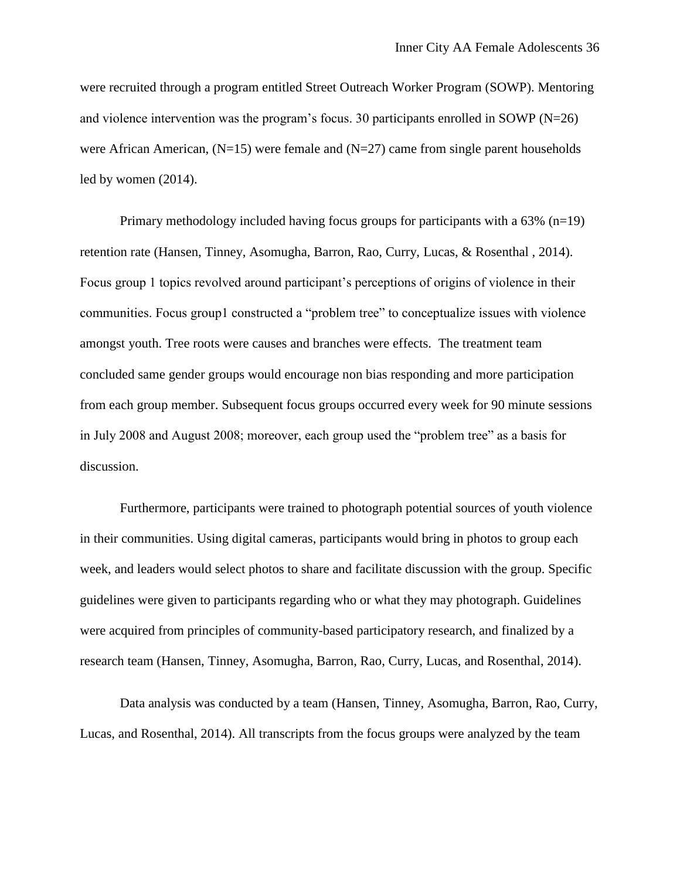were recruited through a program entitled Street Outreach Worker Program (SOWP). Mentoring and violence intervention was the program's focus. 30 participants enrolled in SOWP (N=26) were African American, (N=15) were female and (N=27) came from single parent households led by women (2014).

Primary methodology included having focus groups for participants with a 63% (n=19) retention rate (Hansen, Tinney, Asomugha, Barron, Rao, Curry, Lucas, & Rosenthal , 2014). Focus group 1 topics revolved around participant's perceptions of origins of violence in their communities. Focus group1 constructed a "problem tree" to conceptualize issues with violence amongst youth. Tree roots were causes and branches were effects. The treatment team concluded same gender groups would encourage non bias responding and more participation from each group member. Subsequent focus groups occurred every week for 90 minute sessions in July 2008 and August 2008; moreover, each group used the "problem tree" as a basis for discussion.

Furthermore, participants were trained to photograph potential sources of youth violence in their communities. Using digital cameras, participants would bring in photos to group each week, and leaders would select photos to share and facilitate discussion with the group. Specific guidelines were given to participants regarding who or what they may photograph. Guidelines were acquired from principles of community-based participatory research, and finalized by a research team (Hansen, Tinney, Asomugha, Barron, Rao, Curry, Lucas, and Rosenthal, 2014).

Data analysis was conducted by a team (Hansen, Tinney, Asomugha, Barron, Rao, Curry, Lucas, and Rosenthal, 2014). All transcripts from the focus groups were analyzed by the team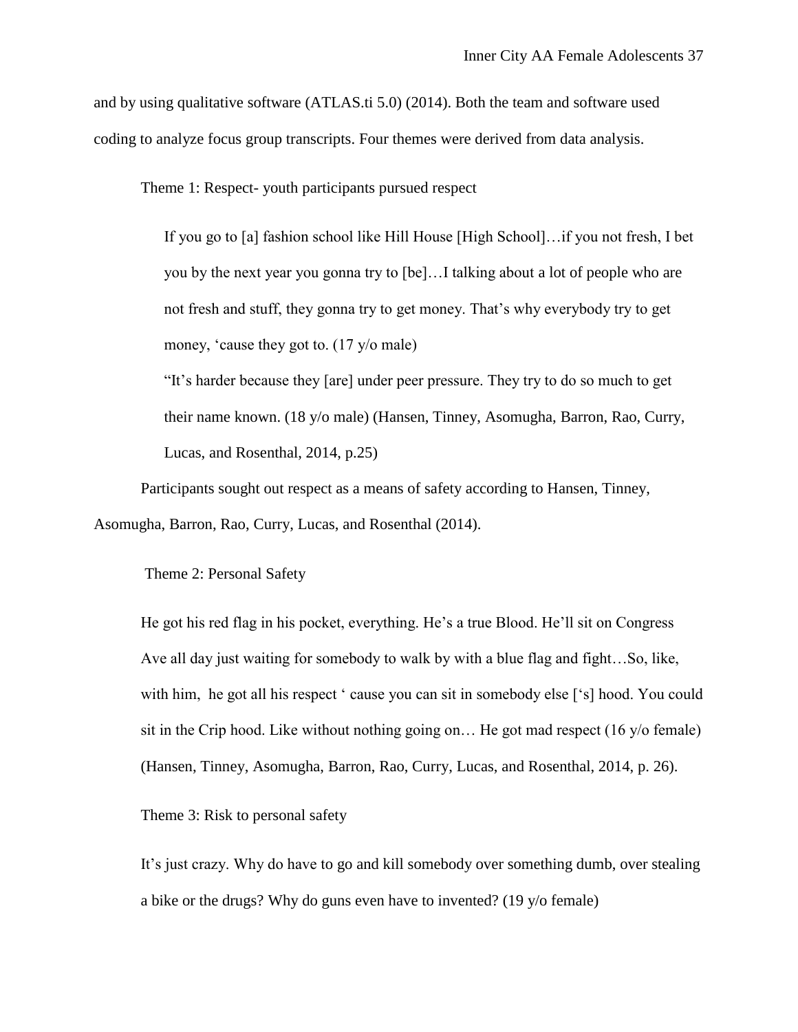and by using qualitative software (ATLAS.ti 5.0) (2014). Both the team and software used coding to analyze focus group transcripts. Four themes were derived from data analysis.

Theme 1: Respect- youth participants pursued respect

> If you go to [a] fashion school like Hill House [High School]…if you not fresh, I bet you by the next year you gonna try to [be]…I talking about a lot of people who are not fresh and stuff, they gonna try to get money. That's why everybody try to get money, 'cause they got to. (17 y/o male)
>
> "It's harder because they [are] under peer pressure. They try to do so much to get their name known. (18 y/o male) (Hansen, Tinney, Asomugha, Barron, Rao, Curry, Lucas, and Rosenthal, 2014, p.25)

Participants sought out respect as a means of safety according to Hansen, Tinney, Asomugha, Barron, Rao, Curry, Lucas, and Rosenthal (2014).

Theme 2: Personal Safety

> He got his red flag in his pocket, everything. He's a true Blood. He'll sit on Congress Ave all day just waiting for somebody to walk by with a blue flag and fight…So, like, with him, he got all his respect ' cause you can sit in somebody else ['s] hood. You could sit in the Crip hood. Like without nothing going on… He got mad respect (16 y/o female) (Hansen, Tinney, Asomugha, Barron, Rao, Curry, Lucas, and Rosenthal, 2014, p. 26).

Theme 3: Risk to personal safety

> It's just crazy. Why do have to go and kill somebody over something dumb, over stealing a bike or the drugs? Why do guns even have to invented? (19 y/o female)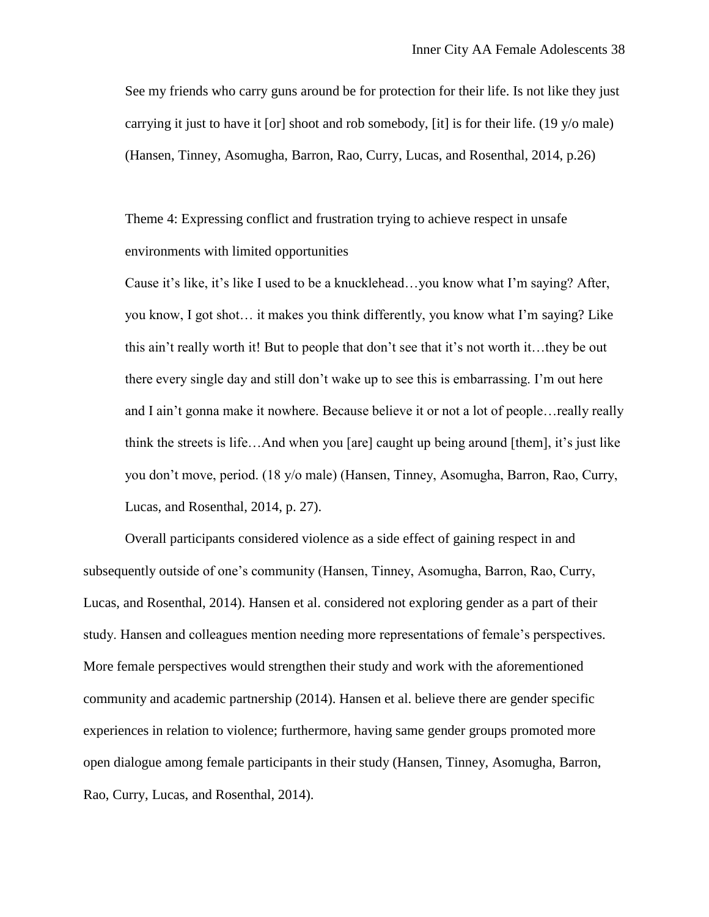> See my friends who carry guns around be for protection for their life. Is not like they just carrying it just to have it [or] shoot and rob somebody, [it] is for their life. (19 y/o male) (Hansen, Tinney, Asomugha, Barron, Rao, Curry, Lucas, and Rosenthal, 2014, p.26)
>
> Theme 4: Expressing conflict and frustration trying to achieve respect in unsafe environments with limited opportunities
>
> Cause it's like, it's like I used to be a knucklehead…you know what I'm saying? After, you know, I got shot… it makes you think differently, you know what I'm saying? Like this ain't really worth it! But to people that don't see that it's not worth it…they be out there every single day and still don't wake up to see this is embarrassing. I'm out here and I ain't gonna make it nowhere. Because believe it or not a lot of people…really really think the streets is life…And when you [are] caught up being around [them], it's just like you don't move, period. (18 y/o male) (Hansen, Tinney, Asomugha, Barron, Rao, Curry, Lucas, and Rosenthal, 2014, p. 27).

Overall participants considered violence as a side effect of gaining respect in and subsequently outside of one's community (Hansen, Tinney, Asomugha, Barron, Rao, Curry, Lucas, and Rosenthal, 2014). Hansen et al. considered not exploring gender as a part of their study. Hansen and colleagues mention needing more representations of female's perspectives. More female perspectives would strengthen their study and work with the aforementioned community and academic partnership (2014). Hansen et al. believe there are gender specific experiences in relation to violence; furthermore, having same gender groups promoted more open dialogue among female participants in their study (Hansen, Tinney, Asomugha, Barron, Rao, Curry, Lucas, and Rosenthal, 2014).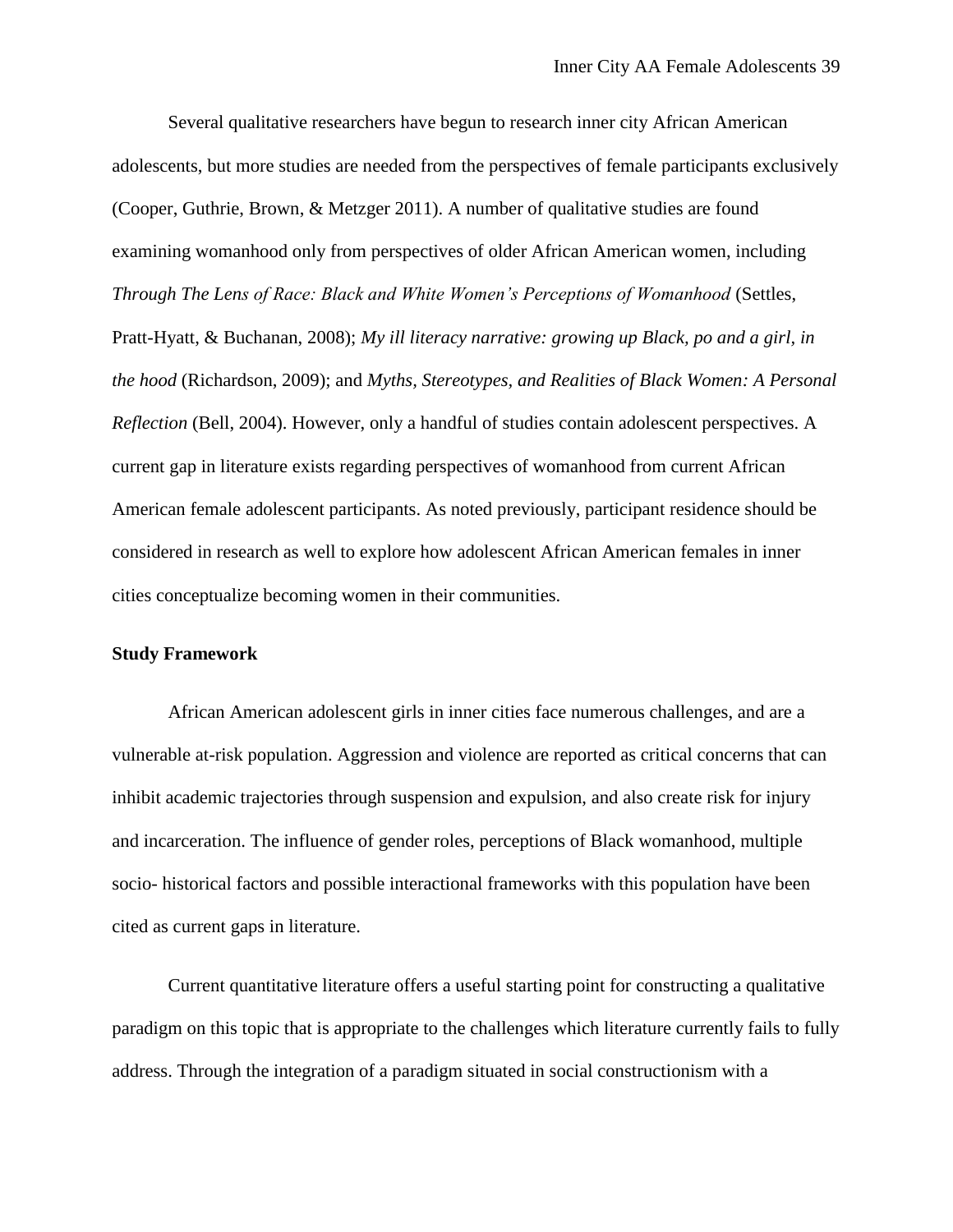Several qualitative researchers have begun to research inner city African American adolescents, but more studies are needed from the perspectives of female participants exclusively (Cooper, Guthrie, Brown, & Metzger 2011). A number of qualitative studies are found examining womanhood only from perspectives of older African American women, including *Through The Lens of Race: Black and White Women's Perceptions of Womanhood* (Settles, Pratt-Hyatt, & Buchanan, 2008); *My ill literacy narrative: growing up Black, po and a girl, in the hood* (Richardson, 2009); and *Myths, Stereotypes, and Realities of Black Women: A Personal Reflection* (Bell, 2004). However, only a handful of studies contain adolescent perspectives. A current gap in literature exists regarding perspectives of womanhood from current African American female adolescent participants. As noted previously, participant residence should be considered in research as well to explore how adolescent African American females in inner cities conceptualize becoming women in their communities.

**Study Framework**

African American adolescent girls in inner cities face numerous challenges, and are a vulnerable at-risk population. Aggression and violence are reported as critical concerns that can inhibit academic trajectories through suspension and expulsion, and also create risk for injury and incarceration. The influence of gender roles, perceptions of Black womanhood, multiple socio- historical factors and possible interactional frameworks with this population have been cited as current gaps in literature.

Current quantitative literature offers a useful starting point for constructing a qualitative paradigm on this topic that is appropriate to the challenges which literature currently fails to fully address. Through the integration of a paradigm situated in social constructionism with a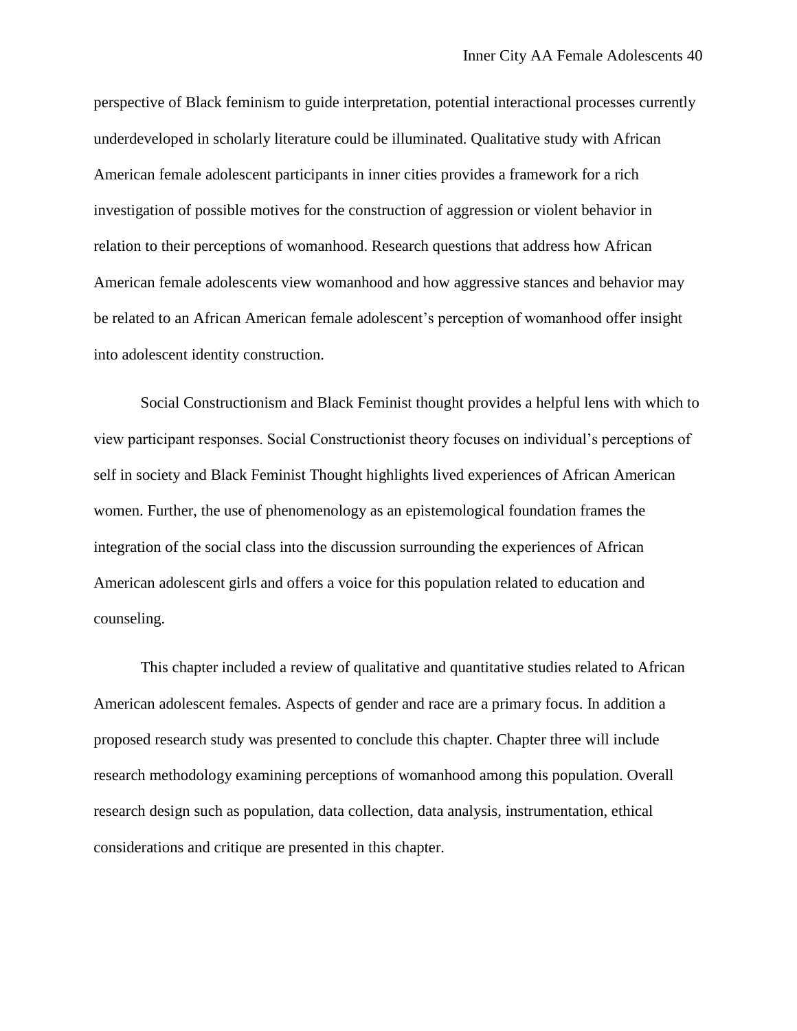perspective of Black feminism to guide interpretation, potential interactional processes currently underdeveloped in scholarly literature could be illuminated. Qualitative study with African American female adolescent participants in inner cities provides a framework for a rich investigation of possible motives for the construction of aggression or violent behavior in relation to their perceptions of womanhood. Research questions that address how African American female adolescents view womanhood and how aggressive stances and behavior may be related to an African American female adolescent's perception of womanhood offer insight into adolescent identity construction.

Social Constructionism and Black Feminist thought provides a helpful lens with which to view participant responses. Social Constructionist theory focuses on individual's perceptions of self in society and Black Feminist Thought highlights lived experiences of African American women. Further, the use of phenomenology as an epistemological foundation frames the integration of the social class into the discussion surrounding the experiences of African American adolescent girls and offers a voice for this population related to education and counseling.

This chapter included a review of qualitative and quantitative studies related to African American adolescent females. Aspects of gender and race are a primary focus. In addition a proposed research study was presented to conclude this chapter. Chapter three will include research methodology examining perceptions of womanhood among this population. Overall research design such as population, data collection, data analysis, instrumentation, ethical considerations and critique are presented in this chapter.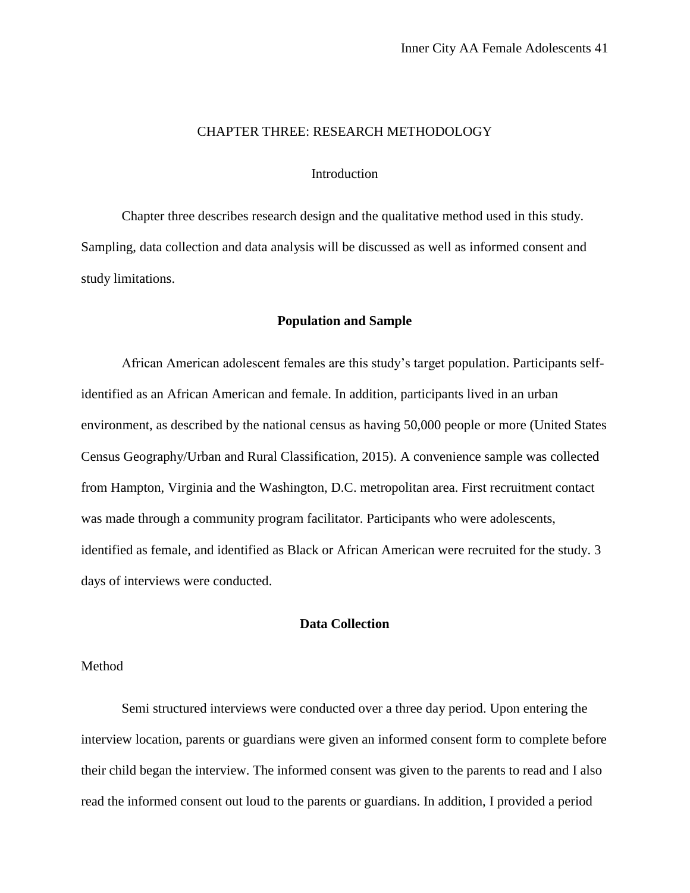# CHAPTER THREE: RESEARCH METHODOLOGY

## Introduction

Chapter three describes research design and the qualitative method used in this study. Sampling, data collection and data analysis will be discussed as well as informed consent and study limitations.

## **Population and Sample**

African American adolescent females are this study's target population. Participants self-identified as an African American and female. In addition, participants lived in an urban environment, as described by the national census as having 50,000 people or more (United States Census Geography/Urban and Rural Classification, 2015). A convenience sample was collected from Hampton, Virginia and the Washington, D.C. metropolitan area. First recruitment contact was made through a community program facilitator. Participants who were adolescents, identified as female, and identified as Black or African American were recruited for the study. 3 days of interviews were conducted.

## **Data Collection**

### Method

Semi structured interviews were conducted over a three day period. Upon entering the interview location, parents or guardians were given an informed consent form to complete before their child began the interview. The informed consent was given to the parents to read and I also read the informed consent out loud to the parents or guardians. In addition, I provided a period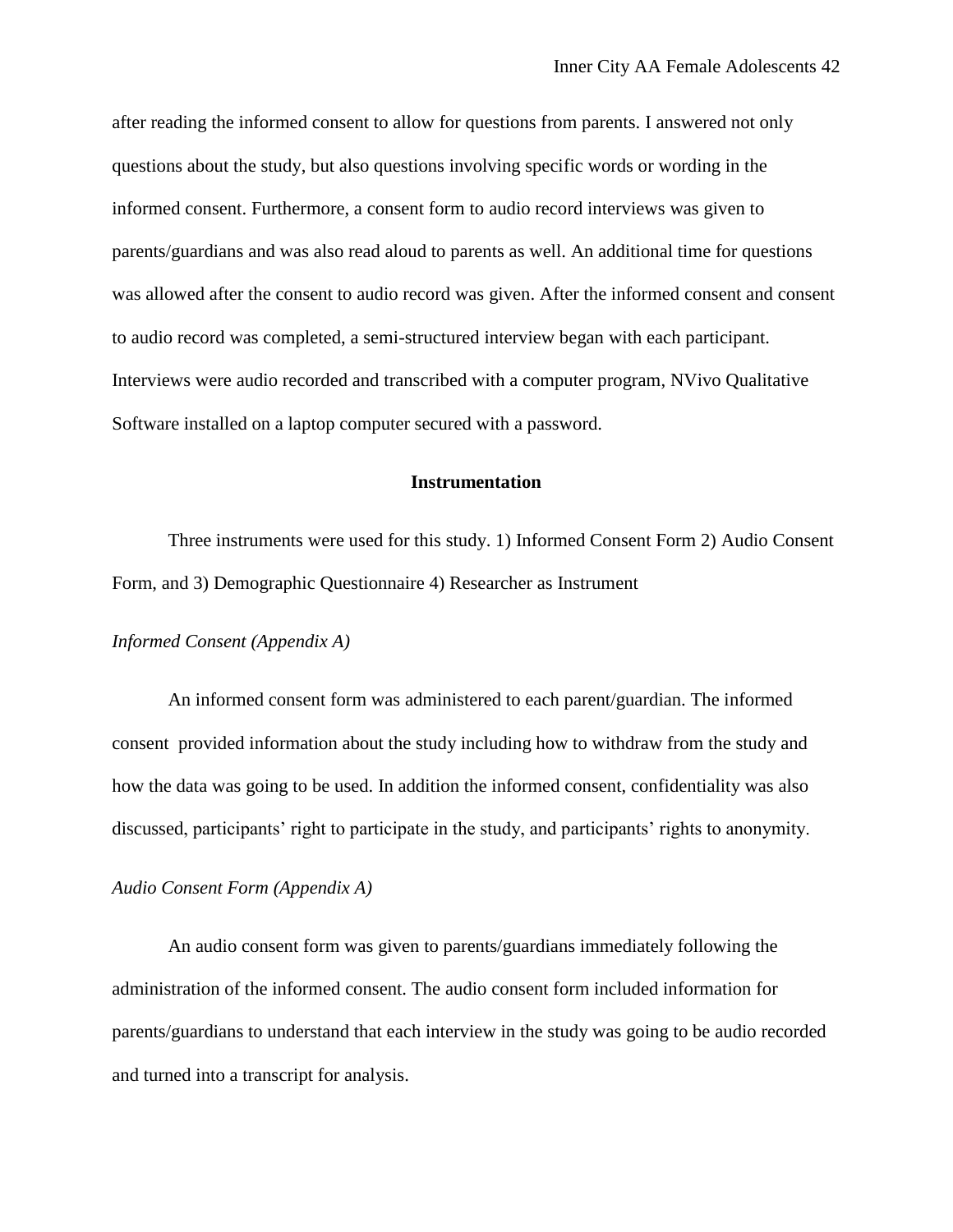after reading the informed consent to allow for questions from parents. I answered not only questions about the study, but also questions involving specific words or wording in the informed consent. Furthermore, a consent form to audio record interviews was given to parents/guardians and was also read aloud to parents as well. An additional time for questions was allowed after the consent to audio record was given. After the informed consent and consent to audio record was completed, a semi-structured interview began with each participant. Interviews were audio recorded and transcribed with a computer program, NVivo Qualitative Software installed on a laptop computer secured with a password.

## Instrumentation

Three instruments were used for this study. 1) Informed Consent Form 2) Audio Consent Form, and 3) Demographic Questionnaire 4) Researcher as Instrument

### *Informed Consent (Appendix A)*

An informed consent form was administered to each parent/guardian. The informed consent provided information about the study including how to withdraw from the study and how the data was going to be used. In addition the informed consent, confidentiality was also discussed, participants' right to participate in the study, and participants' rights to anonymity.

### *Audio Consent Form (Appendix A)*

An audio consent form was given to parents/guardians immediately following the administration of the informed consent. The audio consent form included information for parents/guardians to understand that each interview in the study was going to be audio recorded and turned into a transcript for analysis.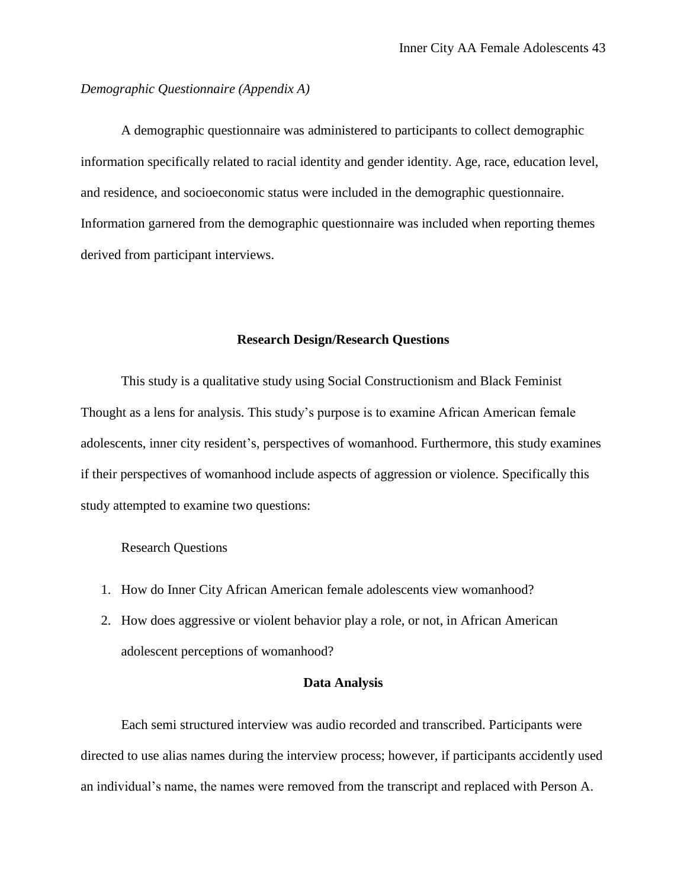*Demographic Questionnaire (Appendix A)*

A demographic questionnaire was administered to participants to collect demographic information specifically related to racial identity and gender identity. Age, race, education level, and residence, and socioeconomic status were included in the demographic questionnaire. Information garnered from the demographic questionnaire was included when reporting themes derived from participant interviews.

## Research Design/Research Questions

This study is a qualitative study using Social Constructionism and Black Feminist Thought as a lens for analysis. This study's purpose is to examine African American female adolescents, inner city resident's, perspectives of womanhood. Furthermore, this study examines if their perspectives of womanhood include aspects of aggression or violence. Specifically this study attempted to examine two questions:

Research Questions

1. How do Inner City African American female adolescents view womanhood?
2. How does aggressive or violent behavior play a role, or not, in African American adolescent perceptions of womanhood?

## Data Analysis

Each semi structured interview was audio recorded and transcribed. Participants were directed to use alias names during the interview process; however, if participants accidently used an individual's name, the names were removed from the transcript and replaced with Person A.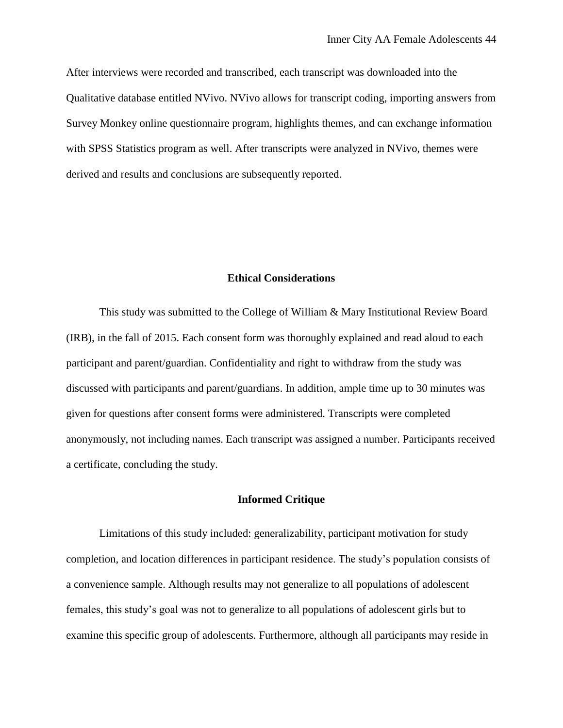After interviews were recorded and transcribed, each transcript was downloaded into the Qualitative database entitled NVivo. NVivo allows for transcript coding, importing answers from Survey Monkey online questionnaire program, highlights themes, and can exchange information with SPSS Statistics program as well. After transcripts were analyzed in NVivo, themes were derived and results and conclusions are subsequently reported.

## Ethical Considerations

This study was submitted to the College of William & Mary Institutional Review Board (IRB), in the fall of 2015. Each consent form was thoroughly explained and read aloud to each participant and parent/guardian. Confidentiality and right to withdraw from the study was discussed with participants and parent/guardians. In addition, ample time up to 30 minutes was given for questions after consent forms were administered. Transcripts were completed anonymously, not including names. Each transcript was assigned a number. Participants received a certificate, concluding the study.

## Informed Critique

Limitations of this study included: generalizability, participant motivation for study completion, and location differences in participant residence. The study's population consists of a convenience sample. Although results may not generalize to all populations of adolescent females, this study's goal was not to generalize to all populations of adolescent girls but to examine this specific group of adolescents. Furthermore, although all participants may reside in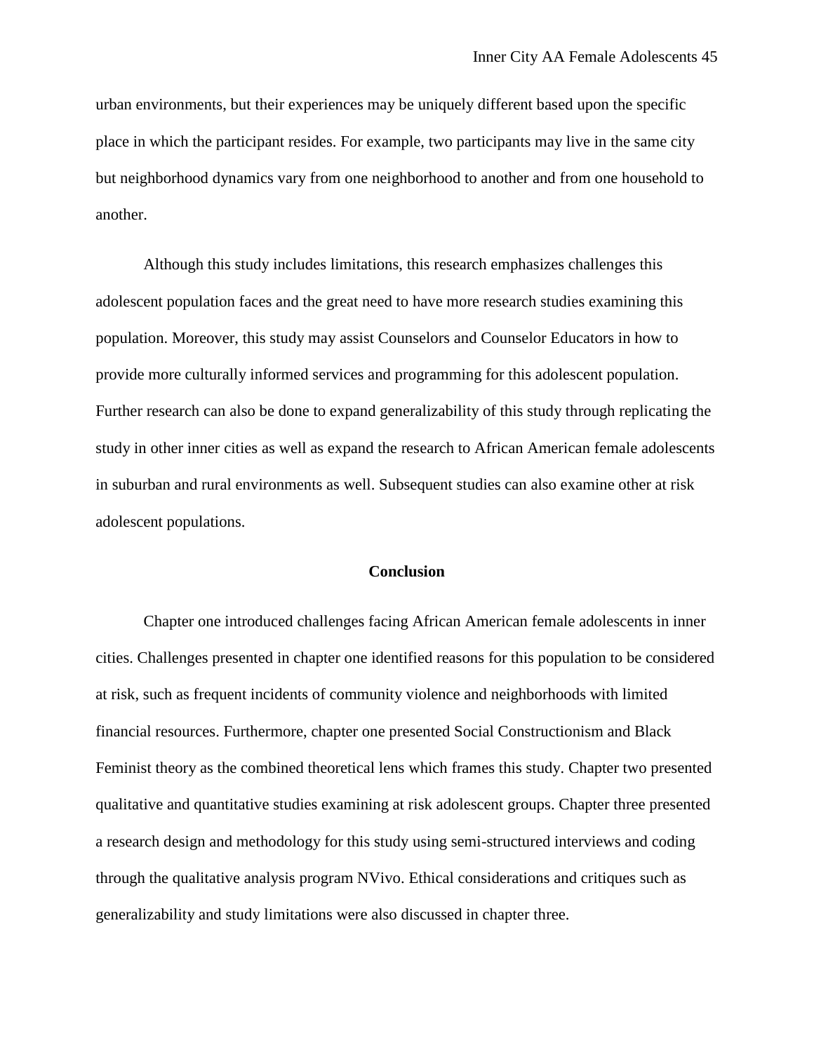urban environments, but their experiences may be uniquely different based upon the specific place in which the participant resides. For example, two participants may live in the same city but neighborhood dynamics vary from one neighborhood to another and from one household to another.

Although this study includes limitations, this research emphasizes challenges this adolescent population faces and the great need to have more research studies examining this population. Moreover, this study may assist Counselors and Counselor Educators in how to provide more culturally informed services and programming for this adolescent population. Further research can also be done to expand generalizability of this study through replicating the study in other inner cities as well as expand the research to African American female adolescents in suburban and rural environments as well. Subsequent studies can also examine other at risk adolescent populations.

## Conclusion

Chapter one introduced challenges facing African American female adolescents in inner cities. Challenges presented in chapter one identified reasons for this population to be considered at risk, such as frequent incidents of community violence and neighborhoods with limited financial resources. Furthermore, chapter one presented Social Constructionism and Black Feminist theory as the combined theoretical lens which frames this study. Chapter two presented qualitative and quantitative studies examining at risk adolescent groups. Chapter three presented a research design and methodology for this study using semi-structured interviews and coding through the qualitative analysis program NVivo. Ethical considerations and critiques such as generalizability and study limitations were also discussed in chapter three.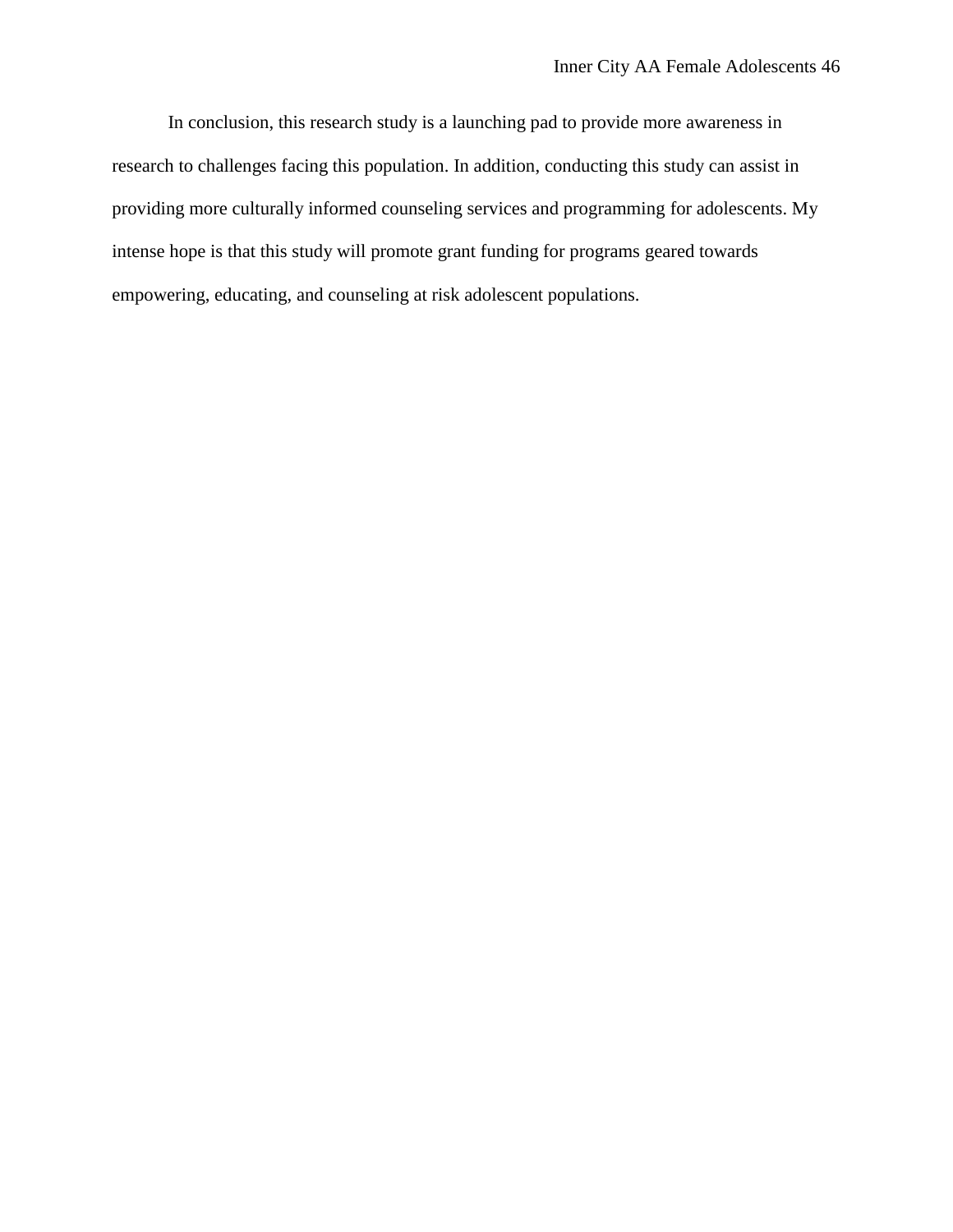In conclusion, this research study is a launching pad to provide more awareness in research to challenges facing this population. In addition, conducting this study can assist in providing more culturally informed counseling services and programming for adolescents. My intense hope is that this study will promote grant funding for programs geared towards empowering, educating, and counseling at risk adolescent populations.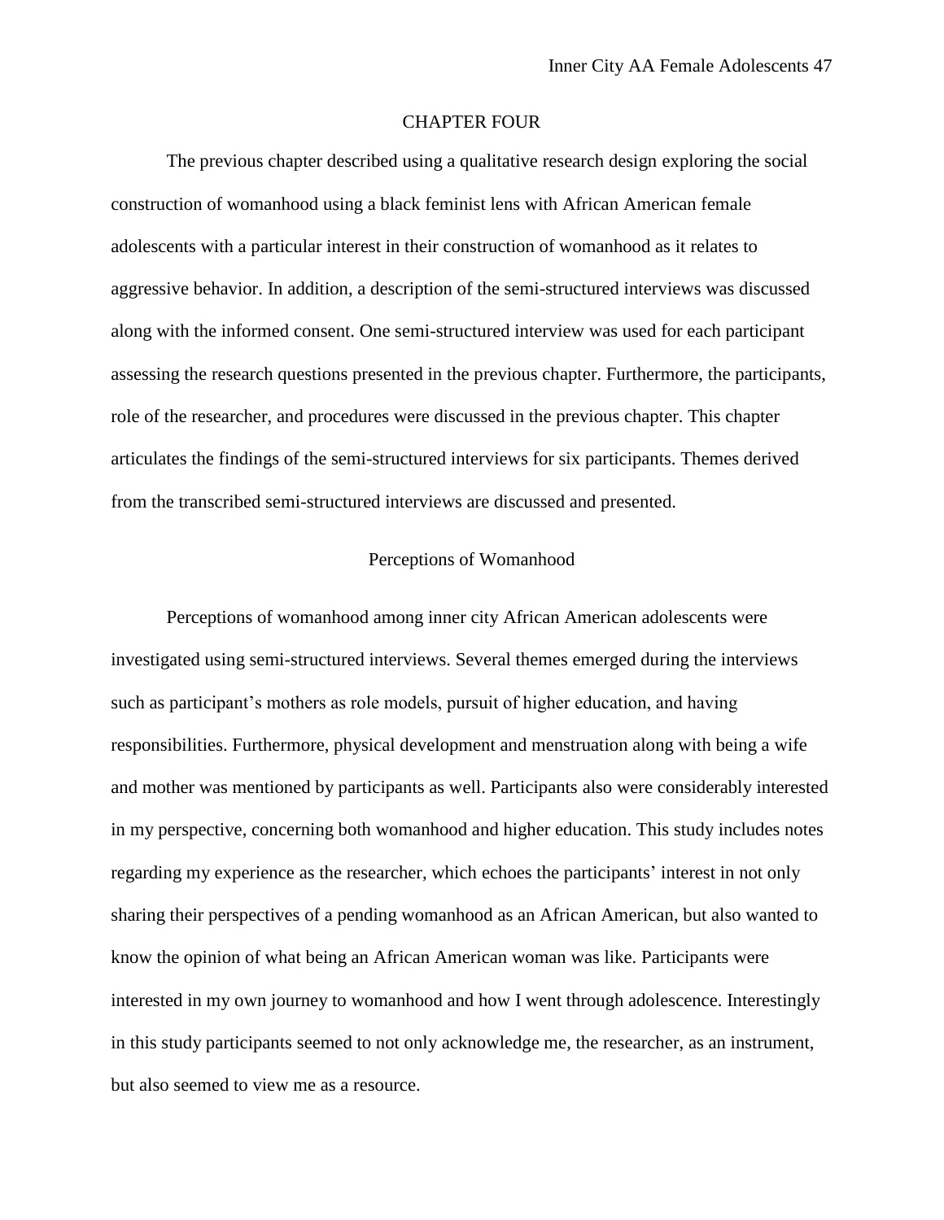# CHAPTER FOUR

The previous chapter described using a qualitative research design exploring the social construction of womanhood using a black feminist lens with African American female adolescents with a particular interest in their construction of womanhood as it relates to aggressive behavior. In addition, a description of the semi-structured interviews was discussed along with the informed consent. One semi-structured interview was used for each participant assessing the research questions presented in the previous chapter. Furthermore, the participants, role of the researcher, and procedures were discussed in the previous chapter. This chapter articulates the findings of the semi-structured interviews for six participants. Themes derived from the transcribed semi-structured interviews are discussed and presented.

## Perceptions of Womanhood

Perceptions of womanhood among inner city African American adolescents were investigated using semi-structured interviews. Several themes emerged during the interviews such as participant's mothers as role models, pursuit of higher education, and having responsibilities. Furthermore, physical development and menstruation along with being a wife and mother was mentioned by participants as well. Participants also were considerably interested in my perspective, concerning both womanhood and higher education. This study includes notes regarding my experience as the researcher, which echoes the participants' interest in not only sharing their perspectives of a pending womanhood as an African American, but also wanted to know the opinion of what being an African American woman was like. Participants were interested in my own journey to womanhood and how I went through adolescence. Interestingly in this study participants seemed to not only acknowledge me, the researcher, as an instrument, but also seemed to view me as a resource.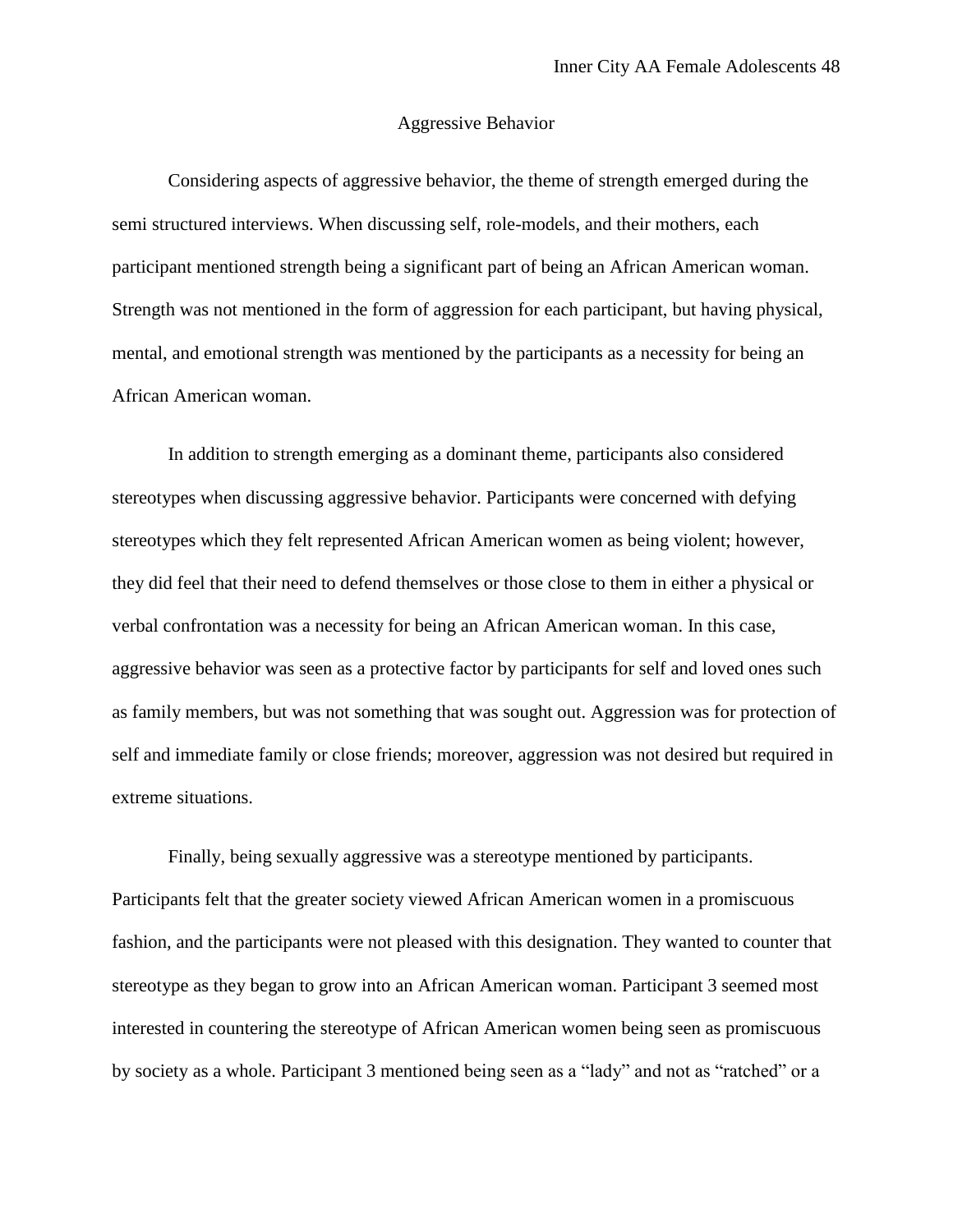## Aggressive Behavior

Considering aspects of aggressive behavior, the theme of strength emerged during the semi structured interviews. When discussing self, role-models, and their mothers, each participant mentioned strength being a significant part of being an African American woman. Strength was not mentioned in the form of aggression for each participant, but having physical, mental, and emotional strength was mentioned by the participants as a necessity for being an African American woman.

In addition to strength emerging as a dominant theme, participants also considered stereotypes when discussing aggressive behavior. Participants were concerned with defying stereotypes which they felt represented African American women as being violent; however, they did feel that their need to defend themselves or those close to them in either a physical or verbal confrontation was a necessity for being an African American woman. In this case, aggressive behavior was seen as a protective factor by participants for self and loved ones such as family members, but was not something that was sought out. Aggression was for protection of self and immediate family or close friends; moreover, aggression was not desired but required in extreme situations.

Finally, being sexually aggressive was a stereotype mentioned by participants. Participants felt that the greater society viewed African American women in a promiscuous fashion, and the participants were not pleased with this designation. They wanted to counter that stereotype as they began to grow into an African American woman. Participant 3 seemed most interested in countering the stereotype of African American women being seen as promiscuous by society as a whole. Participant 3 mentioned being seen as a "lady" and not as "ratched" or a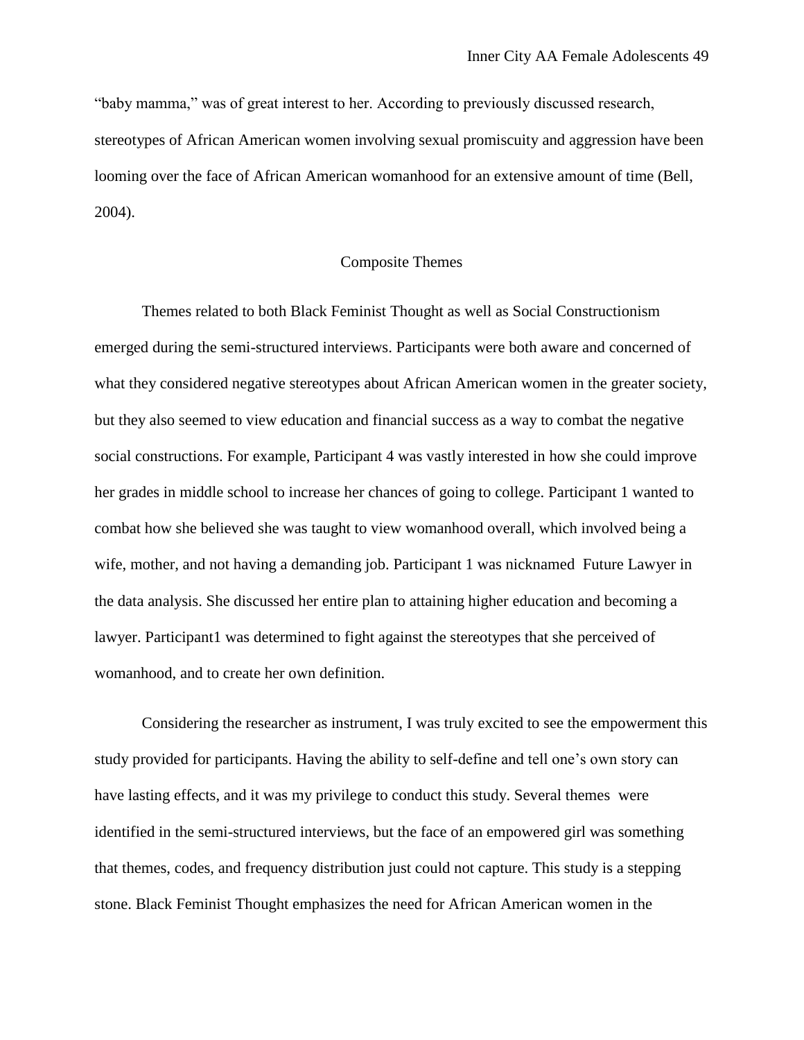"baby mamma," was of great interest to her. According to previously discussed research, stereotypes of African American women involving sexual promiscuity and aggression have been looming over the face of African American womanhood for an extensive amount of time (Bell, 2004).

## Composite Themes

Themes related to both Black Feminist Thought as well as Social Constructionism emerged during the semi-structured interviews. Participants were both aware and concerned of what they considered negative stereotypes about African American women in the greater society, but they also seemed to view education and financial success as a way to combat the negative social constructions. For example, Participant 4 was vastly interested in how she could improve her grades in middle school to increase her chances of going to college. Participant 1 wanted to combat how she believed she was taught to view womanhood overall, which involved being a wife, mother, and not having a demanding job. Participant 1 was nicknamed Future Lawyer in the data analysis. She discussed her entire plan to attaining higher education and becoming a lawyer. Participant1 was determined to fight against the stereotypes that she perceived of womanhood, and to create her own definition.

Considering the researcher as instrument, I was truly excited to see the empowerment this study provided for participants. Having the ability to self-define and tell one's own story can have lasting effects, and it was my privilege to conduct this study. Several themes were identified in the semi-structured interviews, but the face of an empowered girl was something that themes, codes, and frequency distribution just could not capture. This study is a stepping stone. Black Feminist Thought emphasizes the need for African American women in the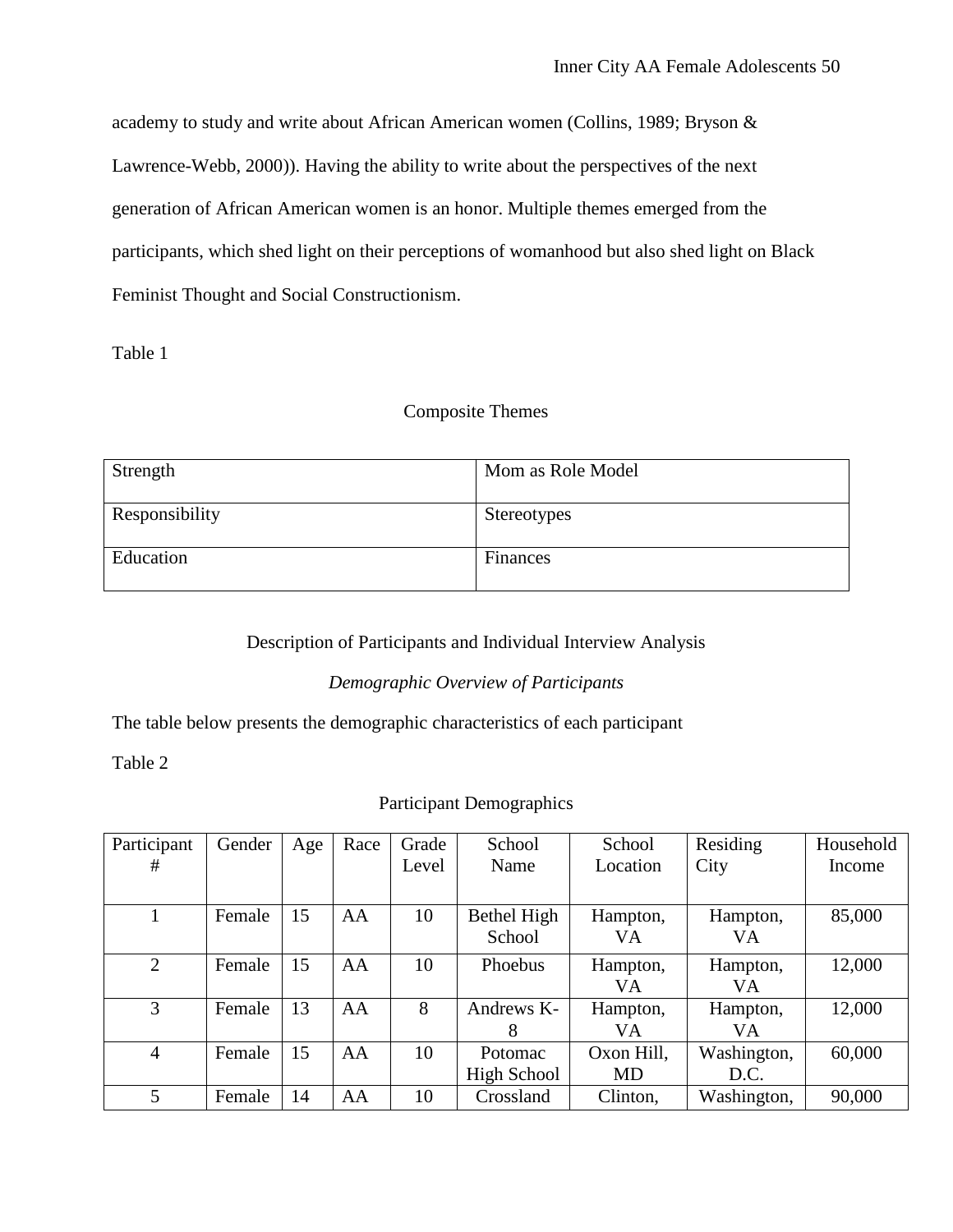academy to study and write about African American women (Collins, 1989; Bryson & Lawrence-Webb, 2000)). Having the ability to write about the perspectives of the next generation of African American women is an honor. Multiple themes emerged from the participants, which shed light on their perceptions of womanhood but also shed light on Black Feminist Thought and Social Constructionism.

Table 1

Composite Themes

| | |
|---|---|
| Strength | Mom as Role Model |
| Responsibility | Stereotypes |
| Education | Finances |

## Description of Participants and Individual Interview Analysis

### *Demographic Overview of Participants*

The table below presents the demographic characteristics of each participant

Table 2

Participant Demographics

| Participant # | Gender | Age | Race | Grade Level | School Name | School Location | Residing City | Household Income |
|---|---|---|---|---|---|---|---|---|
| 1 | Female | 15 | AA | 10 | Bethel High School | Hampton, VA | Hampton, VA | 85,000 |
| 2 | Female | 15 | AA | 10 | Phoebus | Hampton, VA | Hampton, VA | 12,000 |
| 3 | Female | 13 | AA | 8 | Andrews K-8 | Hampton, VA | Hampton, VA | 12,000 |
| 4 | Female | 15 | AA | 10 | Potomac High School | Oxon Hill, MD | Washington, D.C. | 60,000 |
| 5 | Female | 14 | AA | 10 | Crossland | Clinton, | Washington, | 90,000 |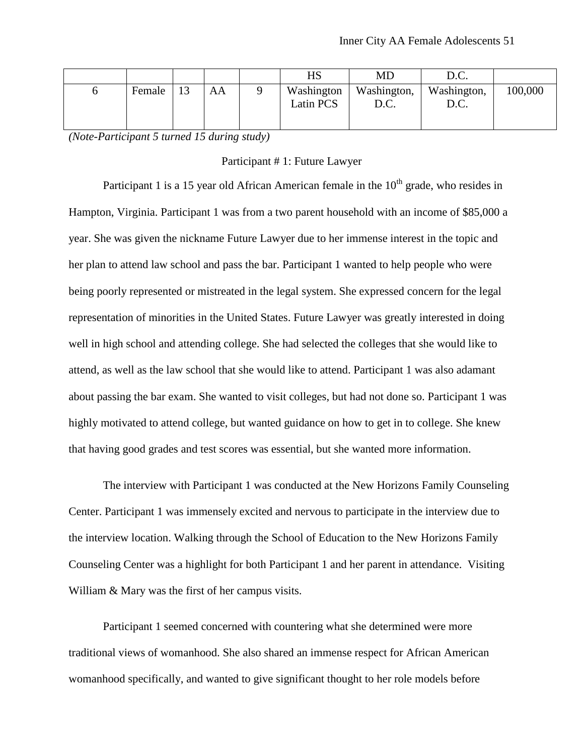| | | | | | HS | MD | D.C. | |
|---|---|---|---|---|---|---|---|---|
| 6 | Female | 13 | AA | 9 | Washington Latin PCS | Washington, D.C. | Washington, D.C. | 100,000 |

*(Note-Participant 5 turned 15 during study)*

Participant # 1: Future Lawyer

Participant 1 is a 15 year old African American female in the 10th grade, who resides in Hampton, Virginia. Participant 1 was from a two parent household with an income of $85,000 a year. She was given the nickname Future Lawyer due to her immense interest in the topic and her plan to attend law school and pass the bar. Participant 1 wanted to help people who were being poorly represented or mistreated in the legal system. She expressed concern for the legal representation of minorities in the United States. Future Lawyer was greatly interested in doing well in high school and attending college. She had selected the colleges that she would like to attend, as well as the law school that she would like to attend. Participant 1 was also adamant about passing the bar exam. She wanted to visit colleges, but had not done so. Participant 1 was highly motivated to attend college, but wanted guidance on how to get in to college. She knew that having good grades and test scores was essential, but she wanted more information.

The interview with Participant 1 was conducted at the New Horizons Family Counseling Center. Participant 1 was immensely excited and nervous to participate in the interview due to the interview location. Walking through the School of Education to the New Horizons Family Counseling Center was a highlight for both Participant 1 and her parent in attendance. Visiting William & Mary was the first of her campus visits.

Participant 1 seemed concerned with countering what she determined were more traditional views of womanhood. She also shared an immense respect for African American womanhood specifically, and wanted to give significant thought to her role models before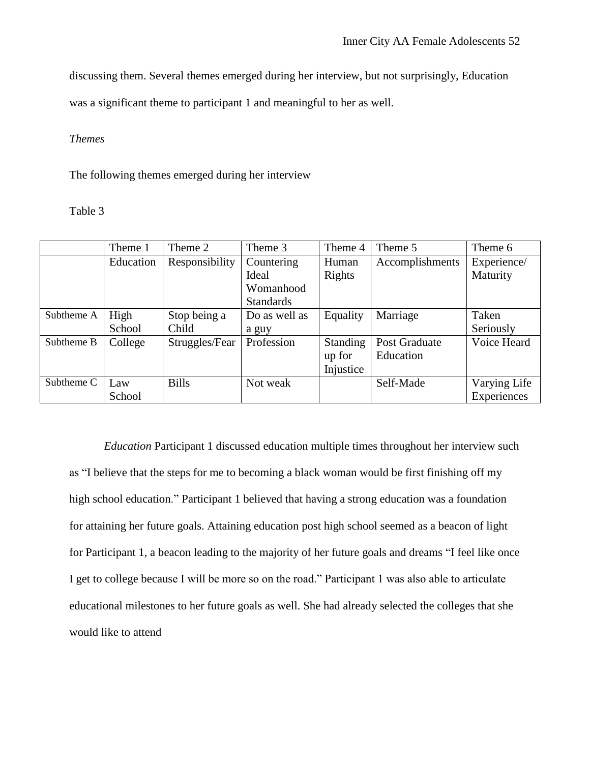discussing them. Several themes emerged during her interview, but not surprisingly, Education was a significant theme to participant 1 and meaningful to her as well.

*Themes*

The following themes emerged during her interview

Table 3

| | Theme 1 | Theme 2 | Theme 3 | Theme 4 | Theme 5 | Theme 6 |
|---|---|---|---|---|---|---|
| | Education | Responsibility | Countering Ideal Womanhood Standards | Human Rights | Accomplishments | Experience/ Maturity |
| Subtheme A | High School | Stop being a Child | Do as well as a guy | Equality | Marriage | Taken Seriously |
| Subtheme B | College | Struggles/Fear | Profession | Standing up for Injustice | Post Graduate Education | Voice Heard |
| Subtheme C | Law School | Bills | Not weak | | Self-Made | Varying Life Experiences |

*Education* Participant 1 discussed education multiple times throughout her interview such as "I believe that the steps for me to becoming a black woman would be first finishing off my high school education." Participant 1 believed that having a strong education was a foundation for attaining her future goals. Attaining education post high school seemed as a beacon of light for Participant 1, a beacon leading to the majority of her future goals and dreams "I feel like once I get to college because I will be more so on the road." Participant 1 was also able to articulate educational milestones to her future goals as well. She had already selected the colleges that she would like to attend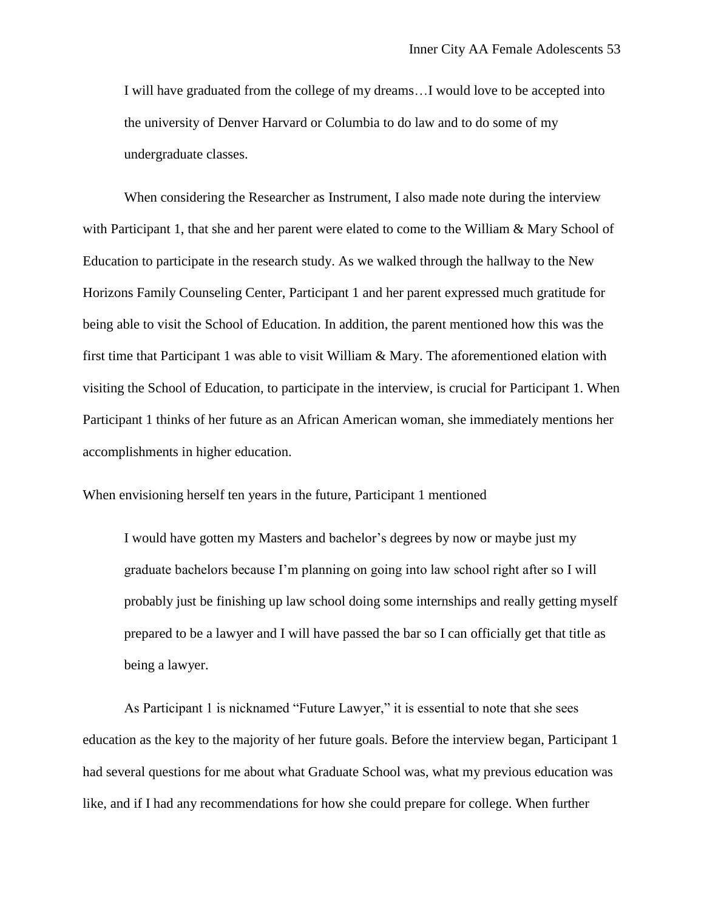> I will have graduated from the college of my dreams…I would love to be accepted into the university of Denver Harvard or Columbia to do law and to do some of my undergraduate classes.

When considering the Researcher as Instrument, I also made note during the interview with Participant 1, that she and her parent were elated to come to the William & Mary School of Education to participate in the research study. As we walked through the hallway to the New Horizons Family Counseling Center, Participant 1 and her parent expressed much gratitude for being able to visit the School of Education. In addition, the parent mentioned how this was the first time that Participant 1 was able to visit William & Mary. The aforementioned elation with visiting the School of Education, to participate in the interview, is crucial for Participant 1. When Participant 1 thinks of her future as an African American woman, she immediately mentions her accomplishments in higher education.

When envisioning herself ten years in the future, Participant 1 mentioned

> I would have gotten my Masters and bachelor's degrees by now or maybe just my graduate bachelors because I'm planning on going into law school right after so I will probably just be finishing up law school doing some internships and really getting myself prepared to be a lawyer and I will have passed the bar so I can officially get that title as being a lawyer.

As Participant 1 is nicknamed "Future Lawyer," it is essential to note that she sees education as the key to the majority of her future goals. Before the interview began, Participant 1 had several questions for me about what Graduate School was, what my previous education was like, and if I had any recommendations for how she could prepare for college. When further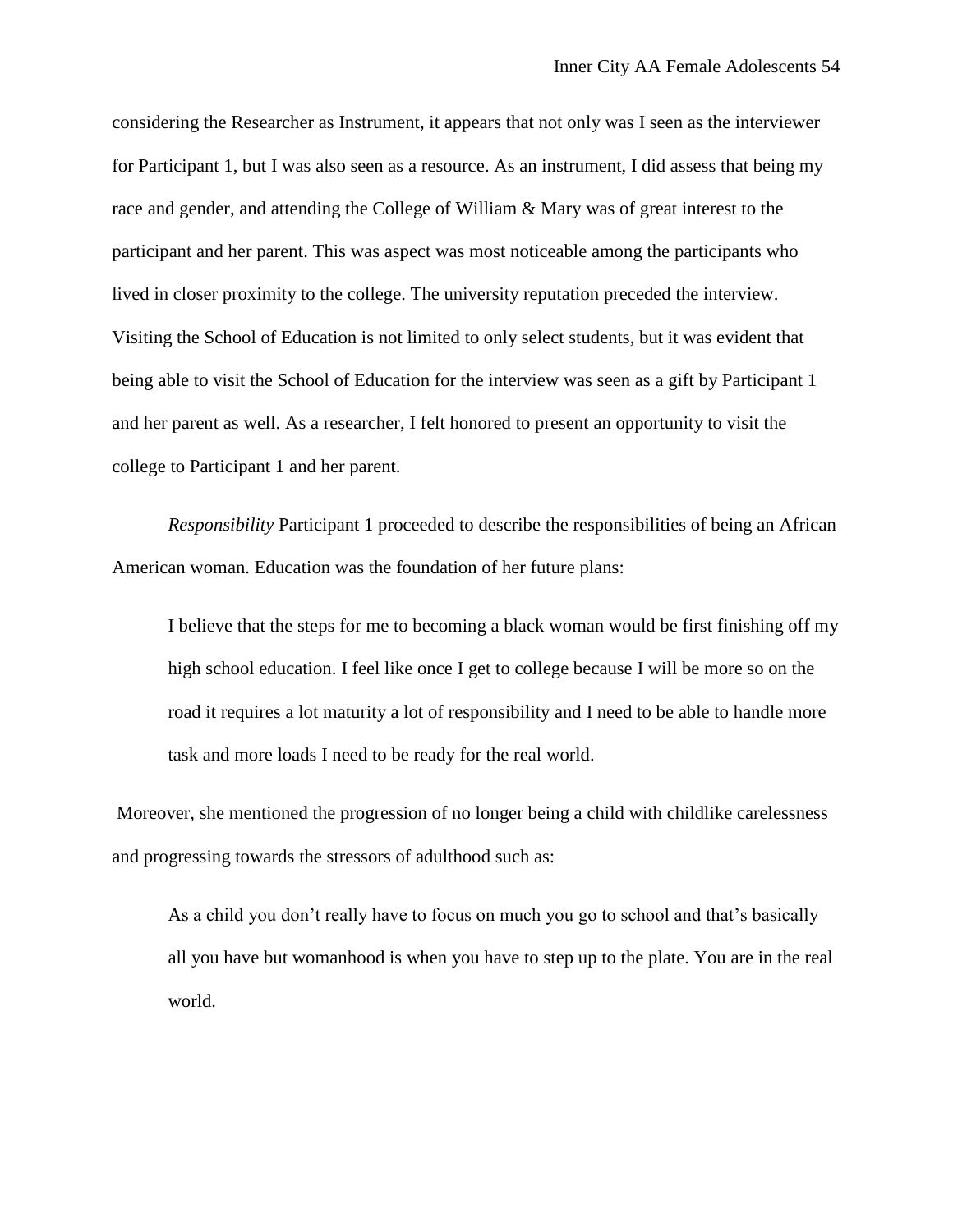considering the Researcher as Instrument, it appears that not only was I seen as the interviewer for Participant 1, but I was also seen as a resource. As an instrument, I did assess that being my race and gender, and attending the College of William & Mary was of great interest to the participant and her parent. This was aspect was most noticeable among the participants who lived in closer proximity to the college. The university reputation preceded the interview. Visiting the School of Education is not limited to only select students, but it was evident that being able to visit the School of Education for the interview was seen as a gift by Participant 1 and her parent as well. As a researcher, I felt honored to present an opportunity to visit the college to Participant 1 and her parent.

*Responsibility* Participant 1 proceeded to describe the responsibilities of being an African American woman. Education was the foundation of her future plans:

> I believe that the steps for me to becoming a black woman would be first finishing off my high school education. I feel like once I get to college because I will be more so on the road it requires a lot maturity a lot of responsibility and I need to be able to handle more task and more loads I need to be ready for the real world.

Moreover, she mentioned the progression of no longer being a child with childlike carelessness and progressing towards the stressors of adulthood such as:

> As a child you don't really have to focus on much you go to school and that's basically all you have but womanhood is when you have to step up to the plate. You are in the real world.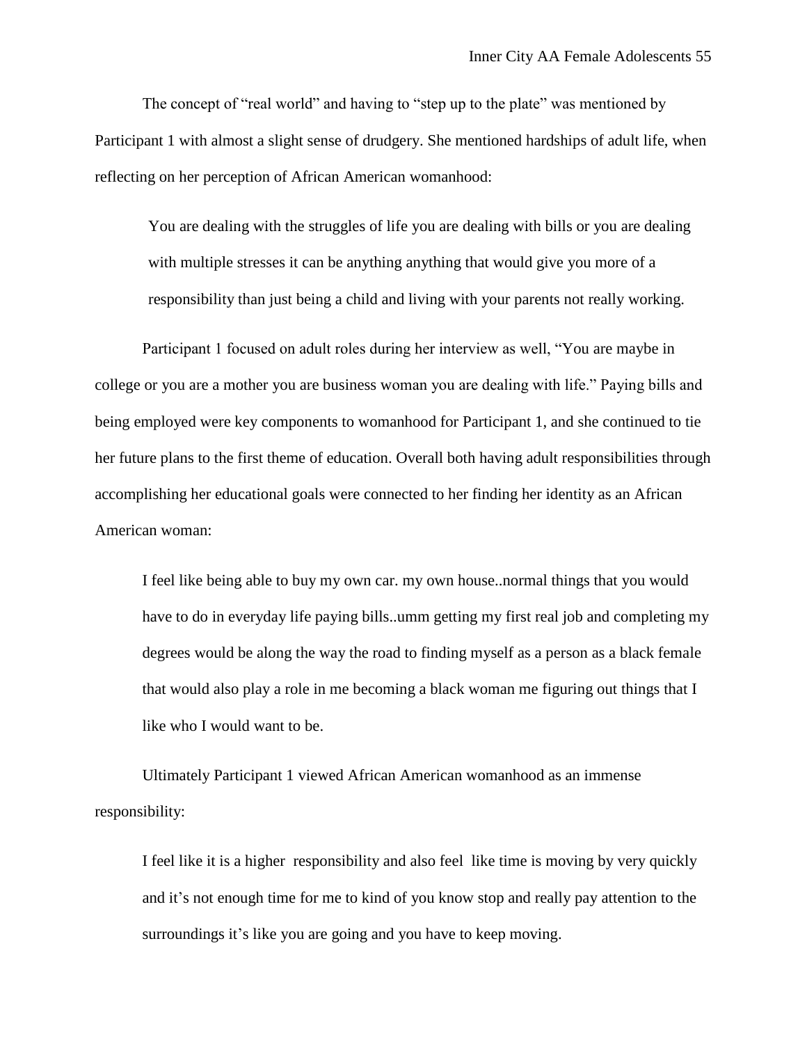The concept of "real world" and having to "step up to the plate" was mentioned by Participant 1 with almost a slight sense of drudgery. She mentioned hardships of adult life, when reflecting on her perception of African American womanhood:

> You are dealing with the struggles of life you are dealing with bills or you are dealing with multiple stresses it can be anything anything that would give you more of a responsibility than just being a child and living with your parents not really working.

Participant 1 focused on adult roles during her interview as well, "You are maybe in college or you are a mother you are business woman you are dealing with life." Paying bills and being employed were key components to womanhood for Participant 1, and she continued to tie her future plans to the first theme of education. Overall both having adult responsibilities through accomplishing her educational goals were connected to her finding her identity as an African American woman:

> I feel like being able to buy my own car. my own house..normal things that you would have to do in everyday life paying bills..umm getting my first real job and completing my degrees would be along the way the road to finding myself as a person as a black female that would also play a role in me becoming a black woman me figuring out things that I like who I would want to be.

Ultimately Participant 1 viewed African American womanhood as an immense responsibility:

> I feel like it is a higher responsibility and also feel like time is moving by very quickly and it's not enough time for me to kind of you know stop and really pay attention to the surroundings it's like you are going and you have to keep moving.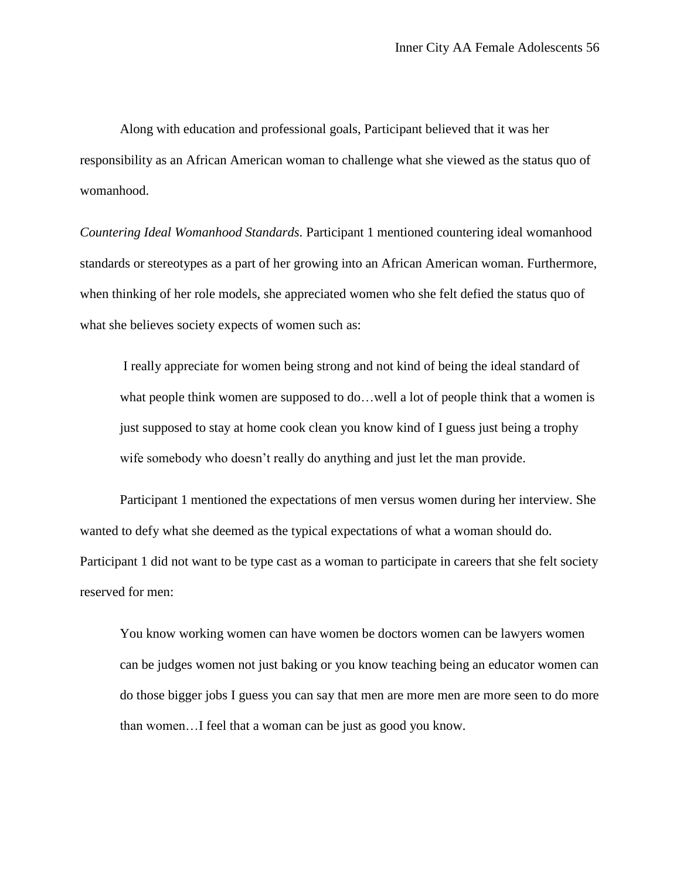Along with education and professional goals, Participant believed that it was her responsibility as an African American woman to challenge what she viewed as the status quo of womanhood.

*Countering Ideal Womanhood Standards.* Participant 1 mentioned countering ideal womanhood standards or stereotypes as a part of her growing into an African American woman. Furthermore, when thinking of her role models, she appreciated women who she felt defied the status quo of what she believes society expects of women such as:

> I really appreciate for women being strong and not kind of being the ideal standard of what people think women are supposed to do…well a lot of people think that a women is just supposed to stay at home cook clean you know kind of I guess just being a trophy wife somebody who doesn't really do anything and just let the man provide.

Participant 1 mentioned the expectations of men versus women during her interview. She wanted to defy what she deemed as the typical expectations of what a woman should do. Participant 1 did not want to be type cast as a woman to participate in careers that she felt society reserved for men:

> You know working women can have women be doctors women can be lawyers women can be judges women not just baking or you know teaching being an educator women can do those bigger jobs I guess you can say that men are more men are more seen to do more than women…I feel that a woman can be just as good you know.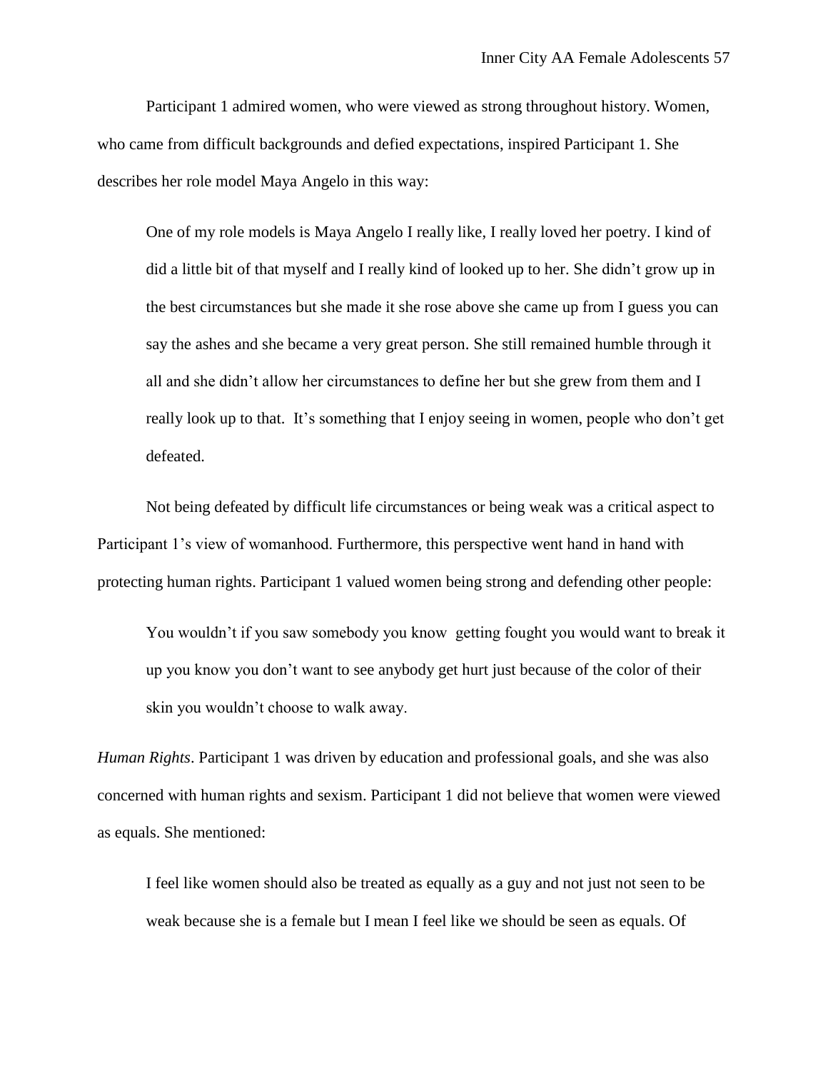Participant 1 admired women, who were viewed as strong throughout history. Women, who came from difficult backgrounds and defied expectations, inspired Participant 1. She describes her role model Maya Angelo in this way:

> One of my role models is Maya Angelo I really like, I really loved her poetry. I kind of did a little bit of that myself and I really kind of looked up to her. She didn't grow up in the best circumstances but she made it she rose above she came up from I guess you can say the ashes and she became a very great person. She still remained humble through it all and she didn't allow her circumstances to define her but she grew from them and I really look up to that. It's something that I enjoy seeing in women, people who don't get defeated.

Not being defeated by difficult life circumstances or being weak was a critical aspect to Participant 1's view of womanhood. Furthermore, this perspective went hand in hand with protecting human rights. Participant 1 valued women being strong and defending other people:

> You wouldn't if you saw somebody you know getting fought you would want to break it up you know you don't want to see anybody get hurt just because of the color of their skin you wouldn't choose to walk away.

*Human Rights*. Participant 1 was driven by education and professional goals, and she was also concerned with human rights and sexism. Participant 1 did not believe that women were viewed as equals. She mentioned:

> I feel like women should also be treated as equally as a guy and not just not seen to be weak because she is a female but I mean I feel like we should be seen as equals. Of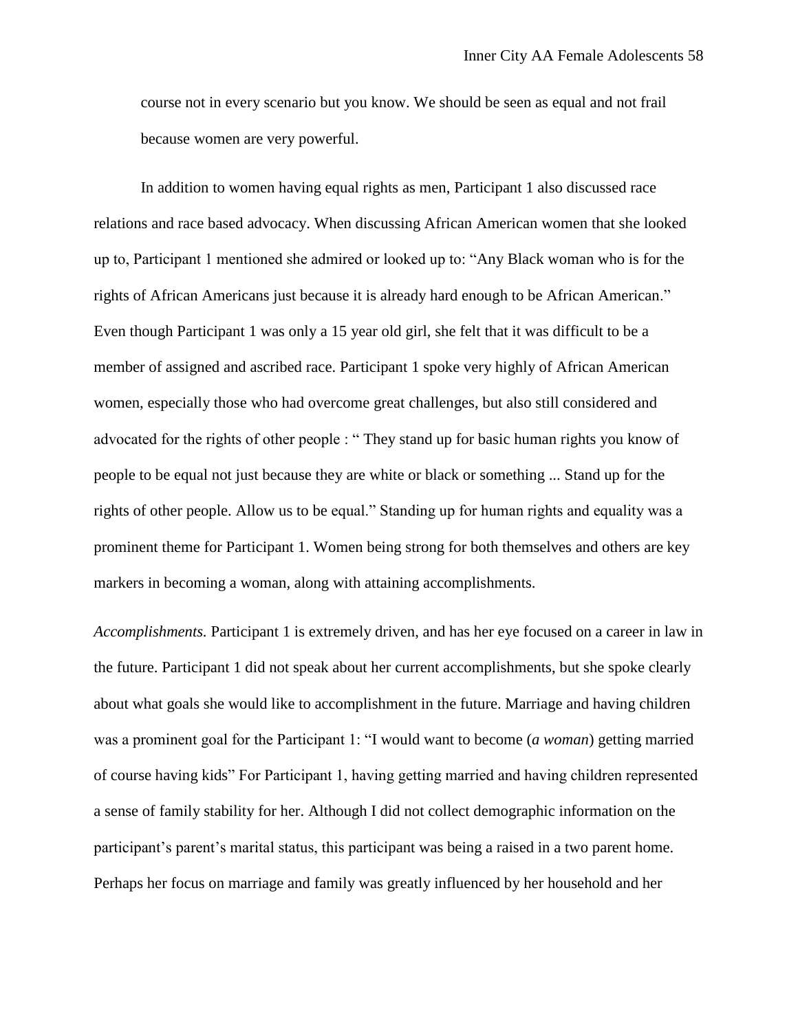course not in every scenario but you know. We should be seen as equal and not frail because women are very powerful.

In addition to women having equal rights as men, Participant 1 also discussed race relations and race based advocacy. When discussing African American women that she looked up to, Participant 1 mentioned she admired or looked up to: "Any Black woman who is for the rights of African Americans just because it is already hard enough to be African American." Even though Participant 1 was only a 15 year old girl, she felt that it was difficult to be a member of assigned and ascribed race. Participant 1 spoke very highly of African American women, especially those who had overcome great challenges, but also still considered and advocated for the rights of other people : " They stand up for basic human rights you know of people to be equal not just because they are white or black or something ... Stand up for the rights of other people. Allow us to be equal." Standing up for human rights and equality was a prominent theme for Participant 1. Women being strong for both themselves and others are key markers in becoming a woman, along with attaining accomplishments.

*Accomplishments.* Participant 1 is extremely driven, and has her eye focused on a career in law in the future. Participant 1 did not speak about her current accomplishments, but she spoke clearly about what goals she would like to accomplishment in the future. Marriage and having children was a prominent goal for the Participant 1: "I would want to become (*a woman*) getting married of course having kids" For Participant 1, having getting married and having children represented a sense of family stability for her. Although I did not collect demographic information on the participant's parent's marital status, this participant was being a raised in a two parent home. Perhaps her focus on marriage and family was greatly influenced by her household and her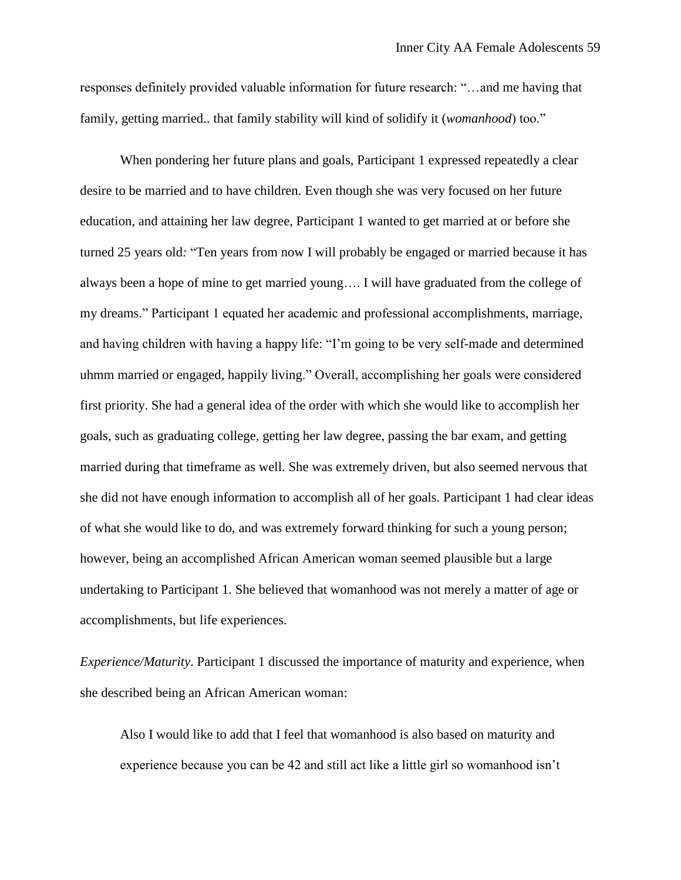responses definitely provided valuable information for future research: "…and me having that family, getting married.. that family stability will kind of solidify it (*womanhood*) too."

When pondering her future plans and goals, Participant 1 expressed repeatedly a clear desire to be married and to have children. Even though she was very focused on her future education, and attaining her law degree, Participant 1 wanted to get married at or before she turned 25 years old: "Ten years from now I will probably be engaged or married because it has always been a hope of mine to get married young…. I will have graduated from the college of my dreams." Participant 1 equated her academic and professional accomplishments, marriage, and having children with having a happy life: "I'm going to be very self-made and determined uhmm married or engaged, happily living." Overall, accomplishing her goals were considered first priority. She had a general idea of the order with which she would like to accomplish her goals, such as graduating college, getting her law degree, passing the bar exam, and getting married during that timeframe as well. She was extremely driven, but also seemed nervous that she did not have enough information to accomplish all of her goals. Participant 1 had clear ideas of what she would like to do, and was extremely forward thinking for such a young person; however, being an accomplished African American woman seemed plausible but a large undertaking to Participant 1. She believed that womanhood was not merely a matter of age or accomplishments, but life experiences.

*Experience/Maturity*. Participant 1 discussed the importance of maturity and experience, when she described being an African American woman:

> Also I would like to add that I feel that womanhood is also based on maturity and experience because you can be 42 and still act like a little girl so womanhood isn't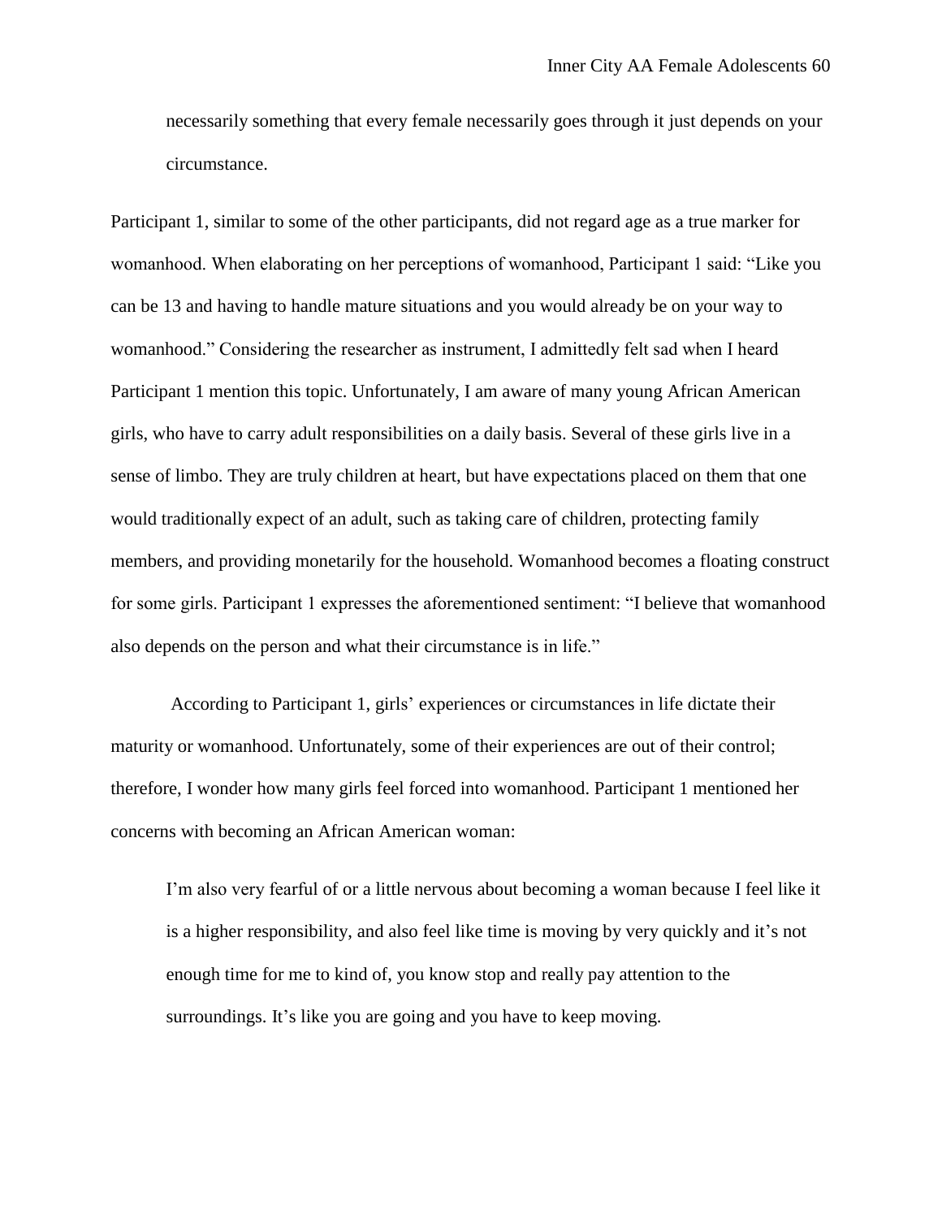> necessarily something that every female necessarily goes through it just depends on your circumstance.

Participant 1, similar to some of the other participants, did not regard age as a true marker for womanhood. When elaborating on her perceptions of womanhood, Participant 1 said: "Like you can be 13 and having to handle mature situations and you would already be on your way to womanhood." Considering the researcher as instrument, I admittedly felt sad when I heard Participant 1 mention this topic. Unfortunately, I am aware of many young African American girls, who have to carry adult responsibilities on a daily basis. Several of these girls live in a sense of limbo. They are truly children at heart, but have expectations placed on them that one would traditionally expect of an adult, such as taking care of children, protecting family members, and providing monetarily for the household. Womanhood becomes a floating construct for some girls. Participant 1 expresses the aforementioned sentiment: "I believe that womanhood also depends on the person and what their circumstance is in life."

According to Participant 1, girls' experiences or circumstances in life dictate their maturity or womanhood. Unfortunately, some of their experiences are out of their control; therefore, I wonder how many girls feel forced into womanhood. Participant 1 mentioned her concerns with becoming an African American woman:

> I'm also very fearful of or a little nervous about becoming a woman because I feel like it is a higher responsibility, and also feel like time is moving by very quickly and it's not enough time for me to kind of, you know stop and really pay attention to the surroundings. It's like you are going and you have to keep moving.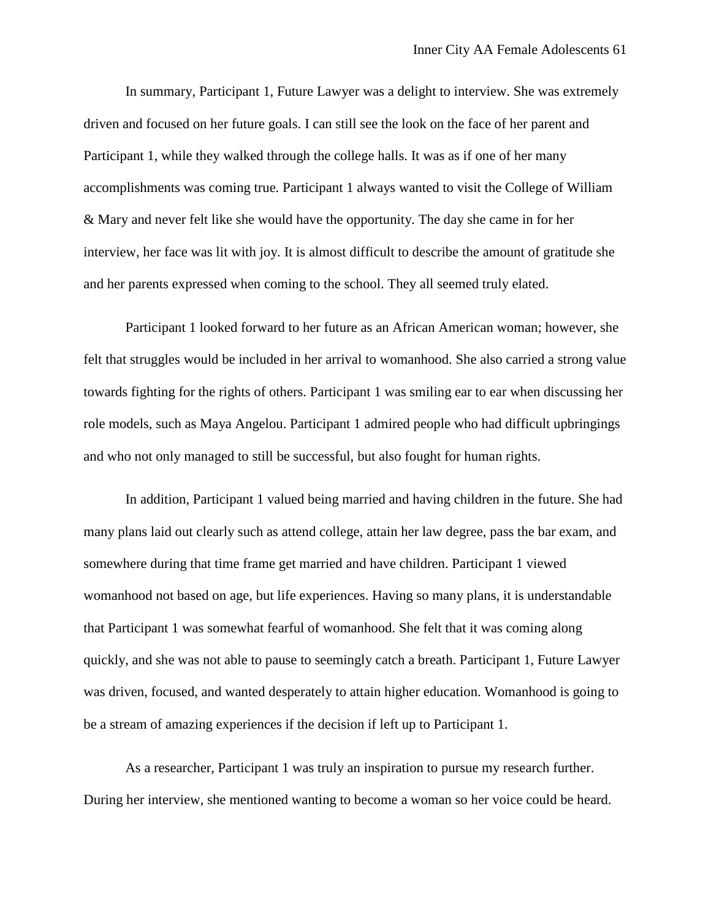In summary, Participant 1, Future Lawyer was a delight to interview. She was extremely driven and focused on her future goals. I can still see the look on the face of her parent and Participant 1, while they walked through the college halls. It was as if one of her many accomplishments was coming true. Participant 1 always wanted to visit the College of William & Mary and never felt like she would have the opportunity. The day she came in for her interview, her face was lit with joy. It is almost difficult to describe the amount of gratitude she and her parents expressed when coming to the school. They all seemed truly elated.

Participant 1 looked forward to her future as an African American woman; however, she felt that struggles would be included in her arrival to womanhood. She also carried a strong value towards fighting for the rights of others. Participant 1 was smiling ear to ear when discussing her role models, such as Maya Angelou. Participant 1 admired people who had difficult upbringings and who not only managed to still be successful, but also fought for human rights.

In addition, Participant 1 valued being married and having children in the future. She had many plans laid out clearly such as attend college, attain her law degree, pass the bar exam, and somewhere during that time frame get married and have children. Participant 1 viewed womanhood not based on age, but life experiences. Having so many plans, it is understandable that Participant 1 was somewhat fearful of womanhood. She felt that it was coming along quickly, and she was not able to pause to seemingly catch a breath. Participant 1, Future Lawyer was driven, focused, and wanted desperately to attain higher education. Womanhood is going to be a stream of amazing experiences if the decision if left up to Participant 1.

As a researcher, Participant 1 was truly an inspiration to pursue my research further. During her interview, she mentioned wanting to become a woman so her voice could be heard.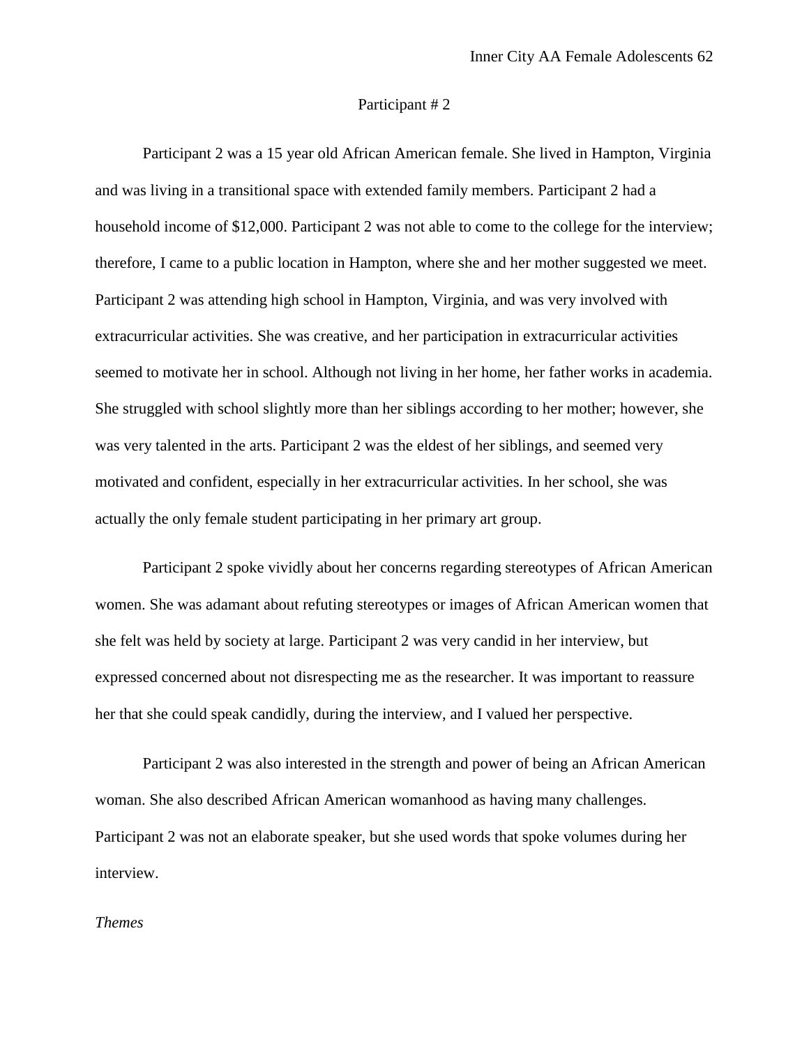Participant # 2

Participant 2 was a 15 year old African American female. She lived in Hampton, Virginia and was living in a transitional space with extended family members. Participant 2 had a household income of $12,000. Participant 2 was not able to come to the college for the interview; therefore, I came to a public location in Hampton, where she and her mother suggested we meet. Participant 2 was attending high school in Hampton, Virginia, and was very involved with extracurricular activities. She was creative, and her participation in extracurricular activities seemed to motivate her in school. Although not living in her home, her father works in academia. She struggled with school slightly more than her siblings according to her mother; however, she was very talented in the arts. Participant 2 was the eldest of her siblings, and seemed very motivated and confident, especially in her extracurricular activities. In her school, she was actually the only female student participating in her primary art group.

Participant 2 spoke vividly about her concerns regarding stereotypes of African American women. She was adamant about refuting stereotypes or images of African American women that she felt was held by society at large. Participant 2 was very candid in her interview, but expressed concerned about not disrespecting me as the researcher. It was important to reassure her that she could speak candidly, during the interview, and I valued her perspective.

Participant 2 was also interested in the strength and power of being an African American woman. She also described African American womanhood as having many challenges. Participant 2 was not an elaborate speaker, but she used words that spoke volumes during her interview.

*Themes*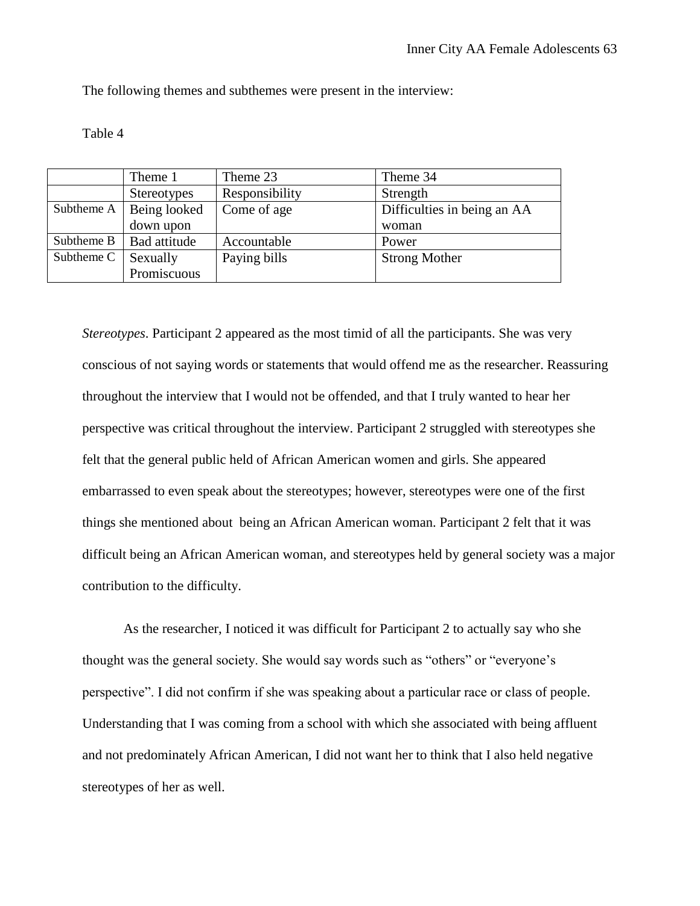The following themes and subthemes were present in the interview:

Table 4

| | Theme 1 | Theme 23 | Theme 34 |
|---|---|---|---|
| | Stereotypes | Responsibility | Strength |
| Subtheme A | Being looked down upon | Come of age | Difficulties in being an AA woman |
| Subtheme B | Bad attitude | Accountable | Power |
| Subtheme C | Sexually Promiscuous | Paying bills | Strong Mother |

*Stereotypes*. Participant 2 appeared as the most timid of all the participants. She was very conscious of not saying words or statements that would offend me as the researcher. Reassuring throughout the interview that I would not be offended, and that I truly wanted to hear her perspective was critical throughout the interview. Participant 2 struggled with stereotypes she felt that the general public held of African American women and girls. She appeared embarrassed to even speak about the stereotypes; however, stereotypes were one of the first things she mentioned about being an African American woman. Participant 2 felt that it was difficult being an African American woman, and stereotypes held by general society was a major contribution to the difficulty.

As the researcher, I noticed it was difficult for Participant 2 to actually say who she thought was the general society. She would say words such as "others" or "everyone's perspective". I did not confirm if she was speaking about a particular race or class of people. Understanding that I was coming from a school with which she associated with being affluent and not predominately African American, I did not want her to think that I also held negative stereotypes of her as well.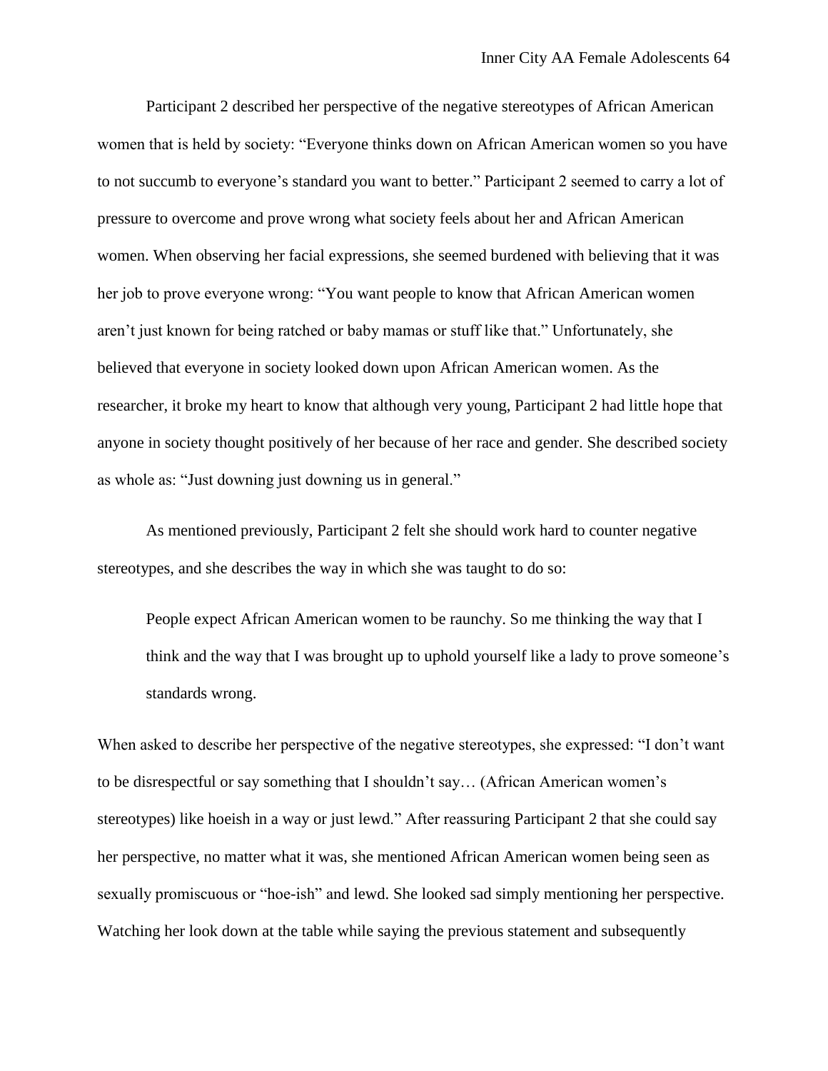Participant 2 described her perspective of the negative stereotypes of African American women that is held by society: "Everyone thinks down on African American women so you have to not succumb to everyone's standard you want to better." Participant 2 seemed to carry a lot of pressure to overcome and prove wrong what society feels about her and African American women. When observing her facial expressions, she seemed burdened with believing that it was her job to prove everyone wrong: "You want people to know that African American women aren't just known for being ratched or baby mamas or stuff like that." Unfortunately, she believed that everyone in society looked down upon African American women. As the researcher, it broke my heart to know that although very young, Participant 2 had little hope that anyone in society thought positively of her because of her race and gender. She described society as whole as: "Just downing just downing us in general."

As mentioned previously, Participant 2 felt she should work hard to counter negative stereotypes, and she describes the way in which she was taught to do so:

> People expect African American women to be raunchy. So me thinking the way that I think and the way that I was brought up to uphold yourself like a lady to prove someone's standards wrong.

When asked to describe her perspective of the negative stereotypes, she expressed: "I don't want to be disrespectful or say something that I shouldn't say… (African American women's stereotypes) like hoeish in a way or just lewd." After reassuring Participant 2 that she could say her perspective, no matter what it was, she mentioned African American women being seen as sexually promiscuous or "hoe-ish" and lewd. She looked sad simply mentioning her perspective. Watching her look down at the table while saying the previous statement and subsequently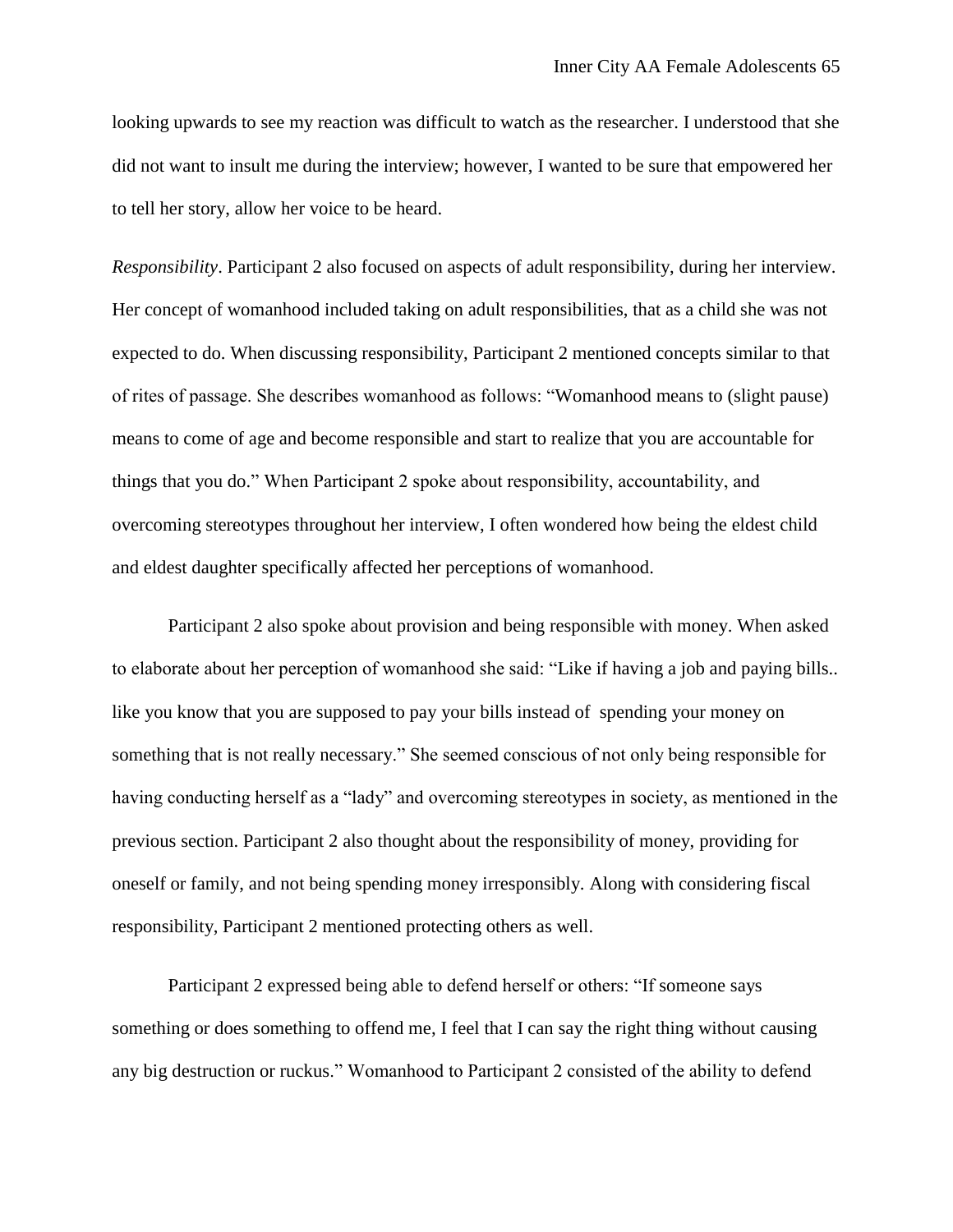looking upwards to see my reaction was difficult to watch as the researcher. I understood that she did not want to insult me during the interview; however, I wanted to be sure that empowered her to tell her story, allow her voice to be heard.

*Responsibility*. Participant 2 also focused on aspects of adult responsibility, during her interview. Her concept of womanhood included taking on adult responsibilities, that as a child she was not expected to do. When discussing responsibility, Participant 2 mentioned concepts similar to that of rites of passage. She describes womanhood as follows: "Womanhood means to (slight pause) means to come of age and become responsible and start to realize that you are accountable for things that you do." When Participant 2 spoke about responsibility, accountability, and overcoming stereotypes throughout her interview, I often wondered how being the eldest child and eldest daughter specifically affected her perceptions of womanhood.

Participant 2 also spoke about provision and being responsible with money. When asked to elaborate about her perception of womanhood she said: "Like if having a job and paying bills.. like you know that you are supposed to pay your bills instead of spending your money on something that is not really necessary." She seemed conscious of not only being responsible for having conducting herself as a "lady" and overcoming stereotypes in society, as mentioned in the previous section. Participant 2 also thought about the responsibility of money, providing for oneself or family, and not being spending money irresponsibly. Along with considering fiscal responsibility, Participant 2 mentioned protecting others as well.

Participant 2 expressed being able to defend herself or others: "If someone says something or does something to offend me, I feel that I can say the right thing without causing any big destruction or ruckus." Womanhood to Participant 2 consisted of the ability to defend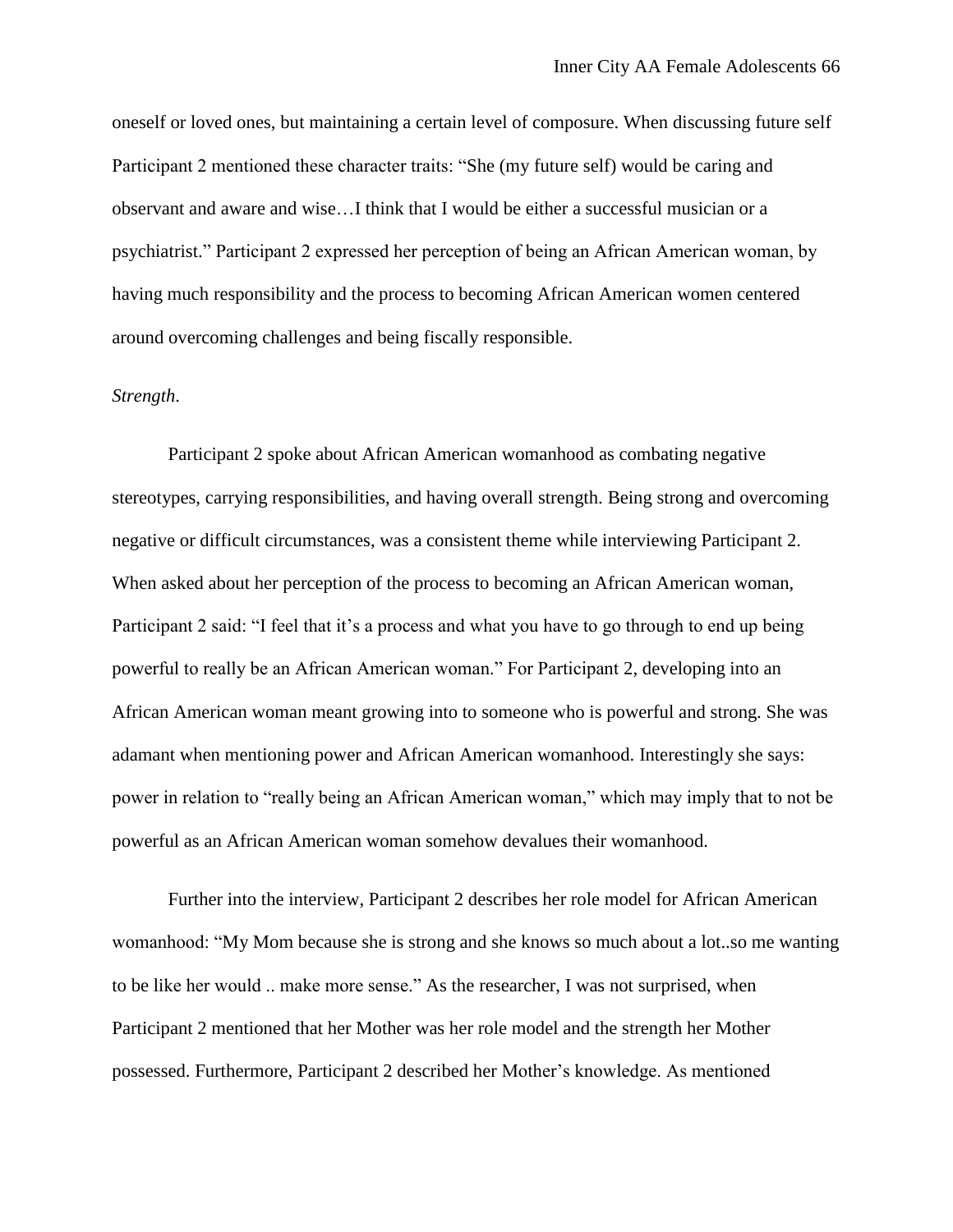oneself or loved ones, but maintaining a certain level of composure. When discussing future self Participant 2 mentioned these character traits: “She (my future self) would be caring and observant and aware and wise…I think that I would be either a successful musician or a psychiatrist.” Participant 2 expressed her perception of being an African American woman, by having much responsibility and the process to becoming African American women centered around overcoming challenges and being fiscally responsible.

*Strength.*

Participant 2 spoke about African American womanhood as combating negative stereotypes, carrying responsibilities, and having overall strength. Being strong and overcoming negative or difficult circumstances, was a consistent theme while interviewing Participant 2. When asked about her perception of the process to becoming an African American woman, Participant 2 said: “I feel that it’s a process and what you have to go through to end up being powerful to really be an African American woman.” For Participant 2, developing into an African American woman meant growing into to someone who is powerful and strong. She was adamant when mentioning power and African American womanhood. Interestingly she says: power in relation to “really being an African American woman,” which may imply that to not be powerful as an African American woman somehow devalues their womanhood.

Further into the interview, Participant 2 describes her role model for African American womanhood: “My Mom because she is strong and she knows so much about a lot..so me wanting to be like her would .. make more sense.” As the researcher, I was not surprised, when Participant 2 mentioned that her Mother was her role model and the strength her Mother possessed. Furthermore, Participant 2 described her Mother’s knowledge. As mentioned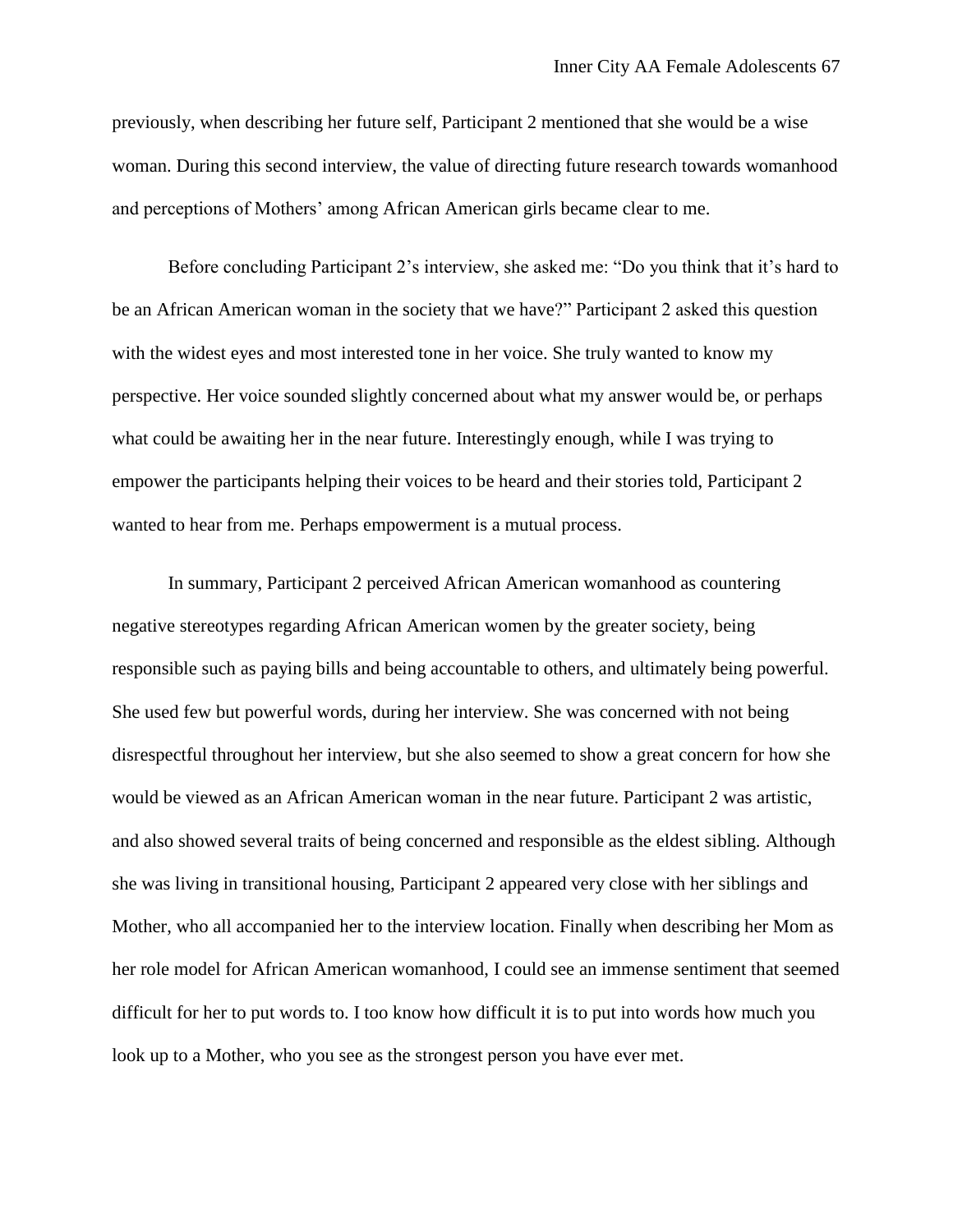previously, when describing her future self, Participant 2 mentioned that she would be a wise woman. During this second interview, the value of directing future research towards womanhood and perceptions of Mothers' among African American girls became clear to me.

Before concluding Participant 2's interview, she asked me: "Do you think that it's hard to be an African American woman in the society that we have?" Participant 2 asked this question with the widest eyes and most interested tone in her voice. She truly wanted to know my perspective. Her voice sounded slightly concerned about what my answer would be, or perhaps what could be awaiting her in the near future. Interestingly enough, while I was trying to empower the participants helping their voices to be heard and their stories told, Participant 2 wanted to hear from me. Perhaps empowerment is a mutual process.

In summary, Participant 2 perceived African American womanhood as countering negative stereotypes regarding African American women by the greater society, being responsible such as paying bills and being accountable to others, and ultimately being powerful. She used few but powerful words, during her interview. She was concerned with not being disrespectful throughout her interview, but she also seemed to show a great concern for how she would be viewed as an African American woman in the near future. Participant 2 was artistic, and also showed several traits of being concerned and responsible as the eldest sibling. Although she was living in transitional housing, Participant 2 appeared very close with her siblings and Mother, who all accompanied her to the interview location. Finally when describing her Mom as her role model for African American womanhood, I could see an immense sentiment that seemed difficult for her to put words to. I too know how difficult it is to put into words how much you look up to a Mother, who you see as the strongest person you have ever met.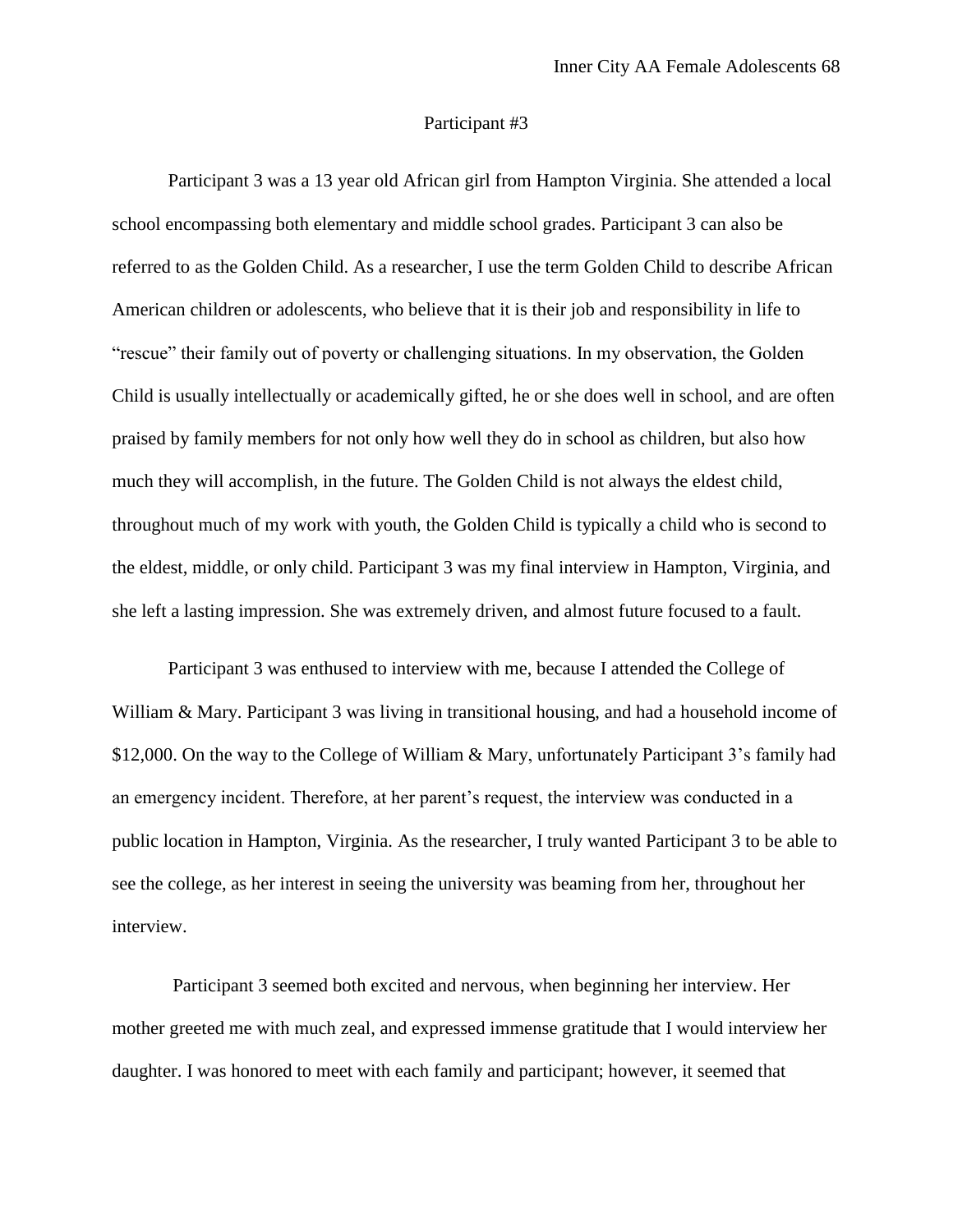## Participant #3

Participant 3 was a 13 year old African girl from Hampton Virginia. She attended a local school encompassing both elementary and middle school grades. Participant 3 can also be referred to as the Golden Child. As a researcher, I use the term Golden Child to describe African American children or adolescents, who believe that it is their job and responsibility in life to "rescue" their family out of poverty or challenging situations. In my observation, the Golden Child is usually intellectually or academically gifted, he or she does well in school, and are often praised by family members for not only how well they do in school as children, but also how much they will accomplish, in the future. The Golden Child is not always the eldest child, throughout much of my work with youth, the Golden Child is typically a child who is second to the eldest, middle, or only child. Participant 3 was my final interview in Hampton, Virginia, and she left a lasting impression. She was extremely driven, and almost future focused to a fault.

Participant 3 was enthused to interview with me, because I attended the College of William & Mary. Participant 3 was living in transitional housing, and had a household income of $12,000. On the way to the College of William & Mary, unfortunately Participant 3's family had an emergency incident. Therefore, at her parent's request, the interview was conducted in a public location in Hampton, Virginia. As the researcher, I truly wanted Participant 3 to be able to see the college, as her interest in seeing the university was beaming from her, throughout her interview.

Participant 3 seemed both excited and nervous, when beginning her interview. Her mother greeted me with much zeal, and expressed immense gratitude that I would interview her daughter. I was honored to meet with each family and participant; however, it seemed that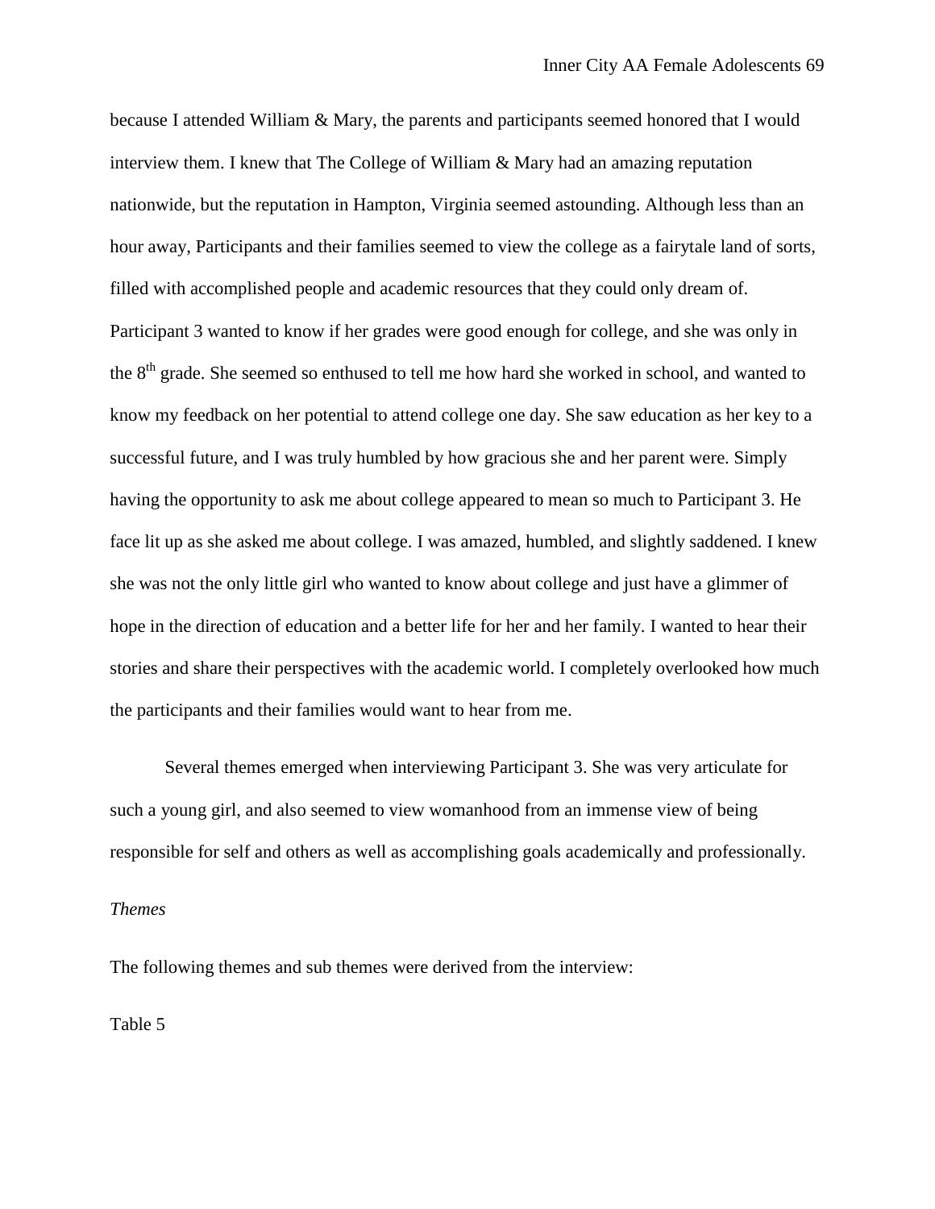because I attended William & Mary, the parents and participants seemed honored that I would interview them. I knew that The College of William & Mary had an amazing reputation nationwide, but the reputation in Hampton, Virginia seemed astounding. Although less than an hour away, Participants and their families seemed to view the college as a fairytale land of sorts, filled with accomplished people and academic resources that they could only dream of. Participant 3 wanted to know if her grades were good enough for college, and she was only in the 8th grade. She seemed so enthused to tell me how hard she worked in school, and wanted to know my feedback on her potential to attend college one day. She saw education as her key to a successful future, and I was truly humbled by how gracious she and her parent were. Simply having the opportunity to ask me about college appeared to mean so much to Participant 3. He face lit up as she asked me about college. I was amazed, humbled, and slightly saddened. I knew she was not the only little girl who wanted to know about college and just have a glimmer of hope in the direction of education and a better life for her and her family. I wanted to hear their stories and share their perspectives with the academic world. I completely overlooked how much the participants and their families would want to hear from me.

Several themes emerged when interviewing Participant 3. She was very articulate for such a young girl, and also seemed to view womanhood from an immense view of being responsible for self and others as well as accomplishing goals academically and professionally.

*Themes*

The following themes and sub themes were derived from the interview:

Table 5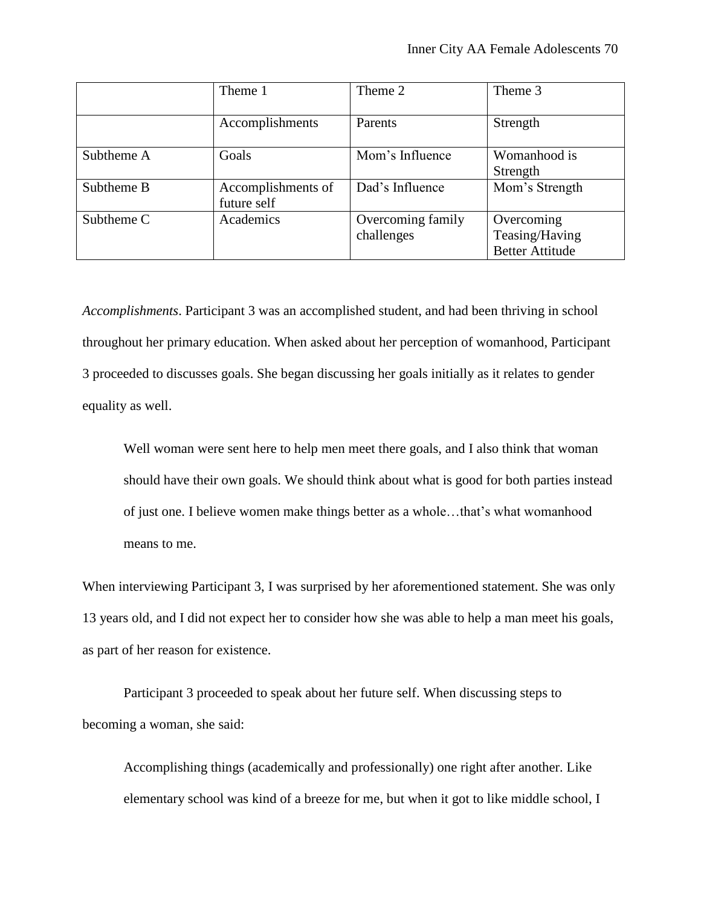| | Theme 1 | Theme 2 | Theme 3 |
|---|---|---|---|
| | Accomplishments | Parents | Strength |
| Subtheme A | Goals | Mom's Influence | Womanhood is Strength |
| Subtheme B | Accomplishments of future self | Dad's Influence | Mom's Strength |
| Subtheme C | Academics | Overcoming family challenges | Overcoming Teasing/Having Better Attitude |

*Accomplishments*. Participant 3 was an accomplished student, and had been thriving in school throughout her primary education. When asked about her perception of womanhood, Participant 3 proceeded to discusses goals. She began discussing her goals initially as it relates to gender equality as well.

> Well woman were sent here to help men meet there goals, and I also think that woman should have their own goals. We should think about what is good for both parties instead of just one. I believe women make things better as a whole…that's what womanhood means to me.

When interviewing Participant 3, I was surprised by her aforementioned statement. She was only 13 years old, and I did not expect her to consider how she was able to help a man meet his goals, as part of her reason for existence.

Participant 3 proceeded to speak about her future self. When discussing steps to becoming a woman, she said:

> Accomplishing things (academically and professionally) one right after another. Like elementary school was kind of a breeze for me, but when it got to like middle school, I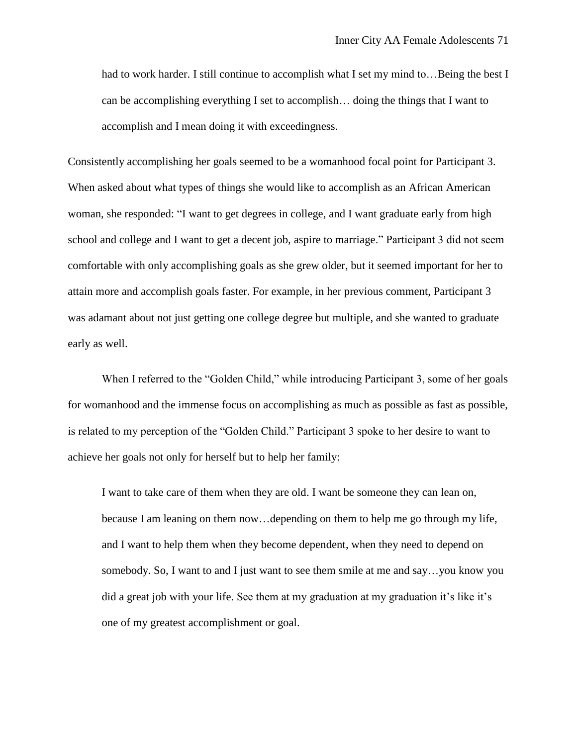> had to work harder. I still continue to accomplish what I set my mind to…Being the best I can be accomplishing everything I set to accomplish… doing the things that I want to accomplish and I mean doing it with exceedingness.

Consistently accomplishing her goals seemed to be a womanhood focal point for Participant 3. When asked about what types of things she would like to accomplish as an African American woman, she responded: "I want to get degrees in college, and I want graduate early from high school and college and I want to get a decent job, aspire to marriage." Participant 3 did not seem comfortable with only accomplishing goals as she grew older, but it seemed important for her to attain more and accomplish goals faster. For example, in her previous comment, Participant 3 was adamant about not just getting one college degree but multiple, and she wanted to graduate early as well.

When I referred to the "Golden Child," while introducing Participant 3, some of her goals for womanhood and the immense focus on accomplishing as much as possible as fast as possible, is related to my perception of the "Golden Child." Participant 3 spoke to her desire to want to achieve her goals not only for herself but to help her family:

> I want to take care of them when they are old. I want be someone they can lean on, because I am leaning on them now…depending on them to help me go through my life, and I want to help them when they become dependent, when they need to depend on somebody. So, I want to and I just want to see them smile at me and say…you know you did a great job with your life. See them at my graduation at my graduation it's like it's one of my greatest accomplishment or goal.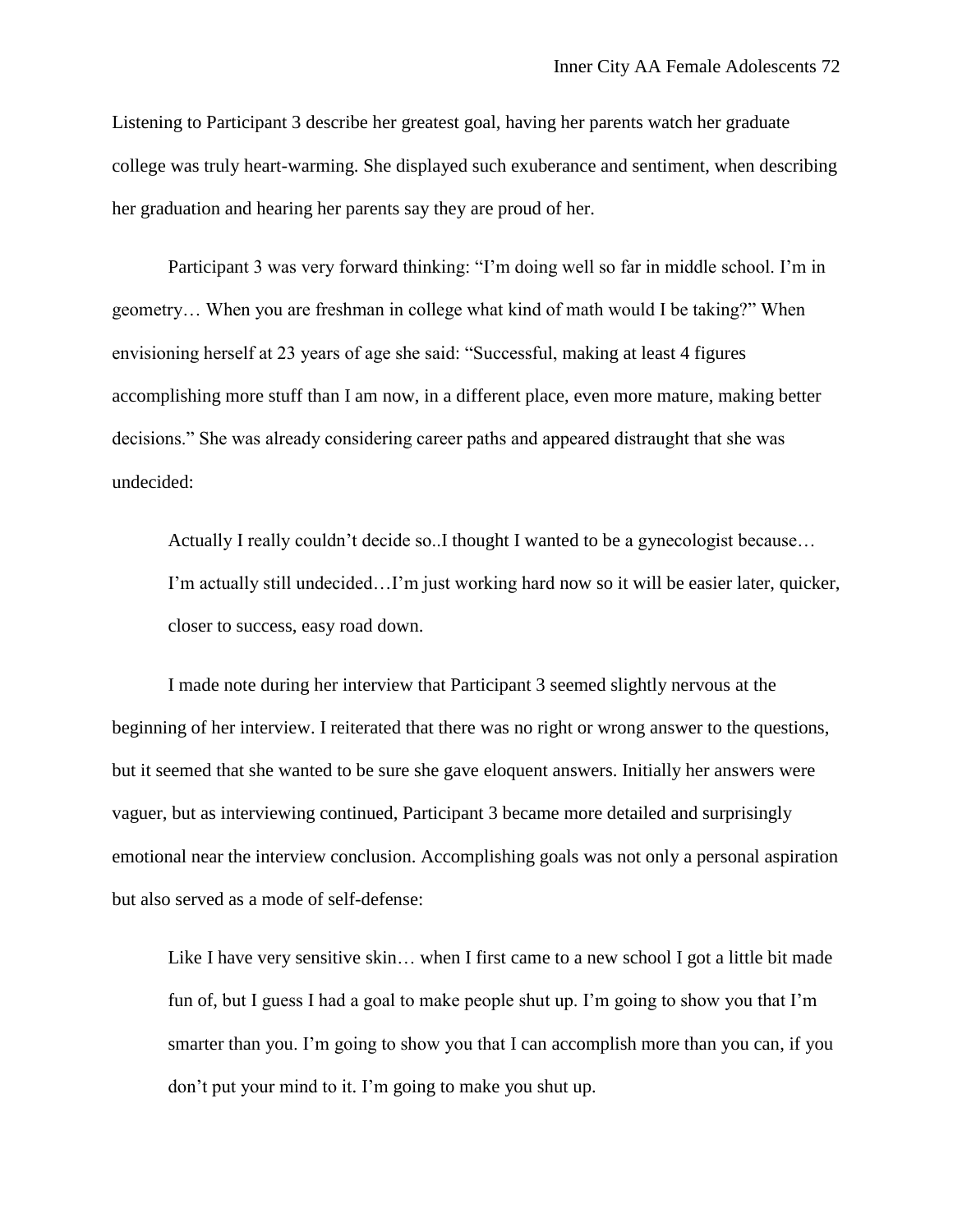Listening to Participant 3 describe her greatest goal, having her parents watch her graduate college was truly heart-warming. She displayed such exuberance and sentiment, when describing her graduation and hearing her parents say they are proud of her.

Participant 3 was very forward thinking: “I’m doing well so far in middle school. I’m in geometry… When you are freshman in college what kind of math would I be taking?” When envisioning herself at 23 years of age she said: “Successful, making at least 4 figures accomplishing more stuff than I am now, in a different place, even more mature, making better decisions.” She was already considering career paths and appeared distraught that she was undecided:

> Actually I really couldn’t decide so..I thought I wanted to be a gynecologist because… I’m actually still undecided…I’m just working hard now so it will be easier later, quicker, closer to success, easy road down.

I made note during her interview that Participant 3 seemed slightly nervous at the beginning of her interview. I reiterated that there was no right or wrong answer to the questions, but it seemed that she wanted to be sure she gave eloquent answers. Initially her answers were vaguer, but as interviewing continued, Participant 3 became more detailed and surprisingly emotional near the interview conclusion. Accomplishing goals was not only a personal aspiration but also served as a mode of self-defense:

> Like I have very sensitive skin… when I first came to a new school I got a little bit made fun of, but I guess I had a goal to make people shut up. I’m going to show you that I’m smarter than you. I’m going to show you that I can accomplish more than you can, if you don’t put your mind to it. I’m going to make you shut up.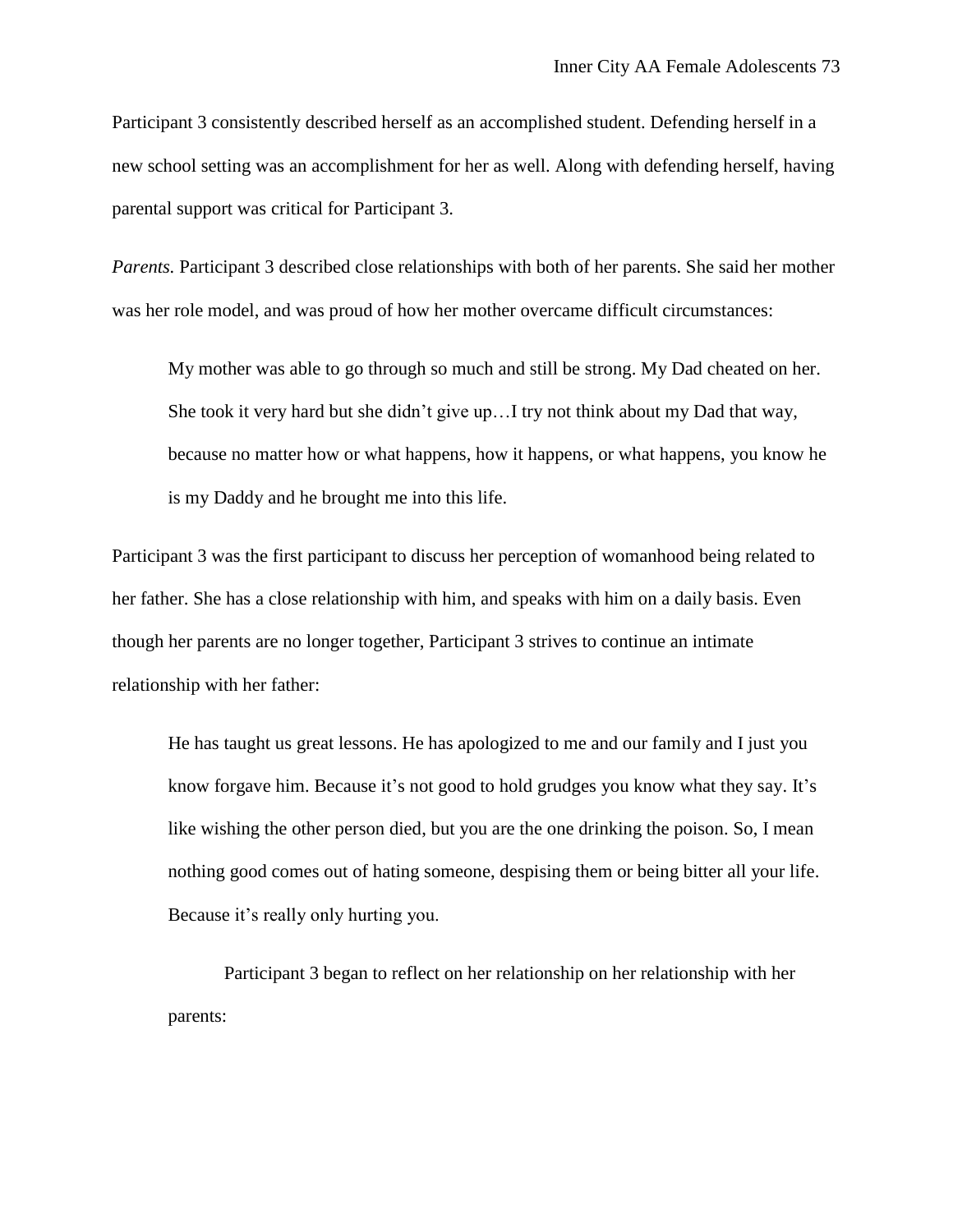Participant 3 consistently described herself as an accomplished student. Defending herself in a new school setting was an accomplishment for her as well. Along with defending herself, having parental support was critical for Participant 3.

*Parents.* Participant 3 described close relationships with both of her parents. She said her mother was her role model, and was proud of how her mother overcame difficult circumstances:

> My mother was able to go through so much and still be strong. My Dad cheated on her. She took it very hard but she didn't give up…I try not think about my Dad that way, because no matter how or what happens, how it happens, or what happens, you know he is my Daddy and he brought me into this life.

Participant 3 was the first participant to discuss her perception of womanhood being related to her father. She has a close relationship with him, and speaks with him on a daily basis. Even though her parents are no longer together, Participant 3 strives to continue an intimate relationship with her father:

> He has taught us great lessons. He has apologized to me and our family and I just you know forgave him. Because it's not good to hold grudges you know what they say. It's like wishing the other person died, but you are the one drinking the poison. So, I mean nothing good comes out of hating someone, despising them or being bitter all your life. Because it's really only hurting you.

Participant 3 began to reflect on her relationship on her relationship with her parents: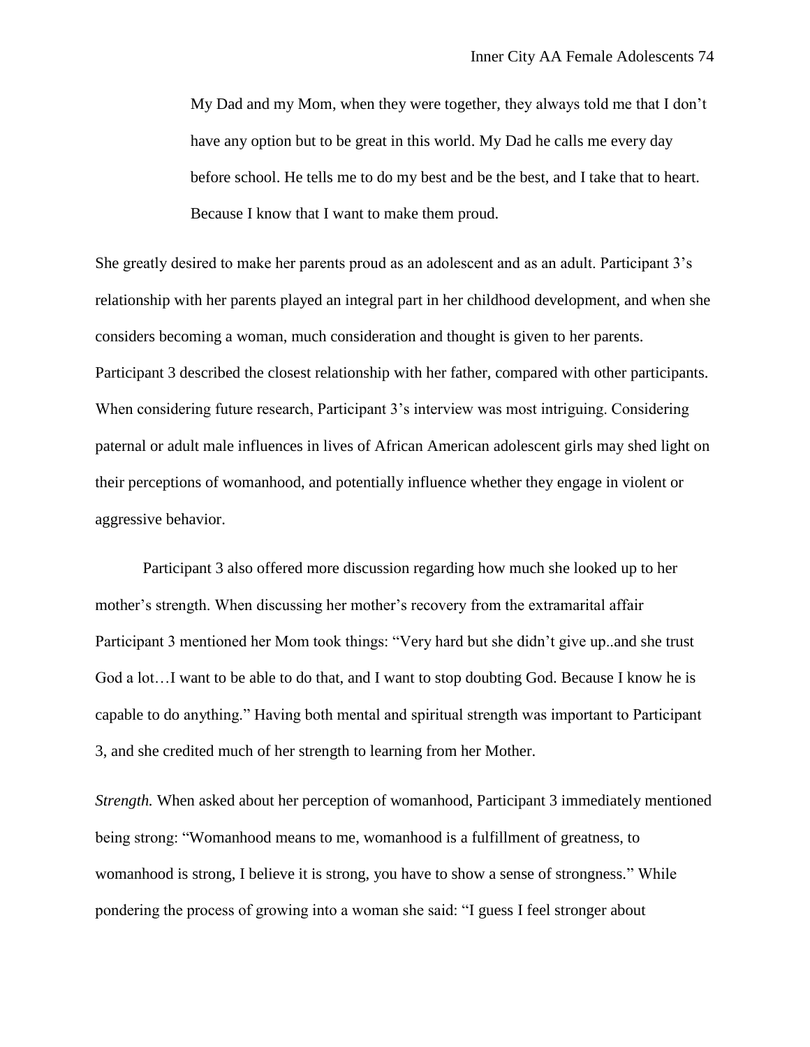> My Dad and my Mom, when they were together, they always told me that I don't have any option but to be great in this world. My Dad he calls me every day before school. He tells me to do my best and be the best, and I take that to heart. Because I know that I want to make them proud.

She greatly desired to make her parents proud as an adolescent and as an adult. Participant 3's relationship with her parents played an integral part in her childhood development, and when she considers becoming a woman, much consideration and thought is given to her parents. Participant 3 described the closest relationship with her father, compared with other participants. When considering future research, Participant 3's interview was most intriguing. Considering paternal or adult male influences in lives of African American adolescent girls may shed light on their perceptions of womanhood, and potentially influence whether they engage in violent or aggressive behavior.

Participant 3 also offered more discussion regarding how much she looked up to her mother's strength. When discussing her mother's recovery from the extramarital affair Participant 3 mentioned her Mom took things: "Very hard but she didn't give up..and she trust God a lot…I want to be able to do that, and I want to stop doubting God. Because I know he is capable to do anything." Having both mental and spiritual strength was important to Participant 3, and she credited much of her strength to learning from her Mother.

*Strength.* When asked about her perception of womanhood, Participant 3 immediately mentioned being strong: "Womanhood means to me, womanhood is a fulfillment of greatness, to womanhood is strong, I believe it is strong, you have to show a sense of strongness." While pondering the process of growing into a woman she said: "I guess I feel stronger about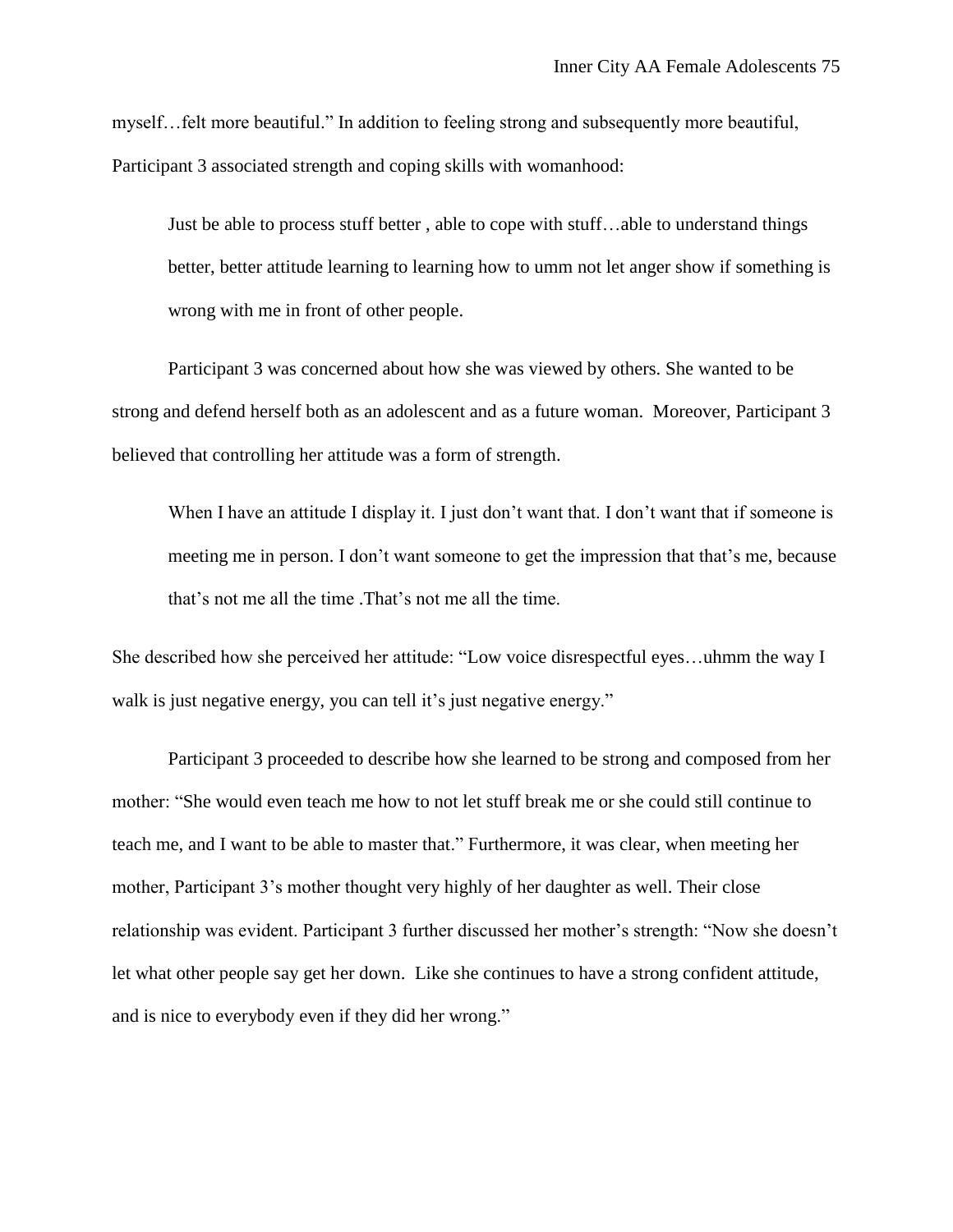myself…felt more beautiful.” In addition to feeling strong and subsequently more beautiful, Participant 3 associated strength and coping skills with womanhood:

> Just be able to process stuff better , able to cope with stuff…able to understand things better, better attitude learning to learning how to umm not let anger show if something is wrong with me in front of other people.

Participant 3 was concerned about how she was viewed by others. She wanted to be strong and defend herself both as an adolescent and as a future woman. Moreover, Participant 3 believed that controlling her attitude was a form of strength.

> When I have an attitude I display it. I just don’t want that. I don’t want that if someone is meeting me in person. I don’t want someone to get the impression that that’s me, because that’s not me all the time .That’s not me all the time.

She described how she perceived her attitude: “Low voice disrespectful eyes…uhmm the way I walk is just negative energy, you can tell it’s just negative energy.”

Participant 3 proceeded to describe how she learned to be strong and composed from her mother: “She would even teach me how to not let stuff break me or she could still continue to teach me, and I want to be able to master that.” Furthermore, it was clear, when meeting her mother, Participant 3’s mother thought very highly of her daughter as well. Their close relationship was evident. Participant 3 further discussed her mother’s strength: “Now she doesn’t let what other people say get her down. Like she continues to have a strong confident attitude, and is nice to everybody even if they did her wrong.”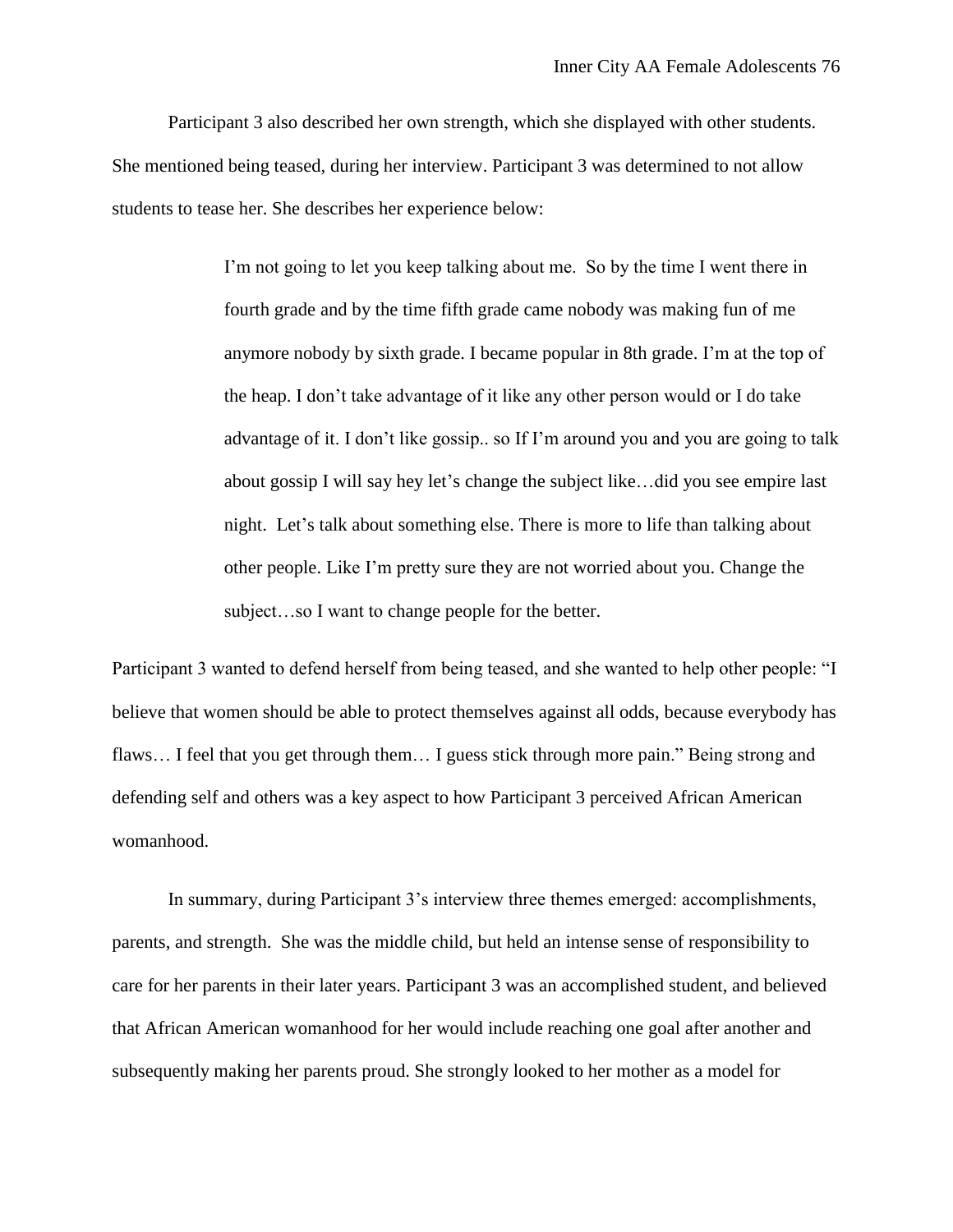Participant 3 also described her own strength, which she displayed with other students. She mentioned being teased, during her interview. Participant 3 was determined to not allow students to tease her. She describes her experience below:

> I'm not going to let you keep talking about me. So by the time I went there in fourth grade and by the time fifth grade came nobody was making fun of me anymore nobody by sixth grade. I became popular in 8th grade. I'm at the top of the heap. I don't take advantage of it like any other person would or I do take advantage of it. I don't like gossip.. so If I'm around you and you are going to talk about gossip I will say hey let's change the subject like…did you see empire last night. Let's talk about something else. There is more to life than talking about other people. Like I'm pretty sure they are not worried about you. Change the subject…so I want to change people for the better.

Participant 3 wanted to defend herself from being teased, and she wanted to help other people: "I believe that women should be able to protect themselves against all odds, because everybody has flaws… I feel that you get through them… I guess stick through more pain." Being strong and defending self and others was a key aspect to how Participant 3 perceived African American womanhood.

In summary, during Participant 3's interview three themes emerged: accomplishments, parents, and strength. She was the middle child, but held an intense sense of responsibility to care for her parents in their later years. Participant 3 was an accomplished student, and believed that African American womanhood for her would include reaching one goal after another and subsequently making her parents proud. She strongly looked to her mother as a model for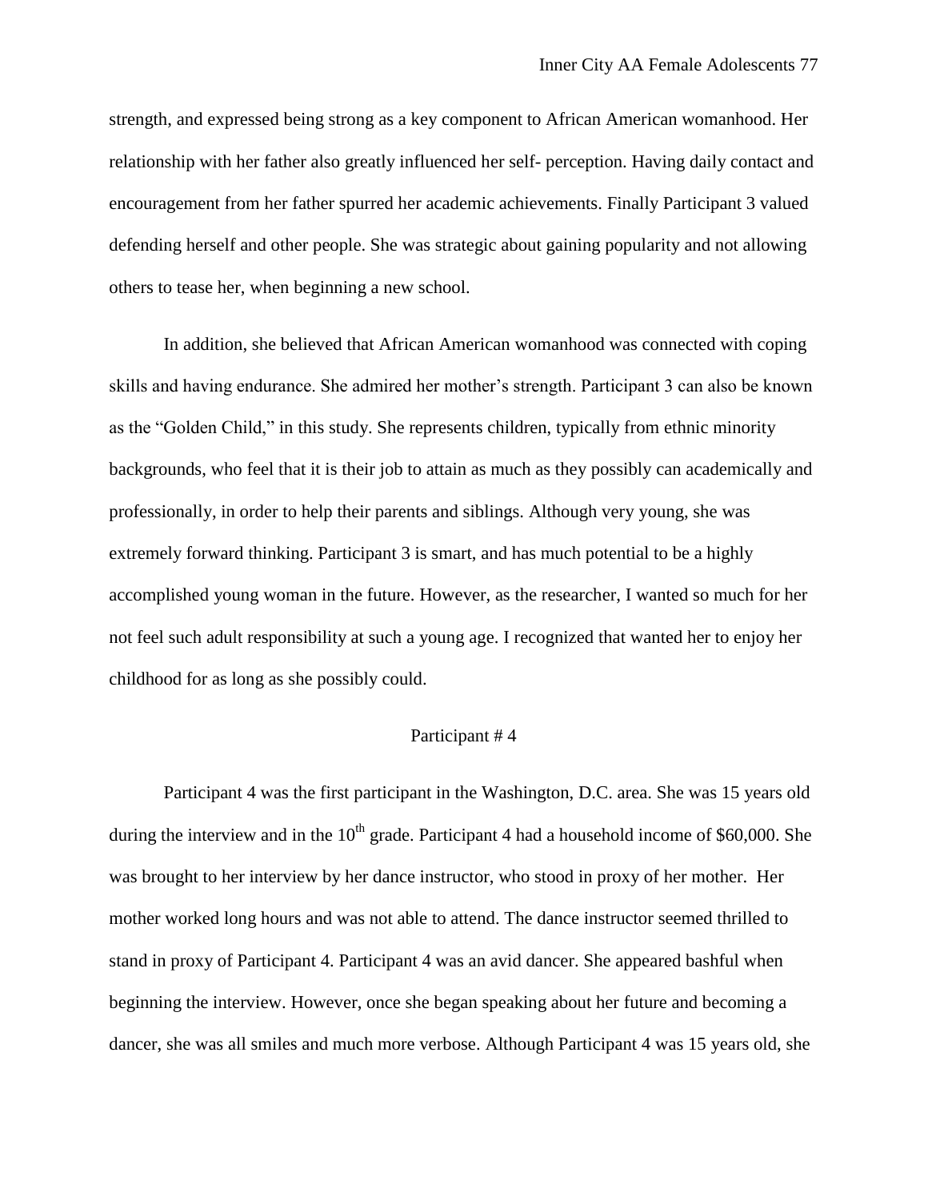strength, and expressed being strong as a key component to African American womanhood. Her relationship with her father also greatly influenced her self- perception. Having daily contact and encouragement from her father spurred her academic achievements. Finally Participant 3 valued defending herself and other people. She was strategic about gaining popularity and not allowing others to tease her, when beginning a new school.

In addition, she believed that African American womanhood was connected with coping skills and having endurance. She admired her mother's strength. Participant 3 can also be known as the "Golden Child," in this study. She represents children, typically from ethnic minority backgrounds, who feel that it is their job to attain as much as they possibly can academically and professionally, in order to help their parents and siblings. Although very young, she was extremely forward thinking. Participant 3 is smart, and has much potential to be a highly accomplished young woman in the future. However, as the researcher, I wanted so much for her not feel such adult responsibility at such a young age. I recognized that wanted her to enjoy her childhood for as long as she possibly could.

## Participant # 4

Participant 4 was the first participant in the Washington, D.C. area. She was 15 years old during the interview and in the 10th grade. Participant 4 had a household income of $60,000. She was brought to her interview by her dance instructor, who stood in proxy of her mother. Her mother worked long hours and was not able to attend. The dance instructor seemed thrilled to stand in proxy of Participant 4. Participant 4 was an avid dancer. She appeared bashful when beginning the interview. However, once she began speaking about her future and becoming a dancer, she was all smiles and much more verbose. Although Participant 4 was 15 years old, she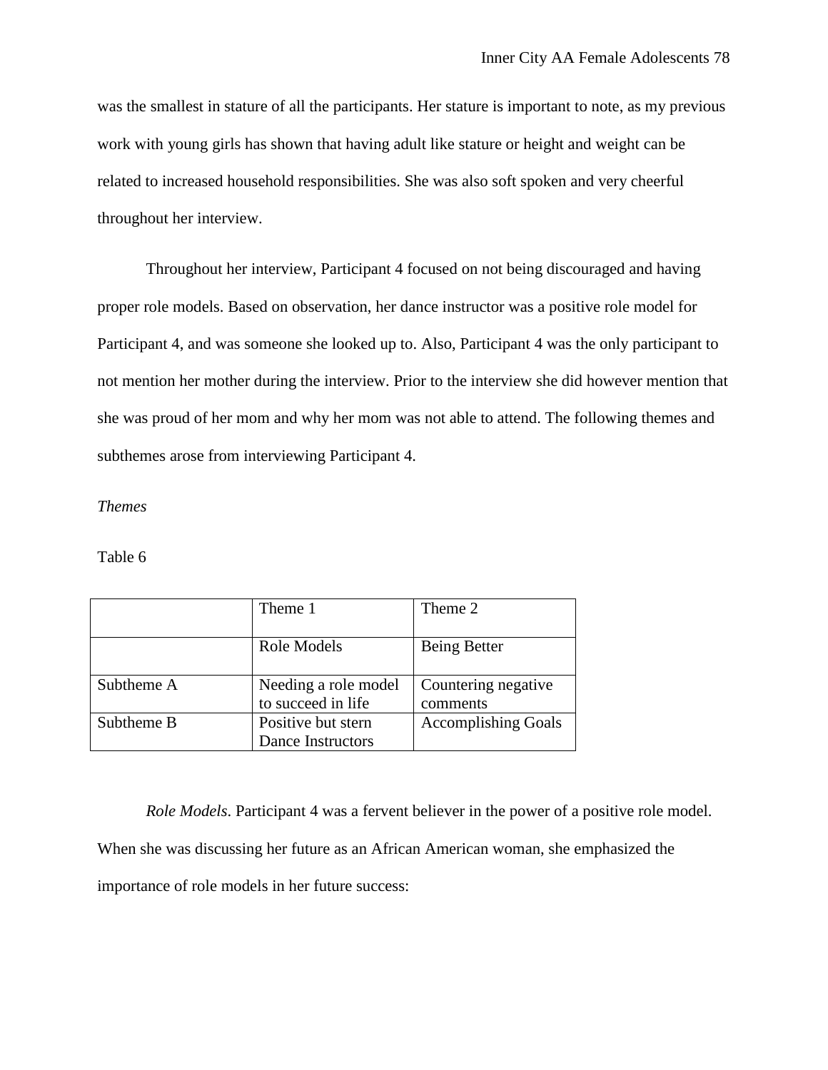was the smallest in stature of all the participants. Her stature is important to note, as my previous work with young girls has shown that having adult like stature or height and weight can be related to increased household responsibilities. She was also soft spoken and very cheerful throughout her interview.

Throughout her interview, Participant 4 focused on not being discouraged and having proper role models. Based on observation, her dance instructor was a positive role model for Participant 4, and was someone she looked up to. Also, Participant 4 was the only participant to not mention her mother during the interview. Prior to the interview she did however mention that she was proud of her mom and why her mom was not able to attend. The following themes and subthemes arose from interviewing Participant 4.

*Themes*

Table 6

| | Theme 1 | Theme 2 |
|---|---|---|
| | Role Models | Being Better |
| Subtheme A | Needing a role model to succeed in life | Countering negative comments |
| Subtheme B | Positive but stern Dance Instructors | Accomplishing Goals |

*Role Models*. Participant 4 was a fervent believer in the power of a positive role model. When she was discussing her future as an African American woman, she emphasized the importance of role models in her future success: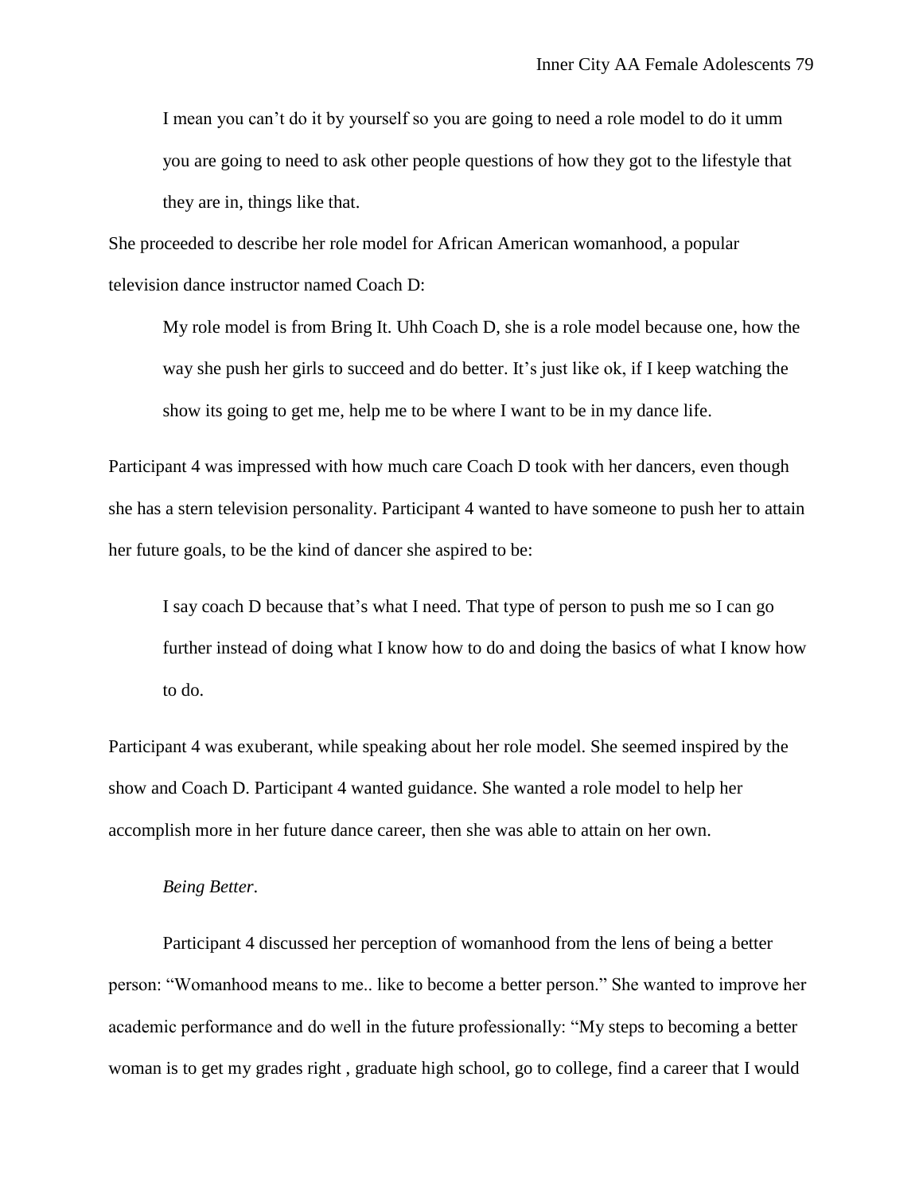> I mean you can't do it by yourself so you are going to need a role model to do it umm you are going to need to ask other people questions of how they got to the lifestyle that they are in, things like that.

She proceeded to describe her role model for African American womanhood, a popular television dance instructor named Coach D:

> My role model is from Bring It. Uhh Coach D, she is a role model because one, how the way she push her girls to succeed and do better. It's just like ok, if I keep watching the show its going to get me, help me to be where I want to be in my dance life.

Participant 4 was impressed with how much care Coach D took with her dancers, even though she has a stern television personality. Participant 4 wanted to have someone to push her to attain her future goals, to be the kind of dancer she aspired to be:

> I say coach D because that's what I need. That type of person to push me so I can go further instead of doing what I know how to do and doing the basics of what I know how to do.

Participant 4 was exuberant, while speaking about her role model. She seemed inspired by the show and Coach D. Participant 4 wanted guidance. She wanted a role model to help her accomplish more in her future dance career, then she was able to attain on her own.

*Being Better*.

Participant 4 discussed her perception of womanhood from the lens of being a better person: "Womanhood means to me.. like to become a better person." She wanted to improve her academic performance and do well in the future professionally: "My steps to becoming a better woman is to get my grades right , graduate high school, go to college, find a career that I would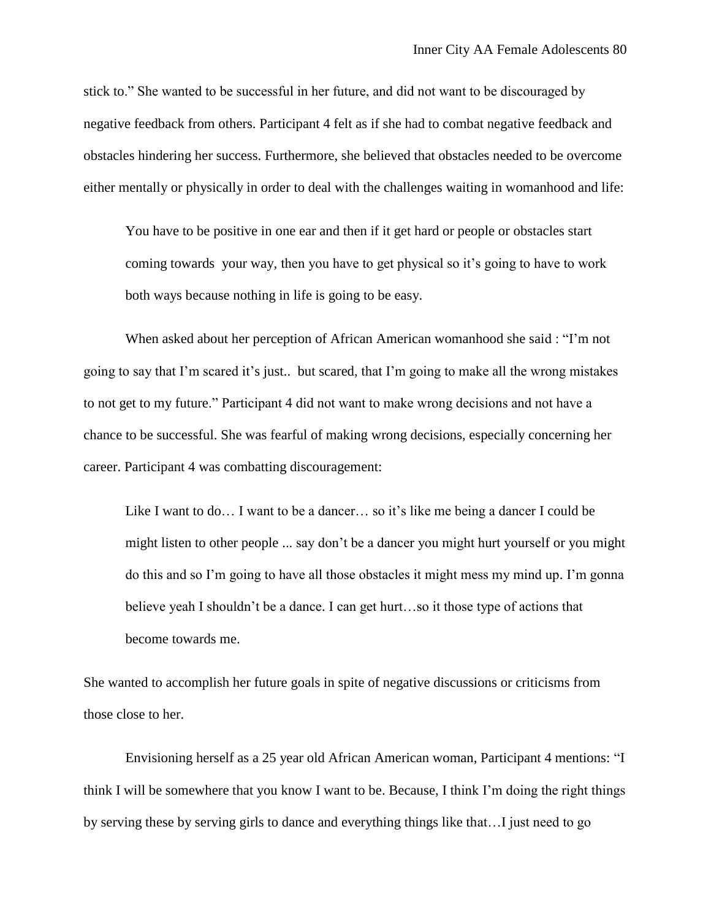stick to." She wanted to be successful in her future, and did not want to be discouraged by negative feedback from others. Participant 4 felt as if she had to combat negative feedback and obstacles hindering her success. Furthermore, she believed that obstacles needed to be overcome either mentally or physically in order to deal with the challenges waiting in womanhood and life:

> You have to be positive in one ear and then if it get hard or people or obstacles start coming towards your way, then you have to get physical so it's going to have to work both ways because nothing in life is going to be easy.

When asked about her perception of African American womanhood she said : "I'm not going to say that I'm scared it's just.. but scared, that I'm going to make all the wrong mistakes to not get to my future." Participant 4 did not want to make wrong decisions and not have a chance to be successful. She was fearful of making wrong decisions, especially concerning her career. Participant 4 was combatting discouragement:

> Like I want to do… I want to be a dancer… so it's like me being a dancer I could be might listen to other people ... say don't be a dancer you might hurt yourself or you might do this and so I'm going to have all those obstacles it might mess my mind up. I'm gonna believe yeah I shouldn't be a dance. I can get hurt…so it those type of actions that become towards me.

She wanted to accomplish her future goals in spite of negative discussions or criticisms from those close to her.

Envisioning herself as a 25 year old African American woman, Participant 4 mentions: "I think I will be somewhere that you know I want to be. Because, I think I'm doing the right things by serving these by serving girls to dance and everything things like that…I just need to go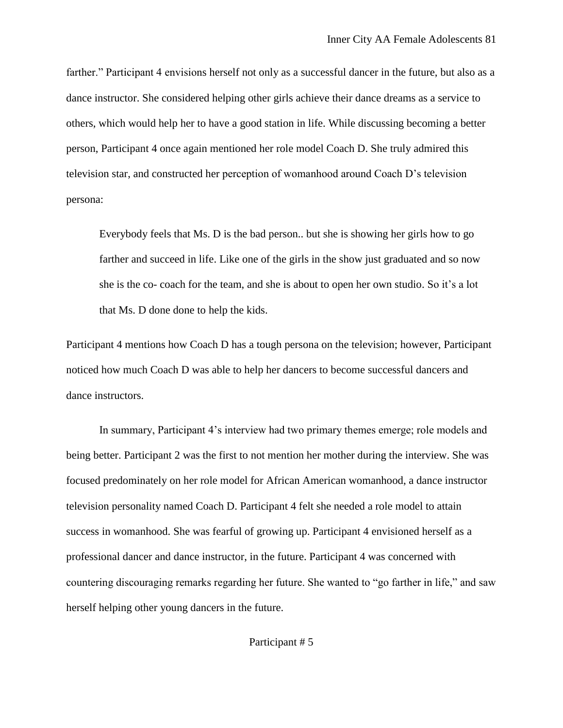farther." Participant 4 envisions herself not only as a successful dancer in the future, but also as a dance instructor. She considered helping other girls achieve their dance dreams as a service to others, which would help her to have a good station in life. While discussing becoming a better person, Participant 4 once again mentioned her role model Coach D. She truly admired this television star, and constructed her perception of womanhood around Coach D's television persona:

> Everybody feels that Ms. D is the bad person.. but she is showing her girls how to go farther and succeed in life. Like one of the girls in the show just graduated and so now she is the co- coach for the team, and she is about to open her own studio. So it's a lot that Ms. D done done to help the kids.

Participant 4 mentions how Coach D has a tough persona on the television; however, Participant noticed how much Coach D was able to help her dancers to become successful dancers and dance instructors.

In summary, Participant 4's interview had two primary themes emerge; role models and being better. Participant 2 was the first to not mention her mother during the interview. She was focused predominately on her role model for African American womanhood, a dance instructor television personality named Coach D. Participant 4 felt she needed a role model to attain success in womanhood. She was fearful of growing up. Participant 4 envisioned herself as a professional dancer and dance instructor, in the future. Participant 4 was concerned with countering discouraging remarks regarding her future. She wanted to "go farther in life," and saw herself helping other young dancers in the future.

## Participant # 5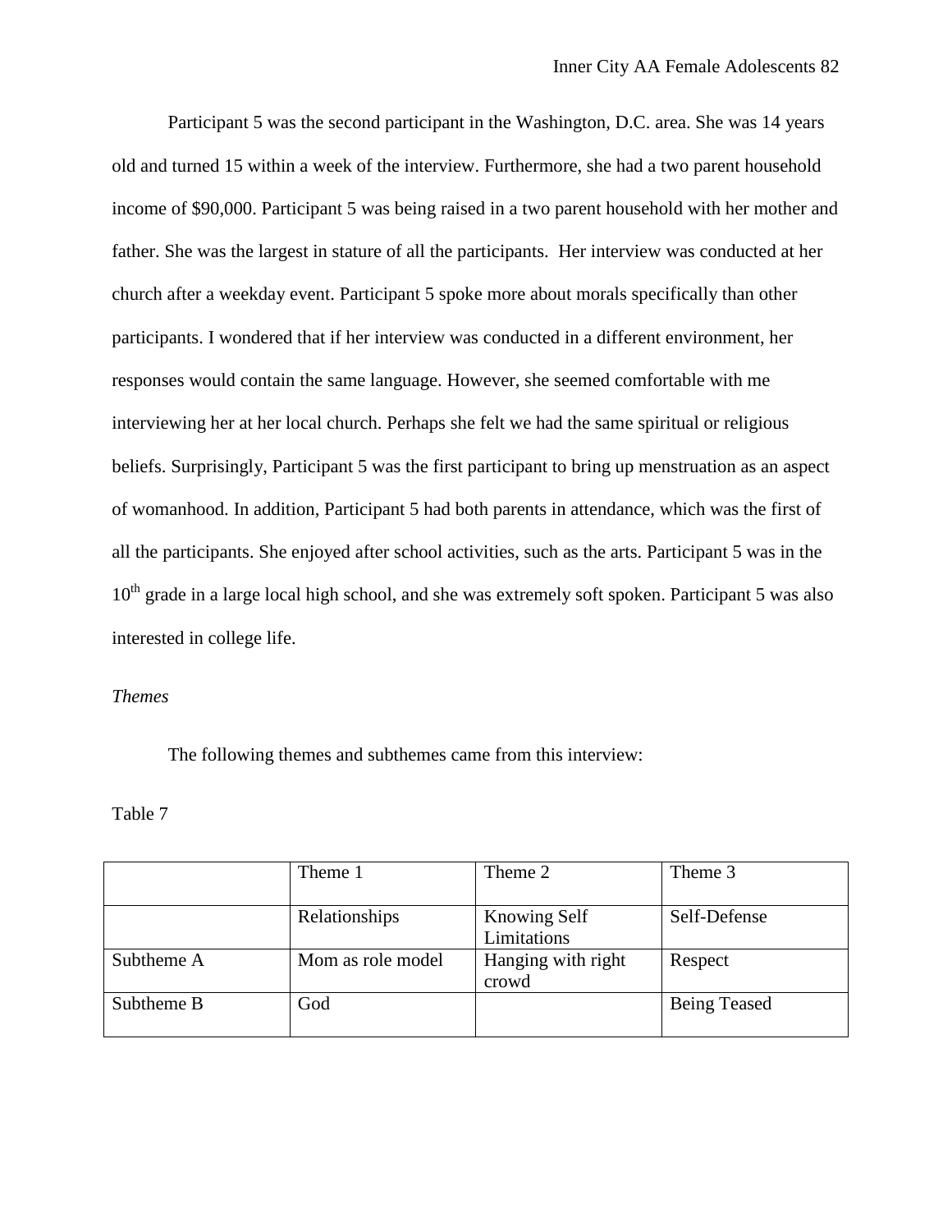Participant 5 was the second participant in the Washington, D.C. area. She was 14 years old and turned 15 within a week of the interview. Furthermore, she had a two parent household income of $90,000. Participant 5 was being raised in a two parent household with her mother and father. She was the largest in stature of all the participants. Her interview was conducted at her church after a weekday event. Participant 5 spoke more about morals specifically than other participants. I wondered that if her interview was conducted in a different environment, her responses would contain the same language. However, she seemed comfortable with me interviewing her at her local church. Perhaps she felt we had the same spiritual or religious beliefs. Surprisingly, Participant 5 was the first participant to bring up menstruation as an aspect of womanhood. In addition, Participant 5 had both parents in attendance, which was the first of all the participants. She enjoyed after school activities, such as the arts. Participant 5 was in the 10th grade in a large local high school, and she was extremely soft spoken. Participant 5 was also interested in college life.

*Themes*

The following themes and subthemes came from this interview:

Table 7

| | Theme 1 | Theme 2 | Theme 3 |
|---|---|---|---|
| | Relationships | Knowing Self Limitations | Self-Defense |
| Subtheme A | Mom as role model | Hanging with right crowd | Respect |
| Subtheme B | God | | Being Teased |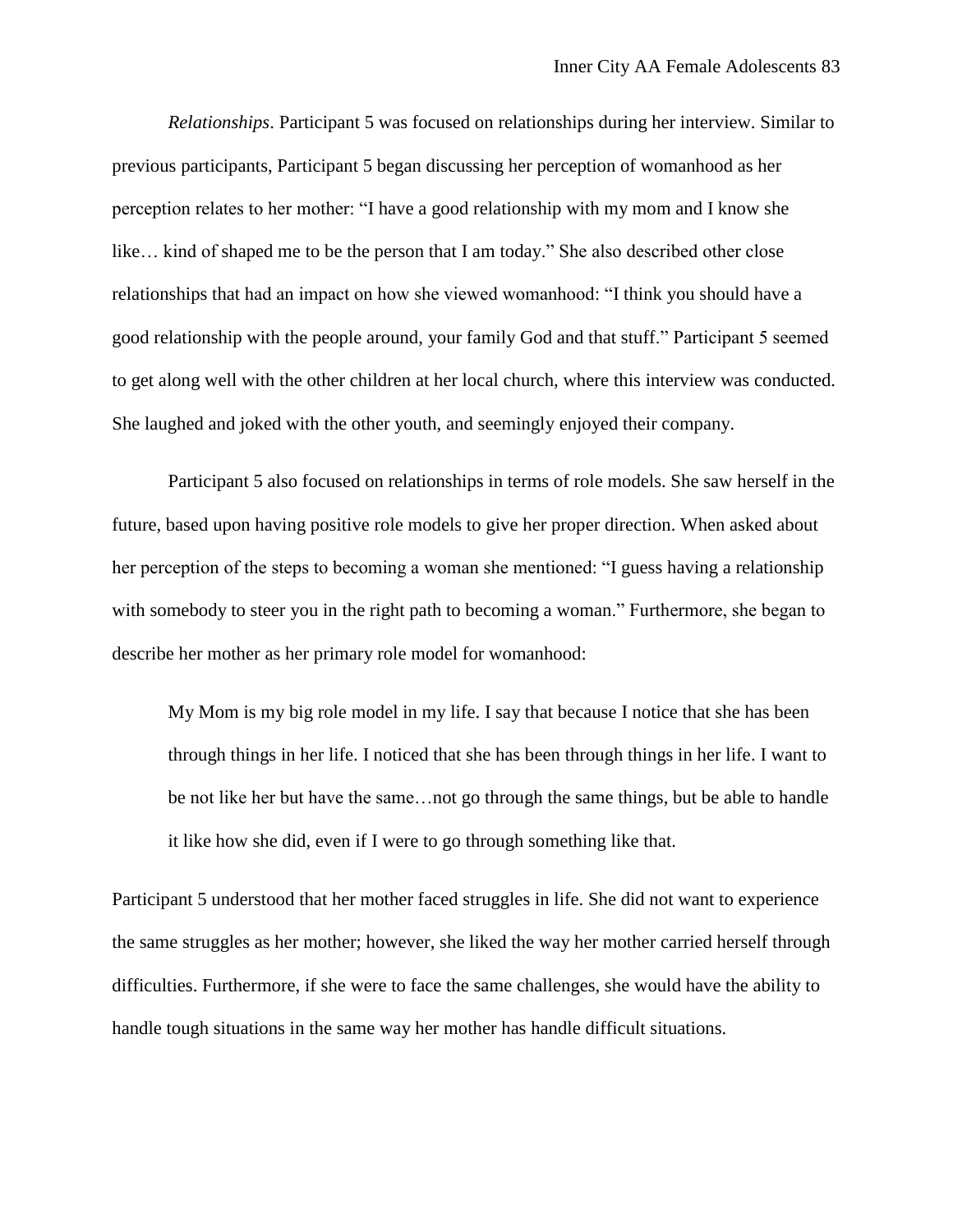*Relationships*. Participant 5 was focused on relationships during her interview. Similar to previous participants, Participant 5 began discussing her perception of womanhood as her perception relates to her mother: "I have a good relationship with my mom and I know she like… kind of shaped me to be the person that I am today." She also described other close relationships that had an impact on how she viewed womanhood: "I think you should have a good relationship with the people around, your family God and that stuff." Participant 5 seemed to get along well with the other children at her local church, where this interview was conducted. She laughed and joked with the other youth, and seemingly enjoyed their company.

Participant 5 also focused on relationships in terms of role models. She saw herself in the future, based upon having positive role models to give her proper direction. When asked about her perception of the steps to becoming a woman she mentioned: "I guess having a relationship with somebody to steer you in the right path to becoming a woman." Furthermore, she began to describe her mother as her primary role model for womanhood:

> My Mom is my big role model in my life. I say that because I notice that she has been through things in her life. I noticed that she has been through things in her life. I want to be not like her but have the same…not go through the same things, but be able to handle it like how she did, even if I were to go through something like that.

Participant 5 understood that her mother faced struggles in life. She did not want to experience the same struggles as her mother; however, she liked the way her mother carried herself through difficulties. Furthermore, if she were to face the same challenges, she would have the ability to handle tough situations in the same way her mother has handle difficult situations.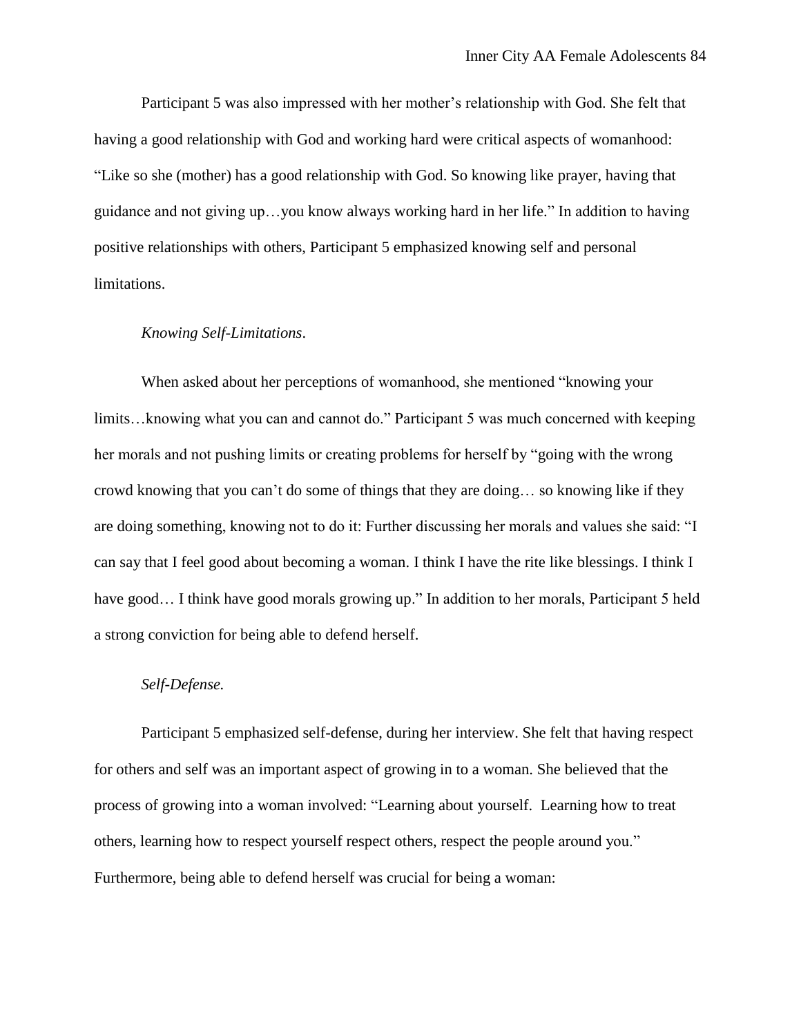Participant 5 was also impressed with her mother's relationship with God. She felt that having a good relationship with God and working hard were critical aspects of womanhood: "Like so she (mother) has a good relationship with God. So knowing like prayer, having that guidance and not giving up…you know always working hard in her life." In addition to having positive relationships with others, Participant 5 emphasized knowing self and personal limitations.

*Knowing Self-Limitations*.

When asked about her perceptions of womanhood, she mentioned "knowing your limits…knowing what you can and cannot do." Participant 5 was much concerned with keeping her morals and not pushing limits or creating problems for herself by "going with the wrong crowd knowing that you can't do some of things that they are doing… so knowing like if they are doing something, knowing not to do it: Further discussing her morals and values she said: "I can say that I feel good about becoming a woman. I think I have the rite like blessings. I think I have good… I think have good morals growing up." In addition to her morals, Participant 5 held a strong conviction for being able to defend herself.

*Self-Defense.*

Participant 5 emphasized self-defense, during her interview. She felt that having respect for others and self was an important aspect of growing in to a woman. She believed that the process of growing into a woman involved: "Learning about yourself. Learning how to treat others, learning how to respect yourself respect others, respect the people around you." Furthermore, being able to defend herself was crucial for being a woman: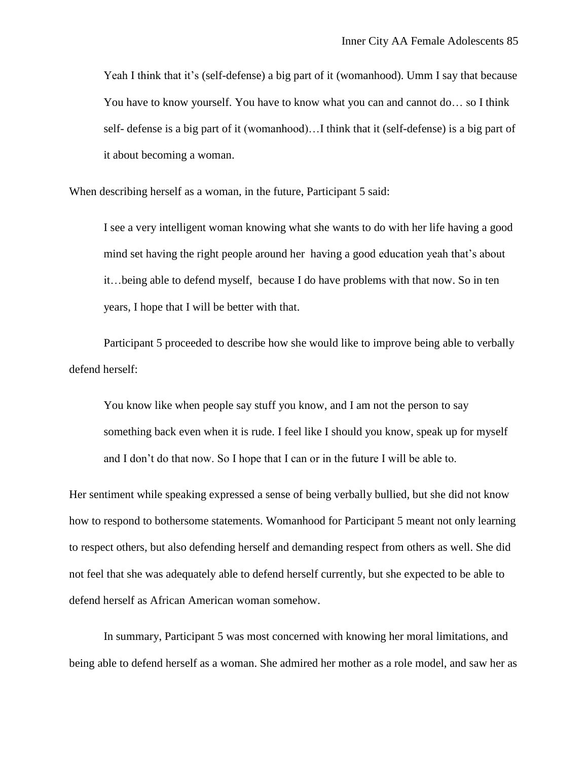> Yeah I think that it's (self-defense) a big part of it (womanhood). Umm I say that because You have to know yourself. You have to know what you can and cannot do… so I think self- defense is a big part of it (womanhood)…I think that it (self-defense) is a big part of it about becoming a woman.

When describing herself as a woman, in the future, Participant 5 said:

> I see a very intelligent woman knowing what she wants to do with her life having a good mind set having the right people around her having a good education yeah that's about it…being able to defend myself, because I do have problems with that now. So in ten years, I hope that I will be better with that.

Participant 5 proceeded to describe how she would like to improve being able to verbally defend herself:

> You know like when people say stuff you know, and I am not the person to say something back even when it is rude. I feel like I should you know, speak up for myself and I don't do that now. So I hope that I can or in the future I will be able to.

Her sentiment while speaking expressed a sense of being verbally bullied, but she did not know how to respond to bothersome statements. Womanhood for Participant 5 meant not only learning to respect others, but also defending herself and demanding respect from others as well. She did not feel that she was adequately able to defend herself currently, but she expected to be able to defend herself as African American woman somehow.

In summary, Participant 5 was most concerned with knowing her moral limitations, and being able to defend herself as a woman. She admired her mother as a role model, and saw her as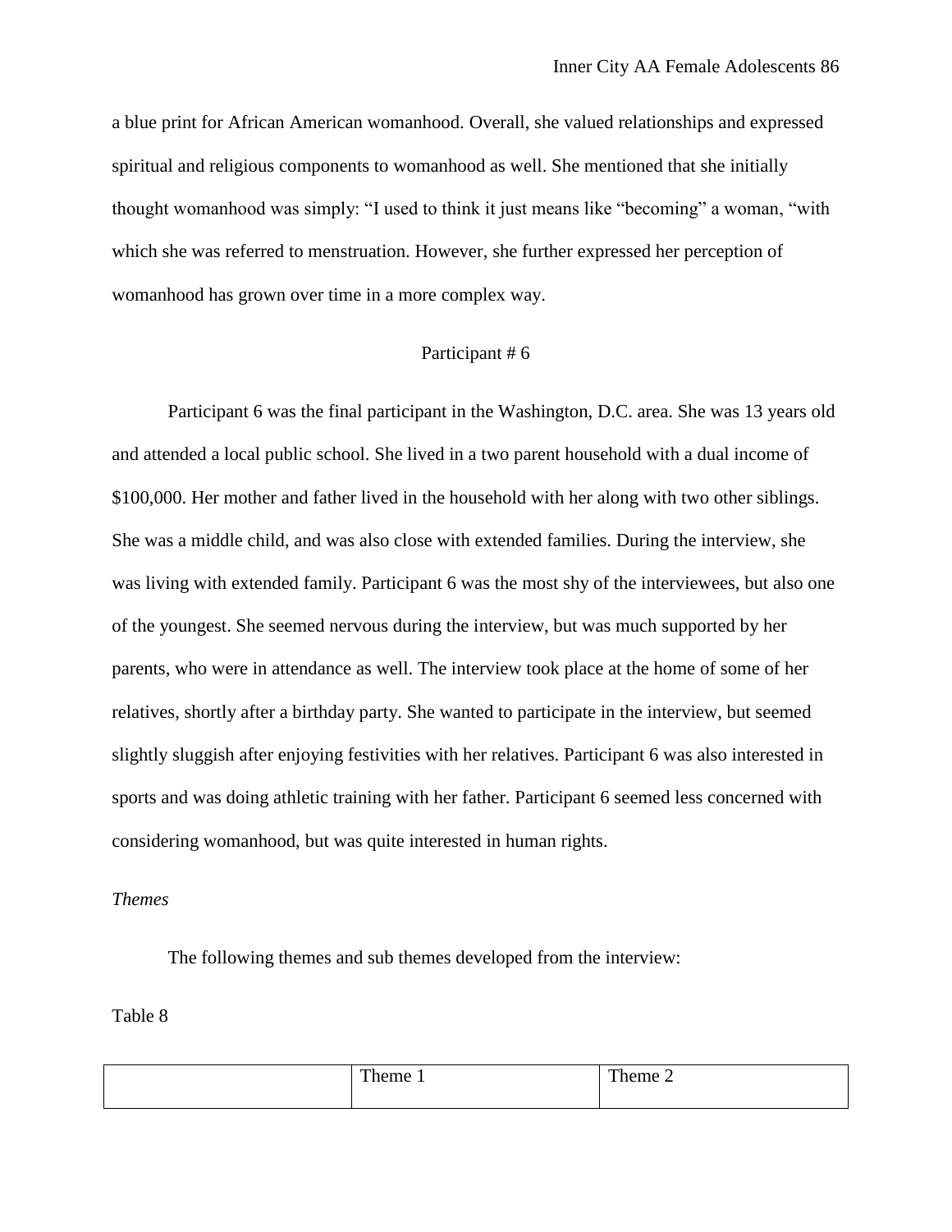a blue print for African American womanhood. Overall, she valued relationships and expressed spiritual and religious components to womanhood as well. She mentioned that she initially thought womanhood was simply: "I used to think it just means like "becoming" a woman, "with which she was referred to menstruation. However, she further expressed her perception of womanhood has grown over time in a more complex way.

Participant # 6

Participant 6 was the final participant in the Washington, D.C. area. She was 13 years old and attended a local public school. She lived in a two parent household with a dual income of $100,000. Her mother and father lived in the household with her along with two other siblings. She was a middle child, and was also close with extended families. During the interview, she was living with extended family. Participant 6 was the most shy of the interviewees, but also one of the youngest. She seemed nervous during the interview, but was much supported by her parents, who were in attendance as well. The interview took place at the home of some of her relatives, shortly after a birthday party. She wanted to participate in the interview, but seemed slightly sluggish after enjoying festivities with her relatives. Participant 6 was also interested in sports and was doing athletic training with her father. Participant 6 seemed less concerned with considering womanhood, but was quite interested in human rights.

*Themes*

The following themes and sub themes developed from the interview:

Table 8

| | Theme 1 | Theme 2 |
|---|---|---|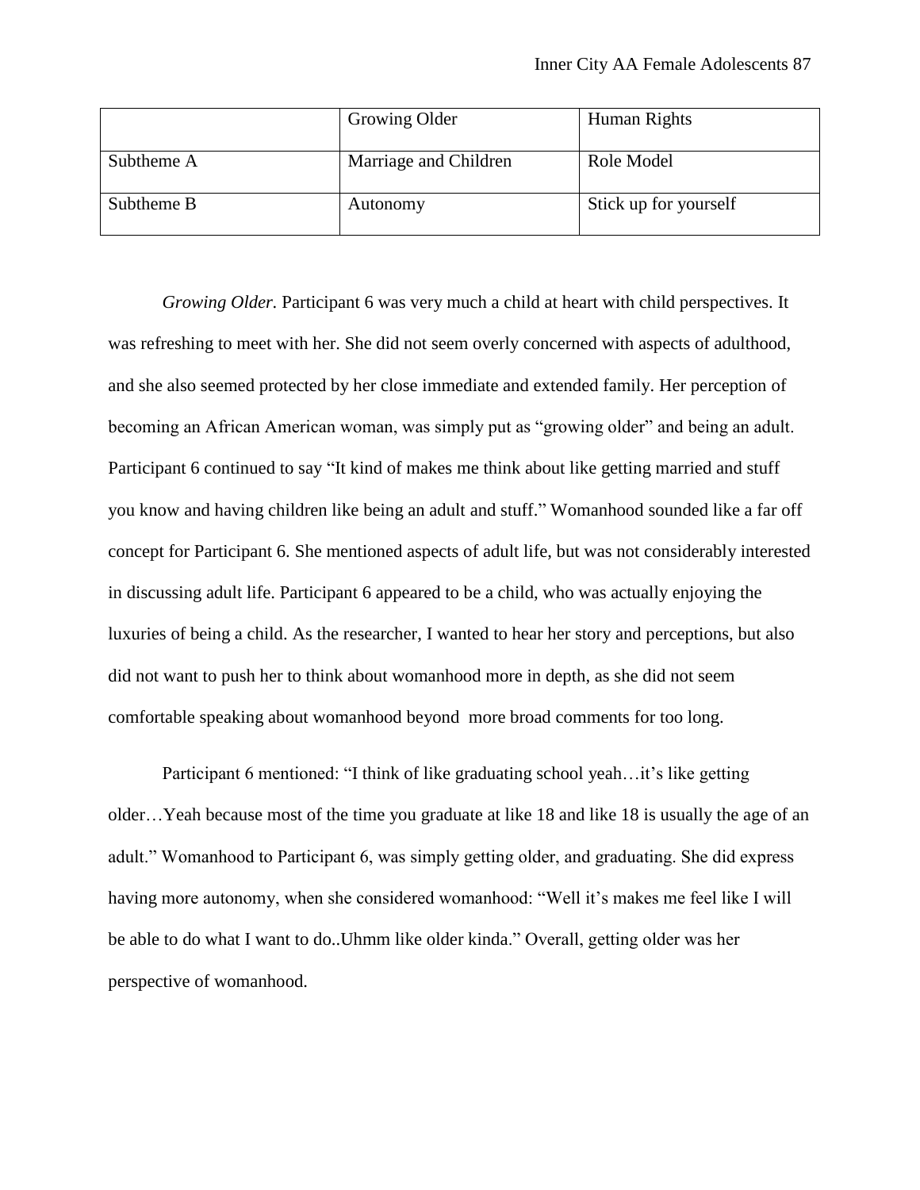| | Growing Older | Human Rights |
|---|---|---|
| Subtheme A | Marriage and Children | Role Model |
| Subtheme B | Autonomy | Stick up for yourself |

*Growing Older.* Participant 6 was very much a child at heart with child perspectives. It was refreshing to meet with her. She did not seem overly concerned with aspects of adulthood, and she also seemed protected by her close immediate and extended family. Her perception of becoming an African American woman, was simply put as "growing older" and being an adult. Participant 6 continued to say "It kind of makes me think about like getting married and stuff you know and having children like being an adult and stuff." Womanhood sounded like a far off concept for Participant 6. She mentioned aspects of adult life, but was not considerably interested in discussing adult life. Participant 6 appeared to be a child, who was actually enjoying the luxuries of being a child. As the researcher, I wanted to hear her story and perceptions, but also did not want to push her to think about womanhood more in depth, as she did not seem comfortable speaking about womanhood beyond more broad comments for too long.

Participant 6 mentioned: "I think of like graduating school yeah…it's like getting older…Yeah because most of the time you graduate at like 18 and like 18 is usually the age of an adult." Womanhood to Participant 6, was simply getting older, and graduating. She did express having more autonomy, when she considered womanhood: "Well it's makes me feel like I will be able to do what I want to do..Uhmm like older kinda." Overall, getting older was her perspective of womanhood.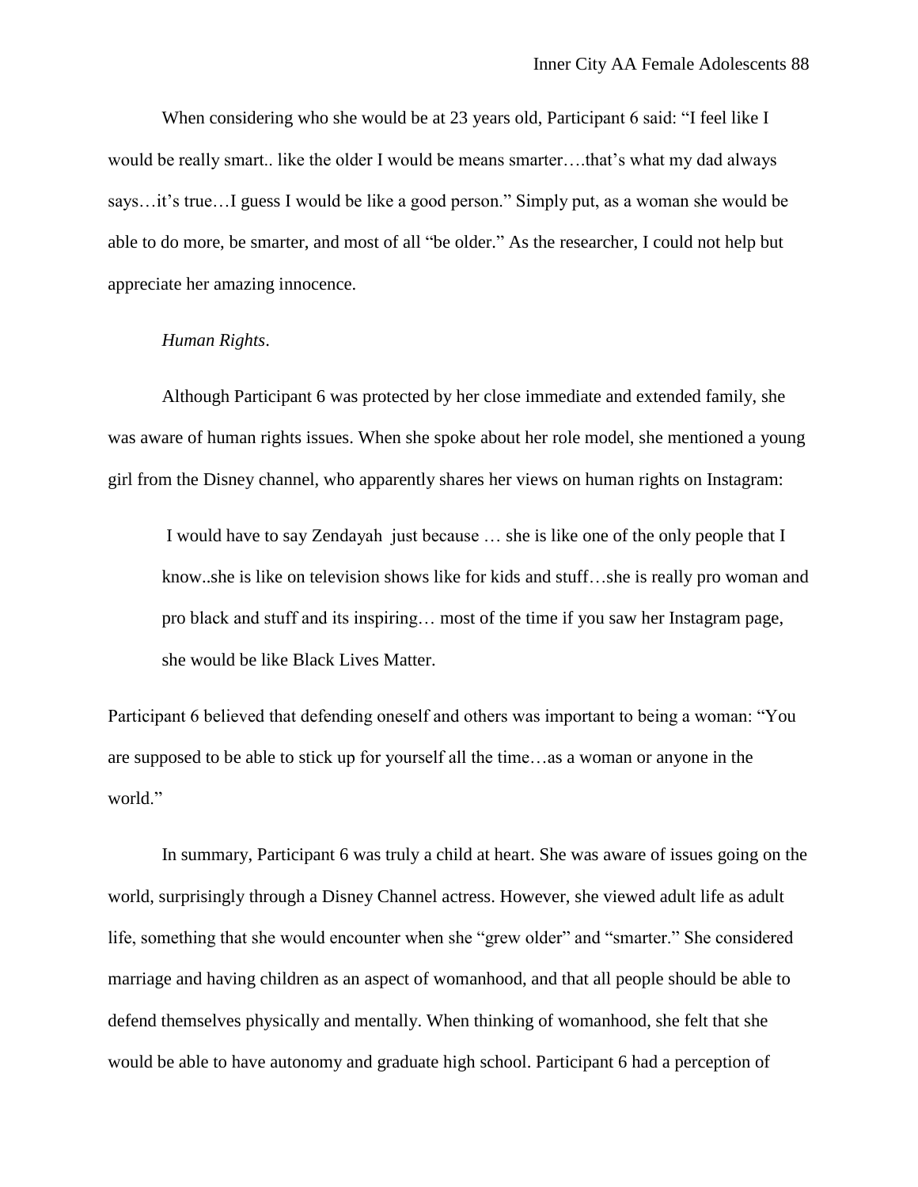When considering who she would be at 23 years old, Participant 6 said: "I feel like I would be really smart.. like the older I would be means smarter….that's what my dad always says…it's true…I guess I would be like a good person." Simply put, as a woman she would be able to do more, be smarter, and most of all "be older." As the researcher, I could not help but appreciate her amazing innocence.

*Human Rights*.

Although Participant 6 was protected by her close immediate and extended family, she was aware of human rights issues. When she spoke about her role model, she mentioned a young girl from the Disney channel, who apparently shares her views on human rights on Instagram:

> I would have to say Zendayah just because … she is like one of the only people that I know..she is like on television shows like for kids and stuff…she is really pro woman and pro black and stuff and its inspiring… most of the time if you saw her Instagram page, she would be like Black Lives Matter.

Participant 6 believed that defending oneself and others was important to being a woman: "You are supposed to be able to stick up for yourself all the time…as a woman or anyone in the world."

In summary, Participant 6 was truly a child at heart. She was aware of issues going on the world, surprisingly through a Disney Channel actress. However, she viewed adult life as adult life, something that she would encounter when she "grew older" and "smarter." She considered marriage and having children as an aspect of womanhood, and that all people should be able to defend themselves physically and mentally. When thinking of womanhood, she felt that she would be able to have autonomy and graduate high school. Participant 6 had a perception of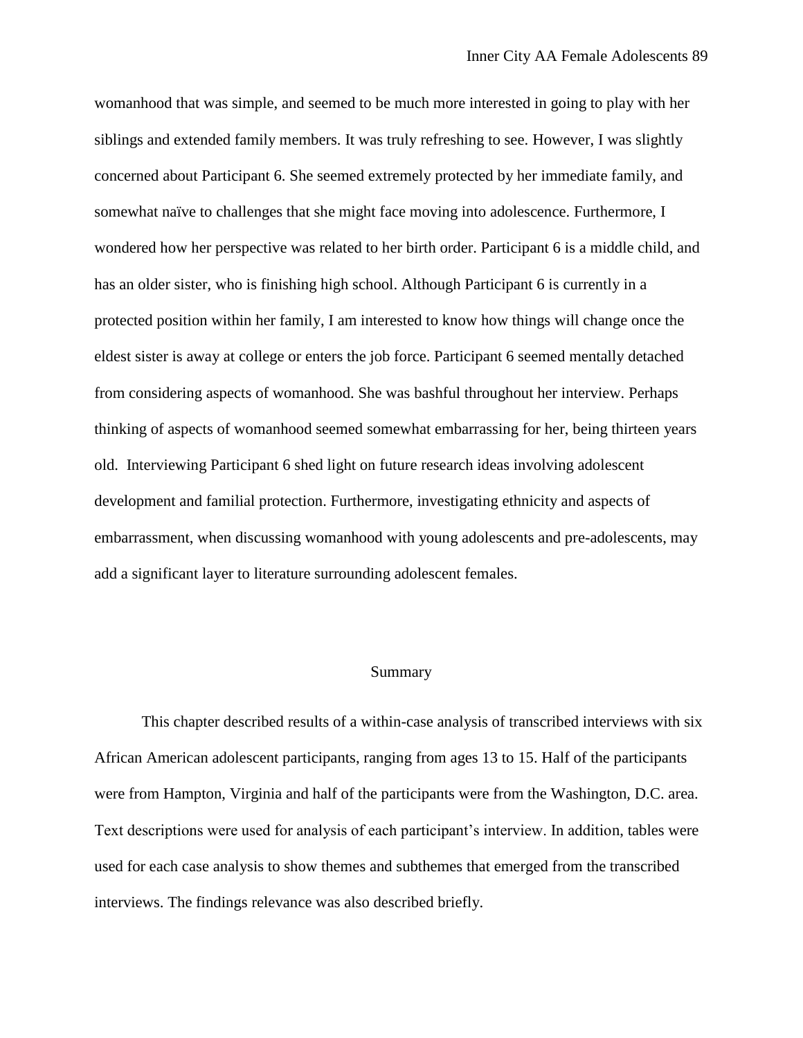womanhood that was simple, and seemed to be much more interested in going to play with her siblings and extended family members. It was truly refreshing to see. However, I was slightly concerned about Participant 6. She seemed extremely protected by her immediate family, and somewhat naïve to challenges that she might face moving into adolescence. Furthermore, I wondered how her perspective was related to her birth order. Participant 6 is a middle child, and has an older sister, who is finishing high school. Although Participant 6 is currently in a protected position within her family, I am interested to know how things will change once the eldest sister is away at college or enters the job force. Participant 6 seemed mentally detached from considering aspects of womanhood. She was bashful throughout her interview. Perhaps thinking of aspects of womanhood seemed somewhat embarrassing for her, being thirteen years old. Interviewing Participant 6 shed light on future research ideas involving adolescent development and familial protection. Furthermore, investigating ethnicity and aspects of embarrassment, when discussing womanhood with young adolescents and pre-adolescents, may add a significant layer to literature surrounding adolescent females.

## Summary

This chapter described results of a within-case analysis of transcribed interviews with six African American adolescent participants, ranging from ages 13 to 15. Half of the participants were from Hampton, Virginia and half of the participants were from the Washington, D.C. area. Text descriptions were used for analysis of each participant's interview. In addition, tables were used for each case analysis to show themes and subthemes that emerged from the transcribed interviews. The findings relevance was also described briefly.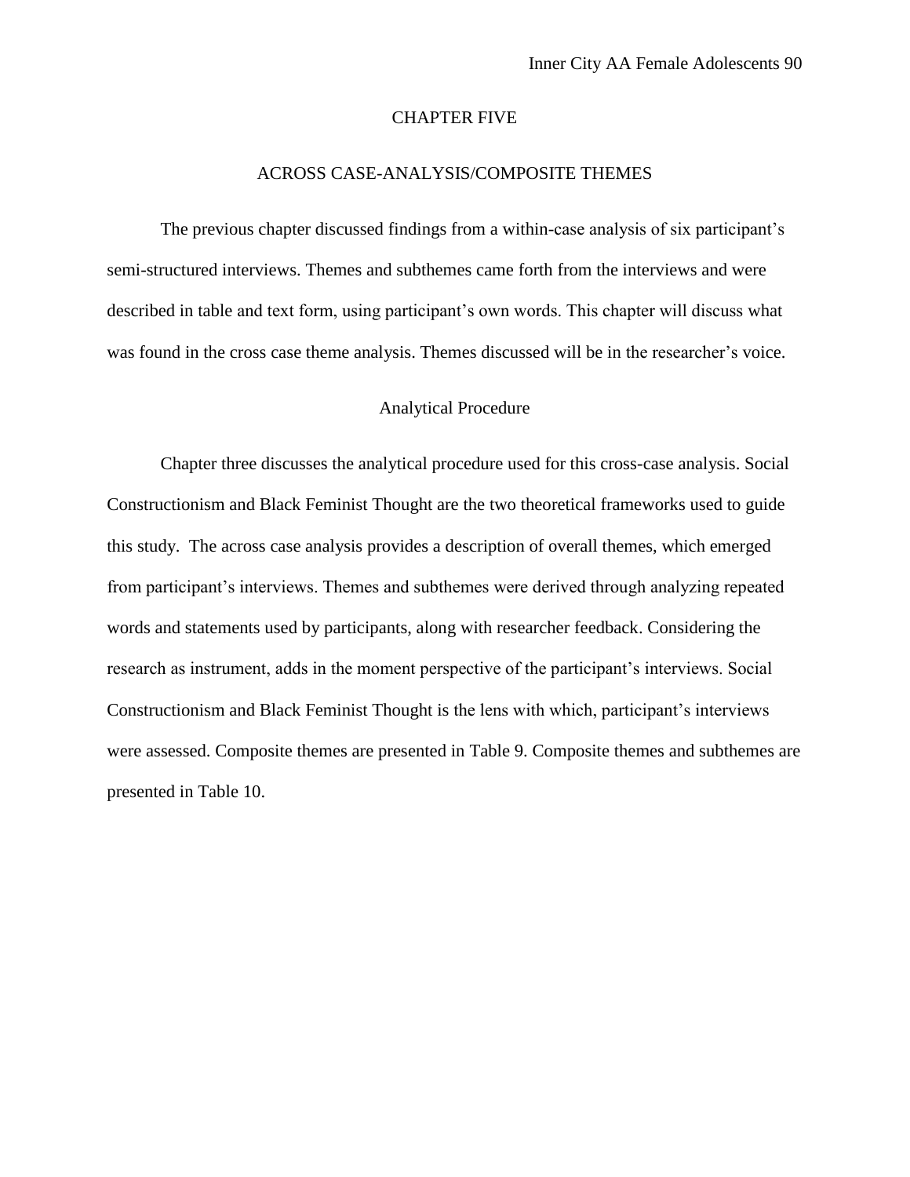# CHAPTER FIVE

## ACROSS CASE-ANALYSIS/COMPOSITE THEMES

The previous chapter discussed findings from a within-case analysis of six participant's semi-structured interviews. Themes and subthemes came forth from the interviews and were described in table and text form, using participant's own words. This chapter will discuss what was found in the cross case theme analysis. Themes discussed will be in the researcher's voice.

### Analytical Procedure

Chapter three discusses the analytical procedure used for this cross-case analysis. Social Constructionism and Black Feminist Thought are the two theoretical frameworks used to guide this study. The across case analysis provides a description of overall themes, which emerged from participant's interviews. Themes and subthemes were derived through analyzing repeated words and statements used by participants, along with researcher feedback. Considering the research as instrument, adds in the moment perspective of the participant's interviews. Social Constructionism and Black Feminist Thought is the lens with which, participant's interviews were assessed. Composite themes are presented in Table 9. Composite themes and subthemes are presented in Table 10.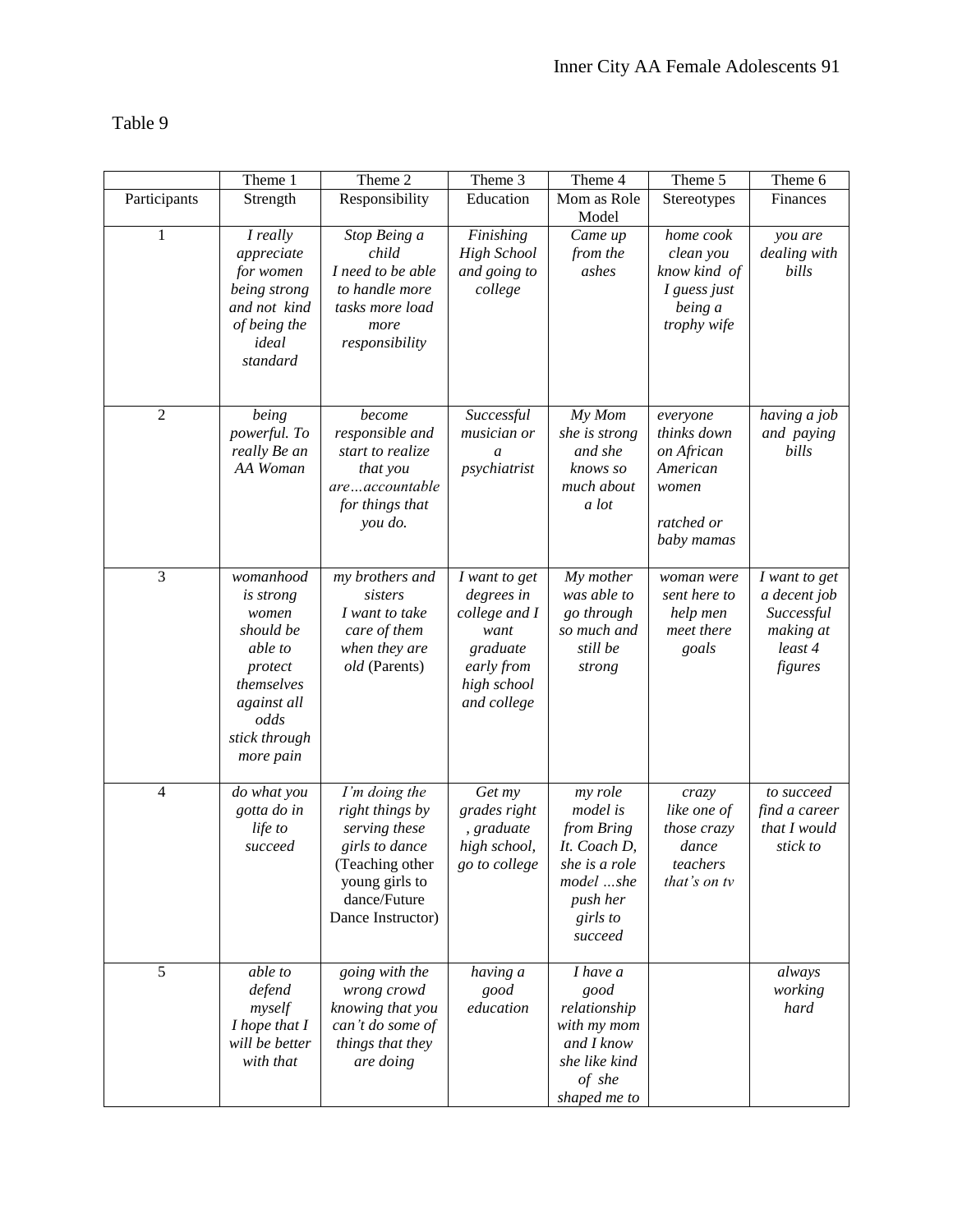Table 9

| | Theme 1 | Theme 2 | Theme 3 | Theme 4 | Theme 5 | Theme 6 |
|---|---|---|---|---|---|---|
| Participants | Strength | Responsibility | Education | Mom as Role Model | Stereotypes | Finances |
| 1 | *I really appreciate for women being strong and not kind of being the ideal standard* | *Stop Being a child I need to be able to handle more tasks more load more responsibility* | *Finishing High School and going to college* | *Came up from the ashes* | *home cook clean you know kind of I guess just being a trophy wife* | *you are dealing with bills* |
| 2 | *being powerful. To really Be an AA Woman* | *become responsible and start to realize that you are…accountable for things that you do.* | *Successful musician or a psychiatrist* | *My Mom she is strong and she knows so much about a lot* | *everyone thinks down on African American women ratched or baby mamas* | *having a job and paying bills* |
| 3 | *womanhood is strong women should be able to protect themselves against all odds stick through more pain* | *my brothers and sisters I want to take care of them when they are old* (Parents) | *I want to get degrees in college and I want graduate early from high school and college* | *My mother was able to go through so much and still be strong* | *woman were sent here to help men meet there goals* | *I want to get a decent job Successful making at least 4 figures* |
| 4 | *do what you gotta do in life to succeed* | *I'm doing the right things by serving these girls to dance* (Teaching other young girls to dance/Future Dance Instructor) | *Get my grades right , graduate high school, go to college* | *my role model is from Bring It. Coach D, she is a role model …she push her girls to succeed* | *crazy like one of those crazy dance teachers that's on tv* | *to succeed find a career that I would stick to* |
| 5 | *able to defend myself I hope that I will be better with that* | *going with the wrong crowd knowing that you can't do some of things that they are doing* | *having a good education* | *I have a good relationship with my mom and I know she like kind of she shaped me to* | | *always working hard* |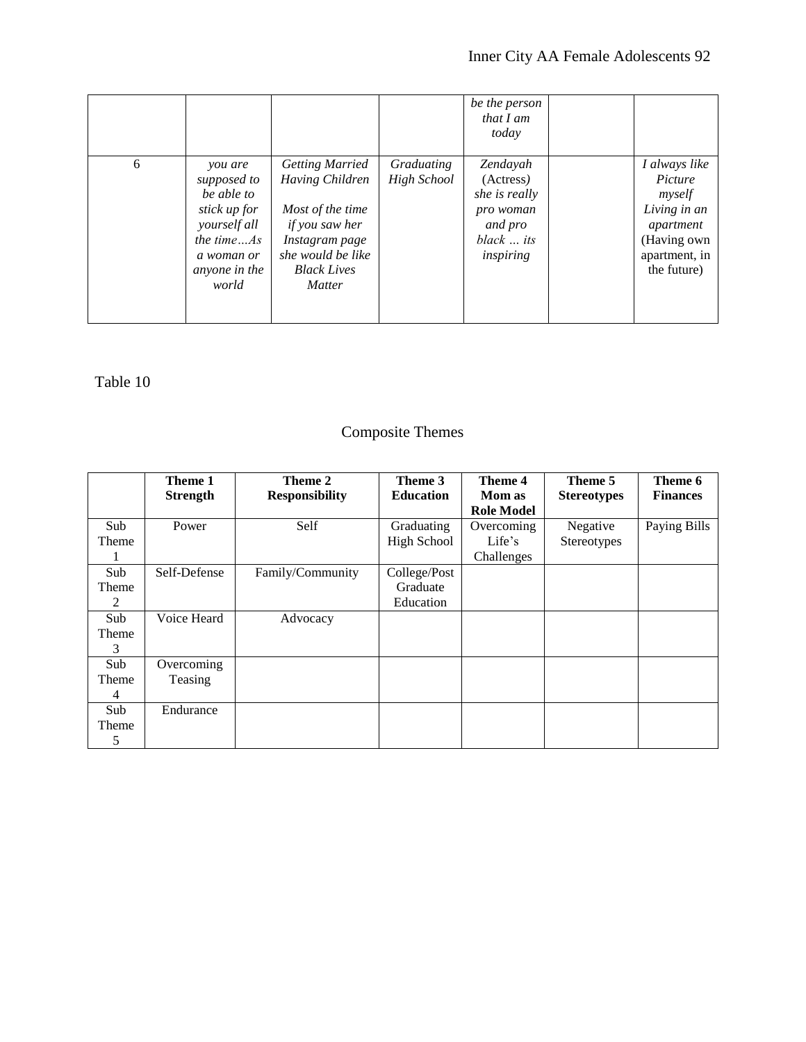| | | | | | | |
|---|---|---|---|---|---|---|
| | | | | *be the person that I am today* | | |
| 6 | *you are supposed to be able to stick up for yourself all the time…As a woman or anyone in the world* | *Getting Married Having Children*<br><br>*Most of the time if you saw her Instagram page she would be like Black Lives Matter* | *Graduating High School* | *Zendayah* (Actress) *she is really pro woman and pro black … its inspiring* | | *I always like Picture myself Living in an apartment* (Having own apartment, in the future) |

Table 10

Composite Themes

| | Theme 1 Strength | Theme 2 Responsibility | Theme 3 Education | Theme 4 Mom as Role Model | Theme 5 Stereotypes | Theme 6 Finances |
|---|---|---|---|---|---|---|
| Sub Theme 1 | Power | Self | Graduating High School | Overcoming Life's Challenges | Negative Stereotypes | Paying Bills |
| Sub Theme 2 | Self-Defense | Family/Community | College/Post Graduate Education | | | |
| Sub Theme 3 | Voice Heard | Advocacy | | | | |
| Sub Theme 4 | Overcoming Teasing | | | | | |
| Sub Theme 5 | Endurance | | | | | |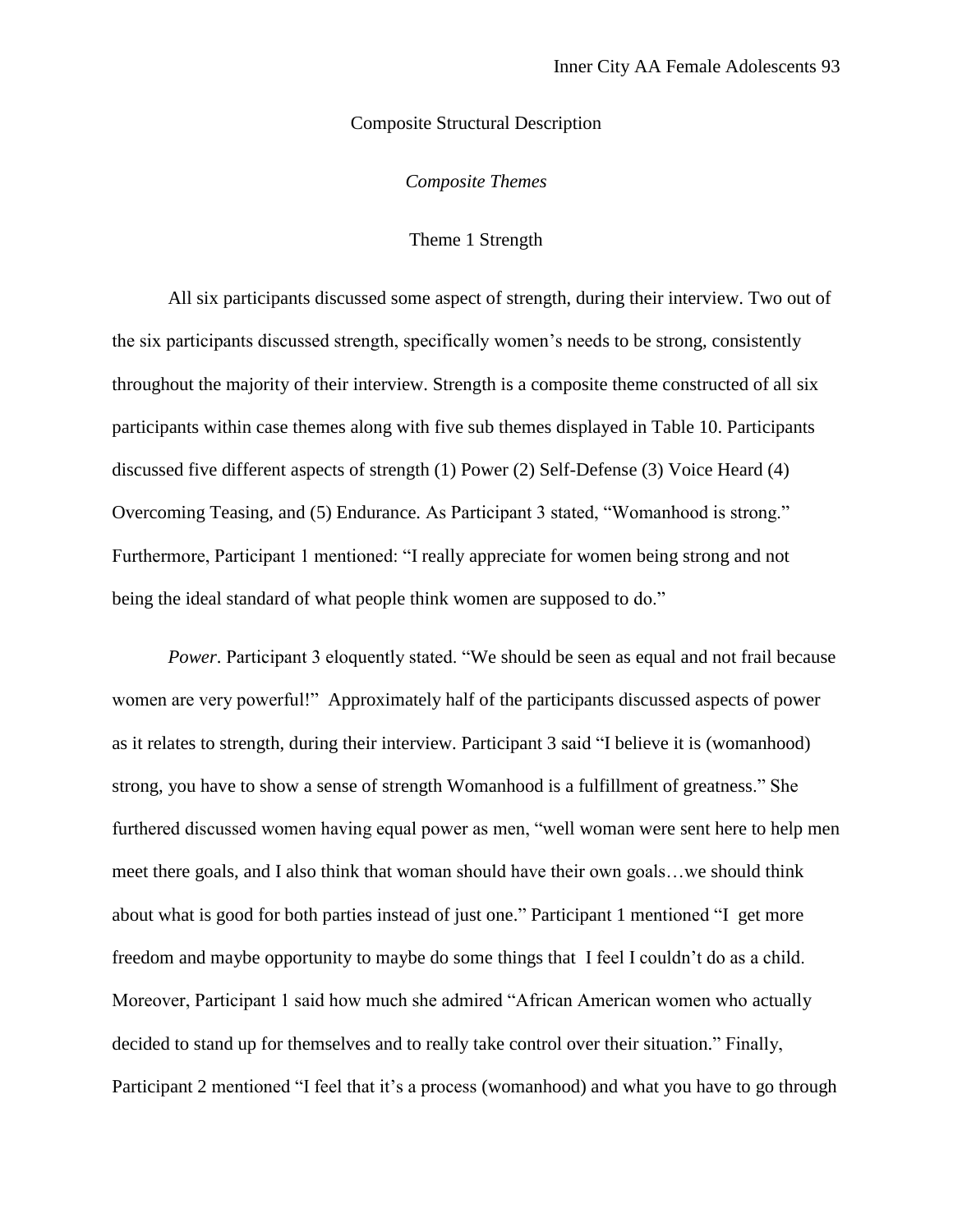## Composite Structural Description

### *Composite Themes*

#### Theme 1 Strength

All six participants discussed some aspect of strength, during their interview. Two out of the six participants discussed strength, specifically women's needs to be strong, consistently throughout the majority of their interview. Strength is a composite theme constructed of all six participants within case themes along with five sub themes displayed in Table 10. Participants discussed five different aspects of strength (1) Power (2) Self-Defense (3) Voice Heard (4) Overcoming Teasing, and (5) Endurance. As Participant 3 stated, "Womanhood is strong." Furthermore, Participant 1 mentioned: "I really appreciate for women being strong and not being the ideal standard of what people think women are supposed to do."

*Power*. Participant 3 eloquently stated. "We should be seen as equal and not frail because women are very powerful!" Approximately half of the participants discussed aspects of power as it relates to strength, during their interview. Participant 3 said "I believe it is (womanhood) strong, you have to show a sense of strength Womanhood is a fulfillment of greatness." She furthered discussed women having equal power as men, "well woman were sent here to help men meet there goals, and I also think that woman should have their own goals…we should think about what is good for both parties instead of just one." Participant 1 mentioned "I get more freedom and maybe opportunity to maybe do some things that I feel I couldn't do as a child. Moreover, Participant 1 said how much she admired "African American women who actually decided to stand up for themselves and to really take control over their situation." Finally, Participant 2 mentioned "I feel that it's a process (womanhood) and what you have to go through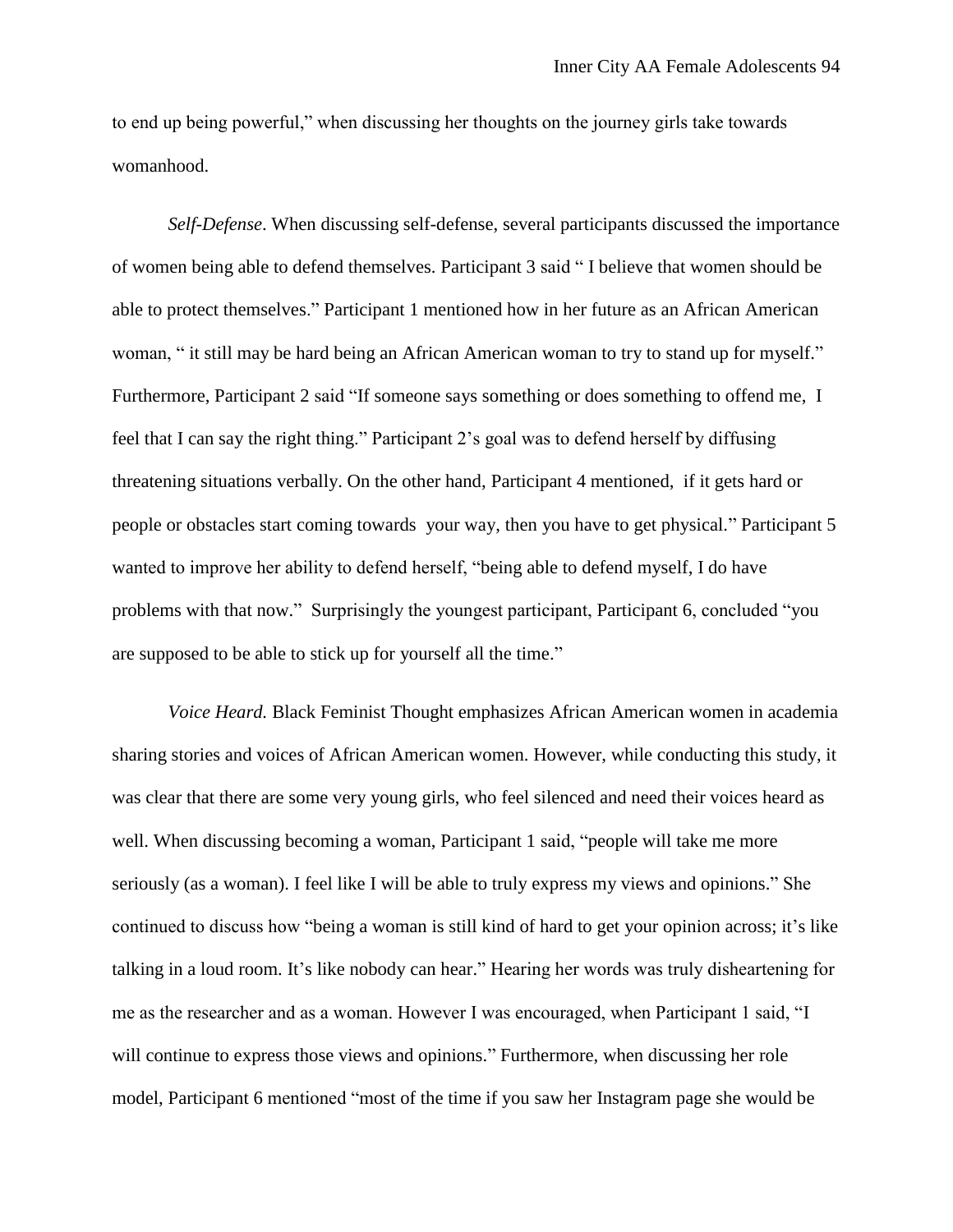to end up being powerful," when discussing her thoughts on the journey girls take towards womanhood.

*Self-Defense*. When discussing self-defense, several participants discussed the importance of women being able to defend themselves. Participant 3 said " I believe that women should be able to protect themselves." Participant 1 mentioned how in her future as an African American woman, " it still may be hard being an African American woman to try to stand up for myself." Furthermore, Participant 2 said "If someone says something or does something to offend me, I feel that I can say the right thing." Participant 2's goal was to defend herself by diffusing threatening situations verbally. On the other hand, Participant 4 mentioned, if it gets hard or people or obstacles start coming towards your way, then you have to get physical." Participant 5 wanted to improve her ability to defend herself, "being able to defend myself, I do have problems with that now." Surprisingly the youngest participant, Participant 6, concluded "you are supposed to be able to stick up for yourself all the time."

*Voice Heard.* Black Feminist Thought emphasizes African American women in academia sharing stories and voices of African American women. However, while conducting this study, it was clear that there are some very young girls, who feel silenced and need their voices heard as well. When discussing becoming a woman, Participant 1 said, "people will take me more seriously (as a woman). I feel like I will be able to truly express my views and opinions." She continued to discuss how "being a woman is still kind of hard to get your opinion across; it's like talking in a loud room. It's like nobody can hear." Hearing her words was truly disheartening for me as the researcher and as a woman. However I was encouraged, when Participant 1 said, "I will continue to express those views and opinions." Furthermore, when discussing her role model, Participant 6 mentioned "most of the time if you saw her Instagram page she would be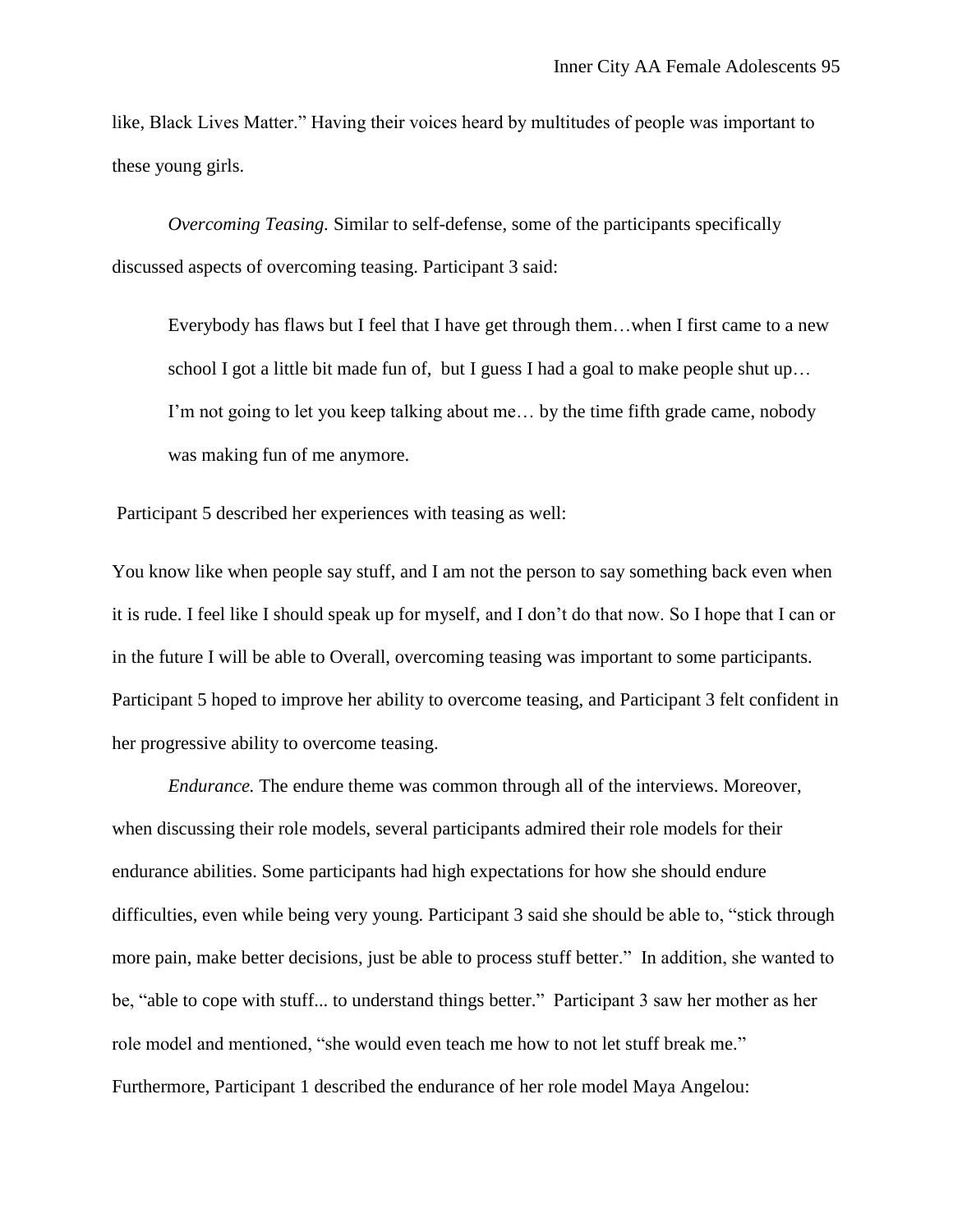like, Black Lives Matter." Having their voices heard by multitudes of people was important to these young girls.

*Overcoming Teasing.* Similar to self-defense, some of the participants specifically discussed aspects of overcoming teasing. Participant 3 said:

> Everybody has flaws but I feel that I have get through them…when I first came to a new school I got a little bit made fun of, but I guess I had a goal to make people shut up… I'm not going to let you keep talking about me… by the time fifth grade came, nobody was making fun of me anymore.

Participant 5 described her experiences with teasing as well:

You know like when people say stuff, and I am not the person to say something back even when it is rude. I feel like I should speak up for myself, and I don't do that now. So I hope that I can or in the future I will be able to Overall, overcoming teasing was important to some participants. Participant 5 hoped to improve her ability to overcome teasing, and Participant 3 felt confident in her progressive ability to overcome teasing.

*Endurance.* The endure theme was common through all of the interviews. Moreover, when discussing their role models, several participants admired their role models for their endurance abilities. Some participants had high expectations for how she should endure difficulties, even while being very young. Participant 3 said she should be able to, "stick through more pain, make better decisions, just be able to process stuff better." In addition, she wanted to be, "able to cope with stuff... to understand things better." Participant 3 saw her mother as her role model and mentioned, "she would even teach me how to not let stuff break me." Furthermore, Participant 1 described the endurance of her role model Maya Angelou: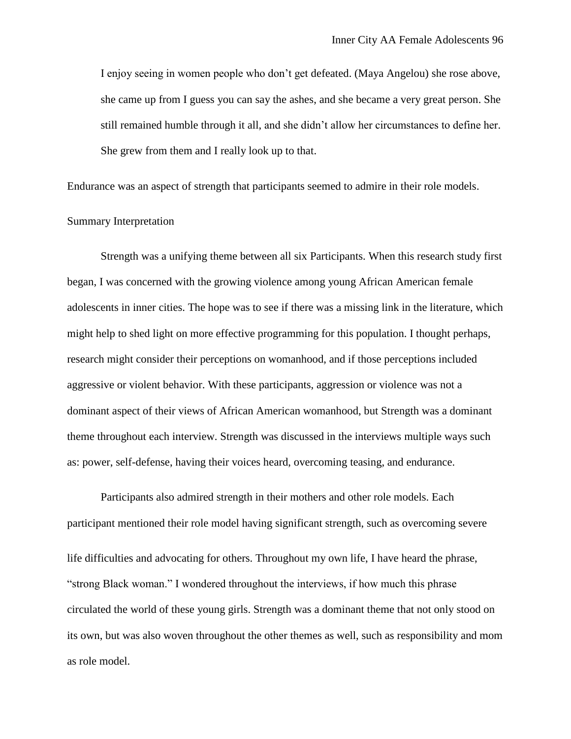> I enjoy seeing in women people who don't get defeated. (Maya Angelou) she rose above, she came up from I guess you can say the ashes, and she became a very great person. She still remained humble through it all, and she didn't allow her circumstances to define her. She grew from them and I really look up to that.

Endurance was an aspect of strength that participants seemed to admire in their role models.

## Summary Interpretation

Strength was a unifying theme between all six Participants. When this research study first began, I was concerned with the growing violence among young African American female adolescents in inner cities. The hope was to see if there was a missing link in the literature, which might help to shed light on more effective programming for this population. I thought perhaps, research might consider their perceptions on womanhood, and if those perceptions included aggressive or violent behavior. With these participants, aggression or violence was not a dominant aspect of their views of African American womanhood, but Strength was a dominant theme throughout each interview. Strength was discussed in the interviews multiple ways such as: power, self-defense, having their voices heard, overcoming teasing, and endurance.

Participants also admired strength in their mothers and other role models. Each participant mentioned their role model having significant strength, such as overcoming severe life difficulties and advocating for others. Throughout my own life, I have heard the phrase, "strong Black woman." I wondered throughout the interviews, if how much this phrase circulated the world of these young girls. Strength was a dominant theme that not only stood on its own, but was also woven throughout the other themes as well, such as responsibility and mom as role model.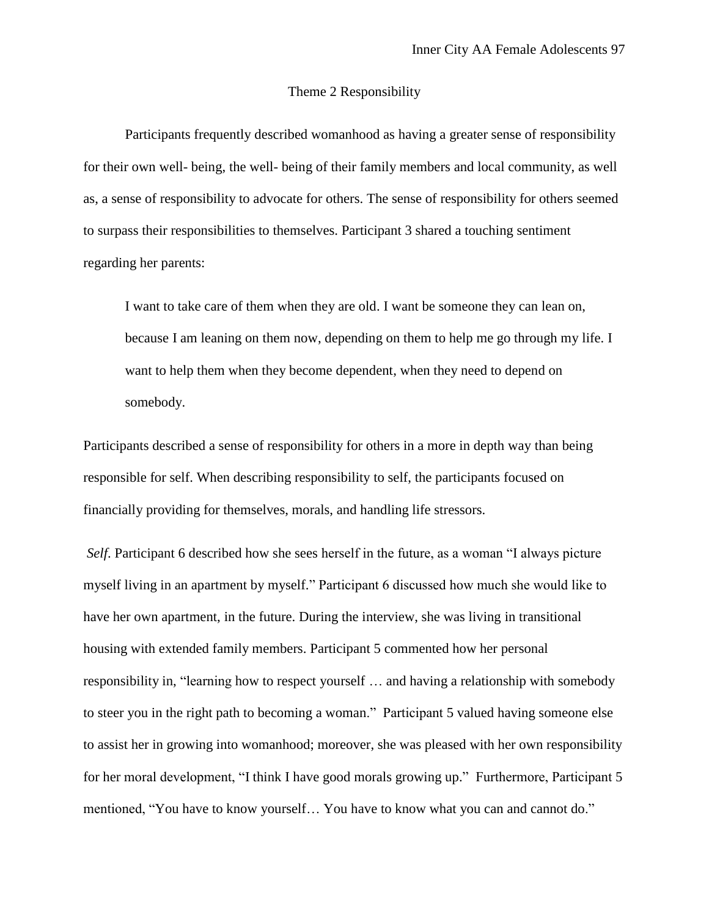## Theme 2 Responsibility

Participants frequently described womanhood as having a greater sense of responsibility for their own well- being, the well- being of their family members and local community, as well as, a sense of responsibility to advocate for others. The sense of responsibility for others seemed to surpass their responsibilities to themselves. Participant 3 shared a touching sentiment regarding her parents:

> I want to take care of them when they are old. I want be someone they can lean on, because I am leaning on them now, depending on them to help me go through my life. I want to help them when they become dependent, when they need to depend on somebody.

Participants described a sense of responsibility for others in a more in depth way than being responsible for self. When describing responsibility to self, the participants focused on financially providing for themselves, morals, and handling life stressors.

*Self*. Participant 6 described how she sees herself in the future, as a woman "I always picture myself living in an apartment by myself." Participant 6 discussed how much she would like to have her own apartment, in the future. During the interview, she was living in transitional housing with extended family members. Participant 5 commented how her personal responsibility in, "learning how to respect yourself … and having a relationship with somebody to steer you in the right path to becoming a woman." Participant 5 valued having someone else to assist her in growing into womanhood; moreover, she was pleased with her own responsibility for her moral development, "I think I have good morals growing up." Furthermore, Participant 5 mentioned, "You have to know yourself… You have to know what you can and cannot do."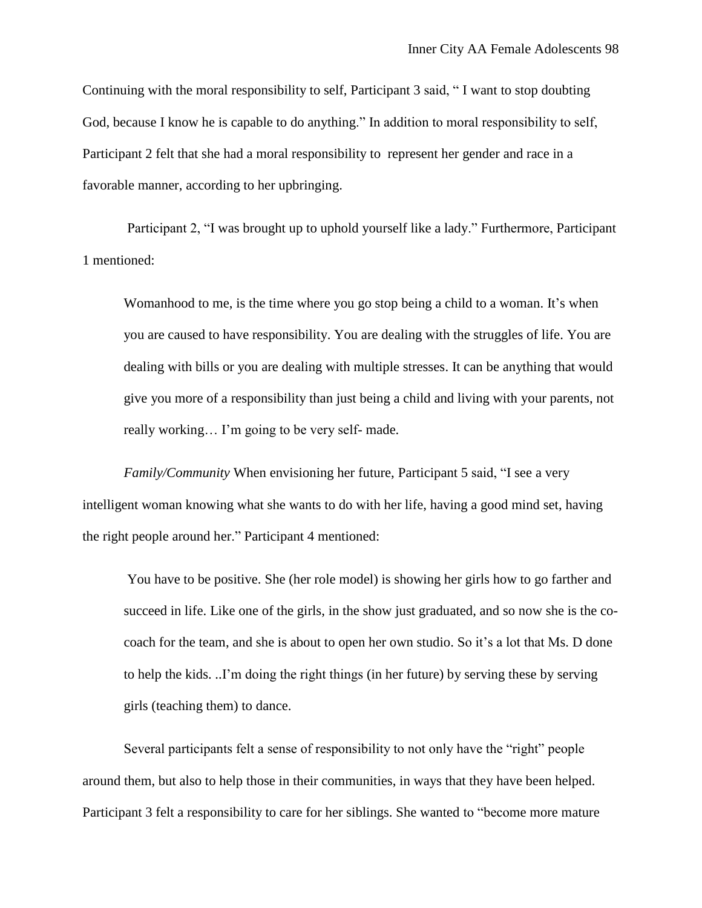Continuing with the moral responsibility to self, Participant 3 said, " I want to stop doubting God, because I know he is capable to do anything." In addition to moral responsibility to self, Participant 2 felt that she had a moral responsibility to represent her gender and race in a favorable manner, according to her upbringing.

Participant 2, "I was brought up to uphold yourself like a lady." Furthermore, Participant 1 mentioned:

> Womanhood to me, is the time where you go stop being a child to a woman. It's when you are caused to have responsibility. You are dealing with the struggles of life. You are dealing with bills or you are dealing with multiple stresses. It can be anything that would give you more of a responsibility than just being a child and living with your parents, not really working… I'm going to be very self- made.

*Family/Community* When envisioning her future, Participant 5 said, "I see a very intelligent woman knowing what she wants to do with her life, having a good mind set, having the right people around her." Participant 4 mentioned:

> You have to be positive. She (her role model) is showing her girls how to go farther and succeed in life. Like one of the girls, in the show just graduated, and so now she is the co-coach for the team, and she is about to open her own studio. So it's a lot that Ms. D done to help the kids. ..I'm doing the right things (in her future) by serving these by serving girls (teaching them) to dance.

Several participants felt a sense of responsibility to not only have the "right" people around them, but also to help those in their communities, in ways that they have been helped. Participant 3 felt a responsibility to care for her siblings. She wanted to "become more mature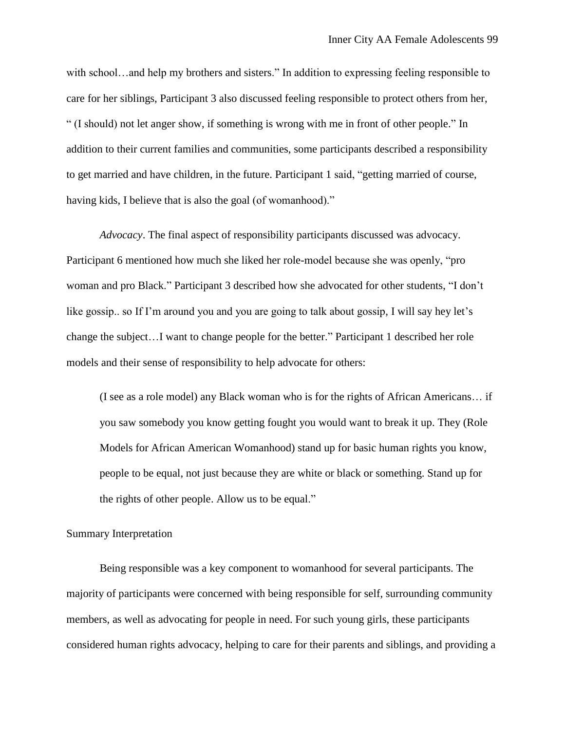with school…and help my brothers and sisters." In addition to expressing feeling responsible to care for her siblings, Participant 3 also discussed feeling responsible to protect others from her, " (I should) not let anger show, if something is wrong with me in front of other people." In addition to their current families and communities, some participants described a responsibility to get married and have children, in the future. Participant 1 said, "getting married of course, having kids, I believe that is also the goal (of womanhood)."

*Advocacy*. The final aspect of responsibility participants discussed was advocacy. Participant 6 mentioned how much she liked her role-model because she was openly, "pro woman and pro Black." Participant 3 described how she advocated for other students, "I don't like gossip.. so If I'm around you and you are going to talk about gossip, I will say hey let's change the subject…I want to change people for the better." Participant 1 described her role models and their sense of responsibility to help advocate for others:

> (I see as a role model) any Black woman who is for the rights of African Americans… if you saw somebody you know getting fought you would want to break it up. They (Role Models for African American Womanhood) stand up for basic human rights you know, people to be equal, not just because they are white or black or something. Stand up for the rights of other people. Allow us to be equal."

Summary Interpretation

Being responsible was a key component to womanhood for several participants. The majority of participants were concerned with being responsible for self, surrounding community members, as well as advocating for people in need. For such young girls, these participants considered human rights advocacy, helping to care for their parents and siblings, and providing a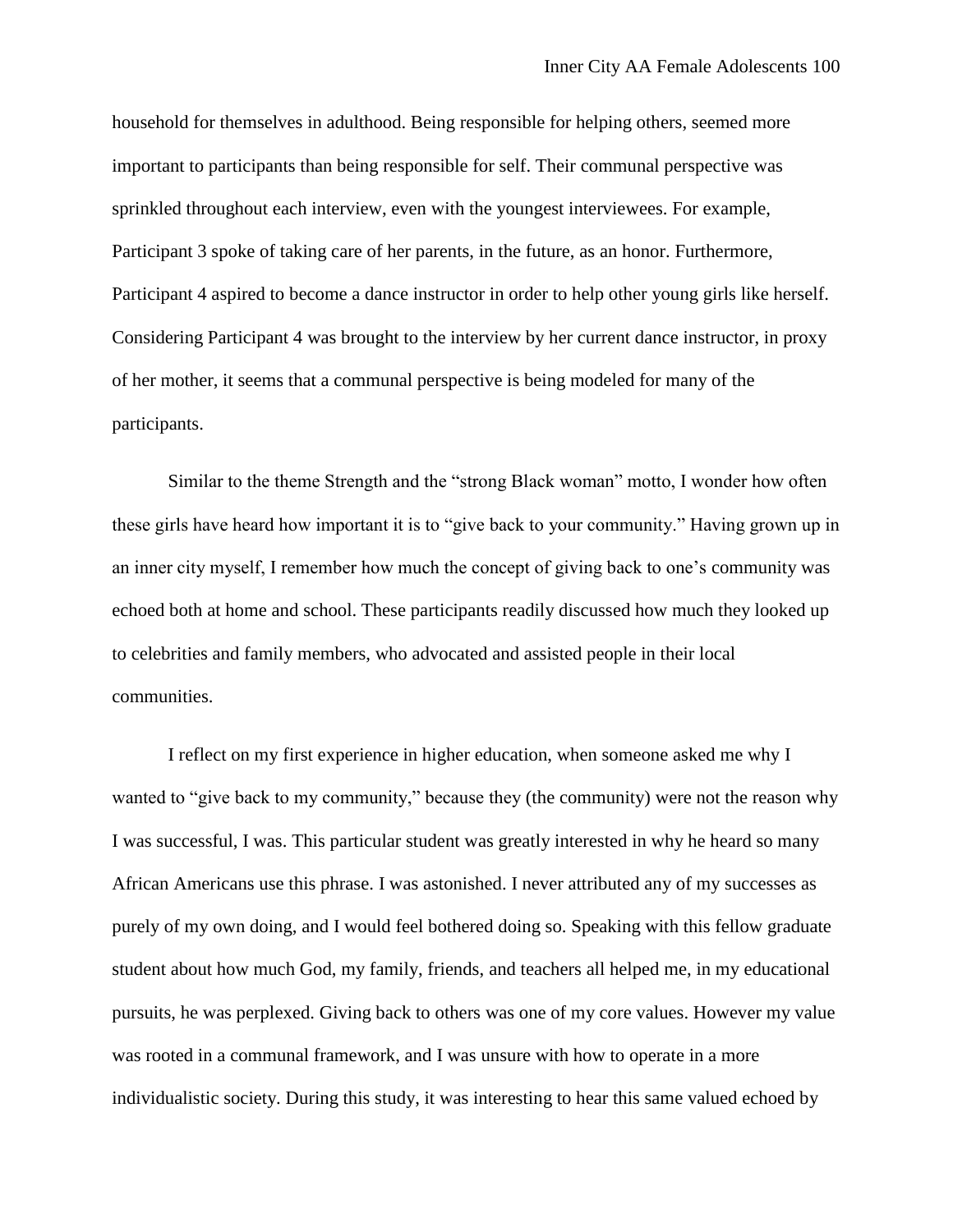household for themselves in adulthood. Being responsible for helping others, seemed more important to participants than being responsible for self. Their communal perspective was sprinkled throughout each interview, even with the youngest interviewees. For example, Participant 3 spoke of taking care of her parents, in the future, as an honor. Furthermore, Participant 4 aspired to become a dance instructor in order to help other young girls like herself. Considering Participant 4 was brought to the interview by her current dance instructor, in proxy of her mother, it seems that a communal perspective is being modeled for many of the participants.

Similar to the theme Strength and the "strong Black woman" motto, I wonder how often these girls have heard how important it is to "give back to your community." Having grown up in an inner city myself, I remember how much the concept of giving back to one's community was echoed both at home and school. These participants readily discussed how much they looked up to celebrities and family members, who advocated and assisted people in their local communities.

I reflect on my first experience in higher education, when someone asked me why I wanted to "give back to my community," because they (the community) were not the reason why I was successful, I was. This particular student was greatly interested in why he heard so many African Americans use this phrase. I was astonished. I never attributed any of my successes as purely of my own doing, and I would feel bothered doing so. Speaking with this fellow graduate student about how much God, my family, friends, and teachers all helped me, in my educational pursuits, he was perplexed. Giving back to others was one of my core values. However my value was rooted in a communal framework, and I was unsure with how to operate in a more individualistic society. During this study, it was interesting to hear this same valued echoed by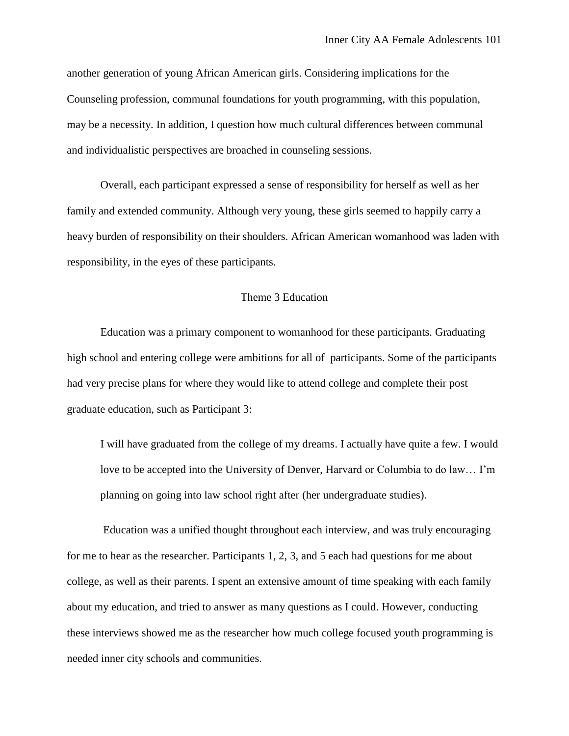another generation of young African American girls. Considering implications for the Counseling profession, communal foundations for youth programming, with this population, may be a necessity. In addition, I question how much cultural differences between communal and individualistic perspectives are broached in counseling sessions.

Overall, each participant expressed a sense of responsibility for herself as well as her family and extended community. Although very young, these girls seemed to happily carry a heavy burden of responsibility on their shoulders. African American womanhood was laden with responsibility, in the eyes of these participants.

## Theme 3 Education

Education was a primary component to womanhood for these participants. Graduating high school and entering college were ambitions for all of participants. Some of the participants had very precise plans for where they would like to attend college and complete their post graduate education, such as Participant 3:

> I will have graduated from the college of my dreams. I actually have quite a few. I would love to be accepted into the University of Denver, Harvard or Columbia to do law… I'm planning on going into law school right after (her undergraduate studies).

Education was a unified thought throughout each interview, and was truly encouraging for me to hear as the researcher. Participants 1, 2, 3, and 5 each had questions for me about college, as well as their parents. I spent an extensive amount of time speaking with each family about my education, and tried to answer as many questions as I could. However, conducting these interviews showed me as the researcher how much college focused youth programming is needed inner city schools and communities.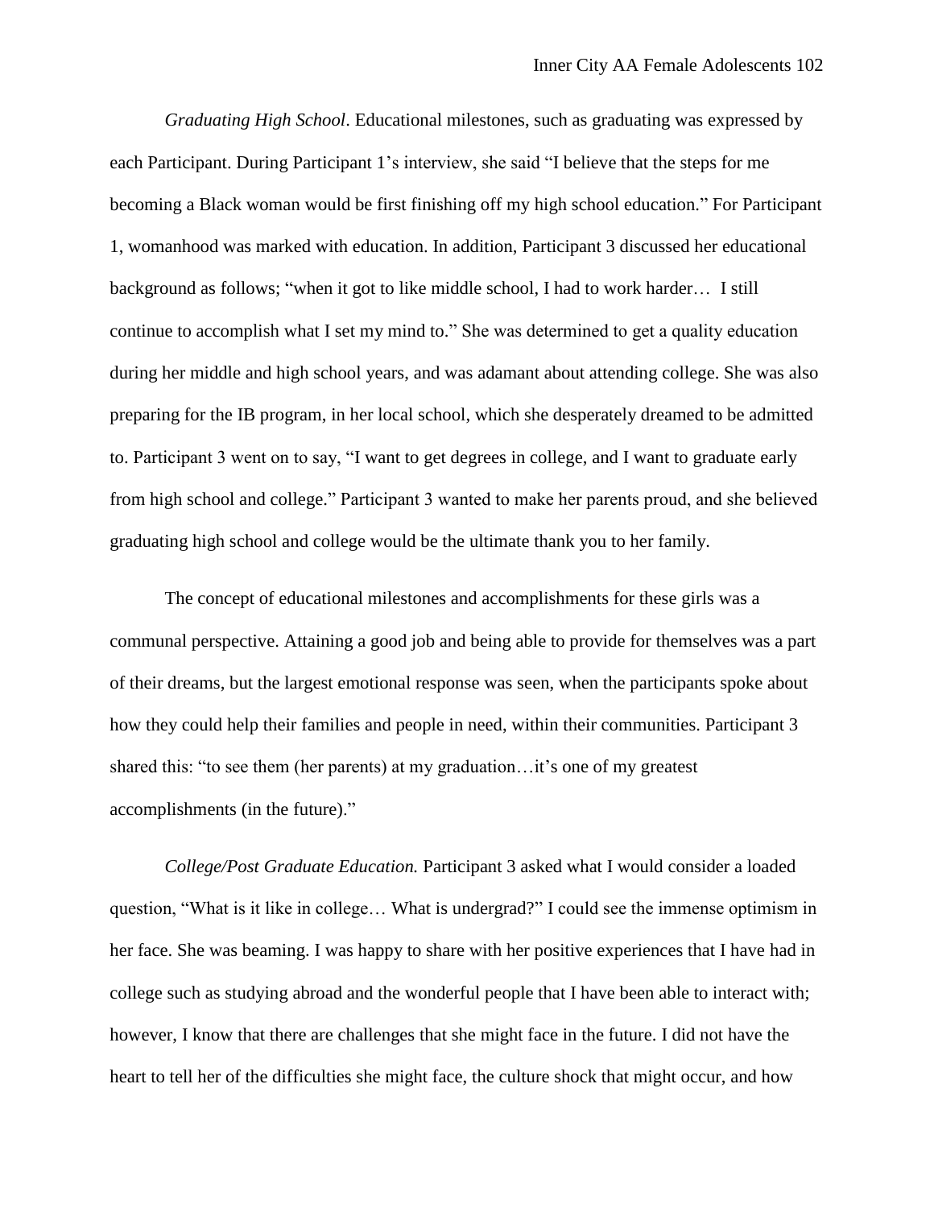*Graduating High School*. Educational milestones, such as graduating was expressed by each Participant. During Participant 1's interview, she said "I believe that the steps for me becoming a Black woman would be first finishing off my high school education." For Participant 1, womanhood was marked with education. In addition, Participant 3 discussed her educational background as follows; "when it got to like middle school, I had to work harder… I still continue to accomplish what I set my mind to." She was determined to get a quality education during her middle and high school years, and was adamant about attending college. She was also preparing for the IB program, in her local school, which she desperately dreamed to be admitted to. Participant 3 went on to say, "I want to get degrees in college, and I want to graduate early from high school and college." Participant 3 wanted to make her parents proud, and she believed graduating high school and college would be the ultimate thank you to her family.

The concept of educational milestones and accomplishments for these girls was a communal perspective. Attaining a good job and being able to provide for themselves was a part of their dreams, but the largest emotional response was seen, when the participants spoke about how they could help their families and people in need, within their communities. Participant 3 shared this: "to see them (her parents) at my graduation…it's one of my greatest accomplishments (in the future)."

*College/Post Graduate Education.* Participant 3 asked what I would consider a loaded question, "What is it like in college… What is undergrad?" I could see the immense optimism in her face. She was beaming. I was happy to share with her positive experiences that I have had in college such as studying abroad and the wonderful people that I have been able to interact with; however, I know that there are challenges that she might face in the future. I did not have the heart to tell her of the difficulties she might face, the culture shock that might occur, and how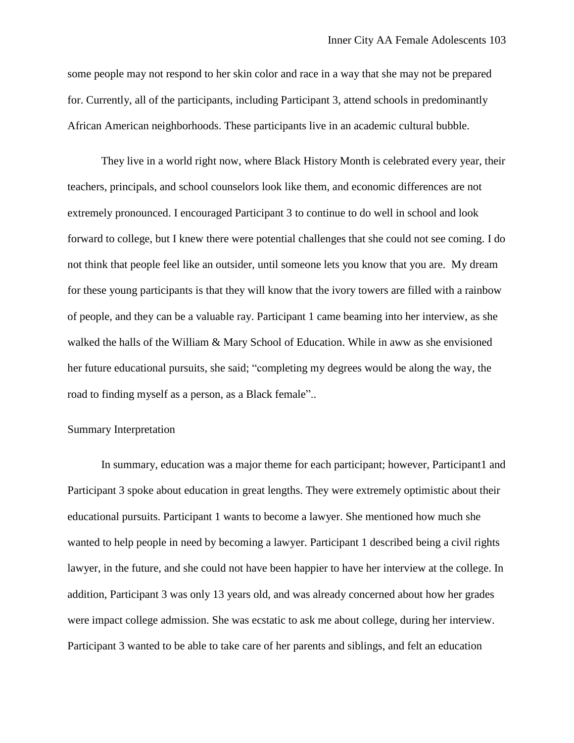some people may not respond to her skin color and race in a way that she may not be prepared for. Currently, all of the participants, including Participant 3, attend schools in predominantly African American neighborhoods. These participants live in an academic cultural bubble.

They live in a world right now, where Black History Month is celebrated every year, their teachers, principals, and school counselors look like them, and economic differences are not extremely pronounced. I encouraged Participant 3 to continue to do well in school and look forward to college, but I knew there were potential challenges that she could not see coming. I do not think that people feel like an outsider, until someone lets you know that you are. My dream for these young participants is that they will know that the ivory towers are filled with a rainbow of people, and they can be a valuable ray. Participant 1 came beaming into her interview, as she walked the halls of the William & Mary School of Education. While in aww as she envisioned her future educational pursuits, she said; "completing my degrees would be along the way, the road to finding myself as a person, as a Black female"..

Summary Interpretation

In summary, education was a major theme for each participant; however, Participant1 and Participant 3 spoke about education in great lengths. They were extremely optimistic about their educational pursuits. Participant 1 wants to become a lawyer. She mentioned how much she wanted to help people in need by becoming a lawyer. Participant 1 described being a civil rights lawyer, in the future, and she could not have been happier to have her interview at the college. In addition, Participant 3 was only 13 years old, and was already concerned about how her grades were impact college admission. She was ecstatic to ask me about college, during her interview. Participant 3 wanted to be able to take care of her parents and siblings, and felt an education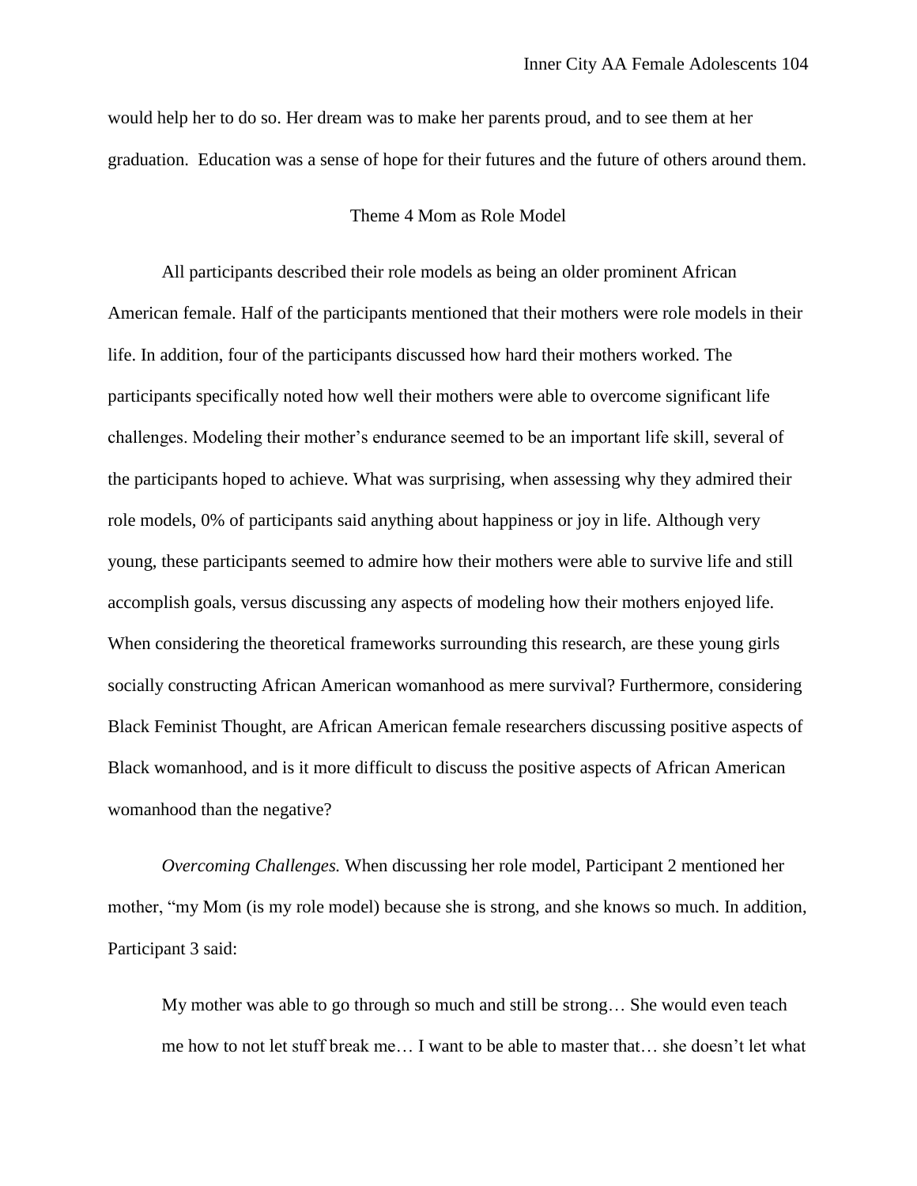would help her to do so. Her dream was to make her parents proud, and to see them at her graduation.  Education was a sense of hope for their futures and the future of others around them.

## Theme 4 Mom as Role Model

All participants described their role models as being an older prominent African American female. Half of the participants mentioned that their mothers were role models in their life. In addition, four of the participants discussed how hard their mothers worked. The participants specifically noted how well their mothers were able to overcome significant life challenges. Modeling their mother's endurance seemed to be an important life skill, several of the participants hoped to achieve. What was surprising, when assessing why they admired their role models, 0% of participants said anything about happiness or joy in life. Although very young, these participants seemed to admire how their mothers were able to survive life and still accomplish goals, versus discussing any aspects of modeling how their mothers enjoyed life. When considering the theoretical frameworks surrounding this research, are these young girls socially constructing African American womanhood as mere survival? Furthermore, considering Black Feminist Thought, are African American female researchers discussing positive aspects of Black womanhood, and is it more difficult to discuss the positive aspects of African American womanhood than the negative?

*Overcoming Challenges.* When discussing her role model, Participant 2 mentioned her mother, "my Mom (is my role model) because she is strong, and she knows so much. In addition, Participant 3 said:

> My mother was able to go through so much and still be strong… She would even teach me how to not let stuff break me… I want to be able to master that… she doesn't let what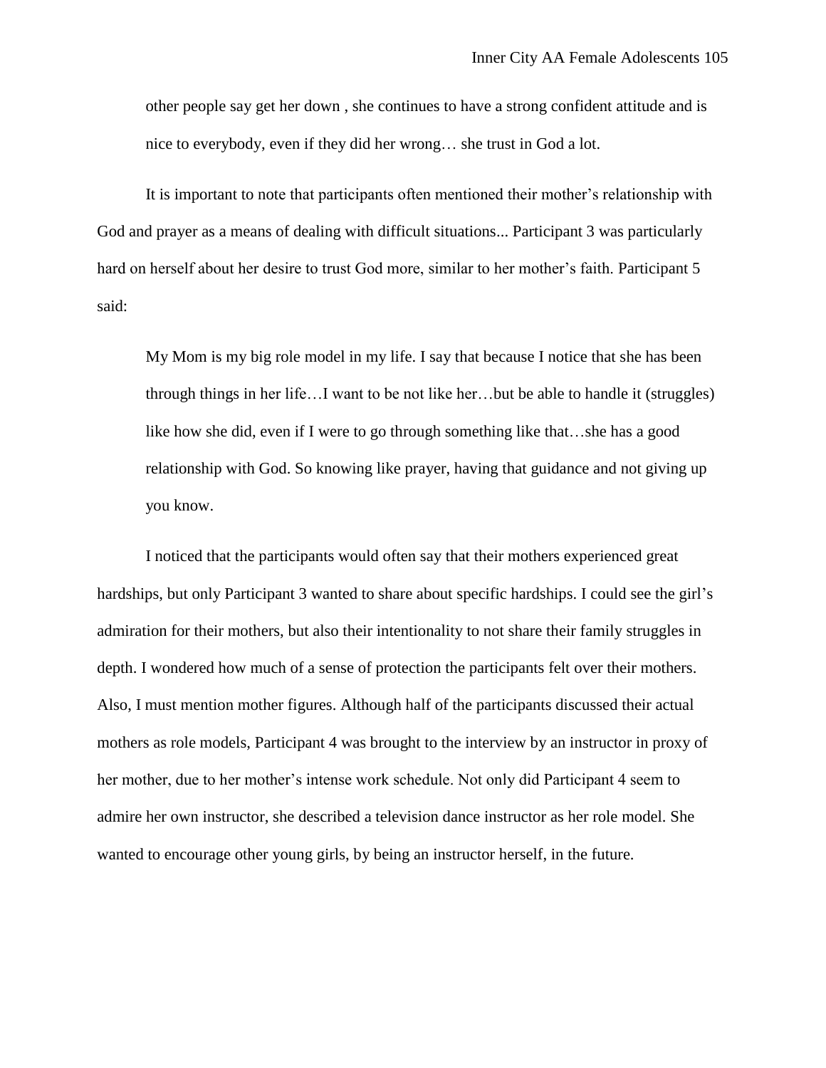> other people say get her down , she continues to have a strong confident attitude and is nice to everybody, even if they did her wrong… she trust in God a lot.

It is important to note that participants often mentioned their mother's relationship with God and prayer as a means of dealing with difficult situations... Participant 3 was particularly hard on herself about her desire to trust God more, similar to her mother's faith. Participant 5 said:

> My Mom is my big role model in my life. I say that because I notice that she has been through things in her life…I want to be not like her…but be able to handle it (struggles) like how she did, even if I were to go through something like that…she has a good relationship with God. So knowing like prayer, having that guidance and not giving up you know.

I noticed that the participants would often say that their mothers experienced great hardships, but only Participant 3 wanted to share about specific hardships. I could see the girl's admiration for their mothers, but also their intentionality to not share their family struggles in depth. I wondered how much of a sense of protection the participants felt over their mothers. Also, I must mention mother figures. Although half of the participants discussed their actual mothers as role models, Participant 4 was brought to the interview by an instructor in proxy of her mother, due to her mother's intense work schedule. Not only did Participant 4 seem to admire her own instructor, she described a television dance instructor as her role model. She wanted to encourage other young girls, by being an instructor herself, in the future.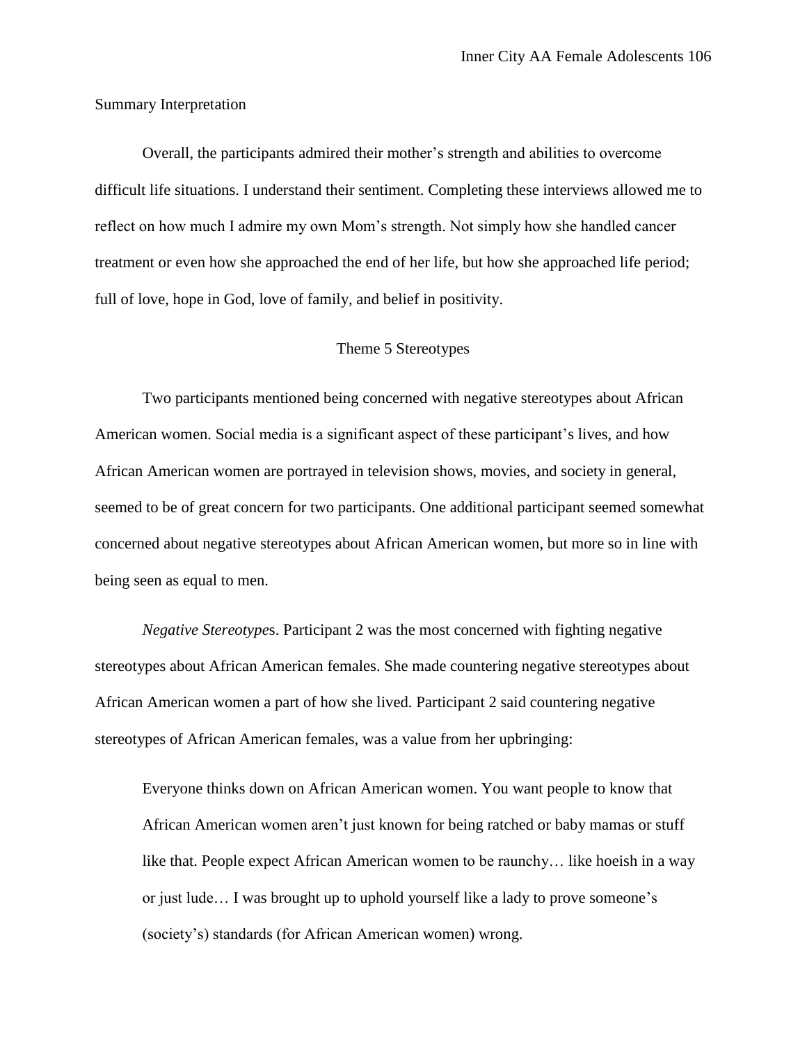Summary Interpretation

Overall, the participants admired their mother's strength and abilities to overcome difficult life situations. I understand their sentiment. Completing these interviews allowed me to reflect on how much I admire my own Mom's strength. Not simply how she handled cancer treatment or even how she approached the end of her life, but how she approached life period; full of love, hope in God, love of family, and belief in positivity.

## Theme 5 Stereotypes

Two participants mentioned being concerned with negative stereotypes about African American women. Social media is a significant aspect of these participant's lives, and how African American women are portrayed in television shows, movies, and society in general, seemed to be of great concern for two participants. One additional participant seemed somewhat concerned about negative stereotypes about African American women, but more so in line with being seen as equal to men.

*Negative Stereotype*s. Participant 2 was the most concerned with fighting negative stereotypes about African American females. She made countering negative stereotypes about African American women a part of how she lived. Participant 2 said countering negative stereotypes of African American females, was a value from her upbringing:

> Everyone thinks down on African American women. You want people to know that African American women aren't just known for being ratched or baby mamas or stuff like that. People expect African American women to be raunchy… like hoeish in a way or just lude… I was brought up to uphold yourself like a lady to prove someone's (society's) standards (for African American women) wrong.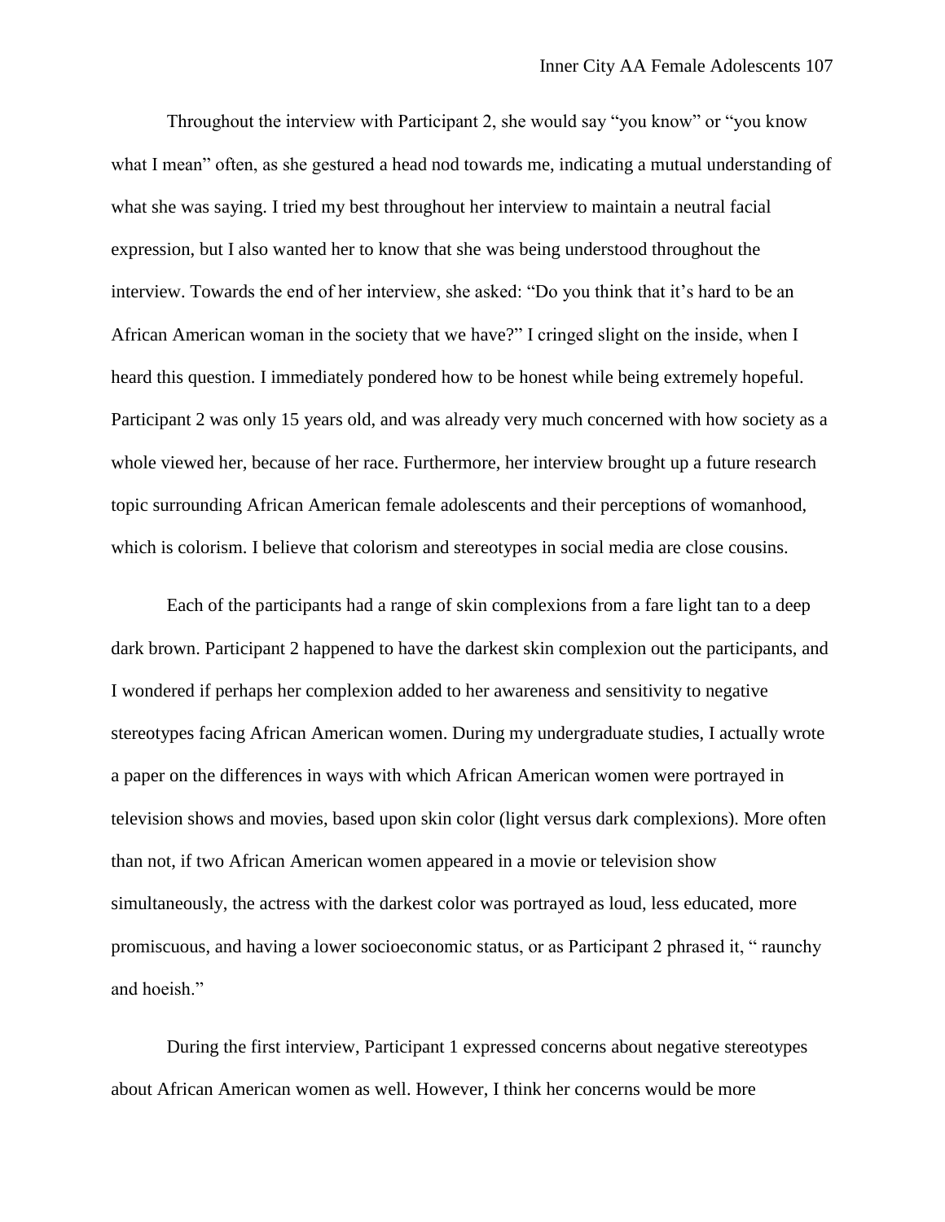Throughout the interview with Participant 2, she would say “you know” or “you know what I mean” often, as she gestured a head nod towards me, indicating a mutual understanding of what she was saying. I tried my best throughout her interview to maintain a neutral facial expression, but I also wanted her to know that she was being understood throughout the interview. Towards the end of her interview, she asked: “Do you think that it’s hard to be an African American woman in the society that we have?” I cringed slight on the inside, when I heard this question. I immediately pondered how to be honest while being extremely hopeful. Participant 2 was only 15 years old, and was already very much concerned with how society as a whole viewed her, because of her race. Furthermore, her interview brought up a future research topic surrounding African American female adolescents and their perceptions of womanhood, which is colorism. I believe that colorism and stereotypes in social media are close cousins.

Each of the participants had a range of skin complexions from a fare light tan to a deep dark brown. Participant 2 happened to have the darkest skin complexion out the participants, and I wondered if perhaps her complexion added to her awareness and sensitivity to negative stereotypes facing African American women. During my undergraduate studies, I actually wrote a paper on the differences in ways with which African American women were portrayed in television shows and movies, based upon skin color (light versus dark complexions). More often than not, if two African American women appeared in a movie or television show simultaneously, the actress with the darkest color was portrayed as loud, less educated, more promiscuous, and having a lower socioeconomic status, or as Participant 2 phrased it, “ raunchy and hoeish.”

During the first interview, Participant 1 expressed concerns about negative stereotypes about African American women as well. However, I think her concerns would be more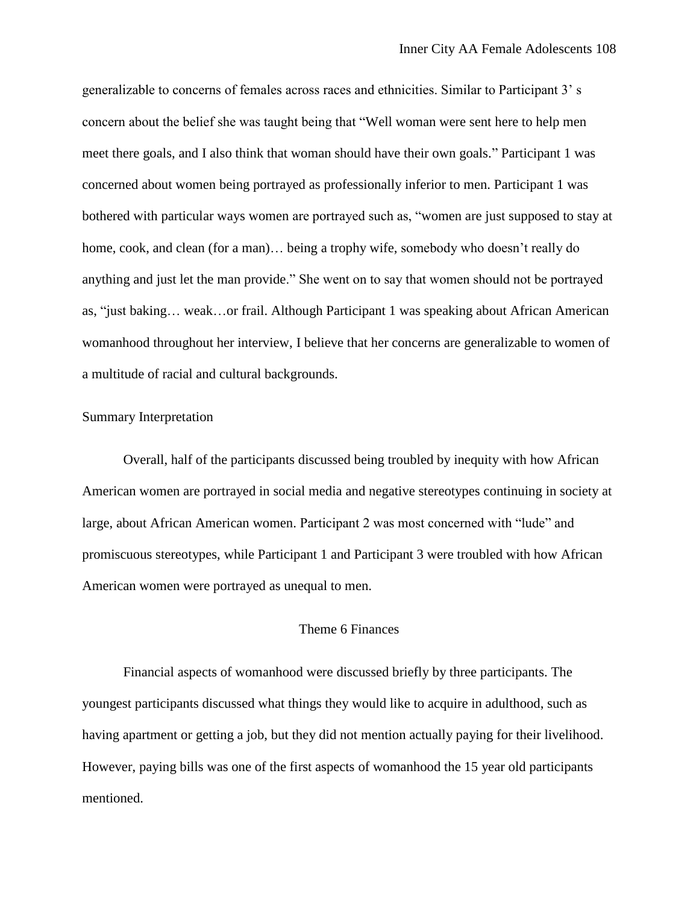generalizable to concerns of females across races and ethnicities. Similar to Participant 3' s concern about the belief she was taught being that "Well woman were sent here to help men meet there goals, and I also think that woman should have their own goals." Participant 1 was concerned about women being portrayed as professionally inferior to men. Participant 1 was bothered with particular ways women are portrayed such as, "women are just supposed to stay at home, cook, and clean (for a man)… being a trophy wife, somebody who doesn't really do anything and just let the man provide." She went on to say that women should not be portrayed as, "just baking… weak…or frail. Although Participant 1 was speaking about African American womanhood throughout her interview, I believe that her concerns are generalizable to women of a multitude of racial and cultural backgrounds.

Summary Interpretation

Overall, half of the participants discussed being troubled by inequity with how African American women are portrayed in social media and negative stereotypes continuing in society at large, about African American women. Participant 2 was most concerned with "lude" and promiscuous stereotypes, while Participant 1 and Participant 3 were troubled with how African American women were portrayed as unequal to men.

## Theme 6 Finances

Financial aspects of womanhood were discussed briefly by three participants. The youngest participants discussed what things they would like to acquire in adulthood, such as having apartment or getting a job, but they did not mention actually paying for their livelihood. However, paying bills was one of the first aspects of womanhood the 15 year old participants mentioned.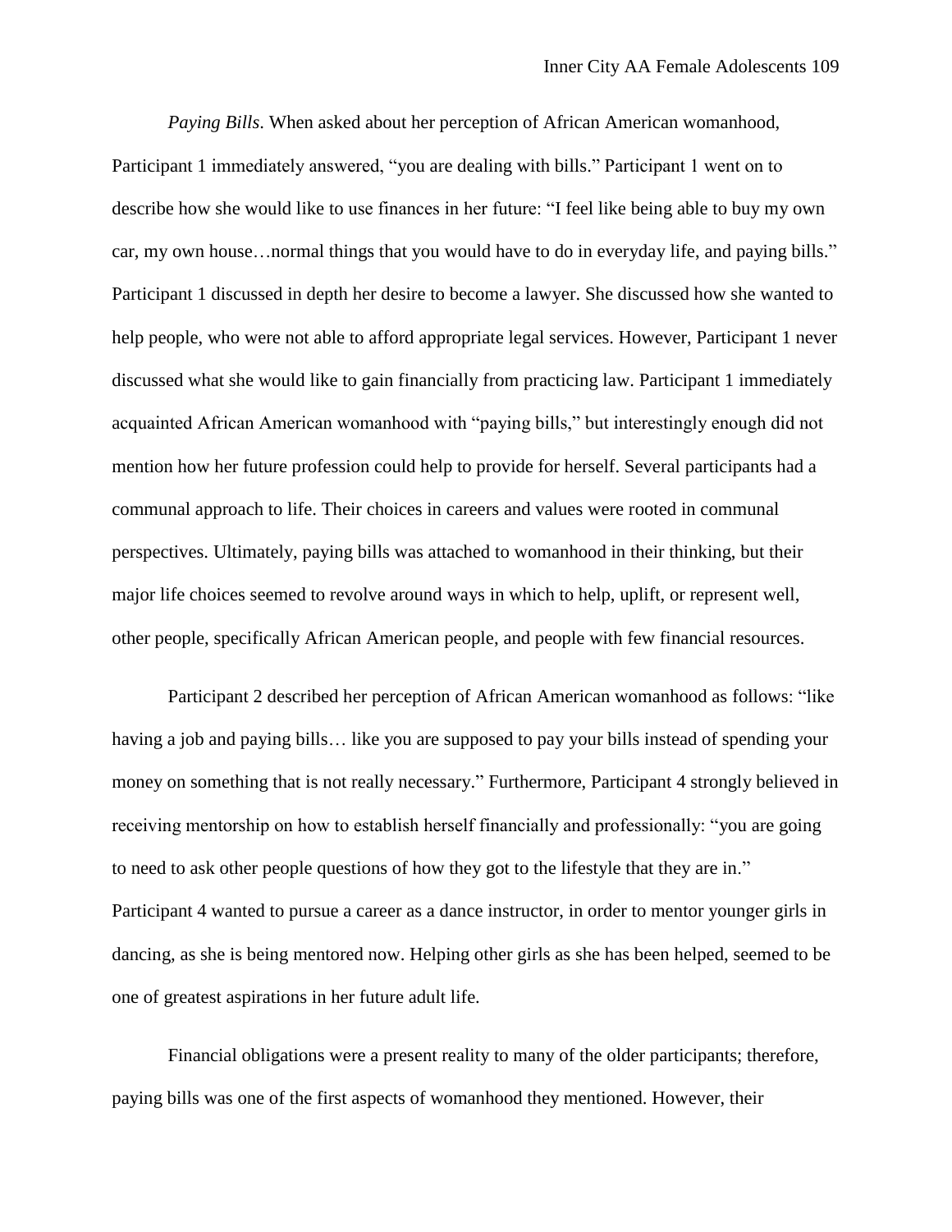*Paying Bills*. When asked about her perception of African American womanhood, Participant 1 immediately answered, "you are dealing with bills." Participant 1 went on to describe how she would like to use finances in her future: "I feel like being able to buy my own car, my own house…normal things that you would have to do in everyday life, and paying bills." Participant 1 discussed in depth her desire to become a lawyer. She discussed how she wanted to help people, who were not able to afford appropriate legal services. However, Participant 1 never discussed what she would like to gain financially from practicing law. Participant 1 immediately acquainted African American womanhood with "paying bills," but interestingly enough did not mention how her future profession could help to provide for herself. Several participants had a communal approach to life. Their choices in careers and values were rooted in communal perspectives. Ultimately, paying bills was attached to womanhood in their thinking, but their major life choices seemed to revolve around ways in which to help, uplift, or represent well, other people, specifically African American people, and people with few financial resources.

Participant 2 described her perception of African American womanhood as follows: "like having a job and paying bills… like you are supposed to pay your bills instead of spending your money on something that is not really necessary." Furthermore, Participant 4 strongly believed in receiving mentorship on how to establish herself financially and professionally: "you are going to need to ask other people questions of how they got to the lifestyle that they are in." Participant 4 wanted to pursue a career as a dance instructor, in order to mentor younger girls in dancing, as she is being mentored now. Helping other girls as she has been helped, seemed to be one of greatest aspirations in her future adult life.

Financial obligations were a present reality to many of the older participants; therefore, paying bills was one of the first aspects of womanhood they mentioned. However, their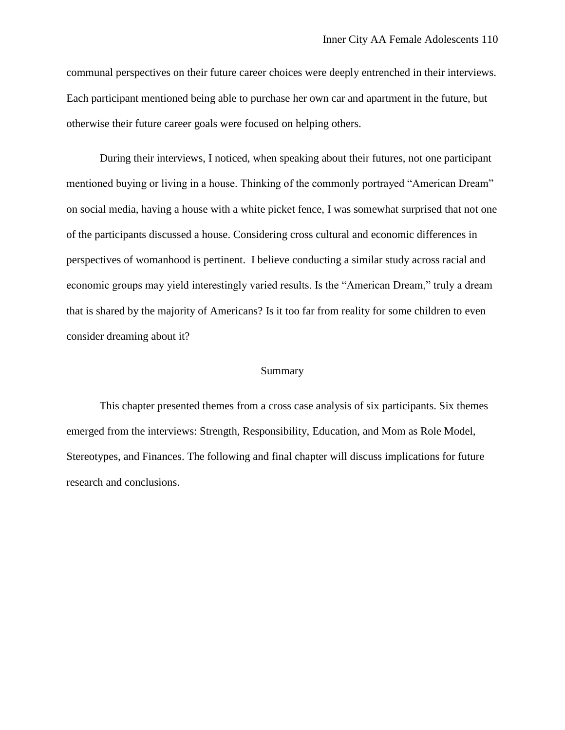communal perspectives on their future career choices were deeply entrenched in their interviews. Each participant mentioned being able to purchase her own car and apartment in the future, but otherwise their future career goals were focused on helping others.

During their interviews, I noticed, when speaking about their futures, not one participant mentioned buying or living in a house. Thinking of the commonly portrayed “American Dream” on social media, having a house with a white picket fence, I was somewhat surprised that not one of the participants discussed a house. Considering cross cultural and economic differences in perspectives of womanhood is pertinent.  I believe conducting a similar study across racial and economic groups may yield interestingly varied results. Is the “American Dream,” truly a dream that is shared by the majority of Americans? Is it too far from reality for some children to even consider dreaming about it?

## Summary

This chapter presented themes from a cross case analysis of six participants. Six themes emerged from the interviews: Strength, Responsibility, Education, and Mom as Role Model, Stereotypes, and Finances. The following and final chapter will discuss implications for future research and conclusions.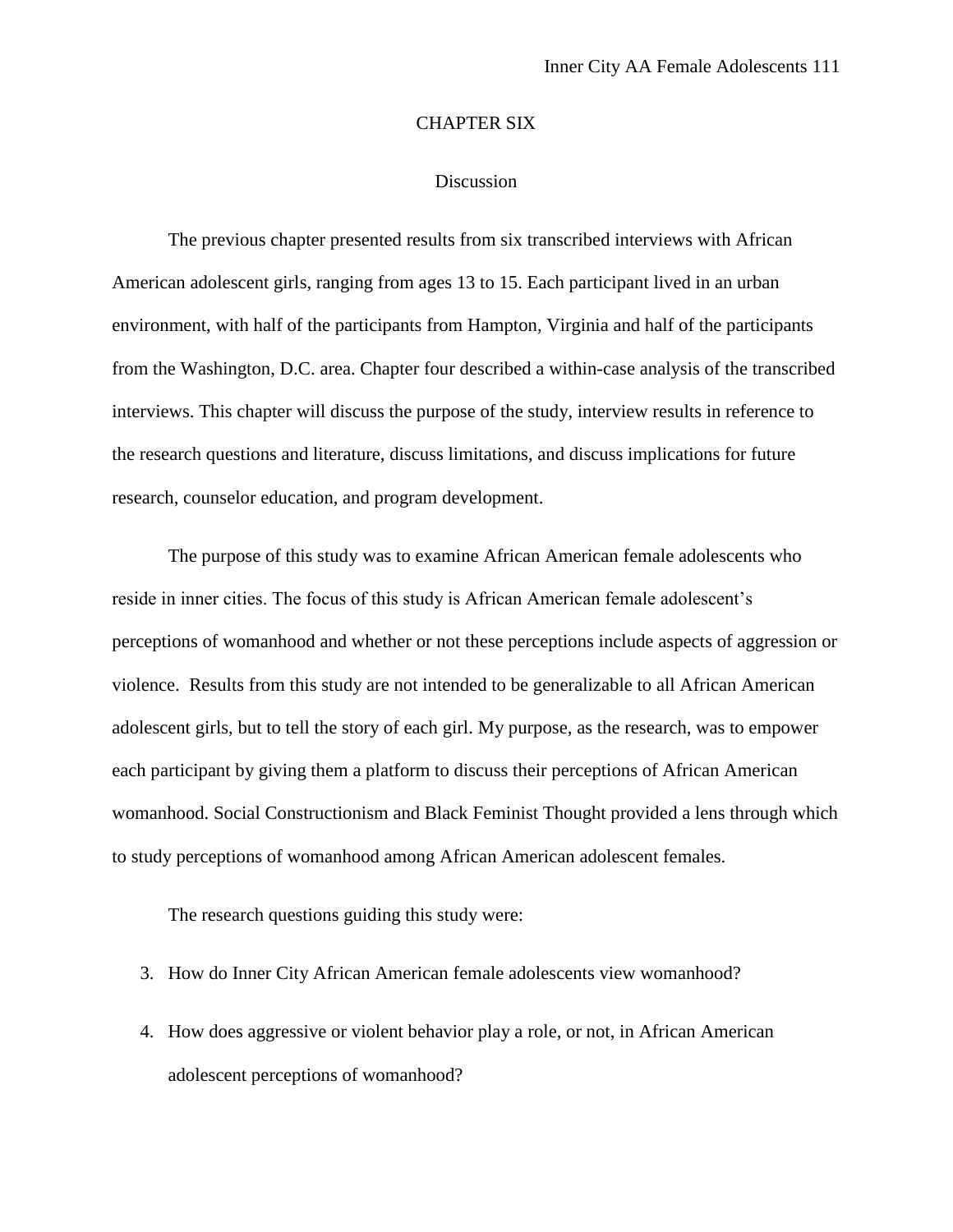# CHAPTER SIX

## Discussion

The previous chapter presented results from six transcribed interviews with African American adolescent girls, ranging from ages 13 to 15. Each participant lived in an urban environment, with half of the participants from Hampton, Virginia and half of the participants from the Washington, D.C. area. Chapter four described a within-case analysis of the transcribed interviews. This chapter will discuss the purpose of the study, interview results in reference to the research questions and literature, discuss limitations, and discuss implications for future research, counselor education, and program development.

The purpose of this study was to examine African American female adolescents who reside in inner cities. The focus of this study is African American female adolescent's perceptions of womanhood and whether or not these perceptions include aspects of aggression or violence. Results from this study are not intended to be generalizable to all African American adolescent girls, but to tell the story of each girl. My purpose, as the research, was to empower each participant by giving them a platform to discuss their perceptions of African American womanhood. Social Constructionism and Black Feminist Thought provided a lens through which to study perceptions of womanhood among African American adolescent females.

The research questions guiding this study were:

3. How do Inner City African American female adolescents view womanhood?
4. How does aggressive or violent behavior play a role, or not, in African American adolescent perceptions of womanhood?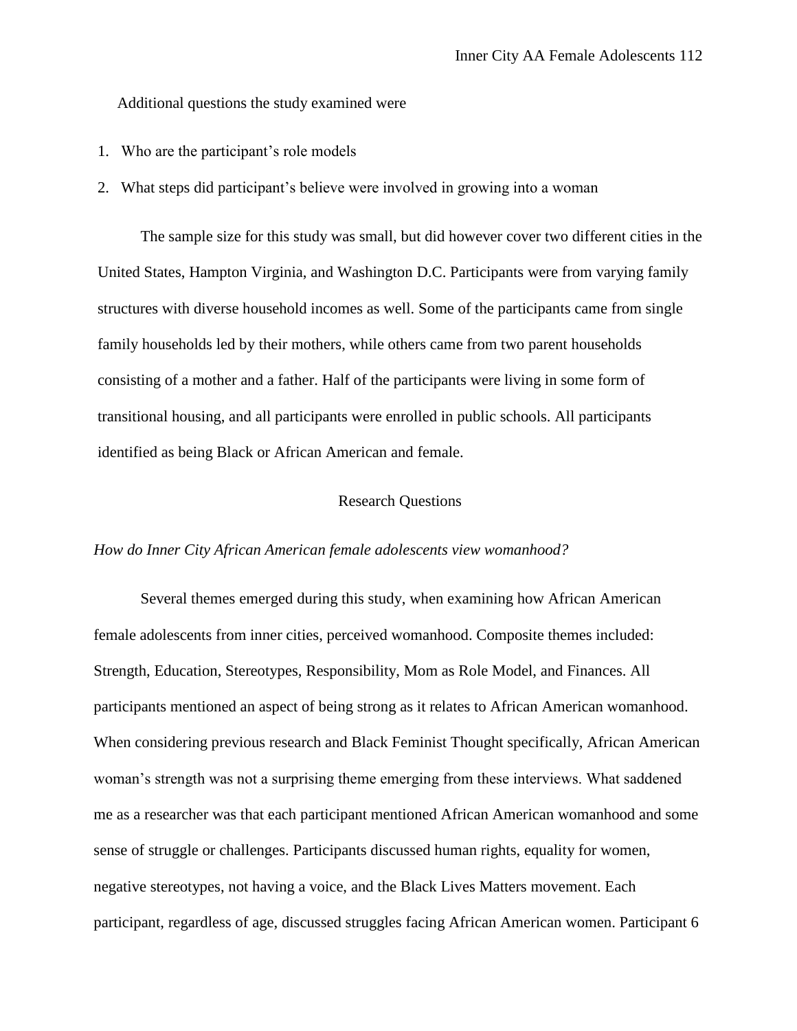Additional questions the study examined were

1. Who are the participant's role models
2. What steps did participant's believe were involved in growing into a woman

The sample size for this study was small, but did however cover two different cities in the United States, Hampton Virginia, and Washington D.C. Participants were from varying family structures with diverse household incomes as well. Some of the participants came from single family households led by their mothers, while others came from two parent households consisting of a mother and a father. Half of the participants were living in some form of transitional housing, and all participants were enrolled in public schools. All participants identified as being Black or African American and female.

## Research Questions

*How do Inner City African American female adolescents view womanhood?*

Several themes emerged during this study, when examining how African American female adolescents from inner cities, perceived womanhood. Composite themes included: Strength, Education, Stereotypes, Responsibility, Mom as Role Model, and Finances. All participants mentioned an aspect of being strong as it relates to African American womanhood. When considering previous research and Black Feminist Thought specifically, African American woman's strength was not a surprising theme emerging from these interviews. What saddened me as a researcher was that each participant mentioned African American womanhood and some sense of struggle or challenges. Participants discussed human rights, equality for women, negative stereotypes, not having a voice, and the Black Lives Matters movement. Each participant, regardless of age, discussed struggles facing African American women. Participant 6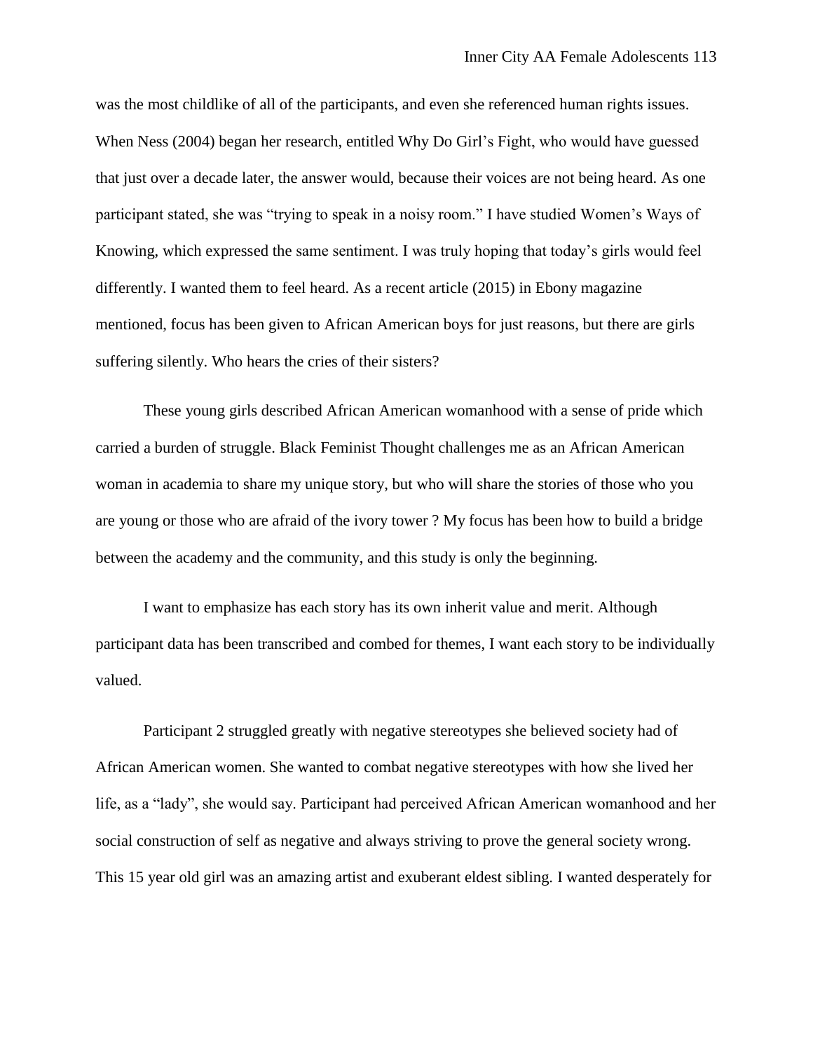was the most childlike of all of the participants, and even she referenced human rights issues. When Ness (2004) began her research, entitled Why Do Girl's Fight, who would have guessed that just over a decade later, the answer would, because their voices are not being heard. As one participant stated, she was "trying to speak in a noisy room." I have studied Women's Ways of Knowing, which expressed the same sentiment. I was truly hoping that today's girls would feel differently. I wanted them to feel heard. As a recent article (2015) in Ebony magazine mentioned, focus has been given to African American boys for just reasons, but there are girls suffering silently. Who hears the cries of their sisters?

These young girls described African American womanhood with a sense of pride which carried a burden of struggle. Black Feminist Thought challenges me as an African American woman in academia to share my unique story, but who will share the stories of those who you are young or those who are afraid of the ivory tower ? My focus has been how to build a bridge between the academy and the community, and this study is only the beginning.

I want to emphasize has each story has its own inherit value and merit. Although participant data has been transcribed and combed for themes, I want each story to be individually valued.

Participant 2 struggled greatly with negative stereotypes she believed society had of African American women. She wanted to combat negative stereotypes with how she lived her life, as a "lady", she would say. Participant had perceived African American womanhood and her social construction of self as negative and always striving to prove the general society wrong. This 15 year old girl was an amazing artist and exuberant eldest sibling. I wanted desperately for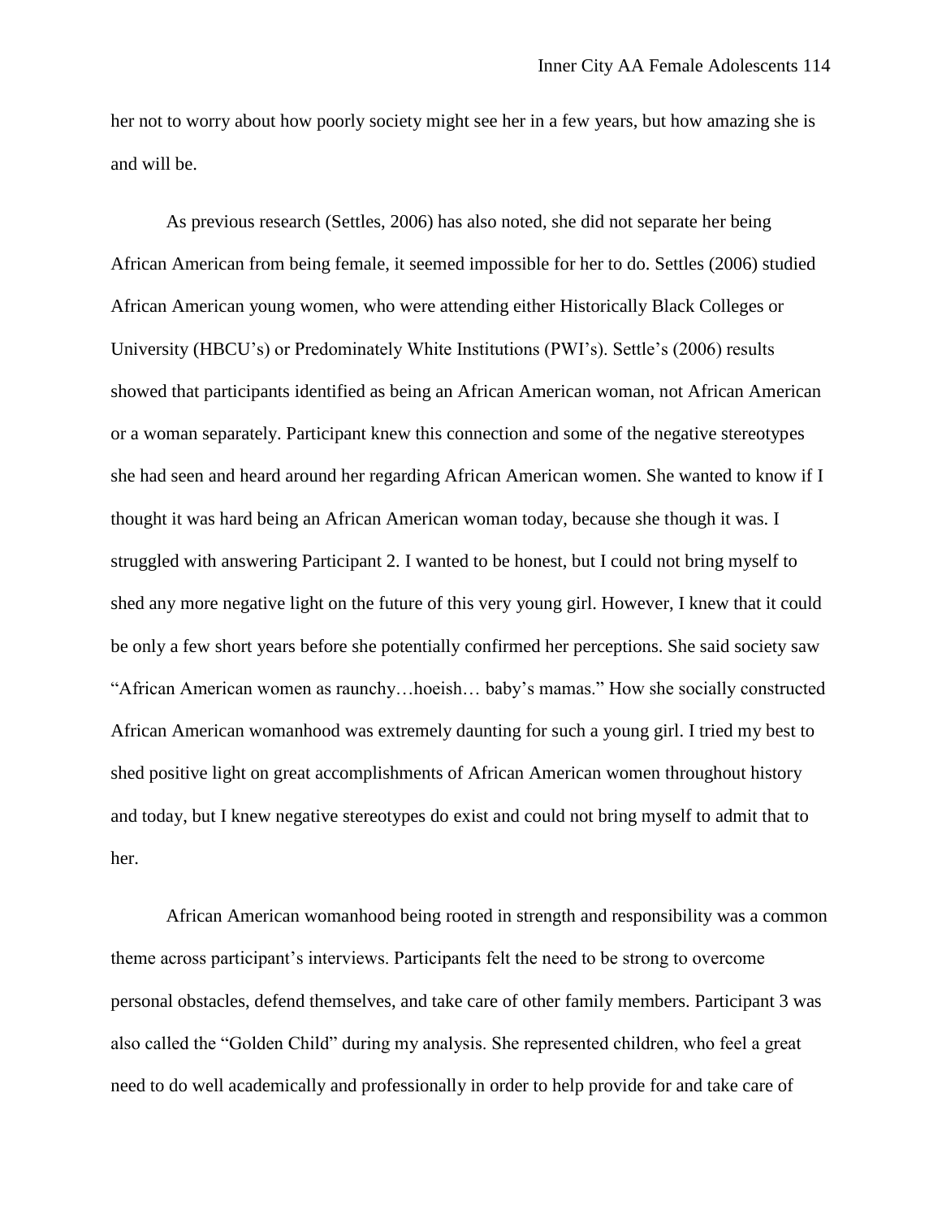her not to worry about how poorly society might see her in a few years, but how amazing she is and will be.

As previous research (Settles, 2006) has also noted, she did not separate her being African American from being female, it seemed impossible for her to do. Settles (2006) studied African American young women, who were attending either Historically Black Colleges or University (HBCU's) or Predominately White Institutions (PWI's). Settle's (2006) results showed that participants identified as being an African American woman, not African American or a woman separately. Participant knew this connection and some of the negative stereotypes she had seen and heard around her regarding African American women. She wanted to know if I thought it was hard being an African American woman today, because she though it was. I struggled with answering Participant 2. I wanted to be honest, but I could not bring myself to shed any more negative light on the future of this very young girl. However, I knew that it could be only a few short years before she potentially confirmed her perceptions. She said society saw "African American women as raunchy…hoeish… baby's mamas." How she socially constructed African American womanhood was extremely daunting for such a young girl. I tried my best to shed positive light on great accomplishments of African American women throughout history and today, but I knew negative stereotypes do exist and could not bring myself to admit that to her.

African American womanhood being rooted in strength and responsibility was a common theme across participant's interviews. Participants felt the need to be strong to overcome personal obstacles, defend themselves, and take care of other family members. Participant 3 was also called the "Golden Child" during my analysis. She represented children, who feel a great need to do well academically and professionally in order to help provide for and take care of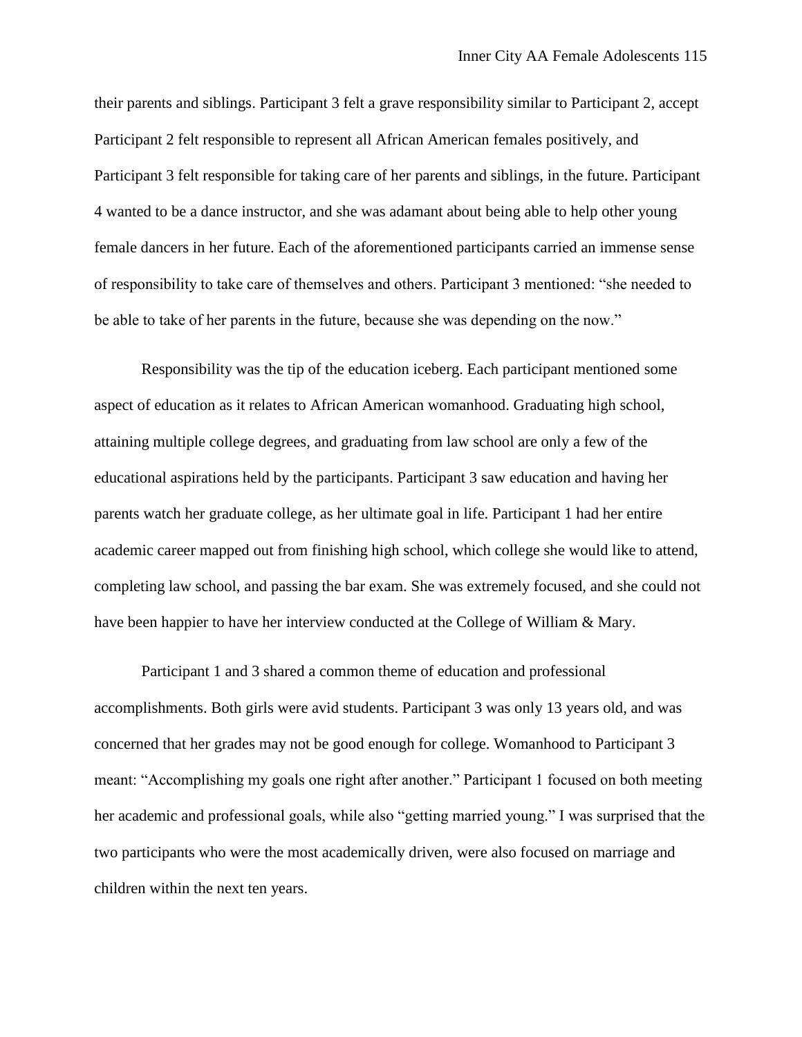their parents and siblings. Participant 3 felt a grave responsibility similar to Participant 2, accept Participant 2 felt responsible to represent all African American females positively, and Participant 3 felt responsible for taking care of her parents and siblings, in the future. Participant 4 wanted to be a dance instructor, and she was adamant about being able to help other young female dancers in her future. Each of the aforementioned participants carried an immense sense of responsibility to take care of themselves and others. Participant 3 mentioned: "she needed to be able to take of her parents in the future, because she was depending on the now."

Responsibility was the tip of the education iceberg. Each participant mentioned some aspect of education as it relates to African American womanhood. Graduating high school, attaining multiple college degrees, and graduating from law school are only a few of the educational aspirations held by the participants. Participant 3 saw education and having her parents watch her graduate college, as her ultimate goal in life. Participant 1 had her entire academic career mapped out from finishing high school, which college she would like to attend, completing law school, and passing the bar exam. She was extremely focused, and she could not have been happier to have her interview conducted at the College of William & Mary.

Participant 1 and 3 shared a common theme of education and professional accomplishments. Both girls were avid students. Participant 3 was only 13 years old, and was concerned that her grades may not be good enough for college. Womanhood to Participant 3 meant: "Accomplishing my goals one right after another." Participant 1 focused on both meeting her academic and professional goals, while also "getting married young." I was surprised that the two participants who were the most academically driven, were also focused on marriage and children within the next ten years.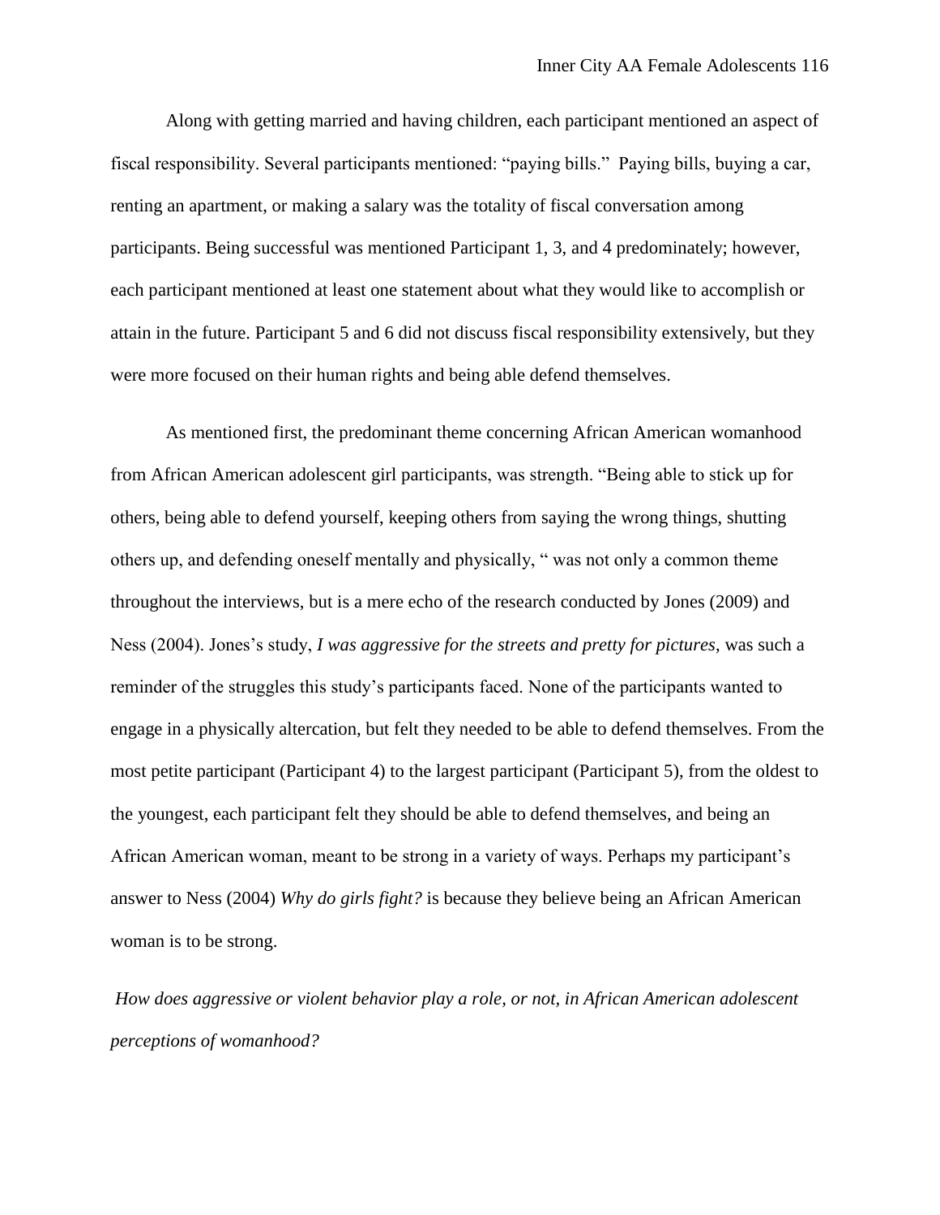Along with getting married and having children, each participant mentioned an aspect of fiscal responsibility. Several participants mentioned: "paying bills." Paying bills, buying a car, renting an apartment, or making a salary was the totality of fiscal conversation among participants. Being successful was mentioned Participant 1, 3, and 4 predominately; however, each participant mentioned at least one statement about what they would like to accomplish or attain in the future. Participant 5 and 6 did not discuss fiscal responsibility extensively, but they were more focused on their human rights and being able defend themselves.

As mentioned first, the predominant theme concerning African American womanhood from African American adolescent girl participants, was strength. "Being able to stick up for others, being able to defend yourself, keeping others from saying the wrong things, shutting others up, and defending oneself mentally and physically, " was not only a common theme throughout the interviews, but is a mere echo of the research conducted by Jones (2009) and Ness (2004). Jones's study, *I was aggressive for the streets and pretty for pictures*, was such a reminder of the struggles this study's participants faced. None of the participants wanted to engage in a physically altercation, but felt they needed to be able to defend themselves. From the most petite participant (Participant 4) to the largest participant (Participant 5), from the oldest to the youngest, each participant felt they should be able to defend themselves, and being an African American woman, meant to be strong in a variety of ways. Perhaps my participant's answer to Ness (2004) *Why do girls fight?* is because they believe being an African American woman is to be strong.

*How does aggressive or violent behavior play a role, or not, in African American adolescent perceptions of womanhood?*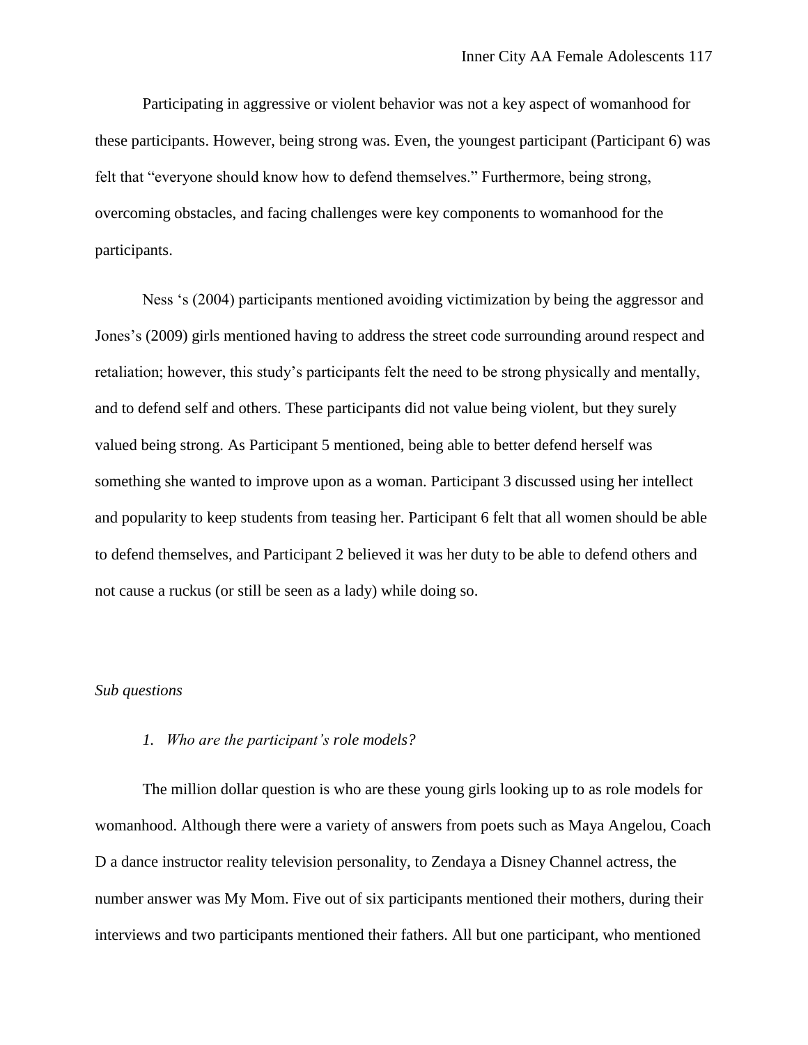Participating in aggressive or violent behavior was not a key aspect of womanhood for these participants. However, being strong was. Even, the youngest participant (Participant 6) was felt that "everyone should know how to defend themselves." Furthermore, being strong, overcoming obstacles, and facing challenges were key components to womanhood for the participants.

Ness 's (2004) participants mentioned avoiding victimization by being the aggressor and Jones's (2009) girls mentioned having to address the street code surrounding around respect and retaliation; however, this study's participants felt the need to be strong physically and mentally, and to defend self and others. These participants did not value being violent, but they surely valued being strong. As Participant 5 mentioned, being able to better defend herself was something she wanted to improve upon as a woman. Participant 3 discussed using her intellect and popularity to keep students from teasing her. Participant 6 felt that all women should be able to defend themselves, and Participant 2 believed it was her duty to be able to defend others and not cause a ruckus (or still be seen as a lady) while doing so.

*Sub questions*

1. *Who are the participant's role models?*

The million dollar question is who are these young girls looking up to as role models for womanhood. Although there were a variety of answers from poets such as Maya Angelou, Coach D a dance instructor reality television personality, to Zendaya a Disney Channel actress, the number answer was My Mom. Five out of six participants mentioned their mothers, during their interviews and two participants mentioned their fathers. All but one participant, who mentioned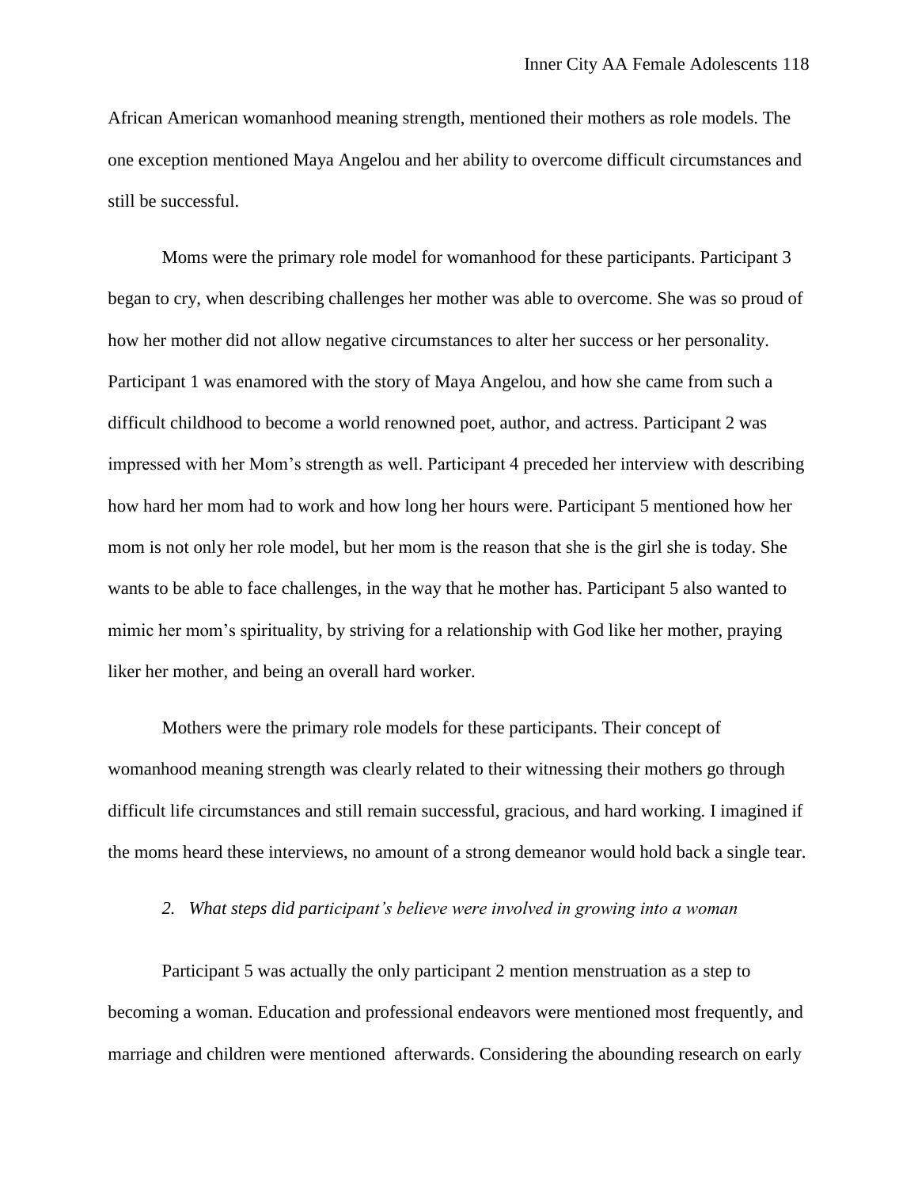African American womanhood meaning strength, mentioned their mothers as role models. The one exception mentioned Maya Angelou and her ability to overcome difficult circumstances and still be successful.

Moms were the primary role model for womanhood for these participants. Participant 3 began to cry, when describing challenges her mother was able to overcome. She was so proud of how her mother did not allow negative circumstances to alter her success or her personality. Participant 1 was enamored with the story of Maya Angelou, and how she came from such a difficult childhood to become a world renowned poet, author, and actress. Participant 2 was impressed with her Mom's strength as well. Participant 4 preceded her interview with describing how hard her mom had to work and how long her hours were. Participant 5 mentioned how her mom is not only her role model, but her mom is the reason that she is the girl she is today. She wants to be able to face challenges, in the way that he mother has. Participant 5 also wanted to mimic her mom's spirituality, by striving for a relationship with God like her mother, praying liker her mother, and being an overall hard worker.

Mothers were the primary role models for these participants. Their concept of womanhood meaning strength was clearly related to their witnessing their mothers go through difficult life circumstances and still remain successful, gracious, and hard working. I imagined if the moms heard these interviews, no amount of a strong demeanor would hold back a single tear.

*2. What steps did participant's believe were involved in growing into a woman*

Participant 5 was actually the only participant 2 mention menstruation as a step to becoming a woman. Education and professional endeavors were mentioned most frequently, and marriage and children were mentioned afterwards. Considering the abounding research on early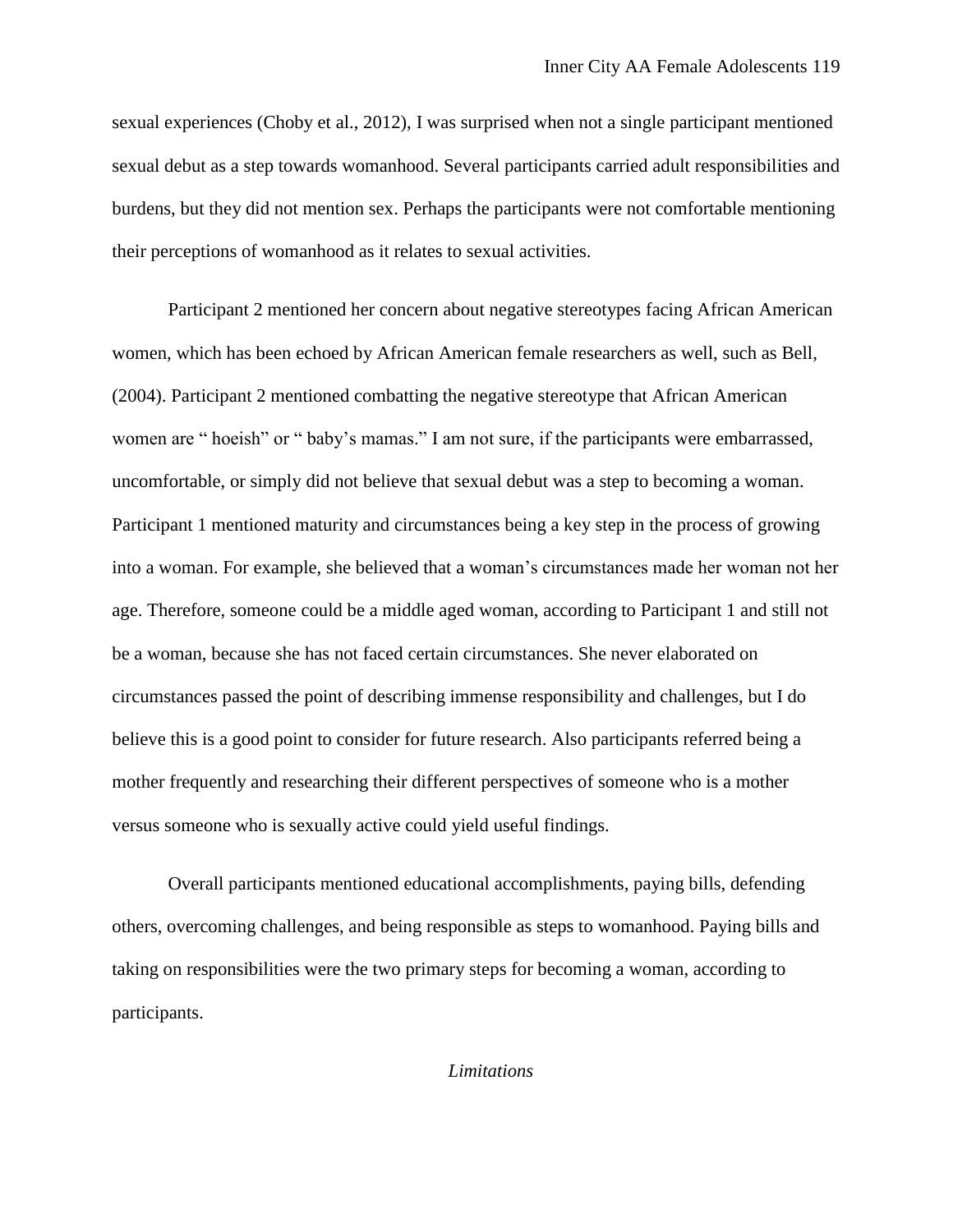sexual experiences (Choby et al., 2012), I was surprised when not a single participant mentioned sexual debut as a step towards womanhood. Several participants carried adult responsibilities and burdens, but they did not mention sex. Perhaps the participants were not comfortable mentioning their perceptions of womanhood as it relates to sexual activities.

Participant 2 mentioned her concern about negative stereotypes facing African American women, which has been echoed by African American female researchers as well, such as Bell, (2004). Participant 2 mentioned combatting the negative stereotype that African American women are " hoeish" or " baby's mamas." I am not sure, if the participants were embarrassed, uncomfortable, or simply did not believe that sexual debut was a step to becoming a woman. Participant 1 mentioned maturity and circumstances being a key step in the process of growing into a woman. For example, she believed that a woman's circumstances made her woman not her age. Therefore, someone could be a middle aged woman, according to Participant 1 and still not be a woman, because she has not faced certain circumstances. She never elaborated on circumstances passed the point of describing immense responsibility and challenges, but I do believe this is a good point to consider for future research. Also participants referred being a mother frequently and researching their different perspectives of someone who is a mother versus someone who is sexually active could yield useful findings.

Overall participants mentioned educational accomplishments, paying bills, defending others, overcoming challenges, and being responsible as steps to womanhood. Paying bills and taking on responsibilities were the two primary steps for becoming a woman, according to participants.

### *Limitations*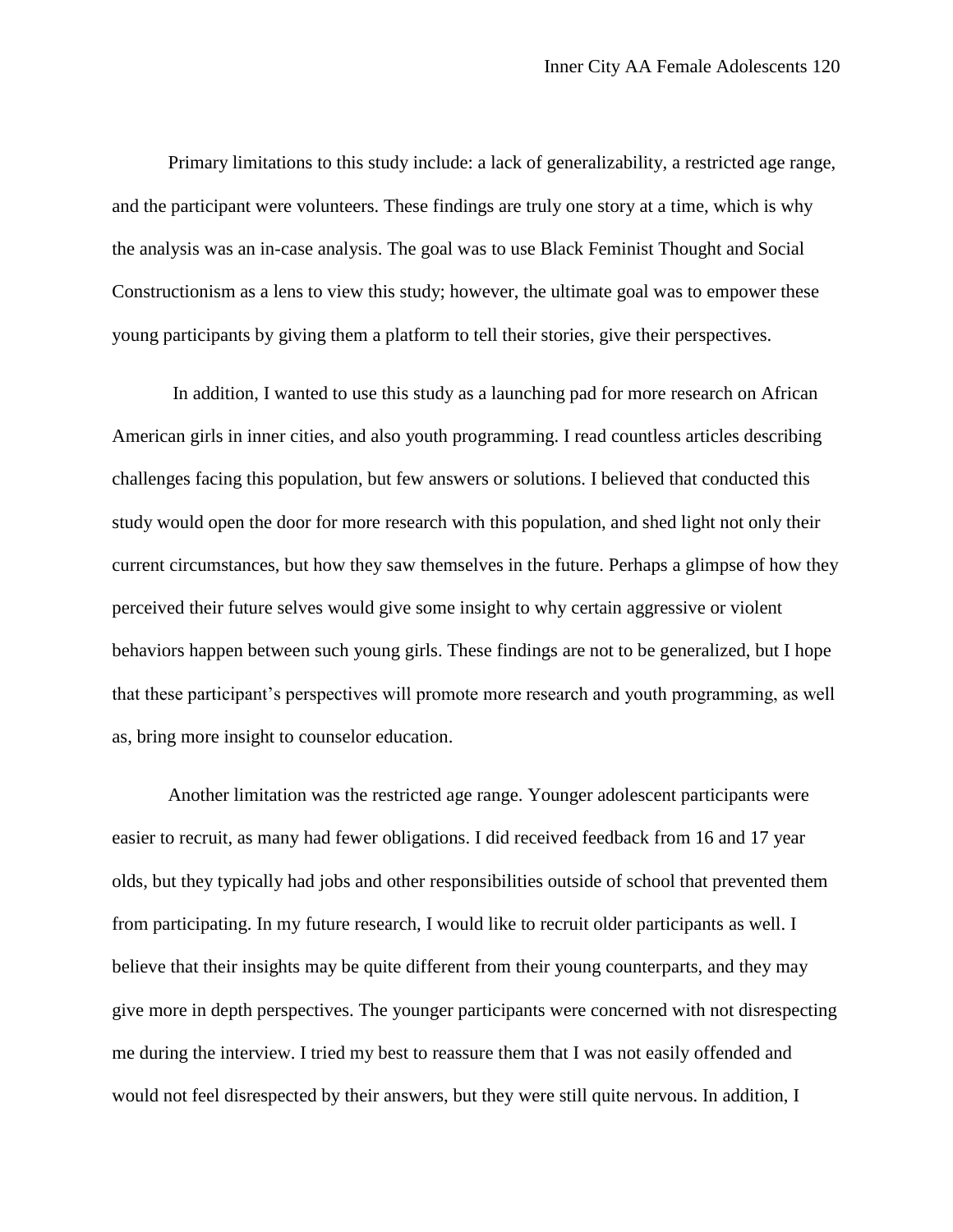Primary limitations to this study include: a lack of generalizability, a restricted age range, and the participant were volunteers. These findings are truly one story at a time, which is why the analysis was an in-case analysis. The goal was to use Black Feminist Thought and Social Constructionism as a lens to view this study; however, the ultimate goal was to empower these young participants by giving them a platform to tell their stories, give their perspectives.

In addition, I wanted to use this study as a launching pad for more research on African American girls in inner cities, and also youth programming. I read countless articles describing challenges facing this population, but few answers or solutions. I believed that conducted this study would open the door for more research with this population, and shed light not only their current circumstances, but how they saw themselves in the future. Perhaps a glimpse of how they perceived their future selves would give some insight to why certain aggressive or violent behaviors happen between such young girls. These findings are not to be generalized, but I hope that these participant's perspectives will promote more research and youth programming, as well as, bring more insight to counselor education.

Another limitation was the restricted age range. Younger adolescent participants were easier to recruit, as many had fewer obligations. I did received feedback from 16 and 17 year olds, but they typically had jobs and other responsibilities outside of school that prevented them from participating. In my future research, I would like to recruit older participants as well. I believe that their insights may be quite different from their young counterparts, and they may give more in depth perspectives. The younger participants were concerned with not disrespecting me during the interview. I tried my best to reassure them that I was not easily offended and would not feel disrespected by their answers, but they were still quite nervous. In addition, I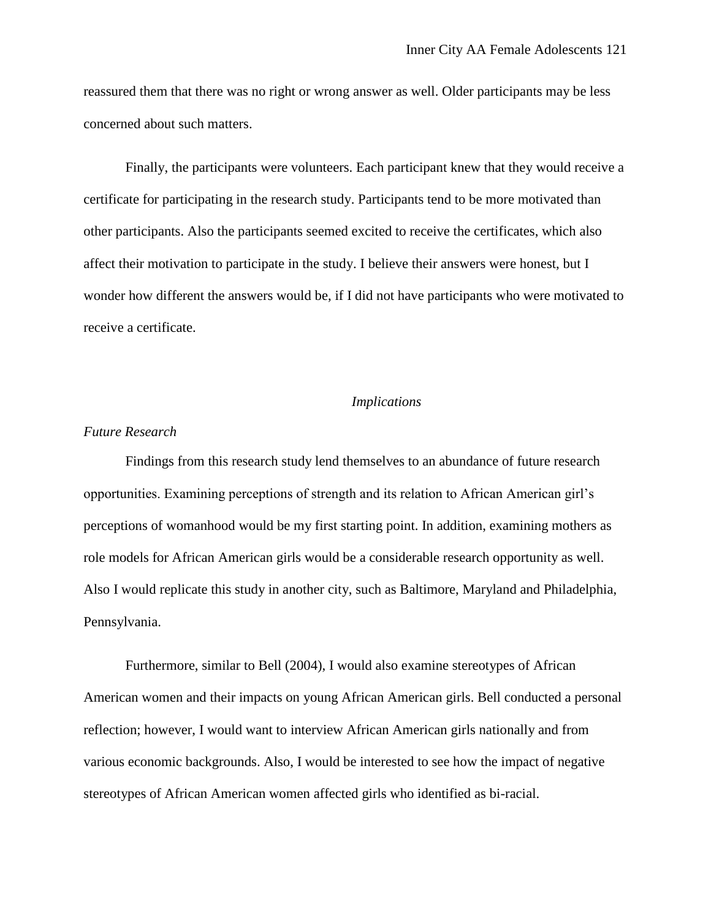reassured them that there was no right or wrong answer as well. Older participants may be less concerned about such matters.

Finally, the participants were volunteers. Each participant knew that they would receive a certificate for participating in the research study. Participants tend to be more motivated than other participants. Also the participants seemed excited to receive the certificates, which also affect their motivation to participate in the study. I believe their answers were honest, but I wonder how different the answers would be, if I did not have participants who were motivated to receive a certificate.

## *Implications*

### *Future Research*

Findings from this research study lend themselves to an abundance of future research opportunities. Examining perceptions of strength and its relation to African American girl's perceptions of womanhood would be my first starting point. In addition, examining mothers as role models for African American girls would be a considerable research opportunity as well. Also I would replicate this study in another city, such as Baltimore, Maryland and Philadelphia, Pennsylvania.

Furthermore, similar to Bell (2004), I would also examine stereotypes of African American women and their impacts on young African American girls. Bell conducted a personal reflection; however, I would want to interview African American girls nationally and from various economic backgrounds. Also, I would be interested to see how the impact of negative stereotypes of African American women affected girls who identified as bi-racial.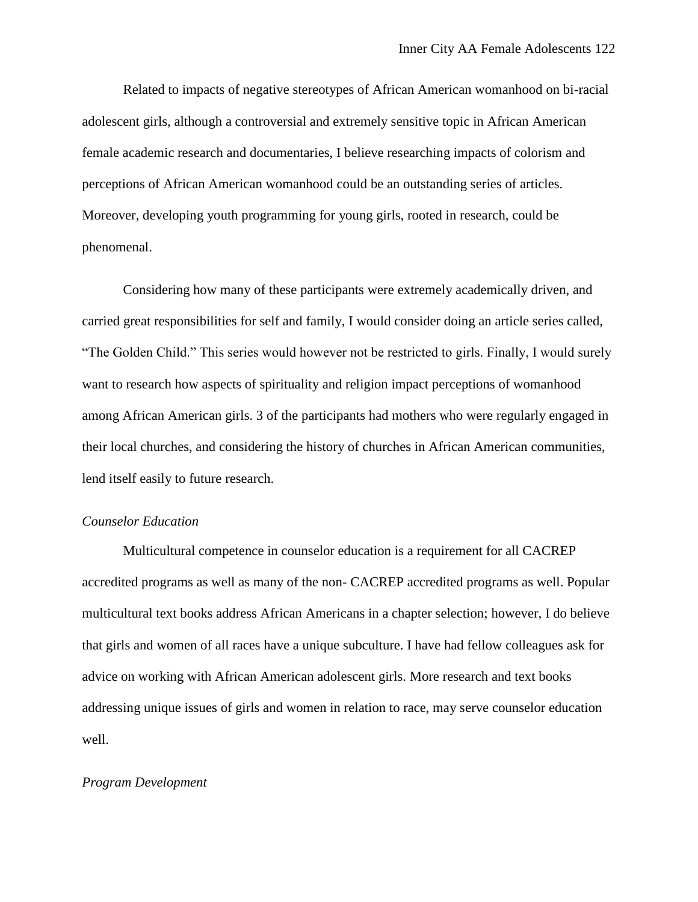Related to impacts of negative stereotypes of African American womanhood on bi-racial adolescent girls, although a controversial and extremely sensitive topic in African American female academic research and documentaries, I believe researching impacts of colorism and perceptions of African American womanhood could be an outstanding series of articles. Moreover, developing youth programming for young girls, rooted in research, could be phenomenal.

Considering how many of these participants were extremely academically driven, and carried great responsibilities for self and family, I would consider doing an article series called, "The Golden Child." This series would however not be restricted to girls. Finally, I would surely want to research how aspects of spirituality and religion impact perceptions of womanhood among African American girls. 3 of the participants had mothers who were regularly engaged in their local churches, and considering the history of churches in African American communities, lend itself easily to future research.

*Counselor Education*

Multicultural competence in counselor education is a requirement for all CACREP accredited programs as well as many of the non- CACREP accredited programs as well. Popular multicultural text books address African Americans in a chapter selection; however, I do believe that girls and women of all races have a unique subculture. I have had fellow colleagues ask for advice on working with African American adolescent girls. More research and text books addressing unique issues of girls and women in relation to race, may serve counselor education well.

*Program Development*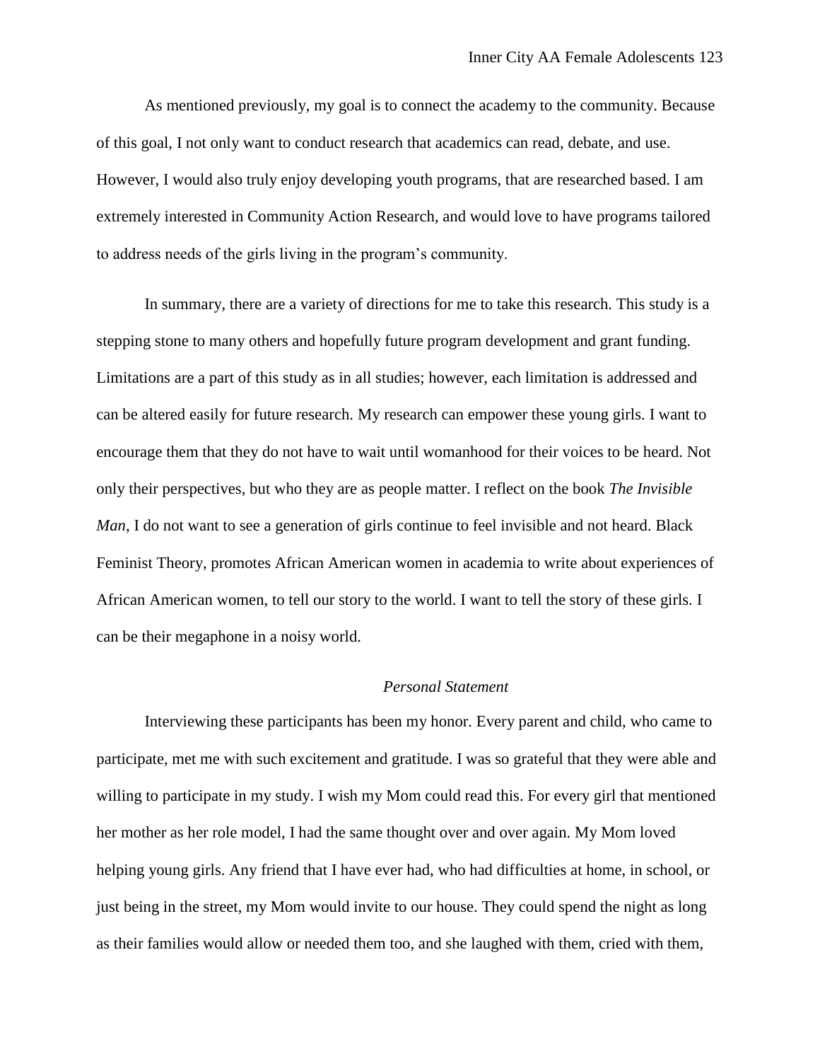As mentioned previously, my goal is to connect the academy to the community. Because of this goal, I not only want to conduct research that academics can read, debate, and use. However, I would also truly enjoy developing youth programs, that are researched based. I am extremely interested in Community Action Research, and would love to have programs tailored to address needs of the girls living in the program's community.

In summary, there are a variety of directions for me to take this research. This study is a stepping stone to many others and hopefully future program development and grant funding. Limitations are a part of this study as in all studies; however, each limitation is addressed and can be altered easily for future research. My research can empower these young girls. I want to encourage them that they do not have to wait until womanhood for their voices to be heard. Not only their perspectives, but who they are as people matter. I reflect on the book *The Invisible Man*, I do not want to see a generation of girls continue to feel invisible and not heard. Black Feminist Theory, promotes African American women in academia to write about experiences of African American women, to tell our story to the world. I want to tell the story of these girls. I can be their megaphone in a noisy world.

*Personal Statement*

Interviewing these participants has been my honor. Every parent and child, who came to participate, met me with such excitement and gratitude. I was so grateful that they were able and willing to participate in my study. I wish my Mom could read this. For every girl that mentioned her mother as her role model, I had the same thought over and over again. My Mom loved helping young girls. Any friend that I have ever had, who had difficulties at home, in school, or just being in the street, my Mom would invite to our house. They could spend the night as long as their families would allow or needed them too, and she laughed with them, cried with them,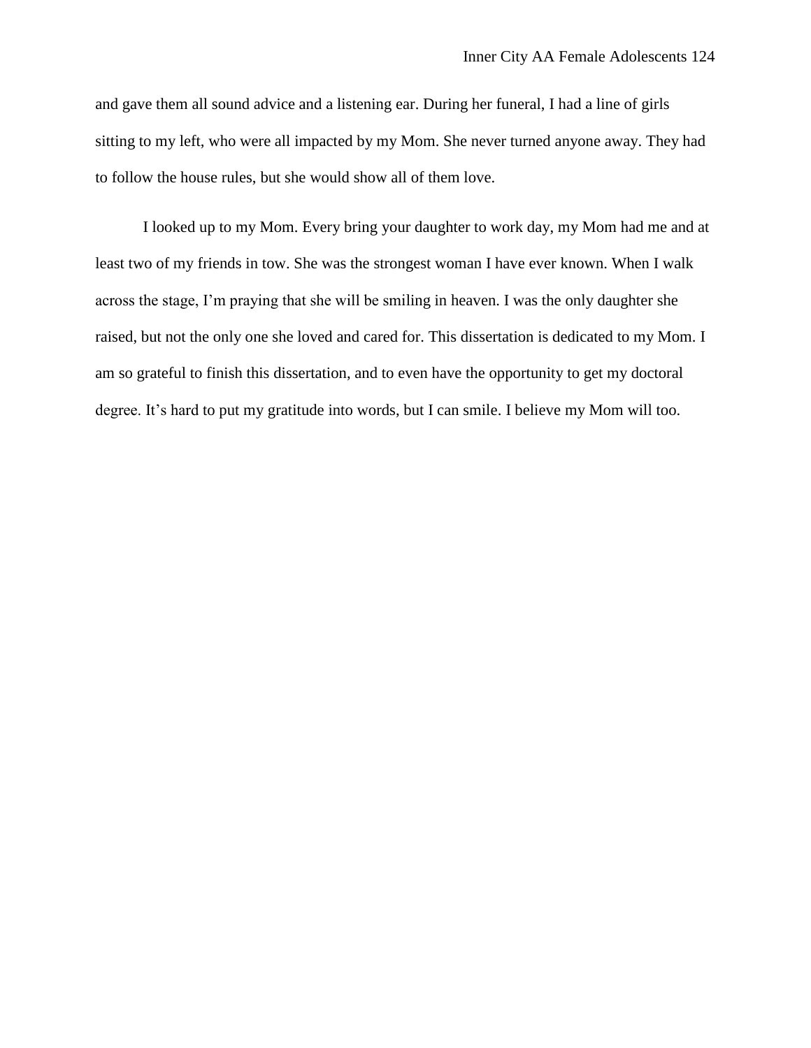and gave them all sound advice and a listening ear. During her funeral, I had a line of girls sitting to my left, who were all impacted by my Mom. She never turned anyone away. They had to follow the house rules, but she would show all of them love.

I looked up to my Mom. Every bring your daughter to work day, my Mom had me and at least two of my friends in tow. She was the strongest woman I have ever known. When I walk across the stage, I'm praying that she will be smiling in heaven. I was the only daughter she raised, but not the only one she loved and cared for. This dissertation is dedicated to my Mom. I am so grateful to finish this dissertation, and to even have the opportunity to get my doctoral degree. It's hard to put my gratitude into words, but I can smile. I believe my Mom will too.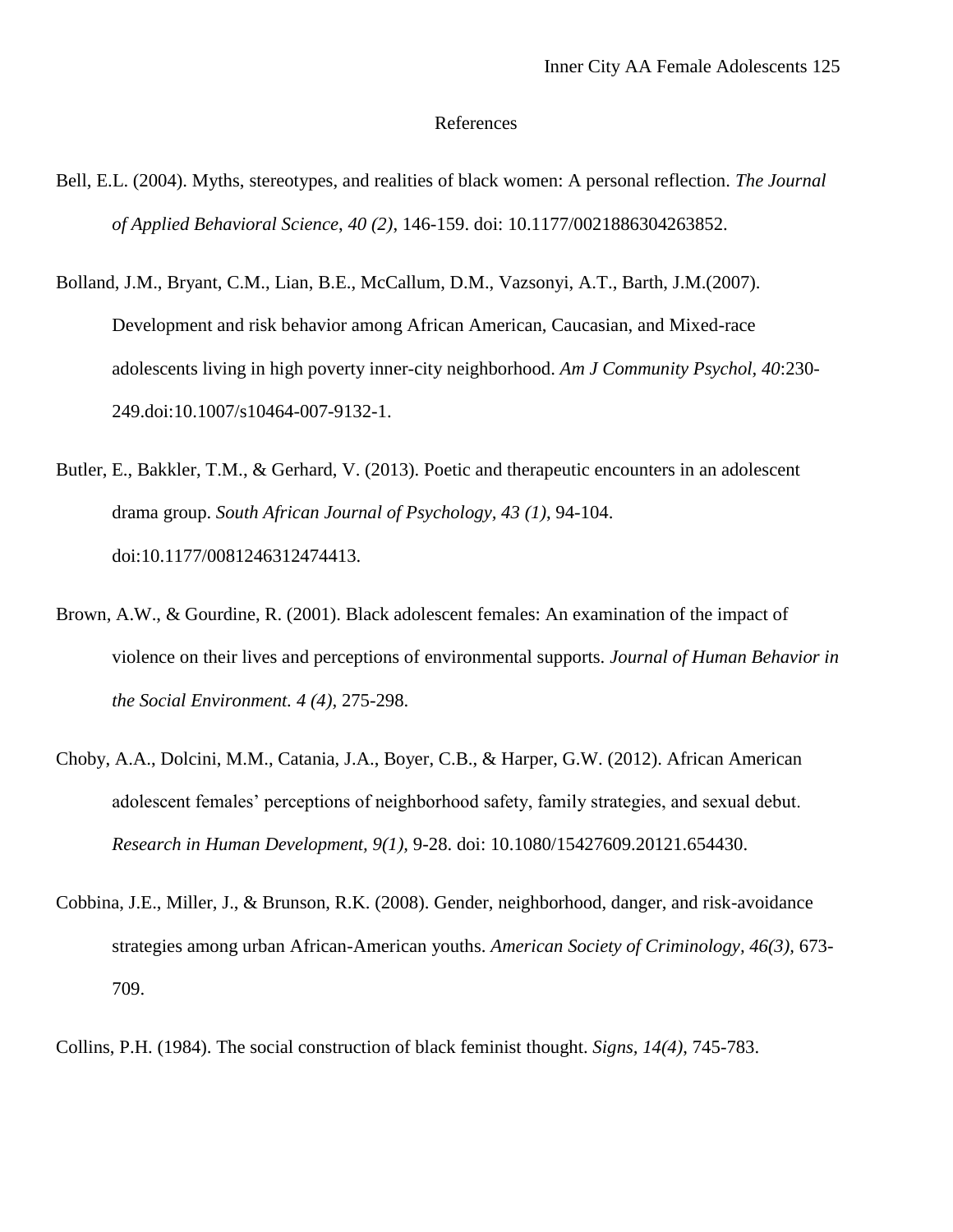# References

Bell, E.L. (2004). Myths, stereotypes, and realities of black women: A personal reflection. *The Journal of Applied Behavioral Science, 40 (2)*, 146-159. doi: 10.1177/0021886304263852.

Bolland, J.M., Bryant, C.M., Lian, B.E., McCallum, D.M., Vazsonyi, A.T., Barth, J.M.(2007). Development and risk behavior among African American, Caucasian, and Mixed-race adolescents living in high poverty inner-city neighborhood. *Am J Community Psychol, 40*:230-249.doi:10.1007/s10464-007-9132-1.

Butler, E., Bakkler, T.M., & Gerhard, V. (2013). Poetic and therapeutic encounters in an adolescent drama group. *South African Journal of Psychology, 43 (1)*, 94-104. doi:10.1177/0081246312474413.

Brown, A.W., & Gourdine, R. (2001). Black adolescent females: An examination of the impact of violence on their lives and perceptions of environmental supports. *Journal of Human Behavior in the Social Environment. 4 (4)*, 275-298.

Choby, A.A., Dolcini, M.M., Catania, J.A., Boyer, C.B., & Harper, G.W. (2012). African American adolescent females' perceptions of neighborhood safety, family strategies, and sexual debut. *Research in Human Development, 9(1),* 9-28. doi: 10.1080/15427609.20121.654430.

Cobbina, J.E., Miller, J., & Brunson, R.K. (2008). Gender, neighborhood, danger, and risk-avoidance strategies among urban African-American youths. *American Society of Criminology, 46(3),* 673-709.

Collins, P.H. (1984). The social construction of black feminist thought. *Signs, 14(4)*, 745-783.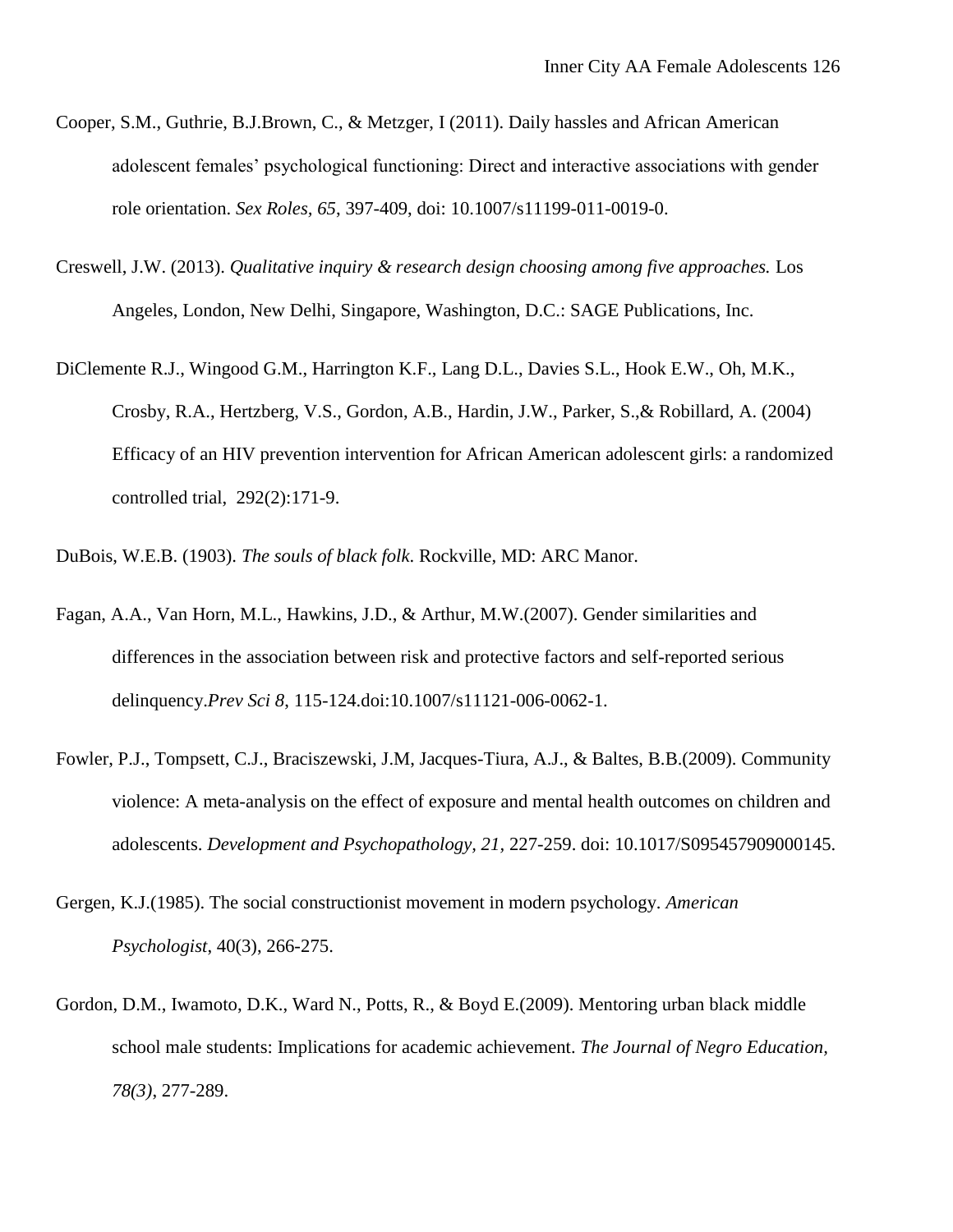Cooper, S.M., Guthrie, B.J.Brown, C., & Metzger, I (2011). Daily hassles and African American adolescent females' psychological functioning: Direct and interactive associations with gender role orientation. *Sex Roles, 65*, 397-409, doi: 10.1007/s11199-011-0019-0.

Creswell, J.W. (2013). *Qualitative inquiry & research design choosing among five approaches.* Los Angeles, London, New Delhi, Singapore, Washington, D.C.: SAGE Publications, Inc.

DiClemente R.J., Wingood G.M., Harrington K.F., Lang D.L., Davies S.L., Hook E.W., Oh, M.K., Crosby, R.A., Hertzberg, V.S., Gordon, A.B., Hardin, J.W., Parker, S.,& Robillard, A. (2004) Efficacy of an HIV prevention intervention for African American adolescent girls: a randomized controlled trial, 292(2):171-9.

DuBois, W.E.B. (1903). *The souls of black folk*. Rockville, MD: ARC Manor.

Fagan, A.A., Van Horn, M.L., Hawkins, J.D., & Arthur, M.W.(2007). Gender similarities and differences in the association between risk and protective factors and self-reported serious delinquency.*Prev Sci 8*, 115-124.doi:10.1007/s11121-006-0062-1.

Fowler, P.J., Tompsett, C.J., Braciszewski, J.M, Jacques-Tiura, A.J., & Baltes, B.B.(2009). Community violence: A meta-analysis on the effect of exposure and mental health outcomes on children and adolescents. *Development and Psychopathology, 21*, 227-259. doi: 10.1017/S095457909000145.

Gergen, K.J.(1985). The social constructionist movement in modern psychology. *American Psychologist*, 40(3), 266-275.

Gordon, D.M., Iwamoto, D.K., Ward N., Potts, R., & Boyd E.(2009). Mentoring urban black middle school male students: Implications for academic achievement. *The Journal of Negro Education, 78(3)*, 277-289.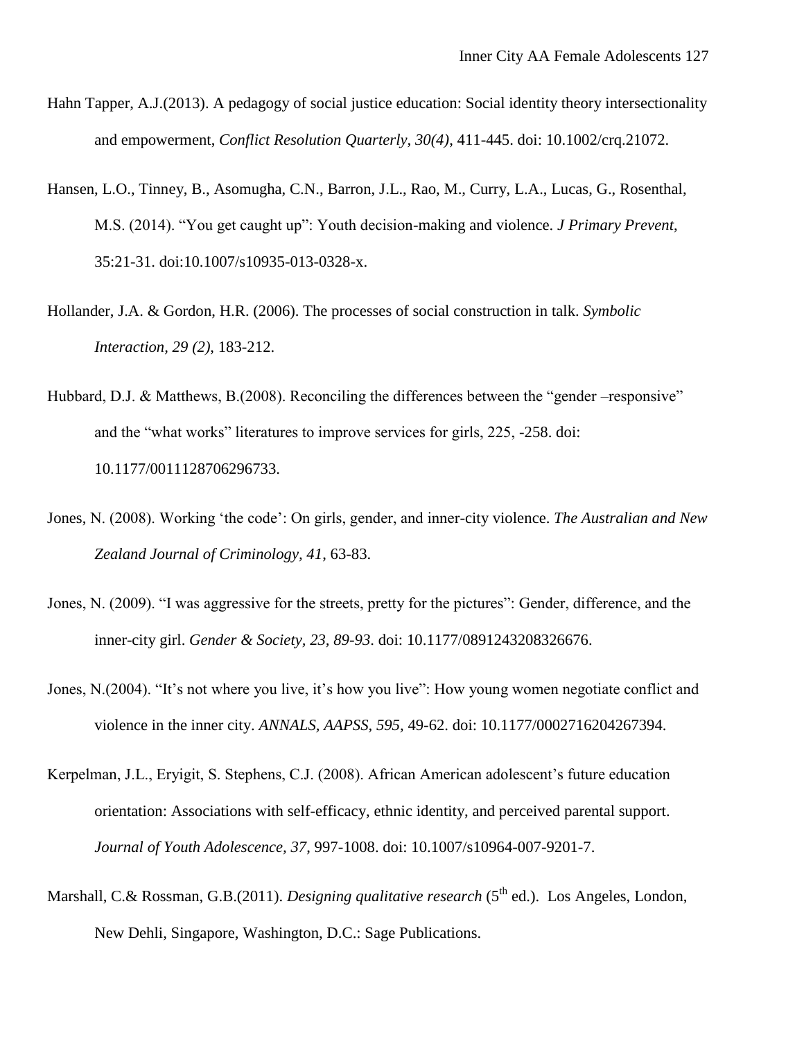Hahn Tapper, A.J.(2013). A pedagogy of social justice education: Social identity theory intersectionality and empowerment, *Conflict Resolution Quarterly, 30(4)*, 411-445. doi: 10.1002/crq.21072.

Hansen, L.O., Tinney, B., Asomugha, C.N., Barron, J.L., Rao, M., Curry, L.A., Lucas, G., Rosenthal, M.S. (2014). "You get caught up": Youth decision-making and violence. *J Primary Prevent*, 35:21-31. doi:10.1007/s10935-013-0328-x.

Hollander, J.A. & Gordon, H.R. (2006). The processes of social construction in talk. *Symbolic Interaction, 29 (2)*, 183-212.

Hubbard, D.J. & Matthews, B.(2008). Reconciling the differences between the "gender –responsive" and the "what works" literatures to improve services for girls, 225, -258. doi: 10.1177/0011128706296733.

Jones, N. (2008). Working 'the code': On girls, gender, and inner-city violence. *The Australian and New Zealand Journal of Criminology, 41*, 63-83.

Jones, N. (2009). "I was aggressive for the streets, pretty for the pictures": Gender, difference, and the inner-city girl. *Gender & Society, 23, 89-93*. doi: 10.1177/0891243208326676.

Jones, N.(2004). "It's not where you live, it's how you live": How young women negotiate conflict and violence in the inner city. *ANNALS, AAPSS, 595,* 49-62. doi: 10.1177/0002716204267394.

Kerpelman, J.L., Eryigit, S. Stephens, C.J. (2008). African American adolescent's future education orientation: Associations with self-efficacy, ethnic identity, and perceived parental support. *Journal of Youth Adolescence, 37*, 997-1008. doi: 10.1007/s10964-007-9201-7.

Marshall, C.& Rossman, G.B.(2011). *Designing qualitative research* (5th ed.). Los Angeles, London, New Dehli, Singapore, Washington, D.C.: Sage Publications.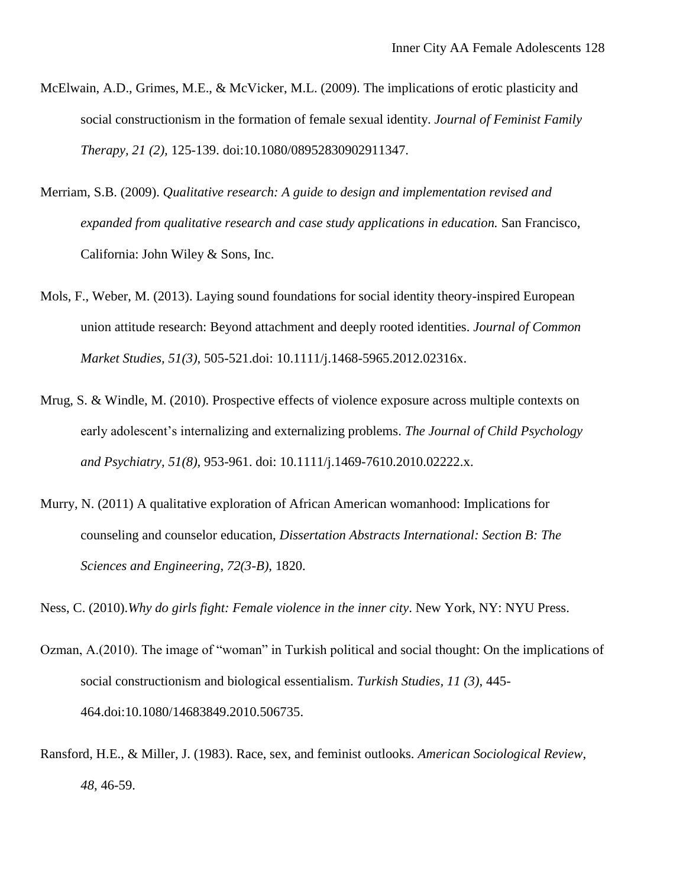McElwain, A.D., Grimes, M.E., & McVicker, M.L. (2009). The implications of erotic plasticity and social constructionism in the formation of female sexual identity. *Journal of Feminist Family Therapy, 21 (2)*, 125-139. doi:10.1080/08952830902911347.

Merriam, S.B. (2009). *Qualitative research: A guide to design and implementation revised and expanded from qualitative research and case study applications in education.* San Francisco, California: John Wiley & Sons, Inc.

Mols, F., Weber, M. (2013). Laying sound foundations for social identity theory-inspired European union attitude research: Beyond attachment and deeply rooted identities. *Journal of Common Market Studies, 51(3)*, 505-521.doi: 10.1111/j.1468-5965.2012.02316x.

Mrug, S. & Windle, M. (2010). Prospective effects of violence exposure across multiple contexts on early adolescent's internalizing and externalizing problems. *The Journal of Child Psychology and Psychiatry, 51(8)*, 953-961. doi: 10.1111/j.1469-7610.2010.02222.x.

Murry, N. (2011) A qualitative exploration of African American womanhood: Implications for counseling and counselor education, *Dissertation Abstracts International: Section B: The Sciences and Engineering, 72(3-B)*, 1820.

Ness, C. (2010).*Why do girls fight: Female violence in the inner city*. New York, NY: NYU Press.

Ozman, A.(2010). The image of "woman" in Turkish political and social thought: On the implications of social constructionism and biological essentialism. *Turkish Studies, 11 (3)*, 445-464.doi:10.1080/14683849.2010.506735.

Ransford, H.E., & Miller, J. (1983). Race, sex, and feminist outlooks. *American Sociological Review*, *48*, 46-59.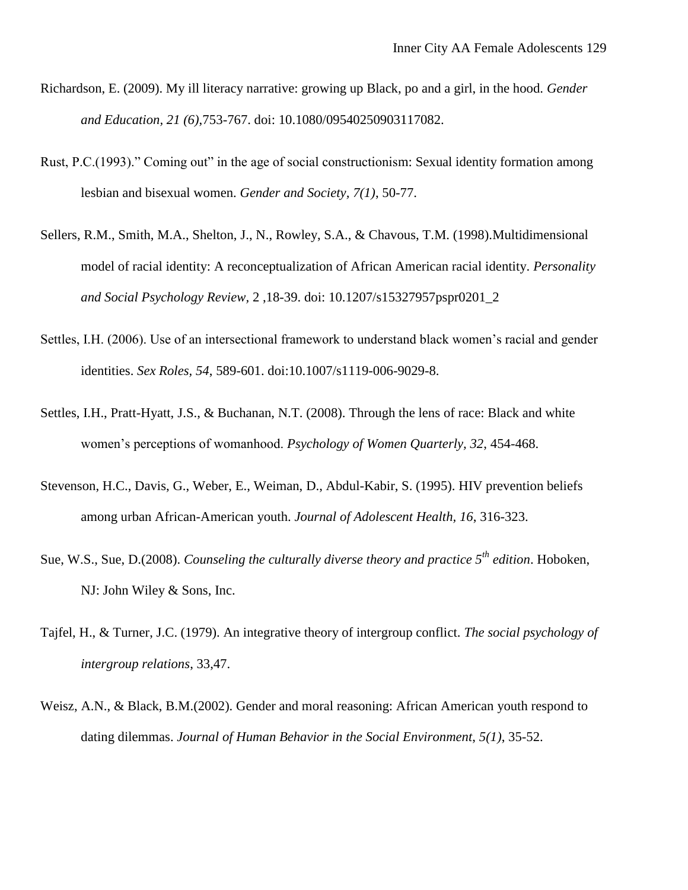Richardson, E. (2009). My ill literacy narrative: growing up Black, po and a girl, in the hood. *Gender and Education, 21 (6)*,753-767. doi: 10.1080/09540250903117082.

Rust, P.C.(1993)." Coming out" in the age of social constructionism: Sexual identity formation among lesbian and bisexual women. *Gender and Society, 7(1)*, 50-77.

Sellers, R.M., Smith, M.A., Shelton, J., N., Rowley, S.A., & Chavous, T.M. (1998).Multidimensional model of racial identity: A reconceptualization of African American racial identity. *Personality and Social Psychology Review,* 2 ,18-39. doi: 10.1207/s15327957pspr0201_2

Settles, I.H. (2006). Use of an intersectional framework to understand black women's racial and gender identities. *Sex Roles, 54*, 589-601. doi:10.1007/s1119-006-9029-8.

Settles, I.H., Pratt-Hyatt, J.S., & Buchanan, N.T. (2008). Through the lens of race: Black and white women's perceptions of womanhood. *Psychology of Women Quarterly, 32*, 454-468.

Stevenson, H.C., Davis, G., Weber, E., Weiman, D., Abdul-Kabir, S. (1995). HIV prevention beliefs among urban African-American youth. *Journal of Adolescent Health, 16*, 316-323.

Sue, W.S., Sue, D.(2008). *Counseling the culturally diverse theory and practice 5th edition*. Hoboken, NJ: John Wiley & Sons, Inc.

Tajfel, H., & Turner, J.C. (1979). An integrative theory of intergroup conflict. *The social psychology of intergroup relations*, 33,47.

Weisz, A.N., & Black, B.M.(2002). Gender and moral reasoning: African American youth respond to dating dilemmas. *Journal of Human Behavior in the Social Environment, 5(1)*, 35-52.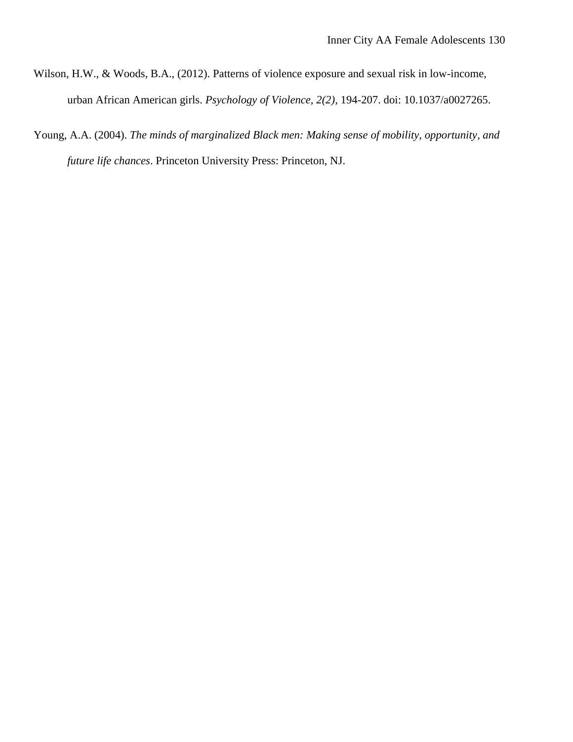Wilson, H.W., & Woods, B.A., (2012). Patterns of violence exposure and sexual risk in low-income, urban African American girls. *Psychology of Violence, 2(2)*, 194-207. doi: 10.1037/a0027265.

Young, A.A. (2004). *The minds of marginalized Black men: Making sense of mobility, opportunity, and future life chances*. Princeton University Press: Princeton, NJ.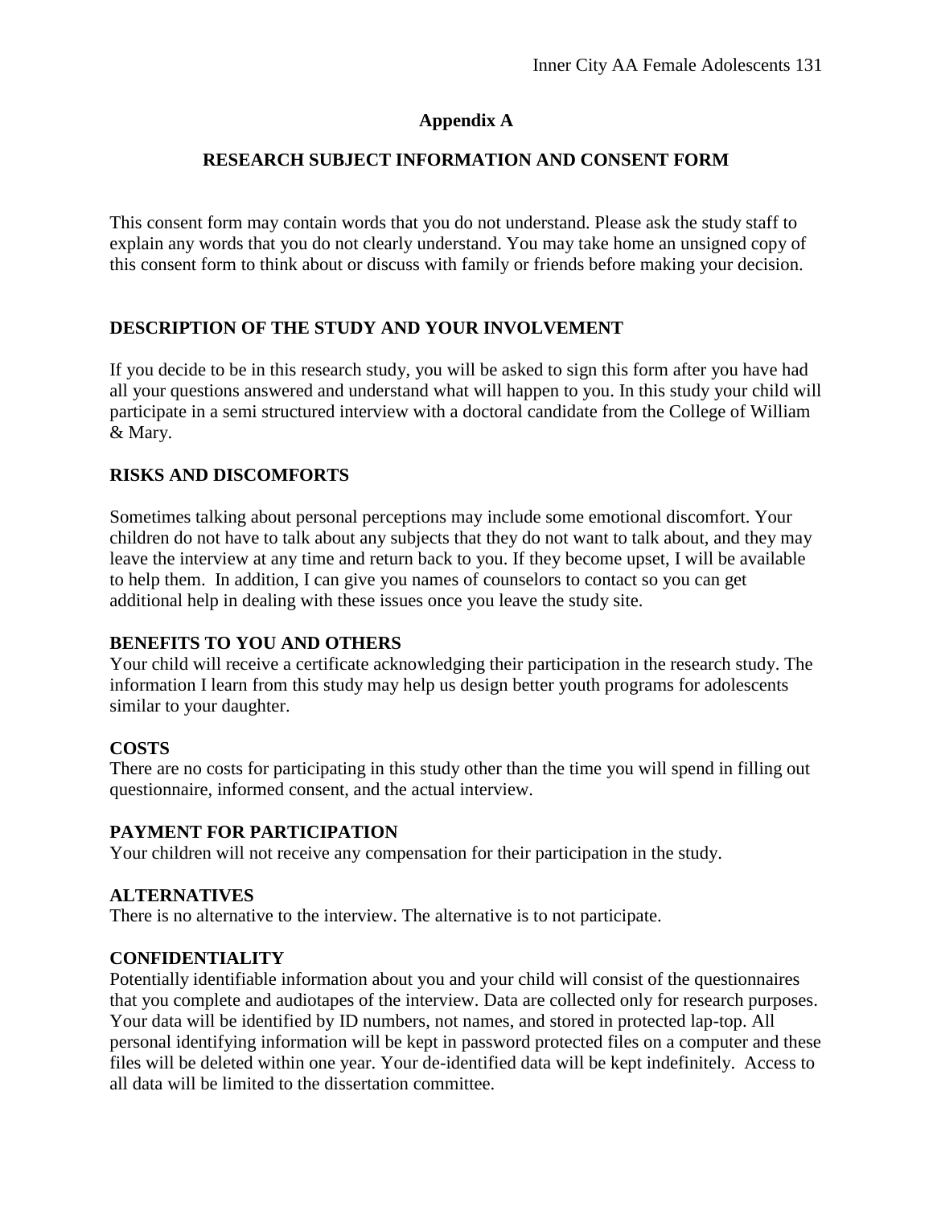## Appendix A

## RESEARCH SUBJECT INFORMATION AND CONSENT FORM

This consent form may contain words that you do not understand. Please ask the study staff to explain any words that you do not clearly understand. You may take home an unsigned copy of this consent form to think about or discuss with family or friends before making your decision.

### DESCRIPTION OF THE STUDY AND YOUR INVOLVEMENT

If you decide to be in this research study, you will be asked to sign this form after you have had all your questions answered and understand what will happen to you. In this study your child will participate in a semi structured interview with a doctoral candidate from the College of William & Mary.

### RISKS AND DISCOMFORTS

Sometimes talking about personal perceptions may include some emotional discomfort. Your children do not have to talk about any subjects that they do not want to talk about, and they may leave the interview at any time and return back to you. If they become upset, I will be available to help them. In addition, I can give you names of counselors to contact so you can get additional help in dealing with these issues once you leave the study site.

### BENEFITS TO YOU AND OTHERS

Your child will receive a certificate acknowledging their participation in the research study. The information I learn from this study may help us design better youth programs for adolescents similar to your daughter.

### COSTS

There are no costs for participating in this study other than the time you will spend in filling out questionnaire, informed consent, and the actual interview.

### PAYMENT FOR PARTICIPATION

Your children will not receive any compensation for their participation in the study.

### ALTERNATIVES

There is no alternative to the interview. The alternative is to not participate.

### CONFIDENTIALITY

Potentially identifiable information about you and your child will consist of the questionnaires that you complete and audiotapes of the interview. Data are collected only for research purposes. Your data will be identified by ID numbers, not names, and stored in protected lap-top. All personal identifying information will be kept in password protected files on a computer and these files will be deleted within one year. Your de-identified data will be kept indefinitely. Access to all data will be limited to the dissertation committee.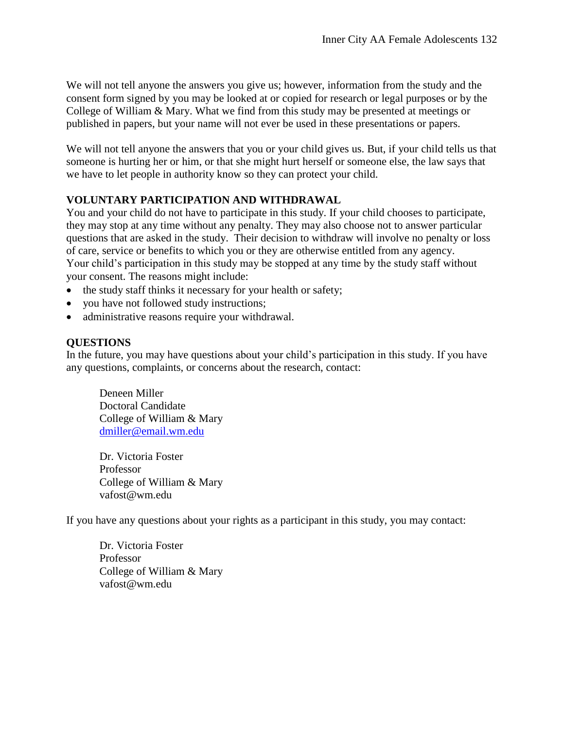We will not tell anyone the answers you give us; however, information from the study and the consent form signed by you may be looked at or copied for research or legal purposes or by the College of William & Mary. What we find from this study may be presented at meetings or published in papers, but your name will not ever be used in these presentations or papers.

We will not tell anyone the answers that you or your child gives us. But, if your child tells us that someone is hurting her or him, or that she might hurt herself or someone else, the law says that we have to let people in authority know so they can protect your child.

**VOLUNTARY PARTICIPATION AND WITHDRAWAL**

You and your child do not have to participate in this study. If your child chooses to participate, they may stop at any time without any penalty. They may also choose not to answer particular questions that are asked in the study. Their decision to withdraw will involve no penalty or loss of care, service or benefits to which you or they are otherwise entitled from any agency. Your child's participation in this study may be stopped at any time by the study staff without your consent. The reasons might include:

- the study staff thinks it necessary for your health or safety;
- you have not followed study instructions;
- administrative reasons require your withdrawal.

**QUESTIONS**

In the future, you may have questions about your child's participation in this study. If you have any questions, complaints, or concerns about the research, contact:

Deneen Miller
Doctoral Candidate
College of William & Mary
dmiller@email.wm.edu

Dr. Victoria Foster
Professor
College of William & Mary
vafost@wm.edu

If you have any questions about your rights as a participant in this study, you may contact:

Dr. Victoria Foster
Professor
College of William & Mary
vafost@wm.edu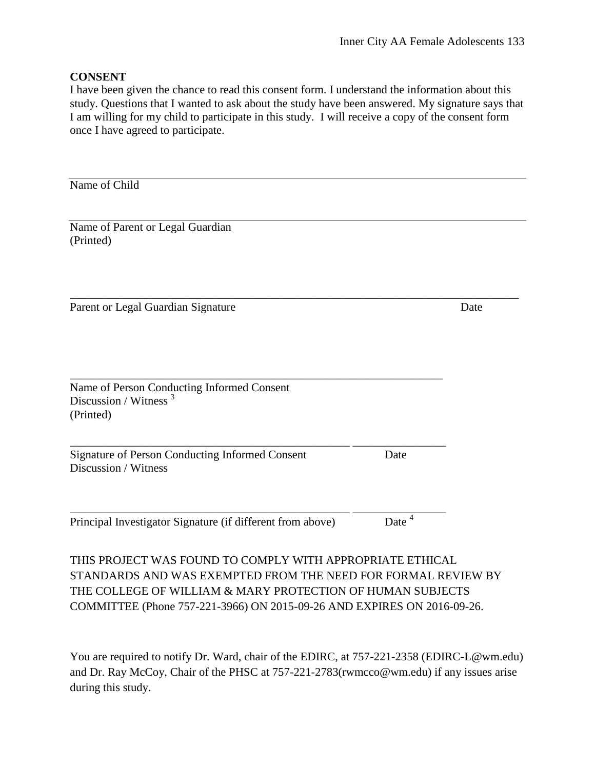**CONSENT**

I have been given the chance to read this consent form. I understand the information about this study. Questions that I wanted to ask about the study have been answered. My signature says that I am willing for my child to participate in this study. I will receive a copy of the consent form once I have agreed to participate.

_______________________________________________________________________________

Name of Child

_______________________________________________________________________________

Name of Parent or Legal Guardian
(Printed)

_______________________________________________________________________________

Parent or Legal Guardian Signature Date

_________________________________________________________________

Name of Person Conducting Informed Consent
Discussion / Witness [3]
(Printed)

_________________________________________________ ________________

Signature of Person Conducting Informed Consent Date
Discussion / Witness

_________________________________________________ ________________

Principal Investigator Signature (if different from above) Date [4]

THIS PROJECT WAS FOUND TO COMPLY WITH APPROPRIATE ETHICAL STANDARDS AND WAS EXEMPTED FROM THE NEED FOR FORMAL REVIEW BY THE COLLEGE OF WILLIAM & MARY PROTECTION OF HUMAN SUBJECTS COMMITTEE (Phone 757-221-3966) ON 2015-09-26 AND EXPIRES ON 2016-09-26.

You are required to notify Dr. Ward, chair of the EDIRC, at 757-221-2358 (EDIRC-L@wm.edu) and Dr. Ray McCoy, Chair of the PHSC at 757-221-2783(rwmcco@wm.edu) if any issues arise during this study.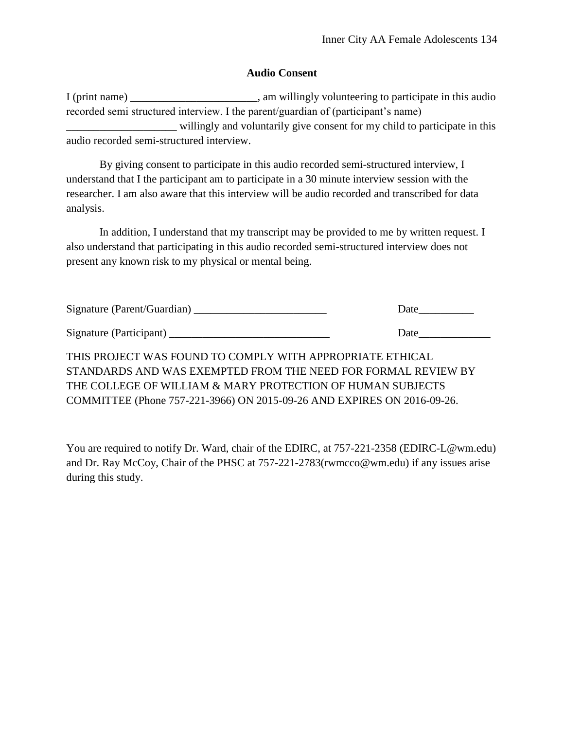## Audio Consent

I (print name) _______________________, am willingly volunteering to participate in this audio recorded semi structured interview. I the parent/guardian of (participant's name) ___________________ willingly and voluntarily give consent for my child to participate in this audio recorded semi-structured interview.

By giving consent to participate in this audio recorded semi-structured interview, I understand that I the participant am to participate in a 30 minute interview session with the researcher. I am also aware that this interview will be audio recorded and transcribed for data analysis.

In addition, I understand that my transcript may be provided to me by written request. I also understand that participating in this audio recorded semi-structured interview does not present any known risk to my physical or mental being.

Signature (Parent/Guardian) ________________________ Date__________

Signature (Participant) _____________________________ Date_____________

THIS PROJECT WAS FOUND TO COMPLY WITH APPROPRIATE ETHICAL STANDARDS AND WAS EXEMPTED FROM THE NEED FOR FORMAL REVIEW BY THE COLLEGE OF WILLIAM & MARY PROTECTION OF HUMAN SUBJECTS COMMITTEE (Phone 757-221-3966) ON 2015-09-26 AND EXPIRES ON 2016-09-26.

You are required to notify Dr. Ward, chair of the EDIRC, at 757-221-2358 (EDIRC-L@wm.edu) and Dr. Ray McCoy, Chair of the PHSC at 757-221-2783(rwmcco@wm.edu) if any issues arise during this study.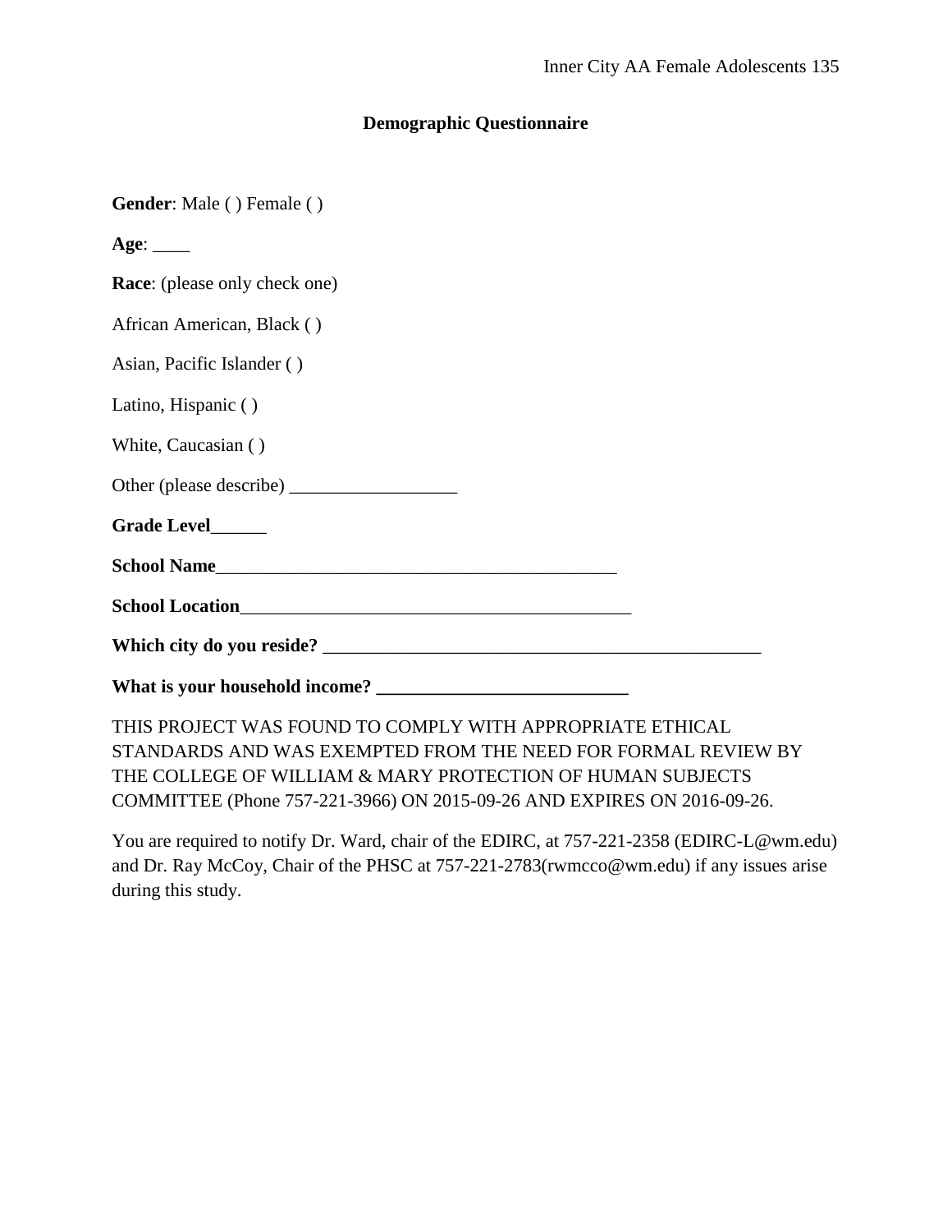## Demographic Questionnaire

**Gender**: Male ( ) Female ( )

**Age**: ____

**Race**: (please only check one)

African American, Black ( )

Asian, Pacific Islander ( )

Latino, Hispanic ( )

White, Caucasian ( )

Other (please describe) __________________

**Grade Level**______

**School Name**____________________________________________

**School Location**___________________________________________

**Which city do you reside?** ________________________________________________

**What is your household income? ___________________________**

THIS PROJECT WAS FOUND TO COMPLY WITH APPROPRIATE ETHICAL STANDARDS AND WAS EXEMPTED FROM THE NEED FOR FORMAL REVIEW BY THE COLLEGE OF WILLIAM & MARY PROTECTION OF HUMAN SUBJECTS COMMITTEE (Phone 757-221-3966) ON 2015-09-26 AND EXPIRES ON 2016-09-26.

You are required to notify Dr. Ward, chair of the EDIRC, at 757-221-2358 (EDIRC-L@wm.edu) and Dr. Ray McCoy, Chair of the PHSC at 757-221-2783(rwmcco@wm.edu) if any issues arise during this study.